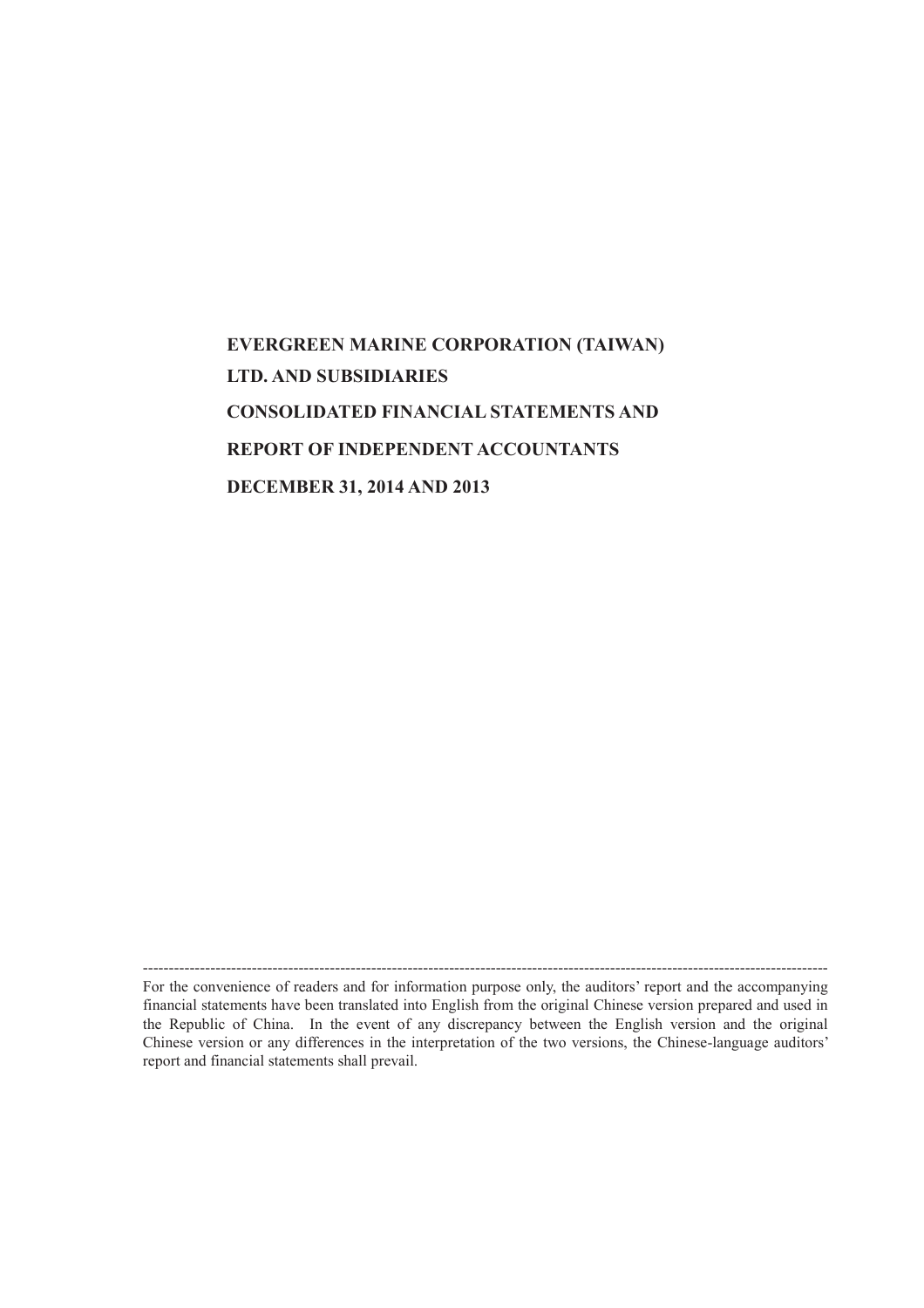**EVERGREEN MARINE CORPORATION (TAIWAN) LTD. AND SUBSIDIARIES**

**CONSOLIDATED FINANCIAL STATEMENTS AND REPORT OF INDEPENDENT ACCOUNTANTS**

**DECEMBER 31, 2014 AND 2013**

---

For the convenience of readers and for information purpose only, the auditors' report and the accompanying financial statements have been translated into English from the original Chinese version prepared and used in the Republic of China. In the event of any discrepancy between the English version and the original Chinese version or any differences in the interpretation of the two versions, the Chinese-language auditors' report and financial statements shall prevail.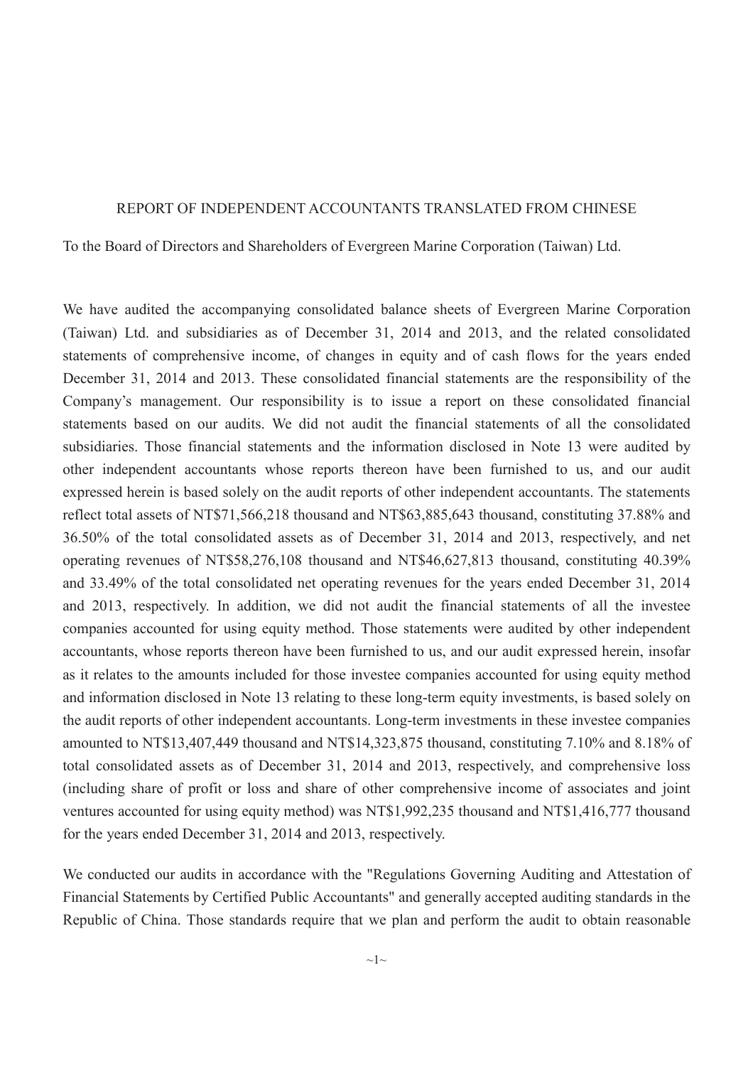# REPORT OF INDEPENDENT ACCOUNTANTS TRANSLATED FROM CHINESE

To the Board of Directors and Shareholders of Evergreen Marine Corporation (Taiwan) Ltd.

We have audited the accompanying consolidated balance sheets of Evergreen Marine Corporation (Taiwan) Ltd. and subsidiaries as of December 31, 2014 and 2013, and the related consolidated statements of comprehensive income, of changes in equity and of cash flows for the years ended December 31, 2014 and 2013. These consolidated financial statements are the responsibility of the Company's management. Our responsibility is to issue a report on these consolidated financial statements based on our audits. We did not audit the financial statements of all the consolidated subsidiaries. Those financial statements and the information disclosed in Note 13 were audited by other independent accountants whose reports thereon have been furnished to us, and our audit expressed herein is based solely on the audit reports of other independent accountants. The statements reflect total assets of NT$71,566,218 thousand and NT$63,885,643 thousand, constituting 37.88% and 36.50% of the total consolidated assets as of December 31, 2014 and 2013, respectively, and net operating revenues of NT$58,276,108 thousand and NT$46,627,813 thousand, constituting 40.39% and 33.49% of the total consolidated net operating revenues for the years ended December 31, 2014 and 2013, respectively. In addition, we did not audit the financial statements of all the investee companies accounted for using equity method. Those statements were audited by other independent accountants, whose reports thereon have been furnished to us, and our audit expressed herein, insofar as it relates to the amounts included for those investee companies accounted for using equity method and information disclosed in Note 13 relating to these long-term equity investments, is based solely on the audit reports of other independent accountants. Long-term investments in these investee companies amounted to NT$13,407,449 thousand and NT$14,323,875 thousand, constituting 7.10% and 8.18% of total consolidated assets as of December 31, 2014 and 2013, respectively, and comprehensive loss (including share of profit or loss and share of other comprehensive income of associates and joint ventures accounted for using equity method) was NT$1,992,235 thousand and NT$1,416,777 thousand for the years ended December 31, 2014 and 2013, respectively.

We conducted our audits in accordance with the "Regulations Governing Auditing and Attestation of Financial Statements by Certified Public Accountants" and generally accepted auditing standards in the Republic of China. Those standards require that we plan and perform the audit to obtain reasonable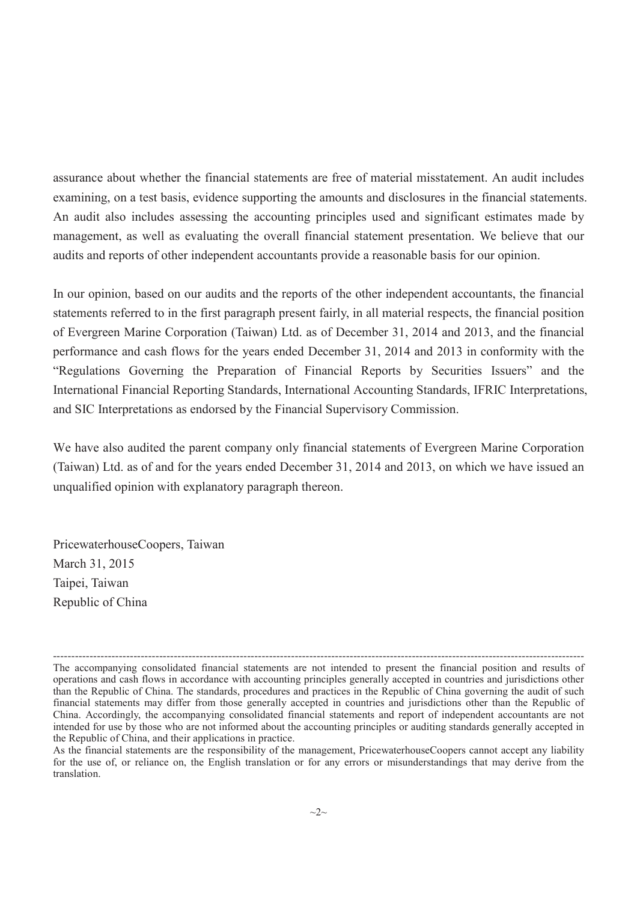assurance about whether the financial statements are free of material misstatement. An audit includes examining, on a test basis, evidence supporting the amounts and disclosures in the financial statements. An audit also includes assessing the accounting principles used and significant estimates made by management, as well as evaluating the overall financial statement presentation. We believe that our audits and reports of other independent accountants provide a reasonable basis for our opinion.

In our opinion, based on our audits and the reports of the other independent accountants, the financial statements referred to in the first paragraph present fairly, in all material respects, the financial position of Evergreen Marine Corporation (Taiwan) Ltd. as of December 31, 2014 and 2013, and the financial performance and cash flows for the years ended December 31, 2014 and 2013 in conformity with the "Regulations Governing the Preparation of Financial Reports by Securities Issuers" and the International Financial Reporting Standards, International Accounting Standards, IFRIC Interpretations, and SIC Interpretations as endorsed by the Financial Supervisory Commission.

We have also audited the parent company only financial statements of Evergreen Marine Corporation (Taiwan) Ltd. as of and for the years ended December 31, 2014 and 2013, on which we have issued an unqualified opinion with explanatory paragraph thereon.

PricewaterhouseCoopers, Taiwan
March 31, 2015
Taipei, Taiwan
Republic of China

---

The accompanying consolidated financial statements are not intended to present the financial position and results of operations and cash flows in accordance with accounting principles generally accepted in countries and jurisdictions other than the Republic of China. The standards, procedures and practices in the Republic of China governing the audit of such financial statements may differ from those generally accepted in countries and jurisdictions other than the Republic of China. Accordingly, the accompanying consolidated financial statements and report of independent accountants are not intended for use by those who are not informed about the accounting principles or auditing standards generally accepted in the Republic of China, and their applications in practice.

As the financial statements are the responsibility of the management, PricewaterhouseCoopers cannot accept any liability for the use of, or reliance on, the English translation or for any errors or misunderstandings that may derive from the translation.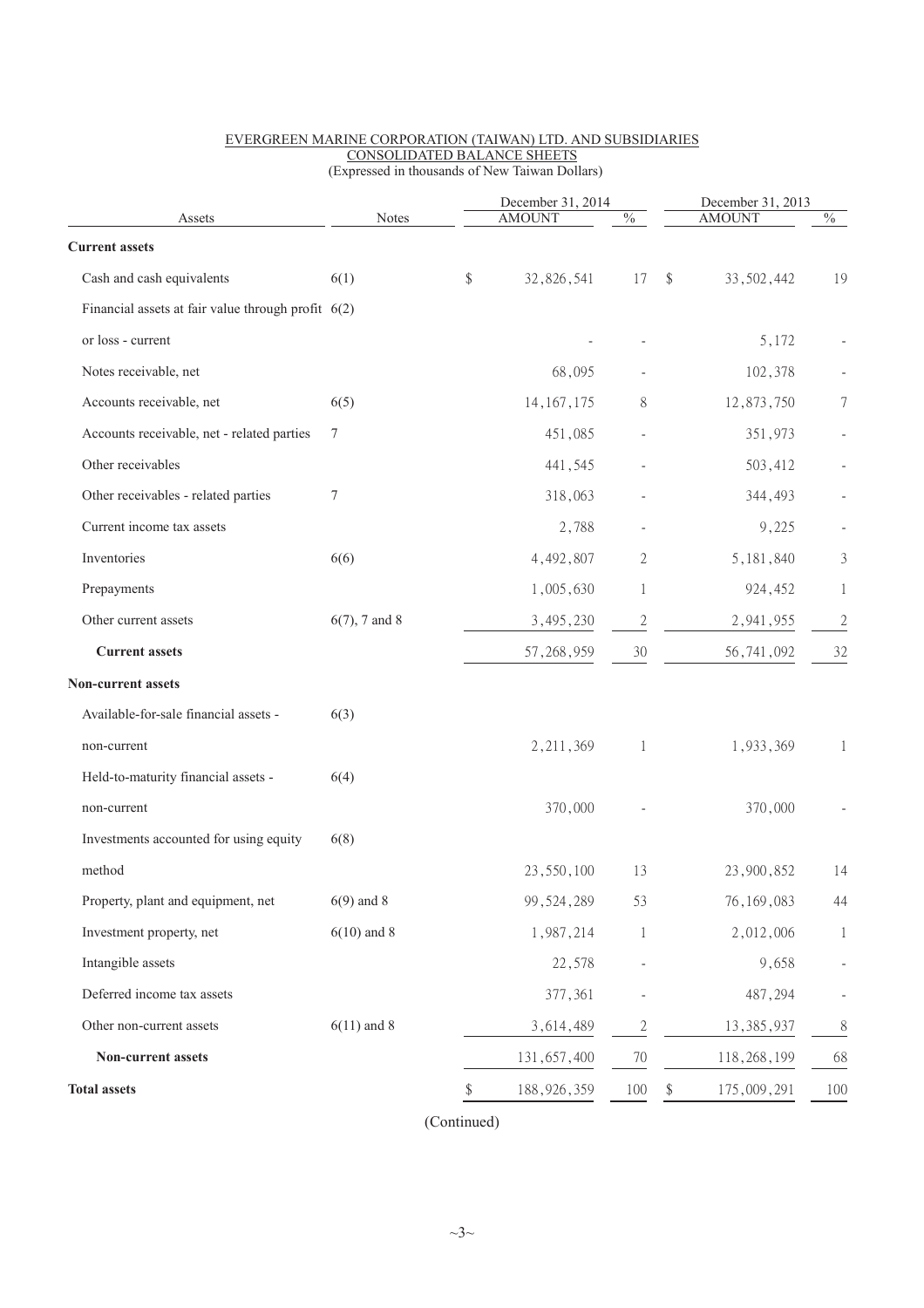EVERGREEN MARINE CORPORATION (TAIWAN) LTD. AND SUBSIDIARIES
CONSOLIDATED BALANCE SHEETS
(Expressed in thousands of New Taiwan Dollars)

| Assets | Notes | December 31, 2014 AMOUNT | % | December 31, 2013 AMOUNT | % |
|---|---|---|---|---|---|
| **Current assets** | | | | | |
| Cash and cash equivalents | 6(1) | $ 32,826,541 | 17 | $ 33,502,442 | 19 |
| Financial assets at fair value through profit or loss - current | 6(2) | - | - | 5,172 | - |
| Notes receivable, net | | 68,095 | - | 102,378 | - |
| Accounts receivable, net | 6(5) | 14,167,175 | 8 | 12,873,750 | 7 |
| Accounts receivable, net - related parties | 7 | 451,085 | - | 351,973 | - |
| Other receivables | | 441,545 | - | 503,412 | - |
| Other receivables - related parties | 7 | 318,063 | - | 344,493 | - |
| Current income tax assets | | 2,788 | - | 9,225 | - |
| Inventories | 6(6) | 4,492,807 | 2 | 5,181,840 | 3 |
| Prepayments | | 1,005,630 | 1 | 924,452 | 1 |
| Other current assets | 6(7), 7 and 8 | 3,495,230 | 2 | 2,941,955 | 2 |
| **Current assets** | | 57,268,959 | 30 | 56,741,092 | 32 |
| **Non-current assets** | | | | | |
| Available-for-sale financial assets - non-current | 6(3) | 2,211,369 | 1 | 1,933,369 | 1 |
| Held-to-maturity financial assets - non-current | 6(4) | 370,000 | - | 370,000 | - |
| Investments accounted for using equity method | 6(8) | 23,550,100 | 13 | 23,900,852 | 14 |
| Property, plant and equipment, net | 6(9) and 8 | 99,524,289 | 53 | 76,169,083 | 44 |
| Investment property, net | 6(10) and 8 | 1,987,214 | 1 | 2,012,006 | 1 |
| Intangible assets | | 22,578 | - | 9,658 | - |
| Deferred income tax assets | | 377,361 | - | 487,294 | - |
| Other non-current assets | 6(11) and 8 | 3,614,489 | 2 | 13,385,937 | 8 |
| **Non-current assets** | | 131,657,400 | 70 | 118,268,199 | 68 |
| **Total assets** | | $ 188,926,359 | 100 | $ 175,009,291 | 100 |

(Continued)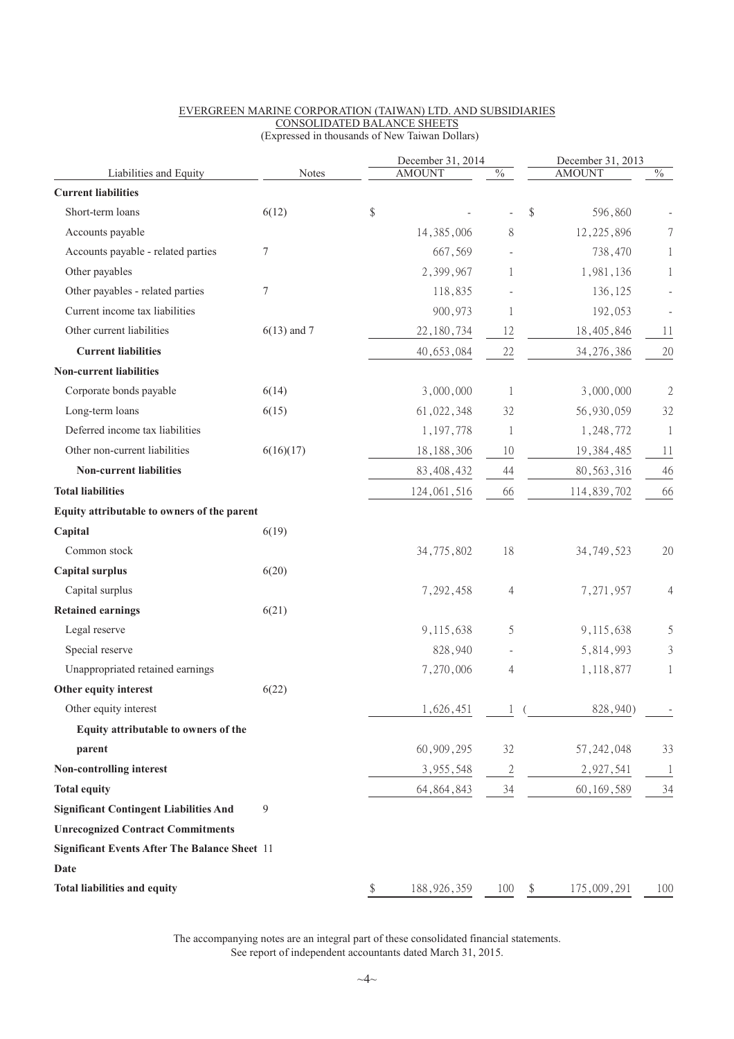EVERGREEN MARINE CORPORATION (TAIWAN) LTD. AND SUBSIDIARIES
CONSOLIDATED BALANCE SHEETS
(Expressed in thousands of New Taiwan Dollars)

| Liabilities and Equity | Notes | December 31, 2014 AMOUNT | % | December 31, 2013 AMOUNT | % |
|---|---|---|---|---|---|
| **Current liabilities** | | | | | |
| Short-term loans | 6(12) | $ - | - | $ 596,860 | - |
| Accounts payable | | 14,385,006 | 8 | 12,225,896 | 7 |
| Accounts payable - related parties | 7 | 667,569 | - | 738,470 | 1 |
| Other payables | | 2,399,967 | 1 | 1,981,136 | 1 |
| Other payables - related parties | 7 | 118,835 | - | 136,125 | - |
| Current income tax liabilities | | 900,973 | 1 | 192,053 | - |
| Other current liabilities | 6(13) and 7 | 22,180,734 | 12 | 18,405,846 | 11 |
| **Current liabilities** | | 40,653,084 | 22 | 34,276,386 | 20 |
| **Non-current liabilities** | | | | | |
| Corporate bonds payable | 6(14) | 3,000,000 | 1 | 3,000,000 | 2 |
| Long-term loans | 6(15) | 61,022,348 | 32 | 56,930,059 | 32 |
| Deferred income tax liabilities | | 1,197,778 | 1 | 1,248,772 | 1 |
| Other non-current liabilities | 6(16)(17) | 18,188,306 | 10 | 19,384,485 | 11 |
| **Non-current liabilities** | | 83,408,432 | 44 | 80,563,316 | 46 |
| **Total liabilities** | | 124,061,516 | 66 | 114,839,702 | 66 |
| **Equity attributable to owners of the parent** | | | | | |
| **Capital** | 6(19) | | | | |
| Common stock | | 34,775,802 | 18 | 34,749,523 | 20 |
| **Capital surplus** | 6(20) | | | | |
| Capital surplus | | 7,292,458 | 4 | 7,271,957 | 4 |
| **Retained earnings** | 6(21) | | | | |
| Legal reserve | | 9,115,638 | 5 | 9,115,638 | 5 |
| Special reserve | | 828,940 | - | 5,814,993 | 3 |
| Unappropriated retained earnings | | 7,270,006 | 4 | 1,118,877 | 1 |
| **Other equity interest** | 6(22) | | | | |
| Other equity interest | | 1,626,451 | 1 | ( 828,940) | - |
| **Equity attributable to owners of the parent** | | 60,909,295 | 32 | 57,242,048 | 33 |
| **Non-controlling interest** | | 3,955,548 | 2 | 2,927,541 | 1 |
| **Total equity** | | 64,864,843 | 34 | 60,169,589 | 34 |
| **Significant Contingent Liabilities And Unrecognized Contract Commitments** | 9 | | | | |
| **Significant Events After The Balance Sheet Date** | 11 | | | | |
| **Total liabilities and equity** | | $ 188,926,359 | 100 | $ 175,009,291 | 100 |

The accompanying notes are an integral part of these consolidated financial statements.
See report of independent accountants dated March 31, 2015.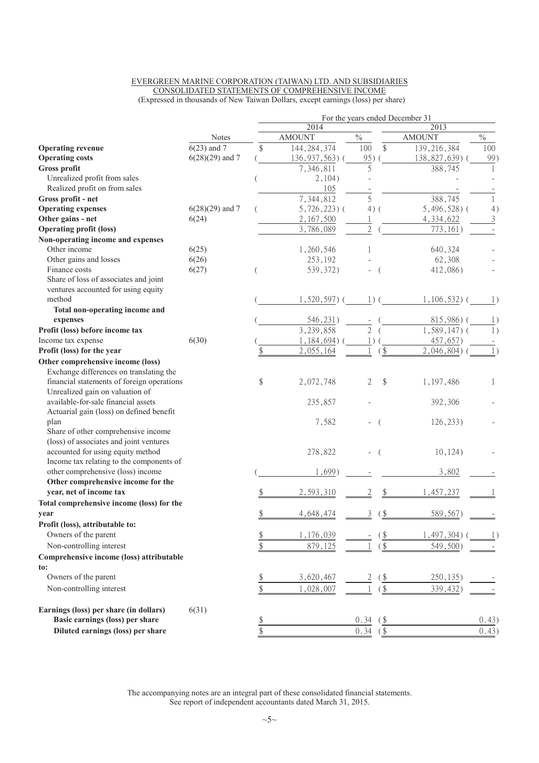EVERGREEN MARINE CORPORATION (TAIWAN) LTD. AND SUBSIDIARIES
CONSOLIDATED STATEMENTS OF COMPREHENSIVE INCOME
(Expressed in thousands of New Taiwan Dollars, except earnings (loss) per share)

| | Notes | 2014 AMOUNT | % | 2013 AMOUNT | % |
|---|---|---|---|---|---|
| **Operating revenue** | 6(23) and 7 | $ 144,284,374 | 100 | $ 139,216,384 | 100 |
| **Operating costs** | 6(28)(29) and 7 | ( 136,937,563) | ( 95) | ( 138,827,639) | ( 99) |
| **Gross profit** | | 7,346,811 | 5 | 388,745 | 1 |
| Unrealized profit from sales | | ( 2,104) | - | - | - |
| Realized profit on from sales | | 105 | - | - | - |
| **Gross profit - net** | | 7,344,812 | 5 | 388,745 | 1 |
| **Operating expenses** | 6(28)(29) and 7 | ( 5,726,223) | ( 4) | ( 5,496,528) | ( 4) |
| **Other gains - net** | 6(24) | 2,167,500 | 1 | 4,334,622 | 3 |
| **Operating profit (loss)** | | 3,786,089 | 2 | ( 773,161) | - |
| **Non-operating income and expenses** | | | | | |
| Other income | 6(25) | 1,260,546 | 1 | 640,324 | - |
| Other gains and losses | 6(26) | 253,192 | - | 62,308 | - |
| Finance costs | 6(27) | ( 539,372) | - | ( 412,086) | - |
| Share of loss of associates and joint ventures accounted for using equity method | | ( 1,520,597) | ( 1) | ( 1,106,532) | ( 1) |
| **Total non-operating income and expenses** | | ( 546,231) | - | ( 815,986) | ( 1) |
| **Profit (loss) before income tax** | | 3,239,858 | 2 | ( 1,589,147) | ( 1) |
| Income tax expense | 6(30) | ( 1,184,694) | ( 1) | ( 457,657) | - |
| **Profit (loss) for the year** | | $ 2,055,164 | 1 | ($ 2,046,804) | ( 1) |
| **Other comprehensive income (loss)** | | | | | |
| Exchange differences on translating the financial statements of foreign operations | | $ 2,072,748 | 2 | $ 1,197,486 | 1 |
| Unrealized gain on valuation of available-for-sale financial assets | | 235,857 | - | 392,306 | - |
| Actuarial gain (loss) on defined benefit plan | | 7,582 | - | ( 126,233) | - |
| Share of other comprehensive income (loss) of associates and joint ventures accounted for using equity method | | 278,822 | - | ( 10,124) | - |
| Income tax relating to the components of other comprehensive (loss) income | | ( 1,699) | - | 3,802 | - |
| **Other comprehensive income for the year, net of income tax** | | $ 2,593,310 | 2 | $ 1,457,237 | 1 |
| **Total comprehensive income (loss) for the year** | | $ 4,648,474 | 3 | ($ 589,567) | - |
| **Profit (loss), attributable to:** | | | | | |
| Owners of the parent | | $ 1,176,039 | - | ($ 1,497,304) | ( 1) |
| Non-controlling interest | | $ 879,125 | 1 | ($ 549,500) | - |
| **Comprehensive income (loss) attributable to:** | | | | | |
| Owners of the parent | | $ 3,620,467 | 2 | ($ 250,135) | - |
| Non-controlling interest | | $ 1,028,007 | 1 | ($ 339,432) | - |
| **Earnings (loss) per share (in dollars)** | 6(31) | | | | |
| **Basic earnings (loss) per share** | | $ | 0.34 | ($ | 0.43) |
| **Diluted earnings (loss) per share** | | $ | 0.34 | ($ | 0.43) |

The accompanying notes are an integral part of these consolidated financial statements.
See report of independent accountants dated March 31, 2015.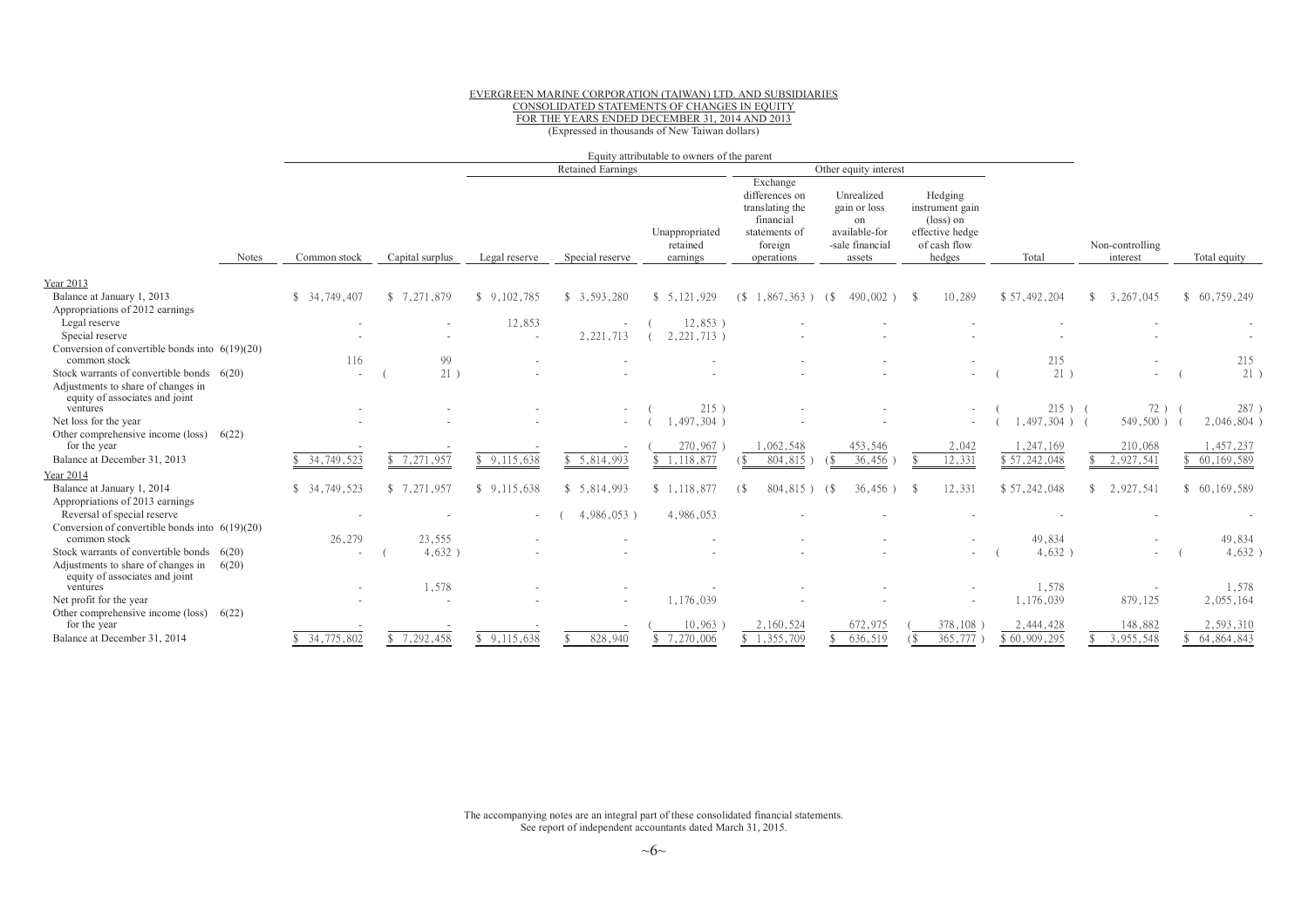EVERGREEN MARINE CORPORATION (TAIWAN) LTD. AND SUBSIDIARIES
CONSOLIDATED STATEMENTS OF CHANGES IN EQUITY
FOR THE YEARS ENDED DECEMBER 31, 2014 AND 2013
(Expressed in thousands of New Taiwan dollars)

| | | Equity attributable to owners of the parent | | | | | | | | | | | |
|---|---|---|---|---|---|---|---|---|---|---|---|---|---|
| | | | | Retained Earnings | | | Other equity interest | | | | | | |
| | Notes | Common stock | Capital surplus | Legal reserve | Special reserve | Unappropriated retained earnings | Exchange differences on translating the financial statements of foreign operations | Unrealized gain or loss on available-for-sale financial assets | Hedging instrument gain (loss) on effective hedge of cash flow hedges | Total | Non-controlling interest | Total equity |
| **Year 2013** | | | | | | | | | | | | |
| Balance at January 1, 2013 | | $ 34,749,407 | $ 7,271,879 | $ 9,102,785 | $ 3,593,280 | $ 5,121,929 | ($ 1,867,363 ) | ($ 490,002 ) | $ 10,289 | $ 57,492,204 | $ 3,267,045 | $ 60,759,249 |
| Appropriations of 2012 earnings | | | | | | | | | | | | |
| Legal reserve | | - | - | 12,853 | - | ( 12,853 ) | - | - | - | - | - | - |
| Special reserve | | - | - | - | 2,221,713 | ( 2,221,713 ) | - | - | - | - | - | - |
| Conversion of convertible bonds into common stock | 6(19)(20) | 116 | 99 | - | - | - | - | - | - | 215 | - | 215 |
| Stock warrants of convertible bonds | 6(20) | - | ( 21 ) | - | - | - | - | - | - | ( 21 ) | - | ( 21 ) |
| Adjustments to share of changes in equity of associates and joint ventures | | - | - | - | - | ( 215 ) | - | - | - | ( 215 ) | ( 72 ) | ( 287 ) |
| Net loss for the year | | - | - | - | - | ( 1,497,304 ) | - | - | - | ( 1,497,304 ) | ( 549,500 ) | ( 2,046,804 ) |
| Other comprehensive income (loss) for the year | 6(22) | - | - | - | - | ( 270,967 ) | 1,062,548 | 453,546 | 2,042 | 1,247,169 | 210,068 | 1,457,237 |
| Balance at December 31, 2013 | | $ 34,749,523 | $ 7,271,957 | $ 9,115,638 | $ 5,814,993 | $ 1,118,877 | ($ 804,815 ) | ($ 36,456 ) | $ 12,331 | $ 57,242,048 | $ 2,927,541 | $ 60,169,589 |
| **Year 2014** | | | | | | | | | | | | |
| Balance at January 1, 2014 | | $ 34,749,523 | $ 7,271,957 | $ 9,115,638 | $ 5,814,993 | $ 1,118,877 | ($ 804,815 ) | ($ 36,456 ) | $ 12,331 | $ 57,242,048 | $ 2,927,541 | $ 60,169,589 |
| Appropriations of 2013 earnings | | | | | | | | | | | | |
| Reversal of special reserve | | - | - | - | ( 4,986,053 ) | 4,986,053 | - | - | - | - | - | - |
| Conversion of convertible bonds into common stock | 6(19)(20) | 26,279 | 23,555 | - | - | - | - | - | - | 49,834 | - | 49,834 |
| Stock warrants of convertible bonds | 6(20) | - | ( 4,632 ) | - | - | - | - | - | - | ( 4,632 ) | - | ( 4,632 ) |
| Adjustments to share of changes in equity of associates and joint ventures | 6(20) | - | 1,578 | - | - | - | - | - | - | 1,578 | - | 1,578 |
| Net profit for the year | | - | - | - | - | 1,176,039 | - | - | - | 1,176,039 | 879,125 | 2,055,164 |
| Other comprehensive income (loss) for the year | 6(22) | - | - | - | - | ( 10,963 ) | 2,160,524 | 672,975 | ( 378,108 ) | 2,444,428 | 148,882 | 2,593,310 |
| Balance at December 31, 2014 | | $ 34,775,802 | $ 7,292,458 | $ 9,115,638 | $ 828,940 | $ 7,270,006 | $ 1,355,709 | $ 636,519 | ($ 365,777 ) | $ 60,909,295 | $ 3,955,548 | $ 64,864,843 |

The accompanying notes are an integral part of these consolidated financial statements.
See report of independent accountants dated March 31, 2015.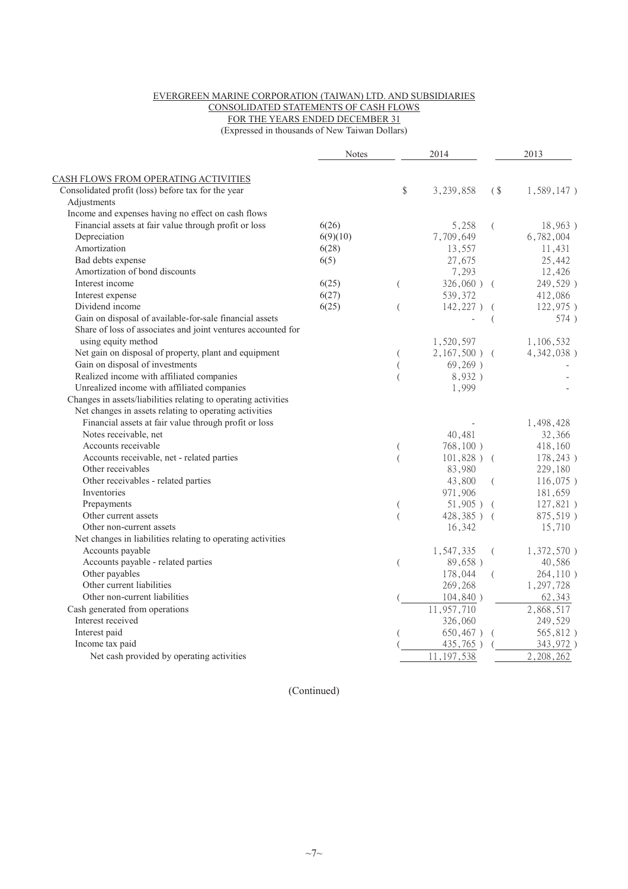EVERGREEN MARINE CORPORATION (TAIWAN) LTD. AND SUBSIDIARIES
CONSOLIDATED STATEMENTS OF CASH FLOWS
FOR THE YEARS ENDED DECEMBER 31
(Expressed in thousands of New Taiwan Dollars)

| | Notes | 2014 | 2013 |
|---|---|---|---|
| CASH FLOWS FROM OPERATING ACTIVITIES | | | |
| Consolidated profit (loss) before tax for the year | | $ 3,239,858 | ($ 1,589,147 ) |
| Adjustments | | | |
| Income and expenses having no effect on cash flows | | | |
| Financial assets at fair value through profit or loss | 6(26) | 5,258 | ( 18,963 ) |
| Depreciation | 6(9)(10) | 7,709,649 | 6,782,004 |
| Amortization | 6(28) | 13,557 | 11,431 |
| Bad debts expense | 6(5) | 27,675 | 25,442 |
| Amortization of bond discounts | | 7,293 | 12,426 |
| Interest income | 6(25) | ( 326,060 ) | ( 249,529 ) |
| Interest expense | 6(27) | 539,372 | 412,086 |
| Dividend income | 6(25) | ( 142,227 ) | ( 122,975 ) |
| Gain on disposal of available-for-sale financial assets | | - | ( 574 ) |
| Share of loss of associates and joint ventures accounted for using equity method | | 1,520,597 | 1,106,532 |
| Net gain on disposal of property, plant and equipment | | ( 2,167,500 ) | ( 4,342,038 ) |
| Gain on disposal of investments | | ( 69,269 ) | - |
| Realized income with affiliated companies | | ( 8,932 ) | - |
| Unrealized income with affiliated companies | | 1,999 | - |
| Changes in assets/liabilities relating to operating activities | | | |
| Net changes in assets relating to operating activities | | | |
| Financial assets at fair value through profit or loss | | - | 1,498,428 |
| Notes receivable, net | | 40,481 | 32,366 |
| Accounts receivable | | ( 768,100 ) | 418,160 |
| Accounts receivable, net - related parties | | ( 101,828 ) | ( 178,243 ) |
| Other receivables | | 83,980 | 229,180 |
| Other receivables - related parties | | 43,800 | ( 116,075 ) |
| Inventories | | 971,906 | 181,659 |
| Prepayments | | ( 51,905 ) | ( 127,821 ) |
| Other current assets | | ( 428,385 ) | ( 875,519 ) |
| Other non-current assets | | 16,342 | 15,710 |
| Net changes in liabilities relating to operating activities | | | |
| Accounts payable | | 1,547,335 | ( 1,372,570 ) |
| Accounts payable - related parties | | ( 89,658 ) | 40,586 |
| Other payables | | 178,044 | ( 264,110 ) |
| Other current liabilities | | 269,268 | 1,297,728 |
| Other non-current liabilities | | ( 104,840 ) | 62,343 |
| Cash generated from operations | | 11,957,710 | 2,868,517 |
| Interest received | | 326,060 | 249,529 |
| Interest paid | | ( 650,467 ) | ( 565,812 ) |
| Income tax paid | | ( 435,765 ) | ( 343,972 ) |
| Net cash provided by operating activities | | 11,197,538 | 2,208,262 |

(Continued)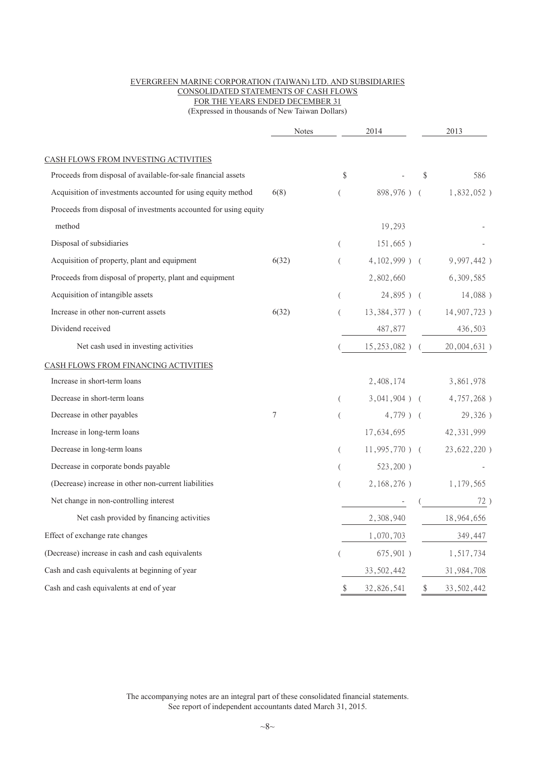EVERGREEN MARINE CORPORATION (TAIWAN) LTD. AND SUBSIDIARIES
CONSOLIDATED STATEMENTS OF CASH FLOWS
FOR THE YEARS ENDED DECEMBER 31
(Expressed in thousands of New Taiwan Dollars)

| | Notes | 2014 | 2013 |
|---|---|---|---|
| CASH FLOWS FROM INVESTING ACTIVITIES | | | |
| Proceeds from disposal of available-for-sale financial assets | | $ - | $ 586 |
| Acquisition of investments accounted for using equity method | 6(8) | ( 898,976 ) | ( 1,832,052 ) |
| Proceeds from disposal of investments accounted for using equity method | | 19,293 | - |
| Disposal of subsidiaries | | ( 151,665 ) | - |
| Acquisition of property, plant and equipment | 6(32) | ( 4,102,999 ) | ( 9,997,442 ) |
| Proceeds from disposal of property, plant and equipment | | 2,802,660 | 6,309,585 |
| Acquisition of intangible assets | | ( 24,895 ) | ( 14,088 ) |
| Increase in other non-current assets | 6(32) | ( 13,384,377 ) | ( 14,907,723 ) |
| Dividend received | | 487,877 | 436,503 |
| Net cash used in investing activities | | ( 15,253,082 ) | ( 20,004,631 ) |
| CASH FLOWS FROM FINANCING ACTIVITIES | | | |
| Increase in short-term loans | | 2,408,174 | 3,861,978 |
| Decrease in short-term loans | | ( 3,041,904 ) | ( 4,757,268 ) |
| Decrease in other payables | 7 | ( 4,779 ) | ( 29,326 ) |
| Increase in long-term loans | | 17,634,695 | 42,331,999 |
| Decrease in long-term loans | | ( 11,995,770 ) | ( 23,622,220 ) |
| Decrease in corporate bonds payable | | ( 523,200 ) | - |
| (Decrease) increase in other non-current liabilities | | ( 2,168,276 ) | 1,179,565 |
| Net change in non-controlling interest | | - | ( 72 ) |
| Net cash provided by financing activities | | 2,308,940 | 18,964,656 |
| Effect of exchange rate changes | | 1,070,703 | 349,447 |
| (Decrease) increase in cash and cash equivalents | | ( 675,901 ) | 1,517,734 |
| Cash and cash equivalents at beginning of year | | 33,502,442 | 31,984,708 |
| Cash and cash equivalents at end of year | | $ 32,826,541 | $ 33,502,442 |

The accompanying notes are an integral part of these consolidated financial statements.
See report of independent accountants dated March 31, 2015.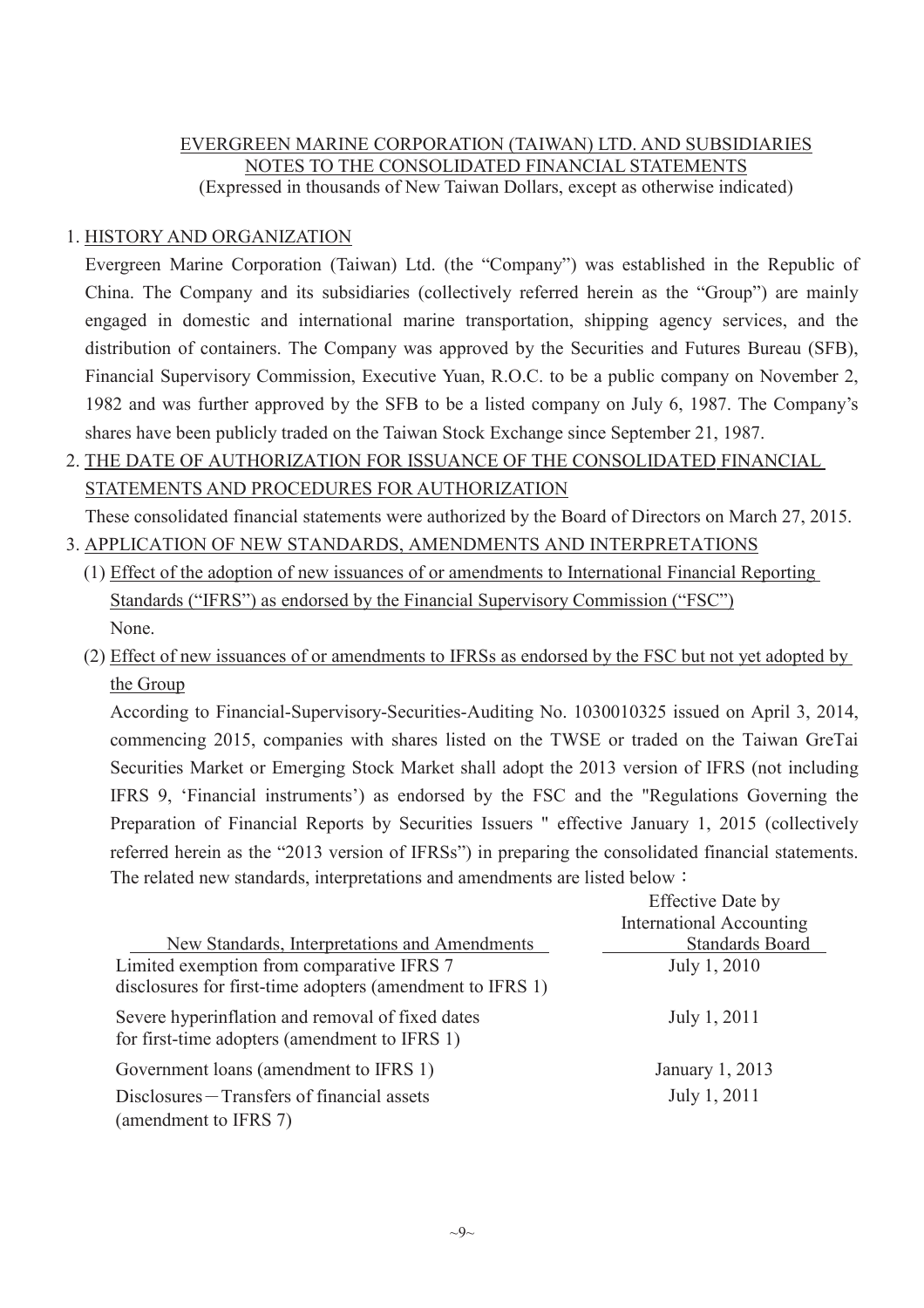EVERGREEN MARINE CORPORATION (TAIWAN) LTD. AND SUBSIDIARIES
NOTES TO THE CONSOLIDATED FINANCIAL STATEMENTS
(Expressed in thousands of New Taiwan Dollars, except as otherwise indicated)

## 1. HISTORY AND ORGANIZATION

Evergreen Marine Corporation (Taiwan) Ltd. (the "Company") was established in the Republic of China. The Company and its subsidiaries (collectively referred herein as the "Group") are mainly engaged in domestic and international marine transportation, shipping agency services, and the distribution of containers. The Company was approved by the Securities and Futures Bureau (SFB), Financial Supervisory Commission, Executive Yuan, R.O.C. to be a public company on November 2, 1982 and was further approved by the SFB to be a listed company on July 6, 1987. The Company's shares have been publicly traded on the Taiwan Stock Exchange since September 21, 1987.

## 2. THE DATE OF AUTHORIZATION FOR ISSUANCE OF THE CONSOLIDATED FINANCIAL STATEMENTS AND PROCEDURES FOR AUTHORIZATION

These consolidated financial statements were authorized by the Board of Directors on March 27, 2015.

## 3. APPLICATION OF NEW STANDARDS, AMENDMENTS AND INTERPRETATIONS

### (1) Effect of the adoption of new issuances of or amendments to International Financial Reporting Standards ("IFRS") as endorsed by the Financial Supervisory Commission ("FSC")

None.

### (2) Effect of new issuances of or amendments to IFRSs as endorsed by the FSC but not yet adopted by the Group

According to Financial-Supervisory-Securities-Auditing No. 1030010325 issued on April 3, 2014, commencing 2015, companies with shares listed on the TWSE or traded on the Taiwan GreTai Securities Market or Emerging Stock Market shall adopt the 2013 version of IFRS (not including IFRS 9, 'Financial instruments') as endorsed by the FSC and the "Regulations Governing the Preparation of Financial Reports by Securities Issuers " effective January 1, 2015 (collectively referred herein as the "2013 version of IFRSs") in preparing the consolidated financial statements. The related new standards, interpretations and amendments are listed below：

| New Standards, Interpretations and Amendments | Effective Date by International Accounting Standards Board |
|---|---|
| Limited exemption from comparative IFRS 7 disclosures for first-time adopters (amendment to IFRS 1) | July 1, 2010 |
| Severe hyperinflation and removal of fixed dates for first-time adopters (amendment to IFRS 1) | July 1, 2011 |
| Government loans (amendment to IFRS 1) | January 1, 2013 |
| Disclosures－Transfers of financial assets (amendment to IFRS 7) | July 1, 2011 |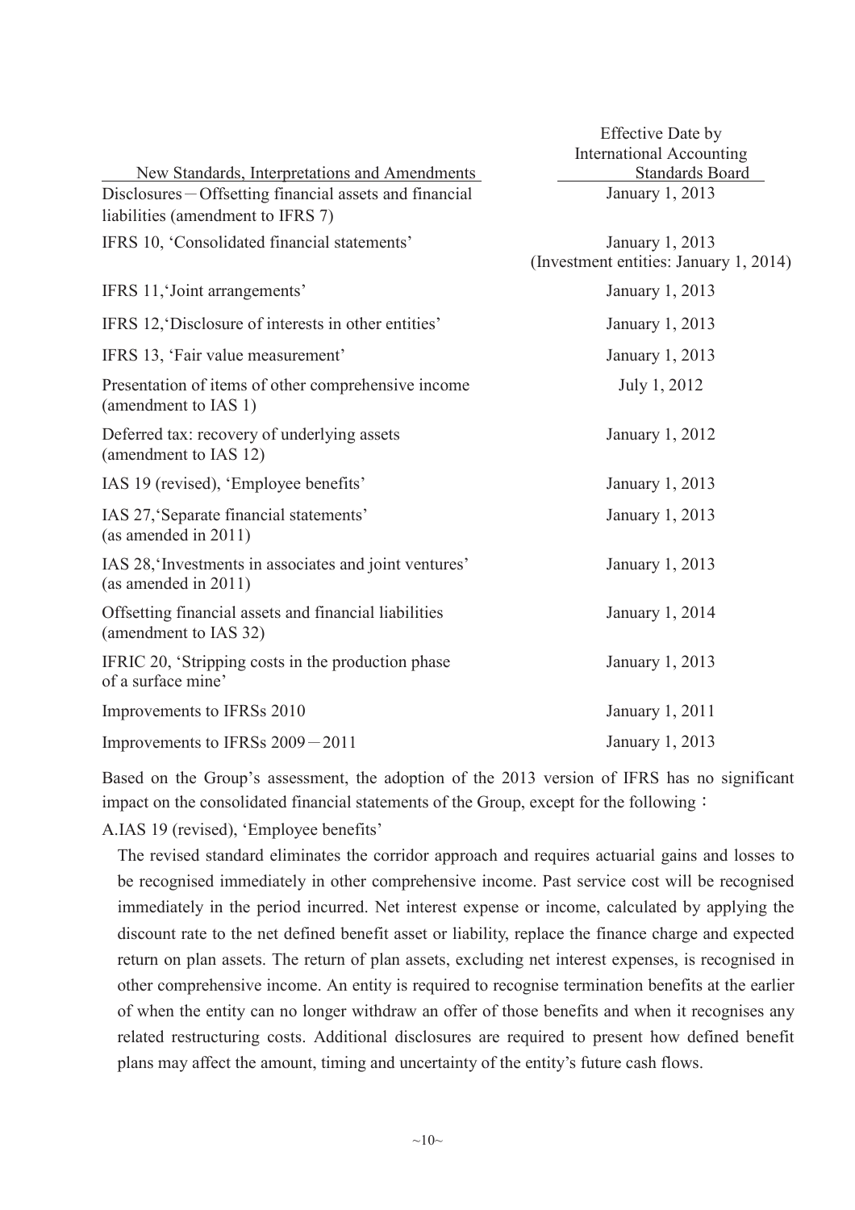| New Standards, Interpretations and Amendments | Effective Date by International Accounting Standards Board |
|---|---|
| Disclosures－Offsetting financial assets and financial liabilities (amendment to IFRS 7) | January 1, 2013 |
| IFRS 10, 'Consolidated financial statements' | January 1, 2013 (Investment entities: January 1, 2014) |
| IFRS 11,'Joint arrangements' | January 1, 2013 |
| IFRS 12,'Disclosure of interests in other entities' | January 1, 2013 |
| IFRS 13, 'Fair value measurement' | January 1, 2013 |
| Presentation of items of other comprehensive income (amendment to IAS 1) | July 1, 2012 |
| Deferred tax: recovery of underlying assets (amendment to IAS 12) | January 1, 2012 |
| IAS 19 (revised), 'Employee benefits' | January 1, 2013 |
| IAS 27,'Separate financial statements' (as amended in 2011) | January 1, 2013 |
| IAS 28,'Investments in associates and joint ventures' (as amended in 2011) | January 1, 2013 |
| Offsetting financial assets and financial liabilities (amendment to IAS 32) | January 1, 2014 |
| IFRIC 20, 'Stripping costs in the production phase of a surface mine' | January 1, 2013 |
| Improvements to IFRSs 2010 | January 1, 2011 |
| Improvements to IFRSs 2009－2011 | January 1, 2013 |

Based on the Group's assessment, the adoption of the 2013 version of IFRS has no significant impact on the consolidated financial statements of the Group, except for the following：

A.IAS 19 (revised), 'Employee benefits'

The revised standard eliminates the corridor approach and requires actuarial gains and losses to be recognised immediately in other comprehensive income. Past service cost will be recognised immediately in the period incurred. Net interest expense or income, calculated by applying the discount rate to the net defined benefit asset or liability, replace the finance charge and expected return on plan assets. The return of plan assets, excluding net interest expenses, is recognised in other comprehensive income. An entity is required to recognise termination benefits at the earlier of when the entity can no longer withdraw an offer of those benefits and when it recognises any related restructuring costs. Additional disclosures are required to present how defined benefit plans may affect the amount, timing and uncertainty of the entity's future cash flows.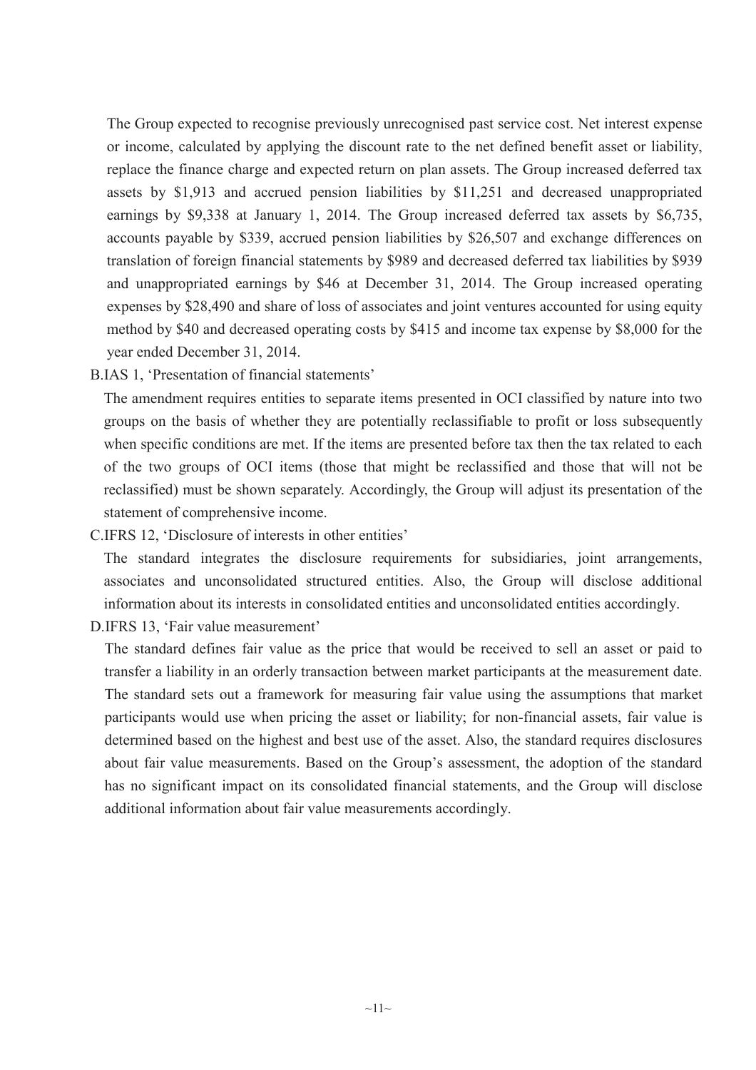The Group expected to recognise previously unrecognised past service cost. Net interest expense or income, calculated by applying the discount rate to the net defined benefit asset or liability, replace the finance charge and expected return on plan assets. The Group increased deferred tax assets by $1,913 and accrued pension liabilities by $11,251 and decreased unappropriated earnings by $9,338 at January 1, 2014. The Group increased deferred tax assets by $6,735, accounts payable by $339, accrued pension liabilities by $26,507 and exchange differences on translation of foreign financial statements by $989 and decreased deferred tax liabilities by $939 and unappropriated earnings by $46 at December 31, 2014. The Group increased operating expenses by $28,490 and share of loss of associates and joint ventures accounted for using equity method by $40 and decreased operating costs by $415 and income tax expense by $8,000 for the year ended December 31, 2014.

B.IAS 1, 'Presentation of financial statements'

The amendment requires entities to separate items presented in OCI classified by nature into two groups on the basis of whether they are potentially reclassifiable to profit or loss subsequently when specific conditions are met. If the items are presented before tax then the tax related to each of the two groups of OCI items (those that might be reclassified and those that will not be reclassified) must be shown separately. Accordingly, the Group will adjust its presentation of the statement of comprehensive income.

C.IFRS 12, 'Disclosure of interests in other entities'

The standard integrates the disclosure requirements for subsidiaries, joint arrangements, associates and unconsolidated structured entities. Also, the Group will disclose additional information about its interests in consolidated entities and unconsolidated entities accordingly.

D.IFRS 13, 'Fair value measurement'

The standard defines fair value as the price that would be received to sell an asset or paid to transfer a liability in an orderly transaction between market participants at the measurement date. The standard sets out a framework for measuring fair value using the assumptions that market participants would use when pricing the asset or liability; for non-financial assets, fair value is determined based on the highest and best use of the asset. Also, the standard requires disclosures about fair value measurements. Based on the Group's assessment, the adoption of the standard has no significant impact on its consolidated financial statements, and the Group will disclose additional information about fair value measurements accordingly.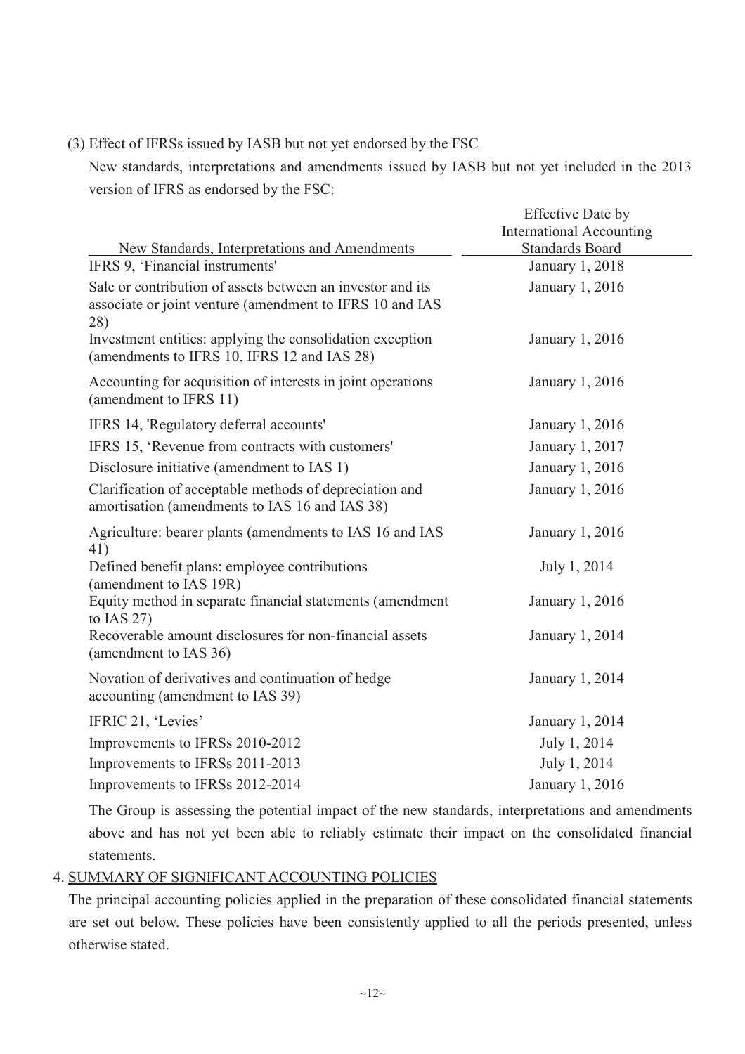(3) Effect of IFRSs issued by IASB but not yet endorsed by the FSC

New standards, interpretations and amendments issued by IASB but not yet included in the 2013 version of IFRS as endorsed by the FSC:

| New Standards, Interpretations and Amendments | Effective Date by International Accounting Standards Board |
|---|---|
| IFRS 9, 'Financial instruments' | January 1, 2018 |
| Sale or contribution of assets between an investor and its associate or joint venture (amendment to IFRS 10 and IAS 28) | January 1, 2016 |
| Investment entities: applying the consolidation exception (amendments to IFRS 10, IFRS 12 and IAS 28) | January 1, 2016 |
| Accounting for acquisition of interests in joint operations (amendment to IFRS 11) | January 1, 2016 |
| IFRS 14, 'Regulatory deferral accounts' | January 1, 2016 |
| IFRS 15, 'Revenue from contracts with customers' | January 1, 2017 |
| Disclosure initiative (amendment to IAS 1) | January 1, 2016 |
| Clarification of acceptable methods of depreciation and amortisation (amendments to IAS 16 and IAS 38) | January 1, 2016 |
| Agriculture: bearer plants (amendments to IAS 16 and IAS 41) | January 1, 2016 |
| Defined benefit plans: employee contributions (amendment to IAS 19R) | July 1, 2014 |
| Equity method in separate financial statements (amendment to IAS 27) | January 1, 2016 |
| Recoverable amount disclosures for non-financial assets (amendment to IAS 36) | January 1, 2014 |
| Novation of derivatives and continuation of hedge accounting (amendment to IAS 39) | January 1, 2014 |
| IFRIC 21, 'Levies' | January 1, 2014 |
| Improvements to IFRSs 2010-2012 | July 1, 2014 |
| Improvements to IFRSs 2011-2013 | July 1, 2014 |
| Improvements to IFRSs 2012-2014 | January 1, 2016 |

The Group is assessing the potential impact of the new standards, interpretations and amendments above and has not yet been able to reliably estimate their impact on the consolidated financial statements.

## 4. SUMMARY OF SIGNIFICANT ACCOUNTING POLICIES

The principal accounting policies applied in the preparation of these consolidated financial statements are set out below. These policies have been consistently applied to all the periods presented, unless otherwise stated.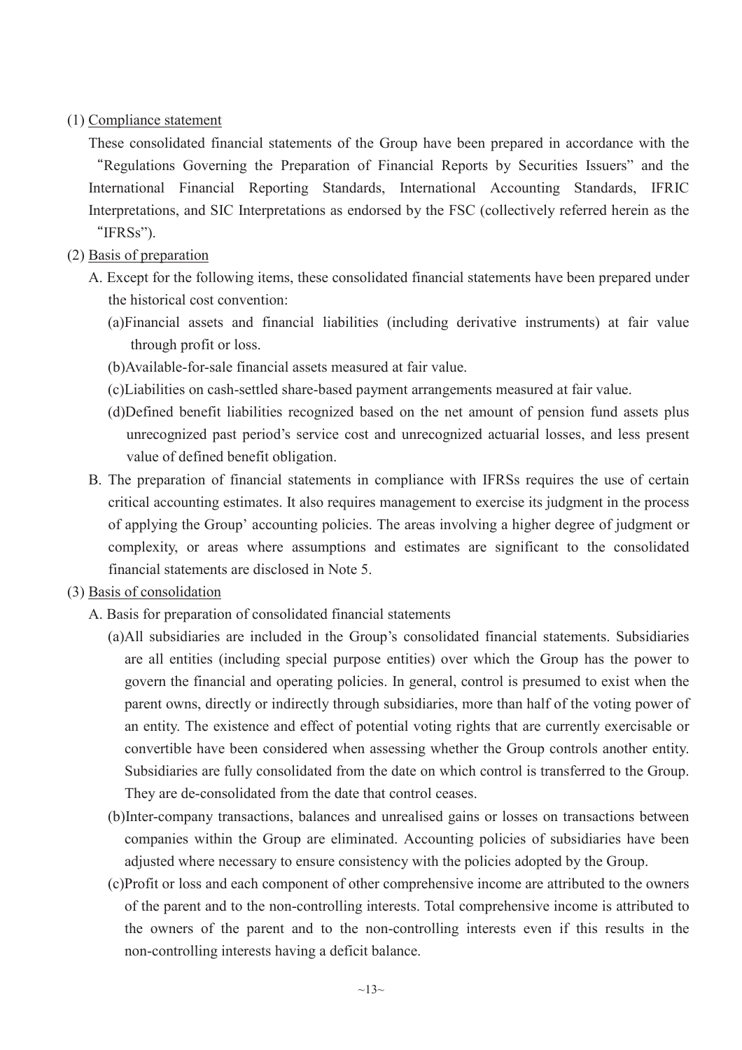(1) Compliance statement

These consolidated financial statements of the Group have been prepared in accordance with the "Regulations Governing the Preparation of Financial Reports by Securities Issuers" and the International Financial Reporting Standards, International Accounting Standards, IFRIC Interpretations, and SIC Interpretations as endorsed by the FSC (collectively referred herein as the "IFRSs").

(2) Basis of preparation

A. Except for the following items, these consolidated financial statements have been prepared under the historical cost convention:

(a)Financial assets and financial liabilities (including derivative instruments) at fair value through profit or loss.

(b)Available-for-sale financial assets measured at fair value.

(c)Liabilities on cash-settled share-based payment arrangements measured at fair value.

(d)Defined benefit liabilities recognized based on the net amount of pension fund assets plus unrecognized past period's service cost and unrecognized actuarial losses, and less present value of defined benefit obligation.

B. The preparation of financial statements in compliance with IFRSs requires the use of certain critical accounting estimates. It also requires management to exercise its judgment in the process of applying the Group' accounting policies. The areas involving a higher degree of judgment or complexity, or areas where assumptions and estimates are significant to the consolidated financial statements are disclosed in Note 5.

(3) Basis of consolidation

A. Basis for preparation of consolidated financial statements

(a)All subsidiaries are included in the Group's consolidated financial statements. Subsidiaries are all entities (including special purpose entities) over which the Group has the power to govern the financial and operating policies. In general, control is presumed to exist when the parent owns, directly or indirectly through subsidiaries, more than half of the voting power of an entity. The existence and effect of potential voting rights that are currently exercisable or convertible have been considered when assessing whether the Group controls another entity. Subsidiaries are fully consolidated from the date on which control is transferred to the Group. They are de-consolidated from the date that control ceases.

(b)Inter-company transactions, balances and unrealised gains or losses on transactions between companies within the Group are eliminated. Accounting policies of subsidiaries have been adjusted where necessary to ensure consistency with the policies adopted by the Group.

(c)Profit or loss and each component of other comprehensive income are attributed to the owners of the parent and to the non-controlling interests. Total comprehensive income is attributed to the owners of the parent and to the non-controlling interests even if this results in the non-controlling interests having a deficit balance.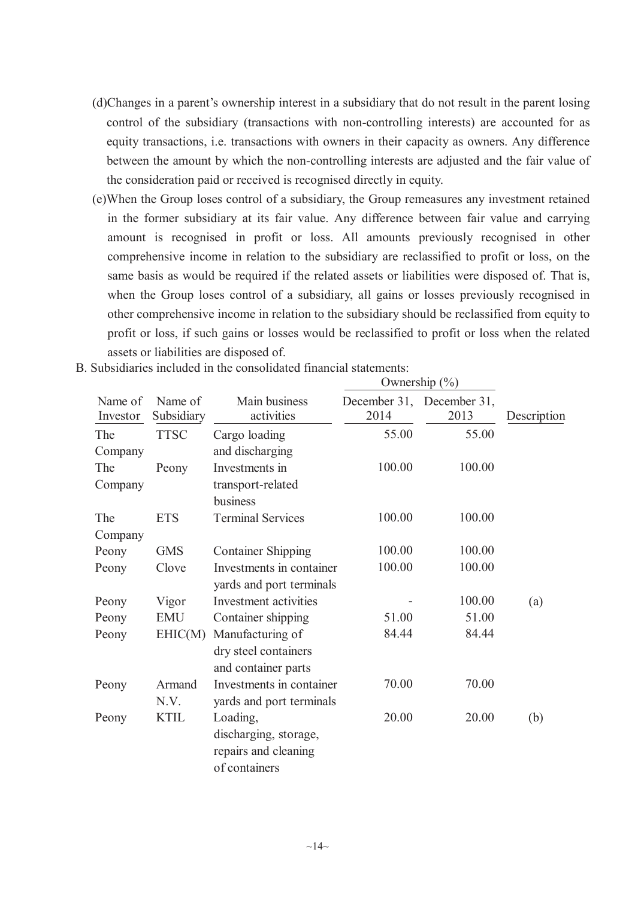(d)Changes in a parent's ownership interest in a subsidiary that do not result in the parent losing control of the subsidiary (transactions with non-controlling interests) are accounted for as equity transactions, i.e. transactions with owners in their capacity as owners. Any difference between the amount by which the non-controlling interests are adjusted and the fair value of the consideration paid or received is recognised directly in equity.

(e)When the Group loses control of a subsidiary, the Group remeasures any investment retained in the former subsidiary at its fair value. Any difference between fair value and carrying amount is recognised in profit or loss. All amounts previously recognised in other comprehensive income in relation to the subsidiary are reclassified to profit or loss, on the same basis as would be required if the related assets or liabilities were disposed of. That is, when the Group loses control of a subsidiary, all gains or losses previously recognised in other comprehensive income in relation to the subsidiary should be reclassified from equity to profit or loss, if such gains or losses would be reclassified to profit or loss when the related assets or liabilities are disposed of.

B. Subsidiaries included in the consolidated financial statements:

| | | | Ownership (%) | | |
|---|---|---|---|---|---|
| Name of Investor | Name of Subsidiary | Main business activities | December 31, 2014 | December 31, 2013 | Description |
| The Company | TTSC | Cargo loading and discharging | 55.00 | 55.00 | |
| The Company | Peony | Investments in transport-related business | 100.00 | 100.00 | |
| The Company | ETS | Terminal Services | 100.00 | 100.00 | |
| Peony | GMS | Container Shipping | 100.00 | 100.00 | |
| Peony | Clove | Investments in container yards and port terminals | 100.00 | 100.00 | |
| Peony | Vigor | Investment activities | - | 100.00 | (a) |
| Peony | EMU | Container shipping | 51.00 | 51.00 | |
| Peony | EHIC(M) | Manufacturing of dry steel containers and container parts | 84.44 | 84.44 | |
| Peony | Armand N.V. | Investments in container yards and port terminals | 70.00 | 70.00 | |
| Peony | KTIL | Loading, discharging, storage, repairs and cleaning of containers | 20.00 | 20.00 | (b) |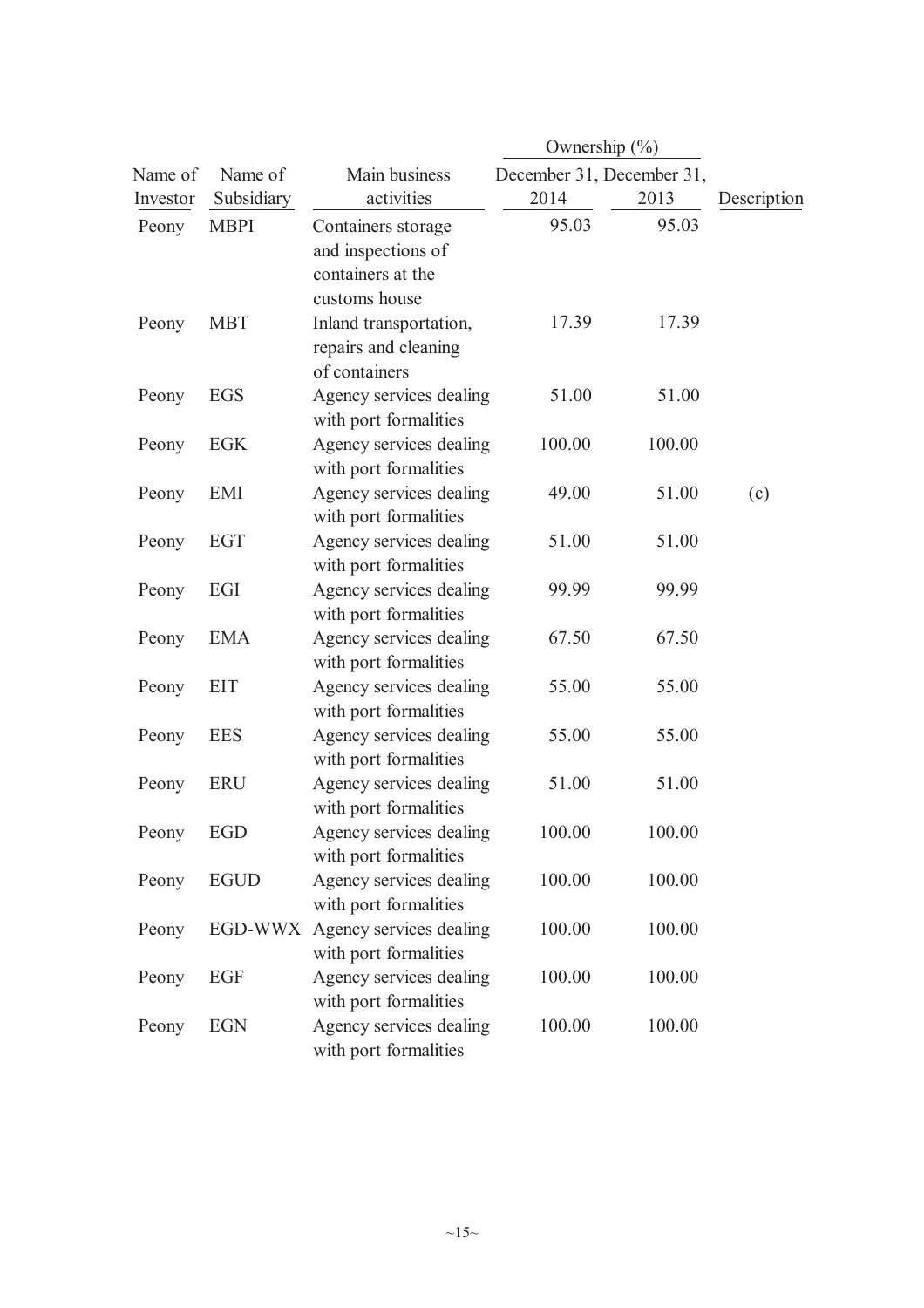| Name of Investor | Name of Subsidiary | Main business activities | Ownership (%) | | Description |
|---|---|---|---|---|---|
| | | | December 31, 2014 | December 31, 2013 | |
| Peony | MBPI | Containers storage and inspections of containers at the customs house | 95.03 | 95.03 | |
| Peony | MBT | Inland transportation, repairs and cleaning of containers | 17.39 | 17.39 | |
| Peony | EGS | Agency services dealing with port formalities | 51.00 | 51.00 | |
| Peony | EGK | Agency services dealing with port formalities | 100.00 | 100.00 | |
| Peony | EMI | Agency services dealing with port formalities | 49.00 | 51.00 | (c) |
| Peony | EGT | Agency services dealing with port formalities | 51.00 | 51.00 | |
| Peony | EGI | Agency services dealing with port formalities | 99.99 | 99.99 | |
| Peony | EMA | Agency services dealing with port formalities | 67.50 | 67.50 | |
| Peony | EIT | Agency services dealing with port formalities | 55.00 | 55.00 | |
| Peony | EES | Agency services dealing with port formalities | 55.00 | 55.00 | |
| Peony | ERU | Agency services dealing with port formalities | 51.00 | 51.00 | |
| Peony | EGD | Agency services dealing with port formalities | 100.00 | 100.00 | |
| Peony | EGUD | Agency services dealing with port formalities | 100.00 | 100.00 | |
| Peony | EGD-WWX | Agency services dealing with port formalities | 100.00 | 100.00 | |
| Peony | EGF | Agency services dealing with port formalities | 100.00 | 100.00 | |
| Peony | EGN | Agency services dealing with port formalities | 100.00 | 100.00 | |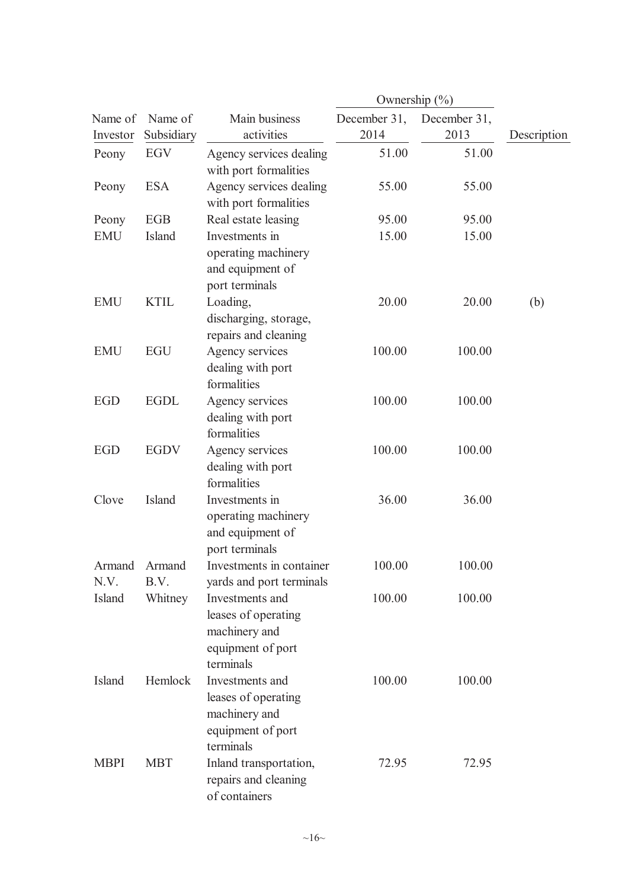| Name of Investor | Name of Subsidiary | Main business activities | Ownership (%) December 31, 2014 | Ownership (%) December 31, 2013 | Description |
|---|---|---|---|---|---|
| Peony | EGV | Agency services dealing with port formalities | 51.00 | 51.00 | |
| Peony | ESA | Agency services dealing with port formalities | 55.00 | 55.00 | |
| Peony | EGB | Real estate leasing | 95.00 | 95.00 | |
| EMU | Island | Investments in operating machinery and equipment of port terminals | 15.00 | 15.00 | |
| EMU | KTIL | Loading, discharging, storage, repairs and cleaning | 20.00 | 20.00 | (b) |
| EMU | EGU | Agency services dealing with port formalities | 100.00 | 100.00 | |
| EGD | EGDL | Agency services dealing with port formalities | 100.00 | 100.00 | |
| EGD | EGDV | Agency services dealing with port formalities | 100.00 | 100.00 | |
| Clove | Island | Investments in operating machinery and equipment of port terminals | 36.00 | 36.00 | |
| Armand N.V. | Armand B.V. | Investments in container yards and port terminals | 100.00 | 100.00 | |
| Island | Whitney | Investments and leases of operating machinery and equipment of port terminals | 100.00 | 100.00 | |
| Island | Hemlock | Investments and leases of operating machinery and equipment of port terminals | 100.00 | 100.00 | |
| MBPI | MBT | Inland transportation, repairs and cleaning of containers | 72.95 | 72.95 | |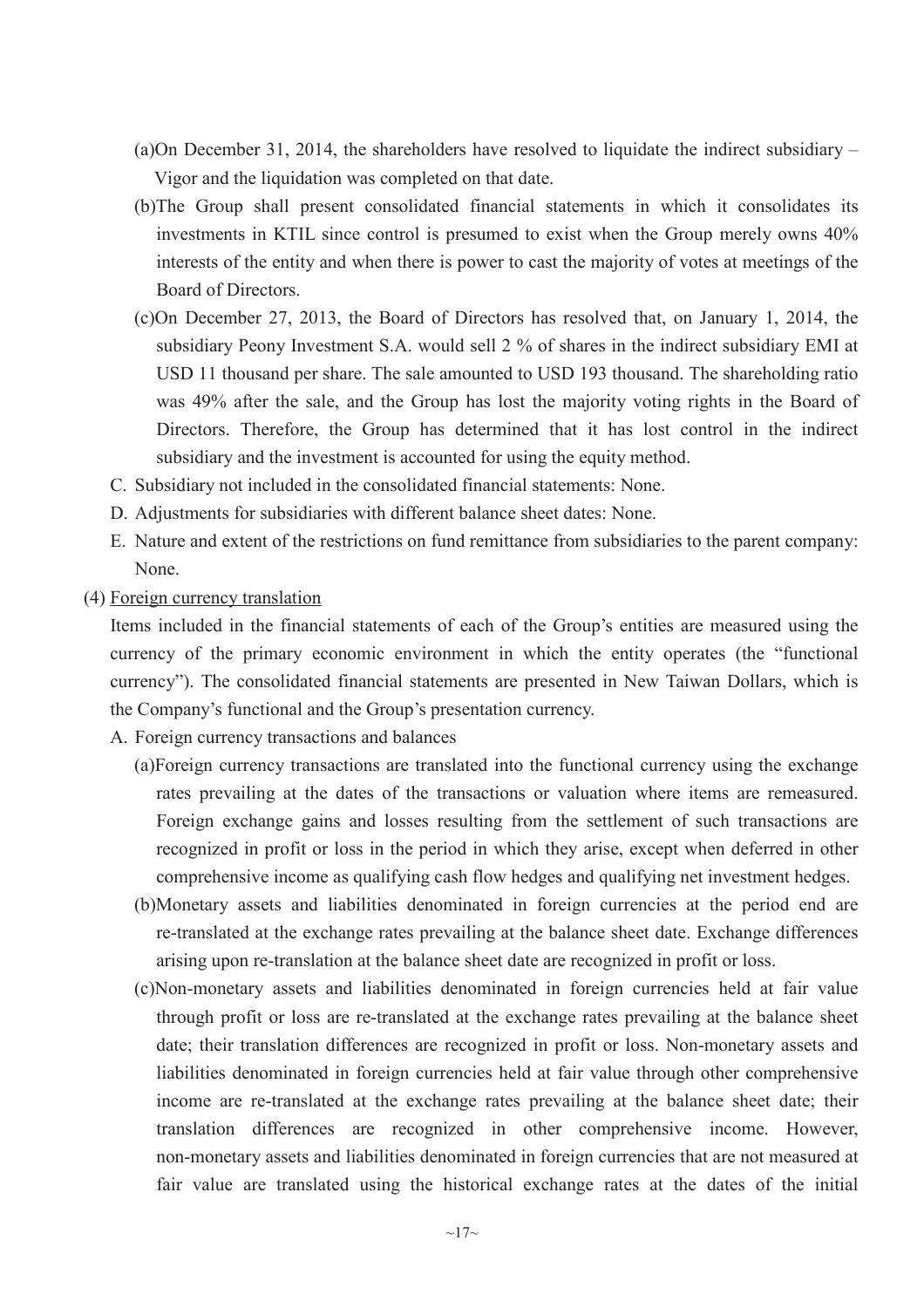(a)On December 31, 2014, the shareholders have resolved to liquidate the indirect subsidiary – Vigor and the liquidation was completed on that date.

(b)The Group shall present consolidated financial statements in which it consolidates its investments in KTIL since control is presumed to exist when the Group merely owns 40% interests of the entity and when there is power to cast the majority of votes at meetings of the Board of Directors.

(c)On December 27, 2013, the Board of Directors has resolved that, on January 1, 2014, the subsidiary Peony Investment S.A. would sell 2 % of shares in the indirect subsidiary EMI at USD 11 thousand per share. The sale amounted to USD 193 thousand. The shareholding ratio was 49% after the sale, and the Group has lost the majority voting rights in the Board of Directors. Therefore, the Group has determined that it has lost control in the indirect subsidiary and the investment is accounted for using the equity method.

C. Subsidiary not included in the consolidated financial statements: None.

D. Adjustments for subsidiaries with different balance sheet dates: None.

E. Nature and extent of the restrictions on fund remittance from subsidiaries to the parent company: None.

(4) Foreign currency translation

Items included in the financial statements of each of the Group's entities are measured using the currency of the primary economic environment in which the entity operates (the "functional currency"). The consolidated financial statements are presented in New Taiwan Dollars, which is the Company's functional and the Group's presentation currency.

A. Foreign currency transactions and balances

(a)Foreign currency transactions are translated into the functional currency using the exchange rates prevailing at the dates of the transactions or valuation where items are remeasured. Foreign exchange gains and losses resulting from the settlement of such transactions are recognized in profit or loss in the period in which they arise, except when deferred in other comprehensive income as qualifying cash flow hedges and qualifying net investment hedges.

(b)Monetary assets and liabilities denominated in foreign currencies at the period end are re-translated at the exchange rates prevailing at the balance sheet date. Exchange differences arising upon re-translation at the balance sheet date are recognized in profit or loss.

(c)Non-monetary assets and liabilities denominated in foreign currencies held at fair value through profit or loss are re-translated at the exchange rates prevailing at the balance sheet date; their translation differences are recognized in profit or loss. Non-monetary assets and liabilities denominated in foreign currencies held at fair value through other comprehensive income are re-translated at the exchange rates prevailing at the balance sheet date; their translation differences are recognized in other comprehensive income. However, non-monetary assets and liabilities denominated in foreign currencies that are not measured at fair value are translated using the historical exchange rates at the dates of the initial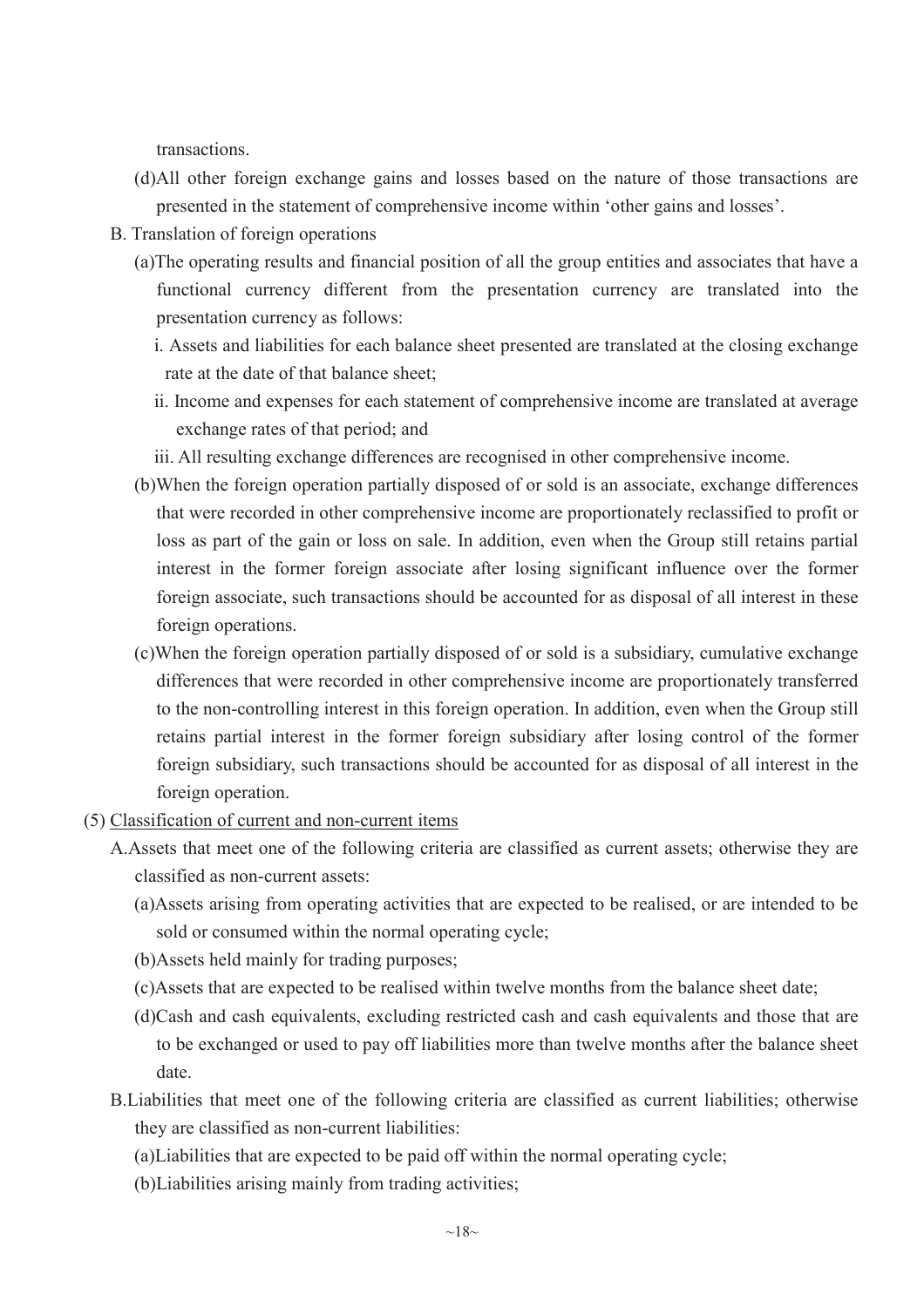transactions.

(d)All other foreign exchange gains and losses based on the nature of those transactions are presented in the statement of comprehensive income within 'other gains and losses'.

B. Translation of foreign operations

(a)The operating results and financial position of all the group entities and associates that have a functional currency different from the presentation currency are translated into the presentation currency as follows:

i. Assets and liabilities for each balance sheet presented are translated at the closing exchange rate at the date of that balance sheet;

ii. Income and expenses for each statement of comprehensive income are translated at average exchange rates of that period; and

iii. All resulting exchange differences are recognised in other comprehensive income.

(b)When the foreign operation partially disposed of or sold is an associate, exchange differences that were recorded in other comprehensive income are proportionately reclassified to profit or loss as part of the gain or loss on sale. In addition, even when the Group still retains partial interest in the former foreign associate after losing significant influence over the former foreign associate, such transactions should be accounted for as disposal of all interest in these foreign operations.

(c)When the foreign operation partially disposed of or sold is a subsidiary, cumulative exchange differences that were recorded in other comprehensive income are proportionately transferred to the non-controlling interest in this foreign operation. In addition, even when the Group still retains partial interest in the former foreign subsidiary after losing control of the former foreign subsidiary, such transactions should be accounted for as disposal of all interest in the foreign operation.

(5) Classification of current and non-current items

A.Assets that meet one of the following criteria are classified as current assets; otherwise they are classified as non-current assets:

(a)Assets arising from operating activities that are expected to be realised, or are intended to be sold or consumed within the normal operating cycle;

(b)Assets held mainly for trading purposes;

(c)Assets that are expected to be realised within twelve months from the balance sheet date;

(d)Cash and cash equivalents, excluding restricted cash and cash equivalents and those that are to be exchanged or used to pay off liabilities more than twelve months after the balance sheet date.

B.Liabilities that meet one of the following criteria are classified as current liabilities; otherwise they are classified as non-current liabilities:

(a)Liabilities that are expected to be paid off within the normal operating cycle;

(b)Liabilities arising mainly from trading activities;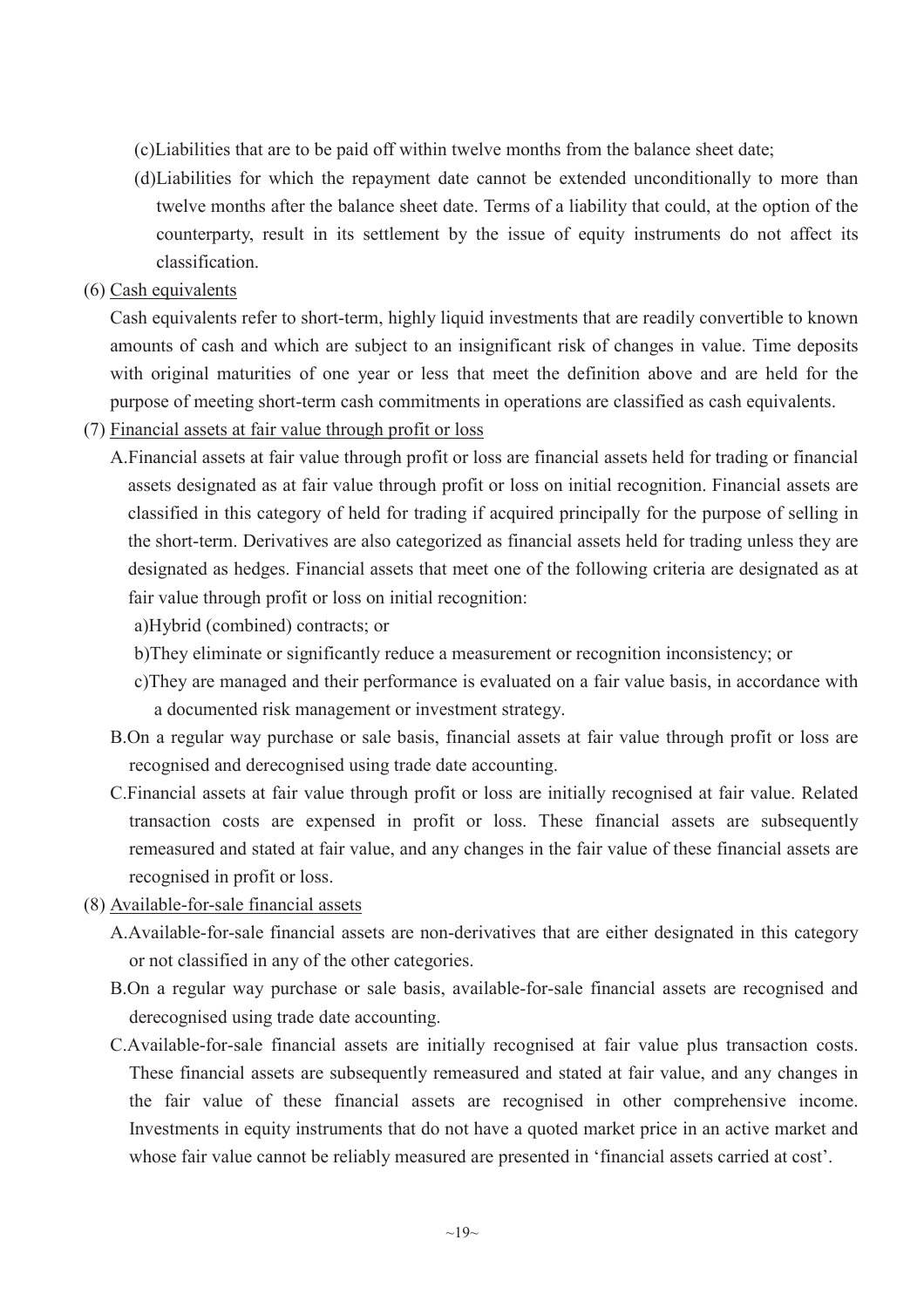(c)Liabilities that are to be paid off within twelve months from the balance sheet date;

(d)Liabilities for which the repayment date cannot be extended unconditionally to more than twelve months after the balance sheet date. Terms of a liability that could, at the option of the counterparty, result in its settlement by the issue of equity instruments do not affect its classification.

(6) Cash equivalents

Cash equivalents refer to short-term, highly liquid investments that are readily convertible to known amounts of cash and which are subject to an insignificant risk of changes in value. Time deposits with original maturities of one year or less that meet the definition above and are held for the purpose of meeting short-term cash commitments in operations are classified as cash equivalents.

(7) Financial assets at fair value through profit or loss

A.Financial assets at fair value through profit or loss are financial assets held for trading or financial assets designated as at fair value through profit or loss on initial recognition. Financial assets are classified in this category of held for trading if acquired principally for the purpose of selling in the short-term. Derivatives are also categorized as financial assets held for trading unless they are designated as hedges. Financial assets that meet one of the following criteria are designated as at fair value through profit or loss on initial recognition:

a)Hybrid (combined) contracts; or

b)They eliminate or significantly reduce a measurement or recognition inconsistency; or

c)They are managed and their performance is evaluated on a fair value basis, in accordance with a documented risk management or investment strategy.

B.On a regular way purchase or sale basis, financial assets at fair value through profit or loss are recognised and derecognised using trade date accounting.

C.Financial assets at fair value through profit or loss are initially recognised at fair value. Related transaction costs are expensed in profit or loss. These financial assets are subsequently remeasured and stated at fair value, and any changes in the fair value of these financial assets are recognised in profit or loss.

(8) Available-for-sale financial assets

A.Available-for-sale financial assets are non-derivatives that are either designated in this category or not classified in any of the other categories.

B.On a regular way purchase or sale basis, available-for-sale financial assets are recognised and derecognised using trade date accounting.

C.Available-for-sale financial assets are initially recognised at fair value plus transaction costs. These financial assets are subsequently remeasured and stated at fair value, and any changes in the fair value of these financial assets are recognised in other comprehensive income. Investments in equity instruments that do not have a quoted market price in an active market and whose fair value cannot be reliably measured are presented in 'financial assets carried at cost'.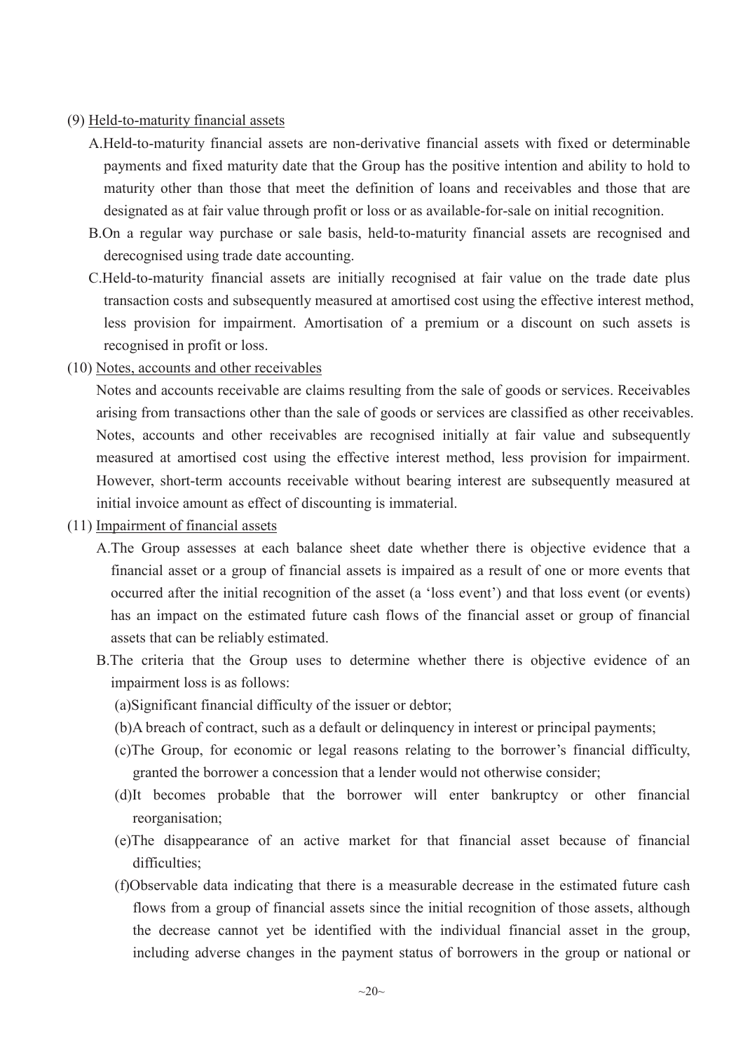(9) Held-to-maturity financial assets

A.Held-to-maturity financial assets are non-derivative financial assets with fixed or determinable payments and fixed maturity date that the Group has the positive intention and ability to hold to maturity other than those that meet the definition of loans and receivables and those that are designated as at fair value through profit or loss or as available-for-sale on initial recognition.

B.On a regular way purchase or sale basis, held-to-maturity financial assets are recognised and derecognised using trade date accounting.

C.Held-to-maturity financial assets are initially recognised at fair value on the trade date plus transaction costs and subsequently measured at amortised cost using the effective interest method, less provision for impairment. Amortisation of a premium or a discount on such assets is recognised in profit or loss.

(10) Notes, accounts and other receivables

Notes and accounts receivable are claims resulting from the sale of goods or services. Receivables arising from transactions other than the sale of goods or services are classified as other receivables. Notes, accounts and other receivables are recognised initially at fair value and subsequently measured at amortised cost using the effective interest method, less provision for impairment. However, short-term accounts receivable without bearing interest are subsequently measured at initial invoice amount as effect of discounting is immaterial.

(11) Impairment of financial assets

A.The Group assesses at each balance sheet date whether there is objective evidence that a financial asset or a group of financial assets is impaired as a result of one or more events that occurred after the initial recognition of the asset (a 'loss event') and that loss event (or events) has an impact on the estimated future cash flows of the financial asset or group of financial assets that can be reliably estimated.

B.The criteria that the Group uses to determine whether there is objective evidence of an impairment loss is as follows:

(a)Significant financial difficulty of the issuer or debtor;

(b)A breach of contract, such as a default or delinquency in interest or principal payments;

(c)The Group, for economic or legal reasons relating to the borrower's financial difficulty, granted the borrower a concession that a lender would not otherwise consider;

(d)It becomes probable that the borrower will enter bankruptcy or other financial reorganisation;

(e)The disappearance of an active market for that financial asset because of financial difficulties;

(f)Observable data indicating that there is a measurable decrease in the estimated future cash flows from a group of financial assets since the initial recognition of those assets, although the decrease cannot yet be identified with the individual financial asset in the group, including adverse changes in the payment status of borrowers in the group or national or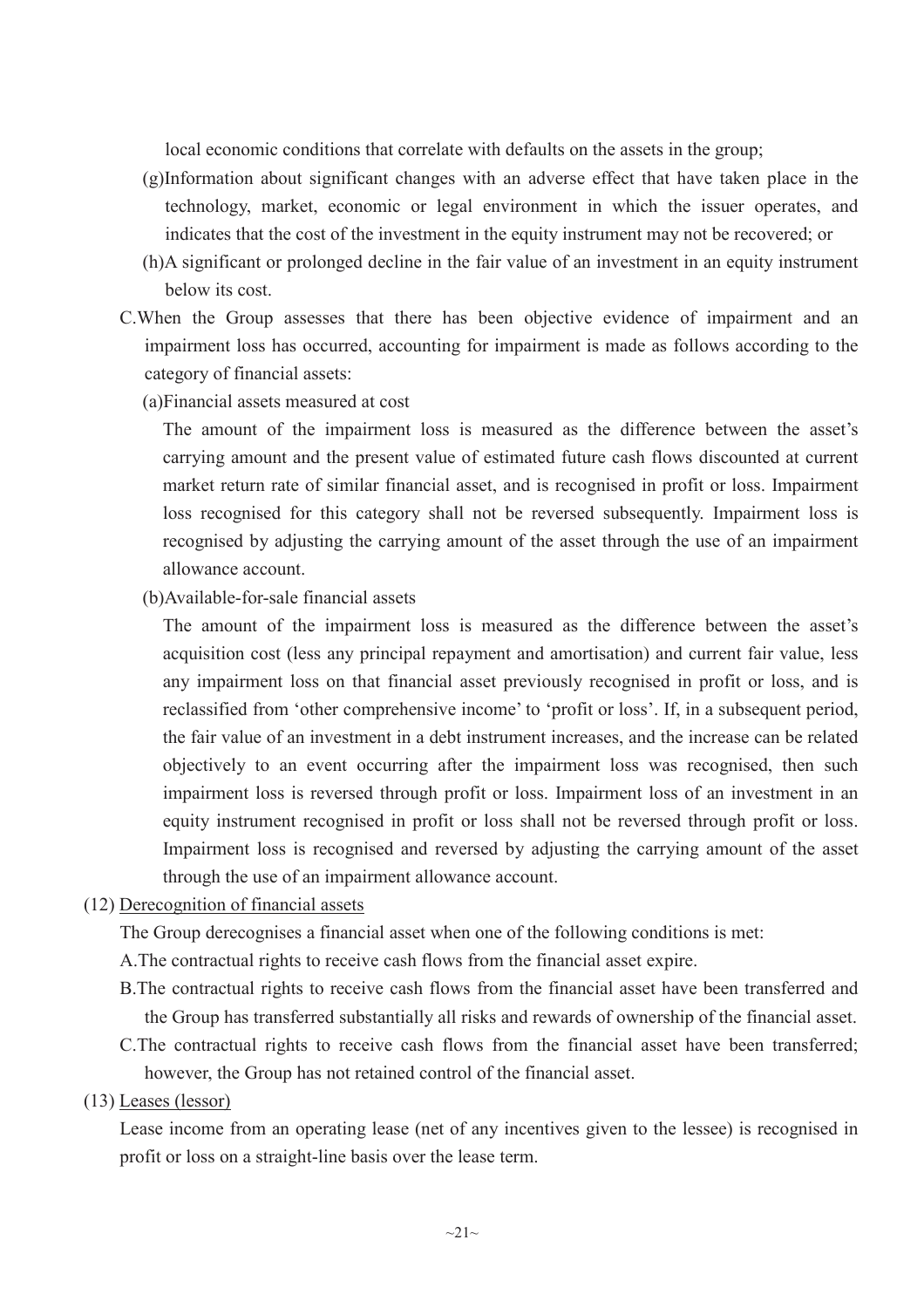local economic conditions that correlate with defaults on the assets in the group;

(g) Information about significant changes with an adverse effect that have taken place in the technology, market, economic or legal environment in which the issuer operates, and indicates that the cost of the investment in the equity instrument may not be recovered; or

(h) A significant or prolonged decline in the fair value of an investment in an equity instrument below its cost.

C. When the Group assesses that there has been objective evidence of impairment and an impairment loss has occurred, accounting for impairment is made as follows according to the category of financial assets:

(a) Financial assets measured at cost

The amount of the impairment loss is measured as the difference between the asset's carrying amount and the present value of estimated future cash flows discounted at current market return rate of similar financial asset, and is recognised in profit or loss. Impairment loss recognised for this category shall not be reversed subsequently. Impairment loss is recognised by adjusting the carrying amount of the asset through the use of an impairment allowance account.

(b) Available-for-sale financial assets

The amount of the impairment loss is measured as the difference between the asset's acquisition cost (less any principal repayment and amortisation) and current fair value, less any impairment loss on that financial asset previously recognised in profit or loss, and is reclassified from 'other comprehensive income' to 'profit or loss'. If, in a subsequent period, the fair value of an investment in a debt instrument increases, and the increase can be related objectively to an event occurring after the impairment loss was recognised, then such impairment loss is reversed through profit or loss. Impairment loss of an investment in an equity instrument recognised in profit or loss shall not be reversed through profit or loss. Impairment loss is recognised and reversed by adjusting the carrying amount of the asset through the use of an impairment allowance account.

(12) <u>Derecognition of financial assets</u>

The Group derecognises a financial asset when one of the following conditions is met:

A. The contractual rights to receive cash flows from the financial asset expire.

B. The contractual rights to receive cash flows from the financial asset have been transferred and the Group has transferred substantially all risks and rewards of ownership of the financial asset.

C. The contractual rights to receive cash flows from the financial asset have been transferred; however, the Group has not retained control of the financial asset.

(13) <u>Leases (lessor)</u>

Lease income from an operating lease (net of any incentives given to the lessee) is recognised in profit or loss on a straight-line basis over the lease term.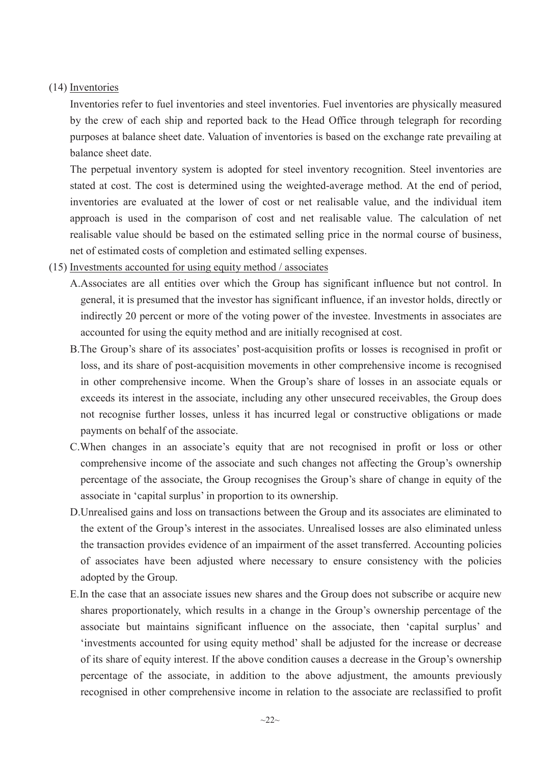(14) Inventories

Inventories refer to fuel inventories and steel inventories. Fuel inventories are physically measured by the crew of each ship and reported back to the Head Office through telegraph for recording purposes at balance sheet date. Valuation of inventories is based on the exchange rate prevailing at balance sheet date.

The perpetual inventory system is adopted for steel inventory recognition. Steel inventories are stated at cost. The cost is determined using the weighted-average method. At the end of period, inventories are evaluated at the lower of cost or net realisable value, and the individual item approach is used in the comparison of cost and net realisable value. The calculation of net realisable value should be based on the estimated selling price in the normal course of business, net of estimated costs of completion and estimated selling expenses.

(15) Investments accounted for using equity method / associates

A. Associates are all entities over which the Group has significant influence but not control. In general, it is presumed that the investor has significant influence, if an investor holds, directly or indirectly 20 percent or more of the voting power of the investee. Investments in associates are accounted for using the equity method and are initially recognised at cost.

B. The Group's share of its associates' post-acquisition profits or losses is recognised in profit or loss, and its share of post-acquisition movements in other comprehensive income is recognised in other comprehensive income. When the Group's share of losses in an associate equals or exceeds its interest in the associate, including any other unsecured receivables, the Group does not recognise further losses, unless it has incurred legal or constructive obligations or made payments on behalf of the associate.

C. When changes in an associate's equity that are not recognised in profit or loss or other comprehensive income of the associate and such changes not affecting the Group's ownership percentage of the associate, the Group recognises the Group's share of change in equity of the associate in 'capital surplus' in proportion to its ownership.

D. Unrealised gains and loss on transactions between the Group and its associates are eliminated to the extent of the Group's interest in the associates. Unrealised losses are also eliminated unless the transaction provides evidence of an impairment of the asset transferred. Accounting policies of associates have been adjusted where necessary to ensure consistency with the policies adopted by the Group.

E. In the case that an associate issues new shares and the Group does not subscribe or acquire new shares proportionately, which results in a change in the Group's ownership percentage of the associate but maintains significant influence on the associate, then 'capital surplus' and 'investments accounted for using equity method' shall be adjusted for the increase or decrease of its share of equity interest. If the above condition causes a decrease in the Group's ownership percentage of the associate, in addition to the above adjustment, the amounts previously recognised in other comprehensive income in relation to the associate are reclassified to profit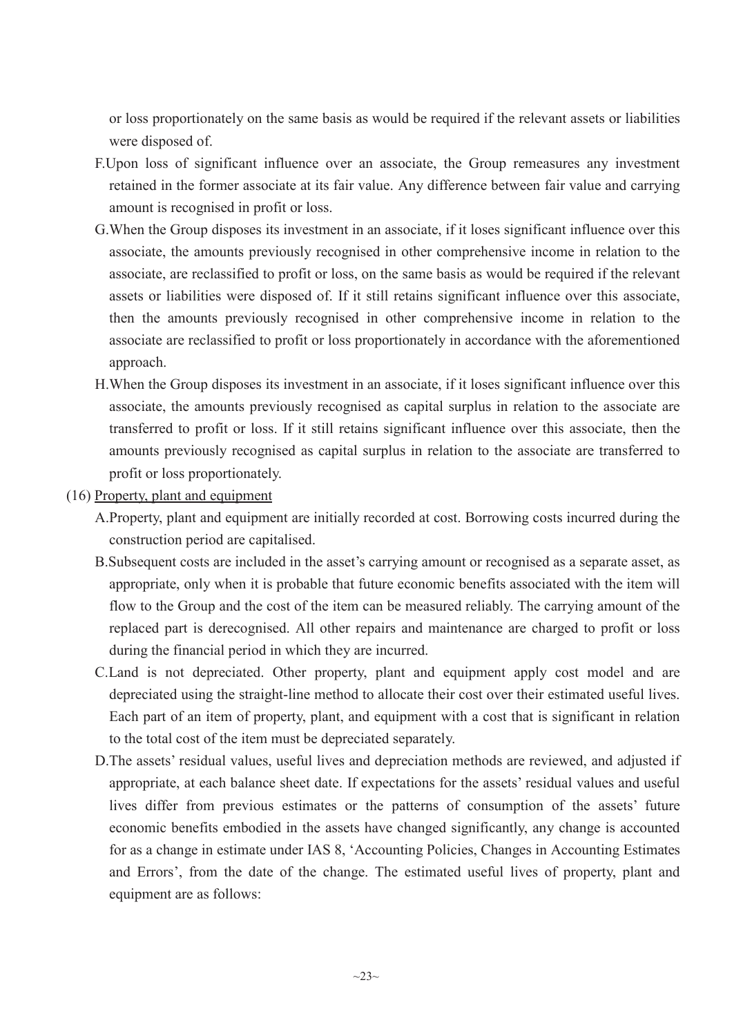or loss proportionately on the same basis as would be required if the relevant assets or liabilities were disposed of.

F. Upon loss of significant influence over an associate, the Group remeasures any investment retained in the former associate at its fair value. Any difference between fair value and carrying amount is recognised in profit or loss.

G. When the Group disposes its investment in an associate, if it loses significant influence over this associate, the amounts previously recognised in other comprehensive income in relation to the associate, are reclassified to profit or loss, on the same basis as would be required if the relevant assets or liabilities were disposed of. If it still retains significant influence over this associate, then the amounts previously recognised in other comprehensive income in relation to the associate are reclassified to profit or loss proportionately in accordance with the aforementioned approach.

H. When the Group disposes its investment in an associate, if it loses significant influence over this associate, the amounts previously recognised as capital surplus in relation to the associate are transferred to profit or loss. If it still retains significant influence over this associate, then the amounts previously recognised as capital surplus in relation to the associate are transferred to profit or loss proportionately.

(16) Property, plant and equipment

A. Property, plant and equipment are initially recorded at cost. Borrowing costs incurred during the construction period are capitalised.

B. Subsequent costs are included in the asset's carrying amount or recognised as a separate asset, as appropriate, only when it is probable that future economic benefits associated with the item will flow to the Group and the cost of the item can be measured reliably. The carrying amount of the replaced part is derecognised. All other repairs and maintenance are charged to profit or loss during the financial period in which they are incurred.

C. Land is not depreciated. Other property, plant and equipment apply cost model and are depreciated using the straight-line method to allocate their cost over their estimated useful lives. Each part of an item of property, plant, and equipment with a cost that is significant in relation to the total cost of the item must be depreciated separately.

D. The assets' residual values, useful lives and depreciation methods are reviewed, and adjusted if appropriate, at each balance sheet date. If expectations for the assets' residual values and useful lives differ from previous estimates or the patterns of consumption of the assets' future economic benefits embodied in the assets have changed significantly, any change is accounted for as a change in estimate under IAS 8, 'Accounting Policies, Changes in Accounting Estimates and Errors', from the date of the change. The estimated useful lives of property, plant and equipment are as follows: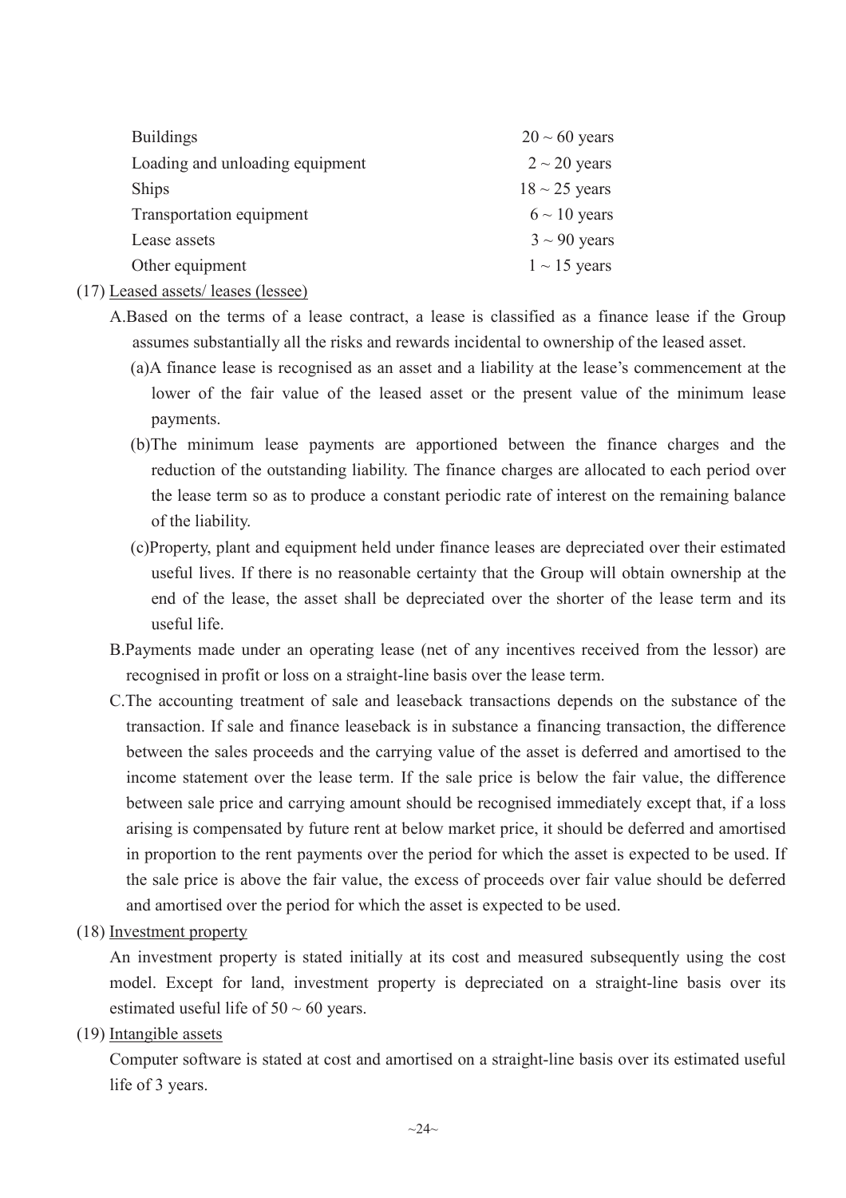| | |
|---|---|
| Buildings | 20 ~ 60 years |
| Loading and unloading equipment | 2 ~ 20 years |
| Ships | 18 ~ 25 years |
| Transportation equipment | 6 ~ 10 years |
| Lease assets | 3 ~ 90 years |
| Other equipment | 1 ~ 15 years |

(17) Leased assets/ leases (lessee)

A. Based on the terms of a lease contract, a lease is classified as a finance lease if the Group assumes substantially all the risks and rewards incidental to ownership of the leased asset.

(a) A finance lease is recognised as an asset and a liability at the lease's commencement at the lower of the fair value of the leased asset or the present value of the minimum lease payments.

(b) The minimum lease payments are apportioned between the finance charges and the reduction of the outstanding liability. The finance charges are allocated to each period over the lease term so as to produce a constant periodic rate of interest on the remaining balance of the liability.

(c) Property, plant and equipment held under finance leases are depreciated over their estimated useful lives. If there is no reasonable certainty that the Group will obtain ownership at the end of the lease, the asset shall be depreciated over the shorter of the lease term and its useful life.

B. Payments made under an operating lease (net of any incentives received from the lessor) are recognised in profit or loss on a straight-line basis over the lease term.

C. The accounting treatment of sale and leaseback transactions depends on the substance of the transaction. If sale and finance leaseback is in substance a financing transaction, the difference between the sales proceeds and the carrying value of the asset is deferred and amortised to the income statement over the lease term. If the sale price is below the fair value, the difference between sale price and carrying amount should be recognised immediately except that, if a loss arising is compensated by future rent at below market price, it should be deferred and amortised in proportion to the rent payments over the period for which the asset is expected to be used. If the sale price is above the fair value, the excess of proceeds over fair value should be deferred and amortised over the period for which the asset is expected to be used.

(18) Investment property

An investment property is stated initially at its cost and measured subsequently using the cost model. Except for land, investment property is depreciated on a straight-line basis over its estimated useful life of 50 ~ 60 years.

(19) Intangible assets

Computer software is stated at cost and amortised on a straight-line basis over its estimated useful life of 3 years.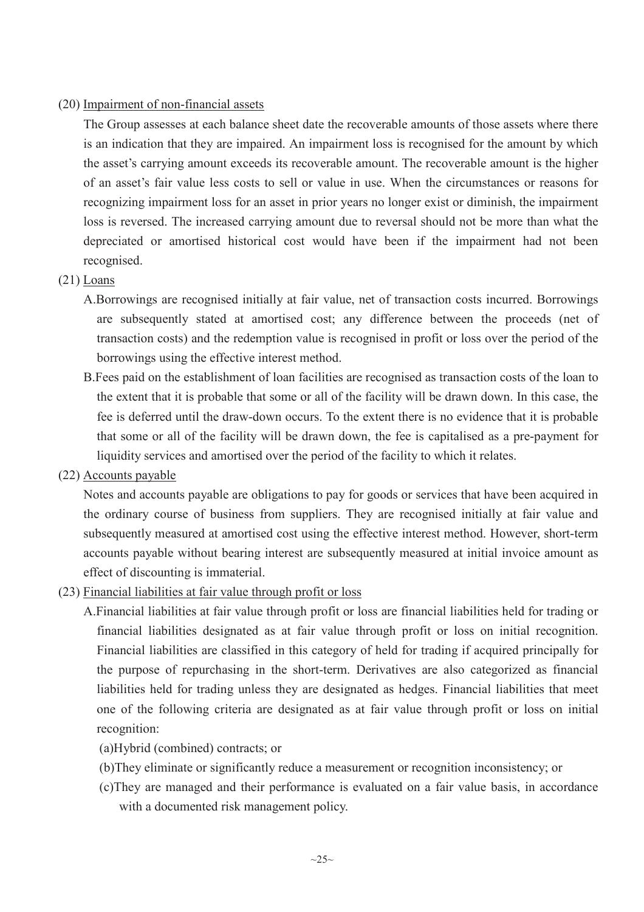(20) Impairment of non-financial assets

The Group assesses at each balance sheet date the recoverable amounts of those assets where there is an indication that they are impaired. An impairment loss is recognised for the amount by which the asset's carrying amount exceeds its recoverable amount. The recoverable amount is the higher of an asset's fair value less costs to sell or value in use. When the circumstances or reasons for recognizing impairment loss for an asset in prior years no longer exist or diminish, the impairment loss is reversed. The increased carrying amount due to reversal should not be more than what the depreciated or amortised historical cost would have been if the impairment had not been recognised.

(21) Loans

A.Borrowings are recognised initially at fair value, net of transaction costs incurred. Borrowings are subsequently stated at amortised cost; any difference between the proceeds (net of transaction costs) and the redemption value is recognised in profit or loss over the period of the borrowings using the effective interest method.

B.Fees paid on the establishment of loan facilities are recognised as transaction costs of the loan to the extent that it is probable that some or all of the facility will be drawn down. In this case, the fee is deferred until the draw-down occurs. To the extent there is no evidence that it is probable that some or all of the facility will be drawn down, the fee is capitalised as a pre-payment for liquidity services and amortised over the period of the facility to which it relates.

(22) Accounts payable

Notes and accounts payable are obligations to pay for goods or services that have been acquired in the ordinary course of business from suppliers. They are recognised initially at fair value and subsequently measured at amortised cost using the effective interest method. However, short-term accounts payable without bearing interest are subsequently measured at initial invoice amount as effect of discounting is immaterial.

(23) Financial liabilities at fair value through profit or loss

A.Financial liabilities at fair value through profit or loss are financial liabilities held for trading or financial liabilities designated as at fair value through profit or loss on initial recognition. Financial liabilities are classified in this category of held for trading if acquired principally for the purpose of repurchasing in the short-term. Derivatives are also categorized as financial liabilities held for trading unless they are designated as hedges. Financial liabilities that meet one of the following criteria are designated as at fair value through profit or loss on initial recognition:

(a)Hybrid (combined) contracts; or

(b)They eliminate or significantly reduce a measurement or recognition inconsistency; or

(c)They are managed and their performance is evaluated on a fair value basis, in accordance with a documented risk management policy.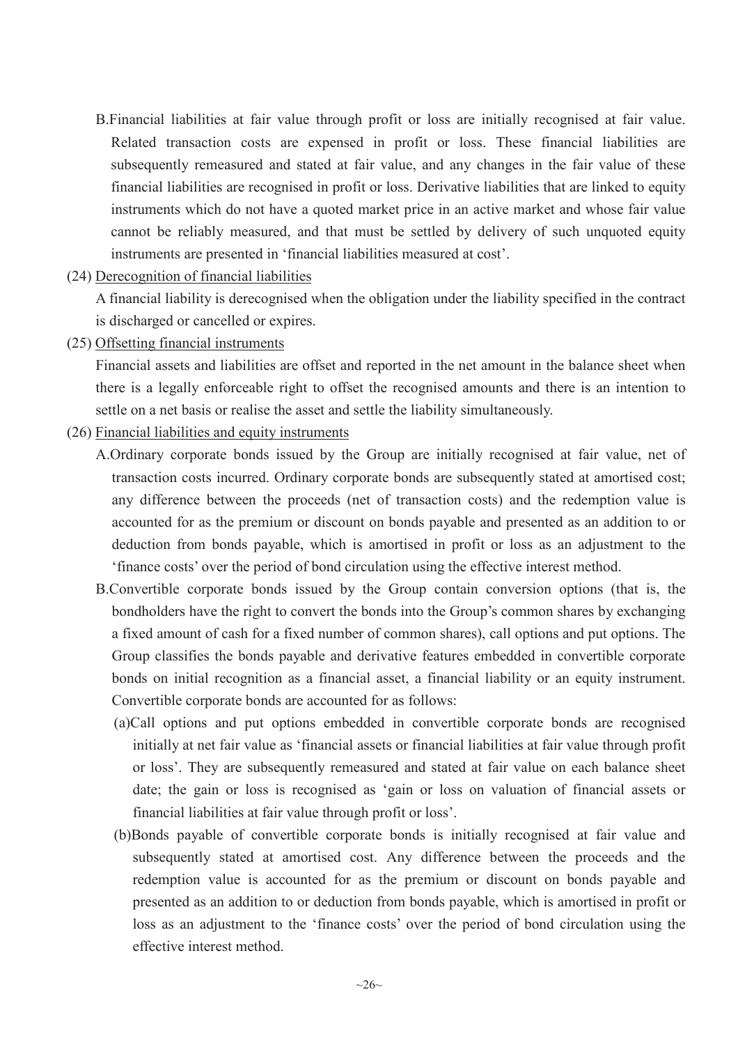B.Financial liabilities at fair value through profit or loss are initially recognised at fair value. Related transaction costs are expensed in profit or loss. These financial liabilities are subsequently remeasured and stated at fair value, and any changes in the fair value of these financial liabilities are recognised in profit or loss. Derivative liabilities that are linked to equity instruments which do not have a quoted market price in an active market and whose fair value cannot be reliably measured, and that must be settled by delivery of such unquoted equity instruments are presented in 'financial liabilities measured at cost'.

(24) Derecognition of financial liabilities

A financial liability is derecognised when the obligation under the liability specified in the contract is discharged or cancelled or expires.

(25) Offsetting financial instruments

Financial assets and liabilities are offset and reported in the net amount in the balance sheet when there is a legally enforceable right to offset the recognised amounts and there is an intention to settle on a net basis or realise the asset and settle the liability simultaneously.

(26) Financial liabilities and equity instruments

A.Ordinary corporate bonds issued by the Group are initially recognised at fair value, net of transaction costs incurred. Ordinary corporate bonds are subsequently stated at amortised cost; any difference between the proceeds (net of transaction costs) and the redemption value is accounted for as the premium or discount on bonds payable and presented as an addition to or deduction from bonds payable, which is amortised in profit or loss as an adjustment to the 'finance costs' over the period of bond circulation using the effective interest method.

B.Convertible corporate bonds issued by the Group contain conversion options (that is, the bondholders have the right to convert the bonds into the Group's common shares by exchanging a fixed amount of cash for a fixed number of common shares), call options and put options. The Group classifies the bonds payable and derivative features embedded in convertible corporate bonds on initial recognition as a financial asset, a financial liability or an equity instrument. Convertible corporate bonds are accounted for as follows:

(a)Call options and put options embedded in convertible corporate bonds are recognised initially at net fair value as 'financial assets or financial liabilities at fair value through profit or loss'. They are subsequently remeasured and stated at fair value on each balance sheet date; the gain or loss is recognised as 'gain or loss on valuation of financial assets or financial liabilities at fair value through profit or loss'.

(b)Bonds payable of convertible corporate bonds is initially recognised at fair value and subsequently stated at amortised cost. Any difference between the proceeds and the redemption value is accounted for as the premium or discount on bonds payable and presented as an addition to or deduction from bonds payable, which is amortised in profit or loss as an adjustment to the 'finance costs' over the period of bond circulation using the effective interest method.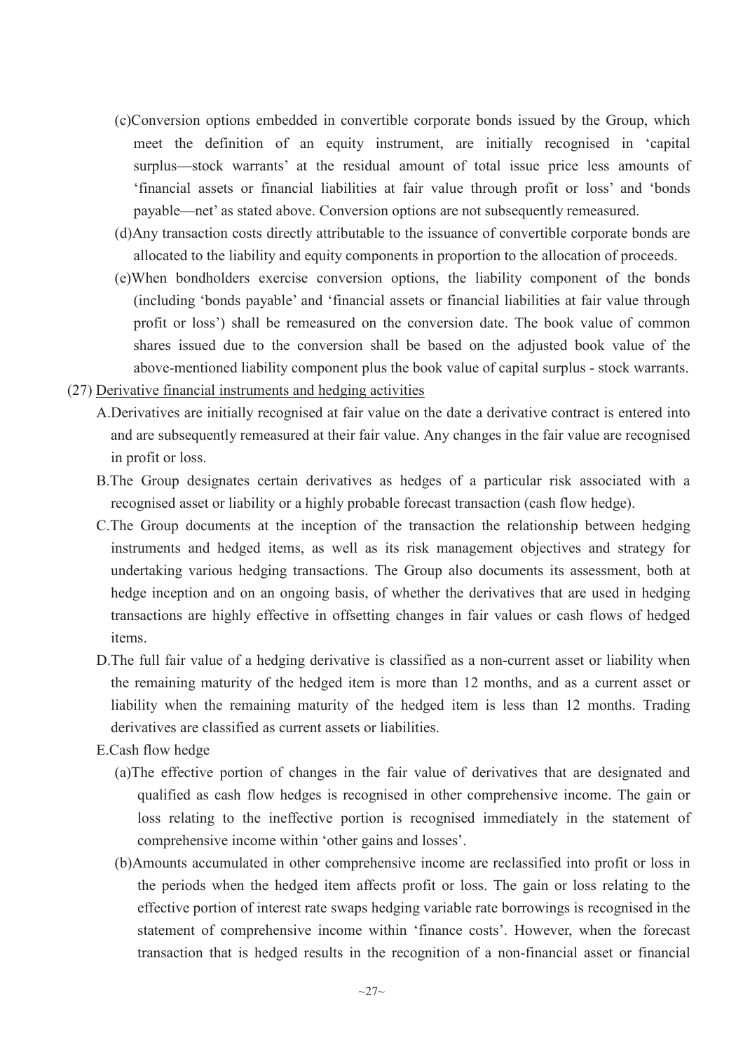(c) Conversion options embedded in convertible corporate bonds issued by the Group, which meet the definition of an equity instrument, are initially recognised in 'capital surplus—stock warrants' at the residual amount of total issue price less amounts of 'financial assets or financial liabilities at fair value through profit or loss' and 'bonds payable—net' as stated above. Conversion options are not subsequently remeasured.

(d) Any transaction costs directly attributable to the issuance of convertible corporate bonds are allocated to the liability and equity components in proportion to the allocation of proceeds.

(e) When bondholders exercise conversion options, the liability component of the bonds (including 'bonds payable' and 'financial assets or financial liabilities at fair value through profit or loss') shall be remeasured on the conversion date. The book value of common shares issued due to the conversion shall be based on the adjusted book value of the above-mentioned liability component plus the book value of capital surplus - stock warrants.

(27) Derivative financial instruments and hedging activities

A. Derivatives are initially recognised at fair value on the date a derivative contract is entered into and are subsequently remeasured at their fair value. Any changes in the fair value are recognised in profit or loss.

B. The Group designates certain derivatives as hedges of a particular risk associated with a recognised asset or liability or a highly probable forecast transaction (cash flow hedge).

C. The Group documents at the inception of the transaction the relationship between hedging instruments and hedged items, as well as its risk management objectives and strategy for undertaking various hedging transactions. The Group also documents its assessment, both at hedge inception and on an ongoing basis, of whether the derivatives that are used in hedging transactions are highly effective in offsetting changes in fair values or cash flows of hedged items.

D. The full fair value of a hedging derivative is classified as a non-current asset or liability when the remaining maturity of the hedged item is more than 12 months, and as a current asset or liability when the remaining maturity of the hedged item is less than 12 months. Trading derivatives are classified as current assets or liabilities.

E. Cash flow hedge

(a) The effective portion of changes in the fair value of derivatives that are designated and qualified as cash flow hedges is recognised in other comprehensive income. The gain or loss relating to the ineffective portion is recognised immediately in the statement of comprehensive income within 'other gains and losses'.

(b) Amounts accumulated in other comprehensive income are reclassified into profit or loss in the periods when the hedged item affects profit or loss. The gain or loss relating to the effective portion of interest rate swaps hedging variable rate borrowings is recognised in the statement of comprehensive income within 'finance costs'. However, when the forecast transaction that is hedged results in the recognition of a non-financial asset or financial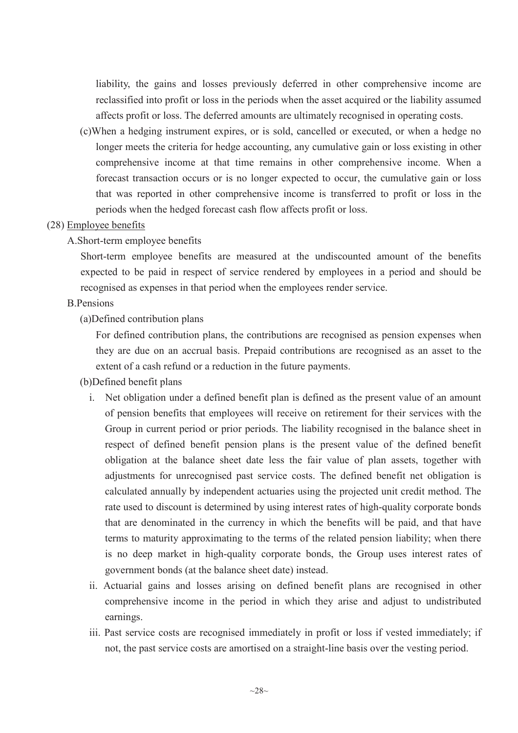liability, the gains and losses previously deferred in other comprehensive income are reclassified into profit or loss in the periods when the asset acquired or the liability assumed affects profit or loss. The deferred amounts are ultimately recognised in operating costs.

(c) When a hedging instrument expires, or is sold, cancelled or executed, or when a hedge no longer meets the criteria for hedge accounting, any cumulative gain or loss existing in other comprehensive income at that time remains in other comprehensive income. When a forecast transaction occurs or is no longer expected to occur, the cumulative gain or loss that was reported in other comprehensive income is transferred to profit or loss in the periods when the hedged forecast cash flow affects profit or loss.

(28) Employee benefits

A. Short-term employee benefits

Short-term employee benefits are measured at the undiscounted amount of the benefits expected to be paid in respect of service rendered by employees in a period and should be recognised as expenses in that period when the employees render service.

B. Pensions

(a) Defined contribution plans

For defined contribution plans, the contributions are recognised as pension expenses when they are due on an accrual basis. Prepaid contributions are recognised as an asset to the extent of a cash refund or a reduction in the future payments.

(b) Defined benefit plans

i. Net obligation under a defined benefit plan is defined as the present value of an amount of pension benefits that employees will receive on retirement for their services with the Group in current period or prior periods. The liability recognised in the balance sheet in respect of defined benefit pension plans is the present value of the defined benefit obligation at the balance sheet date less the fair value of plan assets, together with adjustments for unrecognised past service costs. The defined benefit net obligation is calculated annually by independent actuaries using the projected unit credit method. The rate used to discount is determined by using interest rates of high-quality corporate bonds that are denominated in the currency in which the benefits will be paid, and that have terms to maturity approximating to the terms of the related pension liability; when there is no deep market in high-quality corporate bonds, the Group uses interest rates of government bonds (at the balance sheet date) instead.

ii. Actuarial gains and losses arising on defined benefit plans are recognised in other comprehensive income in the period in which they arise and adjust to undistributed earnings.

iii. Past service costs are recognised immediately in profit or loss if vested immediately; if not, the past service costs are amortised on a straight-line basis over the vesting period.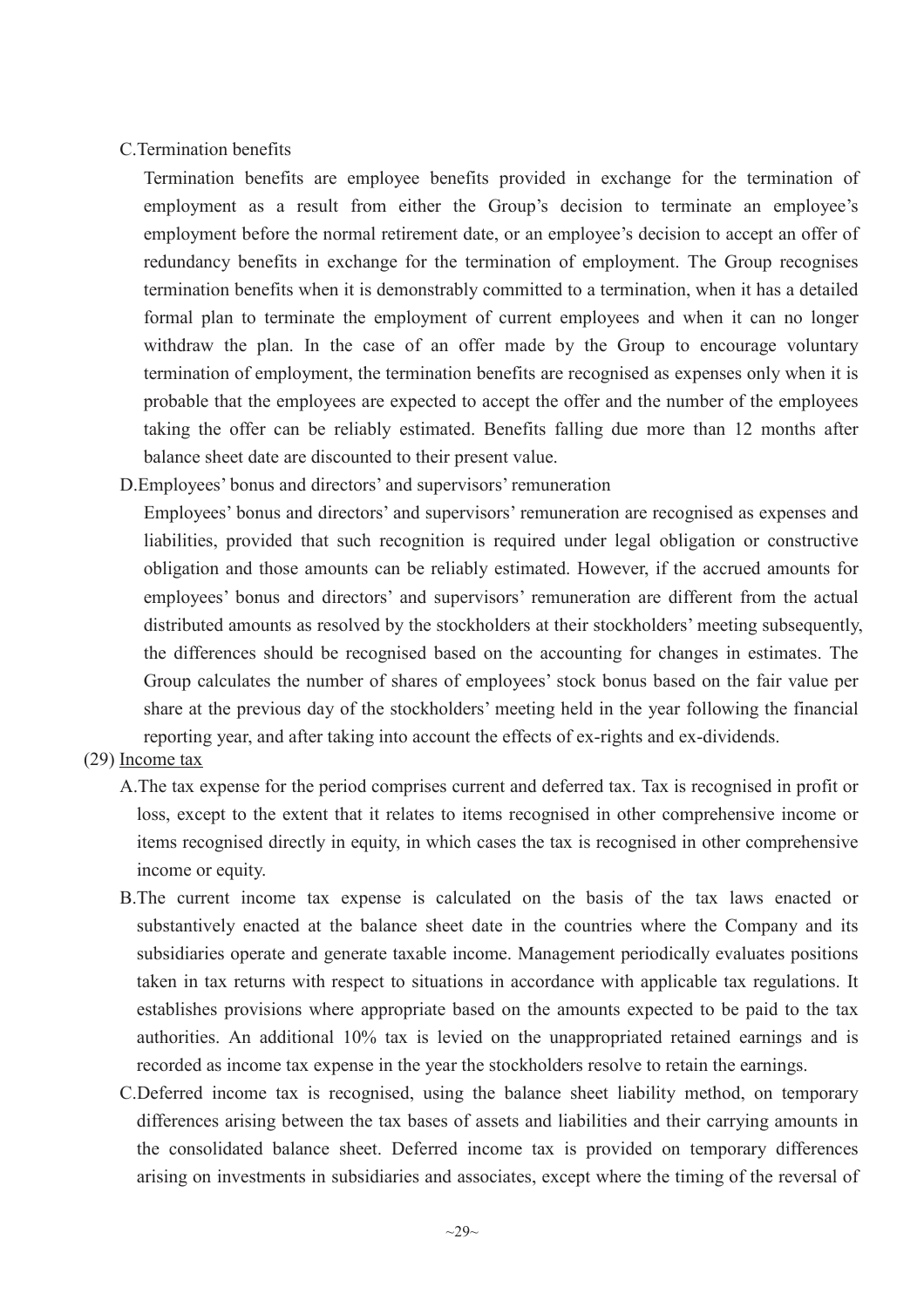C.Termination benefits

Termination benefits are employee benefits provided in exchange for the termination of employment as a result from either the Group's decision to terminate an employee's employment before the normal retirement date, or an employee's decision to accept an offer of redundancy benefits in exchange for the termination of employment. The Group recognises termination benefits when it is demonstrably committed to a termination, when it has a detailed formal plan to terminate the employment of current employees and when it can no longer withdraw the plan. In the case of an offer made by the Group to encourage voluntary termination of employment, the termination benefits are recognised as expenses only when it is probable that the employees are expected to accept the offer and the number of the employees taking the offer can be reliably estimated. Benefits falling due more than 12 months after balance sheet date are discounted to their present value.

D.Employees' bonus and directors' and supervisors' remuneration

Employees' bonus and directors' and supervisors' remuneration are recognised as expenses and liabilities, provided that such recognition is required under legal obligation or constructive obligation and those amounts can be reliably estimated. However, if the accrued amounts for employees' bonus and directors' and supervisors' remuneration are different from the actual distributed amounts as resolved by the stockholders at their stockholders' meeting subsequently, the differences should be recognised based on the accounting for changes in estimates. The Group calculates the number of shares of employees' stock bonus based on the fair value per share at the previous day of the stockholders' meeting held in the year following the financial reporting year, and after taking into account the effects of ex-rights and ex-dividends.

(29) Income tax

A.The tax expense for the period comprises current and deferred tax. Tax is recognised in profit or loss, except to the extent that it relates to items recognised in other comprehensive income or items recognised directly in equity, in which cases the tax is recognised in other comprehensive income or equity.

B.The current income tax expense is calculated on the basis of the tax laws enacted or substantively enacted at the balance sheet date in the countries where the Company and its subsidiaries operate and generate taxable income. Management periodically evaluates positions taken in tax returns with respect to situations in accordance with applicable tax regulations. It establishes provisions where appropriate based on the amounts expected to be paid to the tax authorities. An additional 10% tax is levied on the unappropriated retained earnings and is recorded as income tax expense in the year the stockholders resolve to retain the earnings.

C.Deferred income tax is recognised, using the balance sheet liability method, on temporary differences arising between the tax bases of assets and liabilities and their carrying amounts in the consolidated balance sheet. Deferred income tax is provided on temporary differences arising on investments in subsidiaries and associates, except where the timing of the reversal of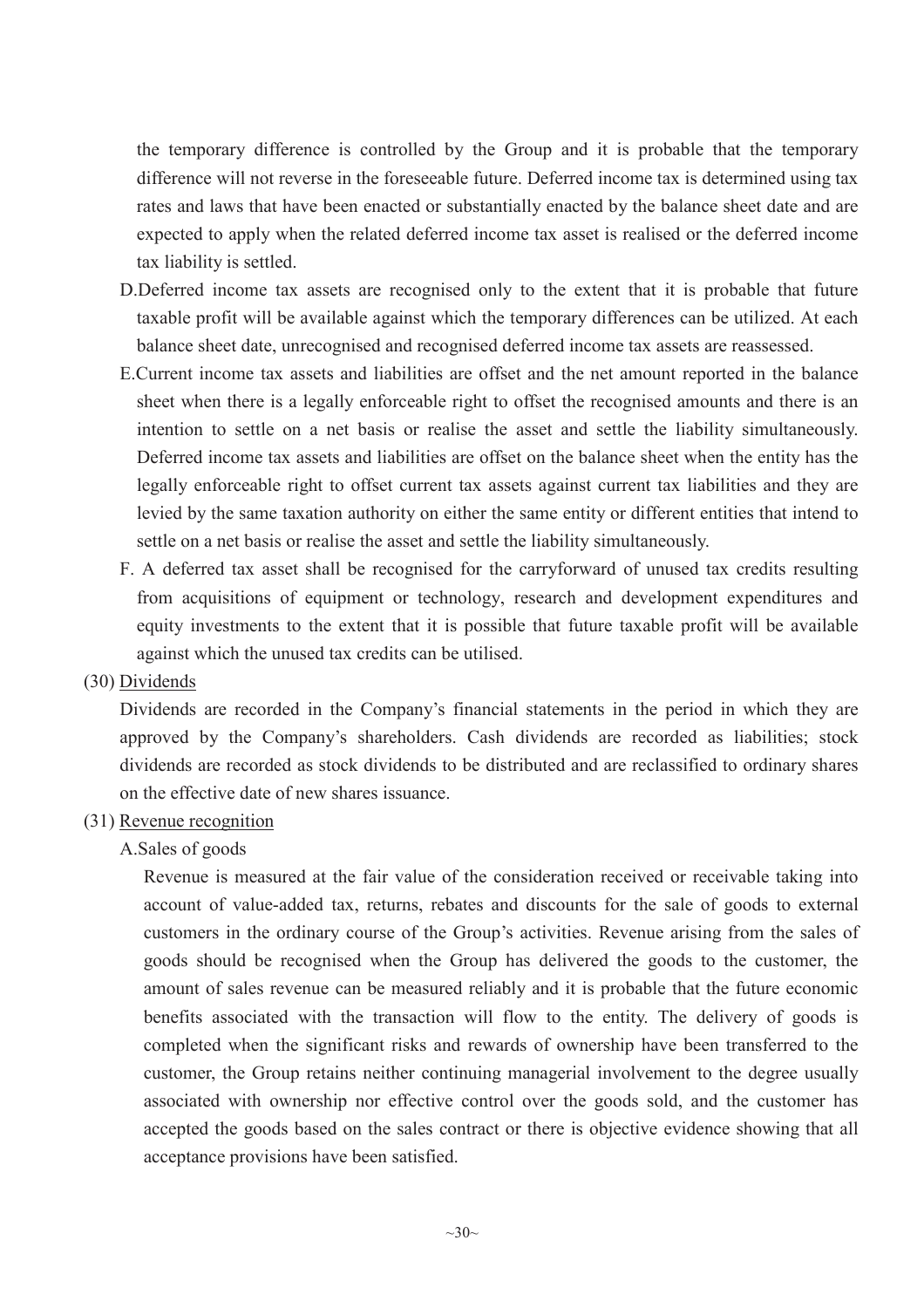the temporary difference is controlled by the Group and it is probable that the temporary difference will not reverse in the foreseeable future. Deferred income tax is determined using tax rates and laws that have been enacted or substantially enacted by the balance sheet date and are expected to apply when the related deferred income tax asset is realised or the deferred income tax liability is settled.

D. Deferred income tax assets are recognised only to the extent that it is probable that future taxable profit will be available against which the temporary differences can be utilized. At each balance sheet date, unrecognised and recognised deferred income tax assets are reassessed.

E. Current income tax assets and liabilities are offset and the net amount reported in the balance sheet when there is a legally enforceable right to offset the recognised amounts and there is an intention to settle on a net basis or realise the asset and settle the liability simultaneously. Deferred income tax assets and liabilities are offset on the balance sheet when the entity has the legally enforceable right to offset current tax assets against current tax liabilities and they are levied by the same taxation authority on either the same entity or different entities that intend to settle on a net basis or realise the asset and settle the liability simultaneously.

F. A deferred tax asset shall be recognised for the carryforward of unused tax credits resulting from acquisitions of equipment or technology, research and development expenditures and equity investments to the extent that it is possible that future taxable profit will be available against which the unused tax credits can be utilised.

(30) Dividends

Dividends are recorded in the Company's financial statements in the period in which they are approved by the Company's shareholders. Cash dividends are recorded as liabilities; stock dividends are recorded as stock dividends to be distributed and are reclassified to ordinary shares on the effective date of new shares issuance.

(31) Revenue recognition

A. Sales of goods

Revenue is measured at the fair value of the consideration received or receivable taking into account of value-added tax, returns, rebates and discounts for the sale of goods to external customers in the ordinary course of the Group's activities. Revenue arising from the sales of goods should be recognised when the Group has delivered the goods to the customer, the amount of sales revenue can be measured reliably and it is probable that the future economic benefits associated with the transaction will flow to the entity. The delivery of goods is completed when the significant risks and rewards of ownership have been transferred to the customer, the Group retains neither continuing managerial involvement to the degree usually associated with ownership nor effective control over the goods sold, and the customer has accepted the goods based on the sales contract or there is objective evidence showing that all acceptance provisions have been satisfied.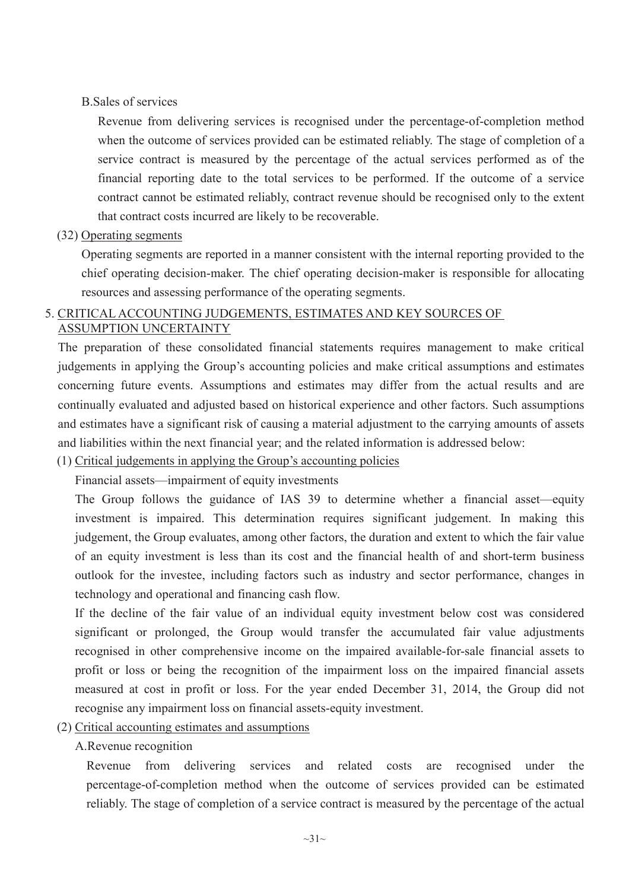B.Sales of services

Revenue from delivering services is recognised under the percentage-of-completion method when the outcome of services provided can be estimated reliably. The stage of completion of a service contract is measured by the percentage of the actual services performed as of the financial reporting date to the total services to be performed. If the outcome of a service contract cannot be estimated reliably, contract revenue should be recognised only to the extent that contract costs incurred are likely to be recoverable.

(32) Operating segments

Operating segments are reported in a manner consistent with the internal reporting provided to the chief operating decision-maker. The chief operating decision-maker is responsible for allocating resources and assessing performance of the operating segments.

## 5. CRITICAL ACCOUNTING JUDGEMENTS, ESTIMATES AND KEY SOURCES OF ASSUMPTION UNCERTAINTY

The preparation of these consolidated financial statements requires management to make critical judgements in applying the Group's accounting policies and make critical assumptions and estimates concerning future events. Assumptions and estimates may differ from the actual results and are continually evaluated and adjusted based on historical experience and other factors. Such assumptions and estimates have a significant risk of causing a material adjustment to the carrying amounts of assets and liabilities within the next financial year; and the related information is addressed below:

(1) Critical judgements in applying the Group's accounting policies

Financial assets—impairment of equity investments

The Group follows the guidance of IAS 39 to determine whether a financial asset—equity investment is impaired. This determination requires significant judgement. In making this judgement, the Group evaluates, among other factors, the duration and extent to which the fair value of an equity investment is less than its cost and the financial health of and short-term business outlook for the investee, including factors such as industry and sector performance, changes in technology and operational and financing cash flow.

If the decline of the fair value of an individual equity investment below cost was considered significant or prolonged, the Group would transfer the accumulated fair value adjustments recognised in other comprehensive income on the impaired available-for-sale financial assets to profit or loss or being the recognition of the impairment loss on the impaired financial assets measured at cost in profit or loss. For the year ended December 31, 2014, the Group did not recognise any impairment loss on financial assets-equity investment.

(2) Critical accounting estimates and assumptions

A.Revenue recognition

Revenue from delivering services and related costs are recognised under the percentage-of-completion method when the outcome of services provided can be estimated reliably. The stage of completion of a service contract is measured by the percentage of the actual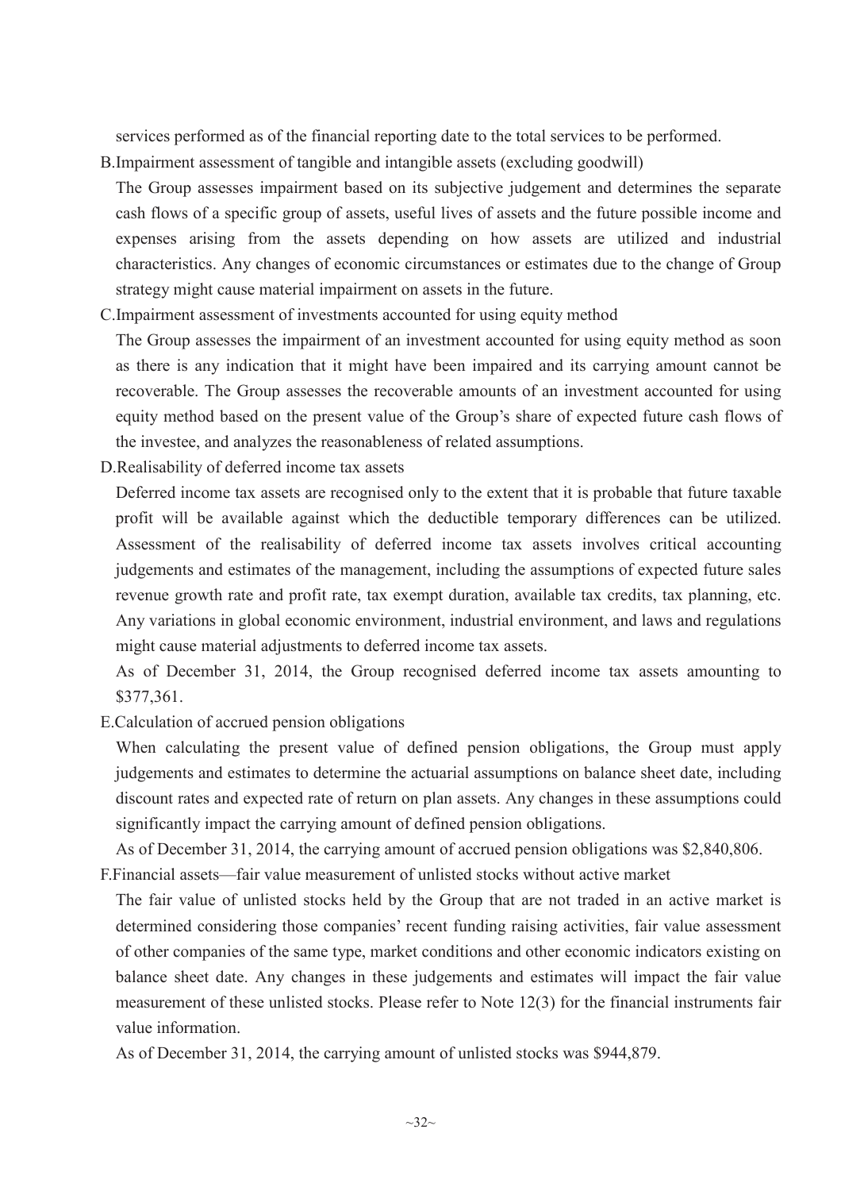services performed as of the financial reporting date to the total services to be performed.

B.Impairment assessment of tangible and intangible assets (excluding goodwill)

The Group assesses impairment based on its subjective judgement and determines the separate cash flows of a specific group of assets, useful lives of assets and the future possible income and expenses arising from the assets depending on how assets are utilized and industrial characteristics. Any changes of economic circumstances or estimates due to the change of Group strategy might cause material impairment on assets in the future.

C.Impairment assessment of investments accounted for using equity method

The Group assesses the impairment of an investment accounted for using equity method as soon as there is any indication that it might have been impaired and its carrying amount cannot be recoverable. The Group assesses the recoverable amounts of an investment accounted for using equity method based on the present value of the Group's share of expected future cash flows of the investee, and analyzes the reasonableness of related assumptions.

D.Realisability of deferred income tax assets

Deferred income tax assets are recognised only to the extent that it is probable that future taxable profit will be available against which the deductible temporary differences can be utilized. Assessment of the realisability of deferred income tax assets involves critical accounting judgements and estimates of the management, including the assumptions of expected future sales revenue growth rate and profit rate, tax exempt duration, available tax credits, tax planning, etc. Any variations in global economic environment, industrial environment, and laws and regulations might cause material adjustments to deferred income tax assets.

As of December 31, 2014, the Group recognised deferred income tax assets amounting to $377,361.

E.Calculation of accrued pension obligations

When calculating the present value of defined pension obligations, the Group must apply judgements and estimates to determine the actuarial assumptions on balance sheet date, including discount rates and expected rate of return on plan assets. Any changes in these assumptions could significantly impact the carrying amount of defined pension obligations.

As of December 31, 2014, the carrying amount of accrued pension obligations was $2,840,806.

F.Financial assets—fair value measurement of unlisted stocks without active market

The fair value of unlisted stocks held by the Group that are not traded in an active market is determined considering those companies' recent funding raising activities, fair value assessment of other companies of the same type, market conditions and other economic indicators existing on balance sheet date. Any changes in these judgements and estimates will impact the fair value measurement of these unlisted stocks. Please refer to Note 12(3) for the financial instruments fair value information.

As of December 31, 2014, the carrying amount of unlisted stocks was $944,879.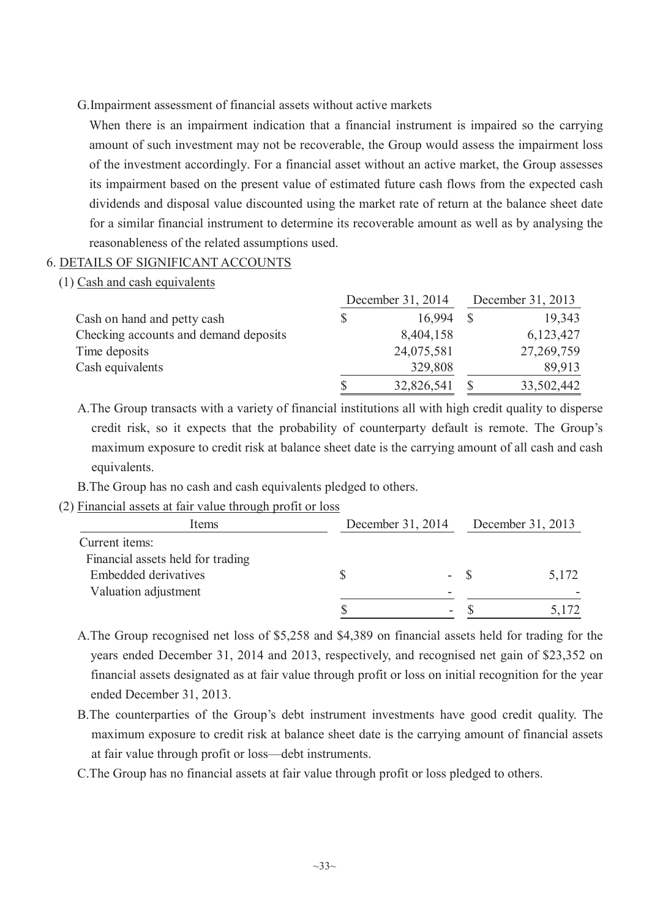G.Impairment assessment of financial assets without active markets

When there is an impairment indication that a financial instrument is impaired so the carrying amount of such investment may not be recoverable, the Group would assess the impairment loss of the investment accordingly. For a financial asset without an active market, the Group assesses its impairment based on the present value of estimated future cash flows from the expected cash dividends and disposal value discounted using the market rate of return at the balance sheet date for a similar financial instrument to determine its recoverable amount as well as by analysing the reasonableness of the related assumptions used.

## 6. DETAILS OF SIGNIFICANT ACCOUNTS

### (1) Cash and cash equivalents

| | December 31, 2014 | December 31, 2013 |
|---|---|---|
| Cash on hand and petty cash | $ 16,994 | $ 19,343 |
| Checking accounts and demand deposits | 8,404,158 | 6,123,427 |
| Time deposits | 24,075,581 | 27,269,759 |
| Cash equivalents | 329,808 | 89,913 |
| | $ 32,826,541 | $ 33,502,442 |

A.The Group transacts with a variety of financial institutions all with high credit quality to disperse credit risk, so it expects that the probability of counterparty default is remote. The Group's maximum exposure to credit risk at balance sheet date is the carrying amount of all cash and cash equivalents.

B.The Group has no cash and cash equivalents pledged to others.

### (2) Financial assets at fair value through profit or loss

| Items | December 31, 2014 | December 31, 2013 |
|---|---|---|
| Current items: | | |
| Financial assets held for trading | | |
| Embedded derivatives | $ - | $ 5,172 |
| Valuation adjustment | - | - |
| | $ - | $ 5,172 |

A.The Group recognised net loss of $5,258 and $4,389 on financial assets held for trading for the years ended December 31, 2014 and 2013, respectively, and recognised net gain of $23,352 on financial assets designated as at fair value through profit or loss on initial recognition for the year ended December 31, 2013.

B.The counterparties of the Group's debt instrument investments have good credit quality. The maximum exposure to credit risk at balance sheet date is the carrying amount of financial assets at fair value through profit or loss—debt instruments.

C.The Group has no financial assets at fair value through profit or loss pledged to others.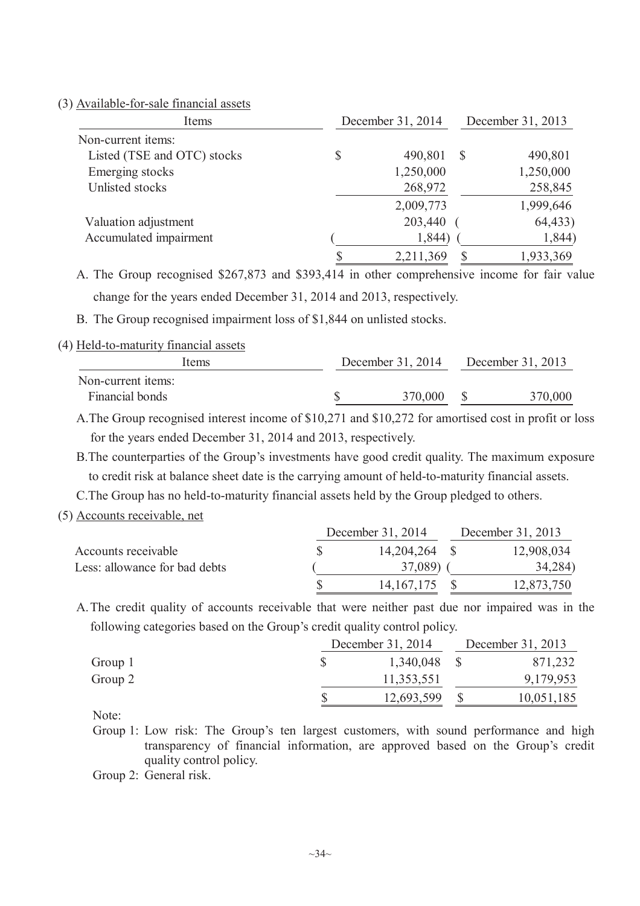(3) Available-for-sale financial assets

| Items | December 31, 2014 | December 31, 2013 |
|---|---|---|
| Non-current items: | | |
| Listed (TSE and OTC) stocks | $ 490,801 | $ 490,801 |
| Emerging stocks | 1,250,000 | 1,250,000 |
| Unlisted stocks | 268,972 | 258,845 |
| | 2,009,773 | 1,999,646 |
| Valuation adjustment | 203,440 | ( 64,433) |
| Accumulated impairment | ( 1,844) | ( 1,844) |
| | $ 2,211,369 | $ 1,933,369 |

A. The Group recognised $267,873 and $393,414 in other comprehensive income for fair value change for the years ended December 31, 2014 and 2013, respectively.

B. The Group recognised impairment loss of $1,844 on unlisted stocks.

(4) Held-to-maturity financial assets

| Items | December 31, 2014 | December 31, 2013 |
|---|---|---|
| Non-current items: | | |
| Financial bonds | $ 370,000 | $ 370,000 |

A. The Group recognised interest income of $10,271 and $10,272 for amortised cost in profit or loss for the years ended December 31, 2014 and 2013, respectively.

B. The counterparties of the Group's investments have good credit quality. The maximum exposure to credit risk at balance sheet date is the carrying amount of held-to-maturity financial assets.

C. The Group has no held-to-maturity financial assets held by the Group pledged to others.

(5) Accounts receivable, net

| | December 31, 2014 | December 31, 2013 |
|---|---|---|
| Accounts receivable | $ 14,204,264 | $ 12,908,034 |
| Less: allowance for bad debts | ( 37,089) | ( 34,284) |
| | $ 14,167,175 | $ 12,873,750 |

A. The credit quality of accounts receivable that were neither past due nor impaired was in the following categories based on the Group's credit quality control policy.

| | December 31, 2014 | December 31, 2013 |
|---|---|---|
| Group 1 | $ 1,340,048 | $ 871,232 |
| Group 2 | 11,353,551 | 9,179,953 |
| | $ 12,693,599 | $ 10,051,185 |

Note:

Group 1: Low risk: The Group's ten largest customers, with sound performance and high transparency of financial information, are approved based on the Group's credit quality control policy.

Group 2: General risk.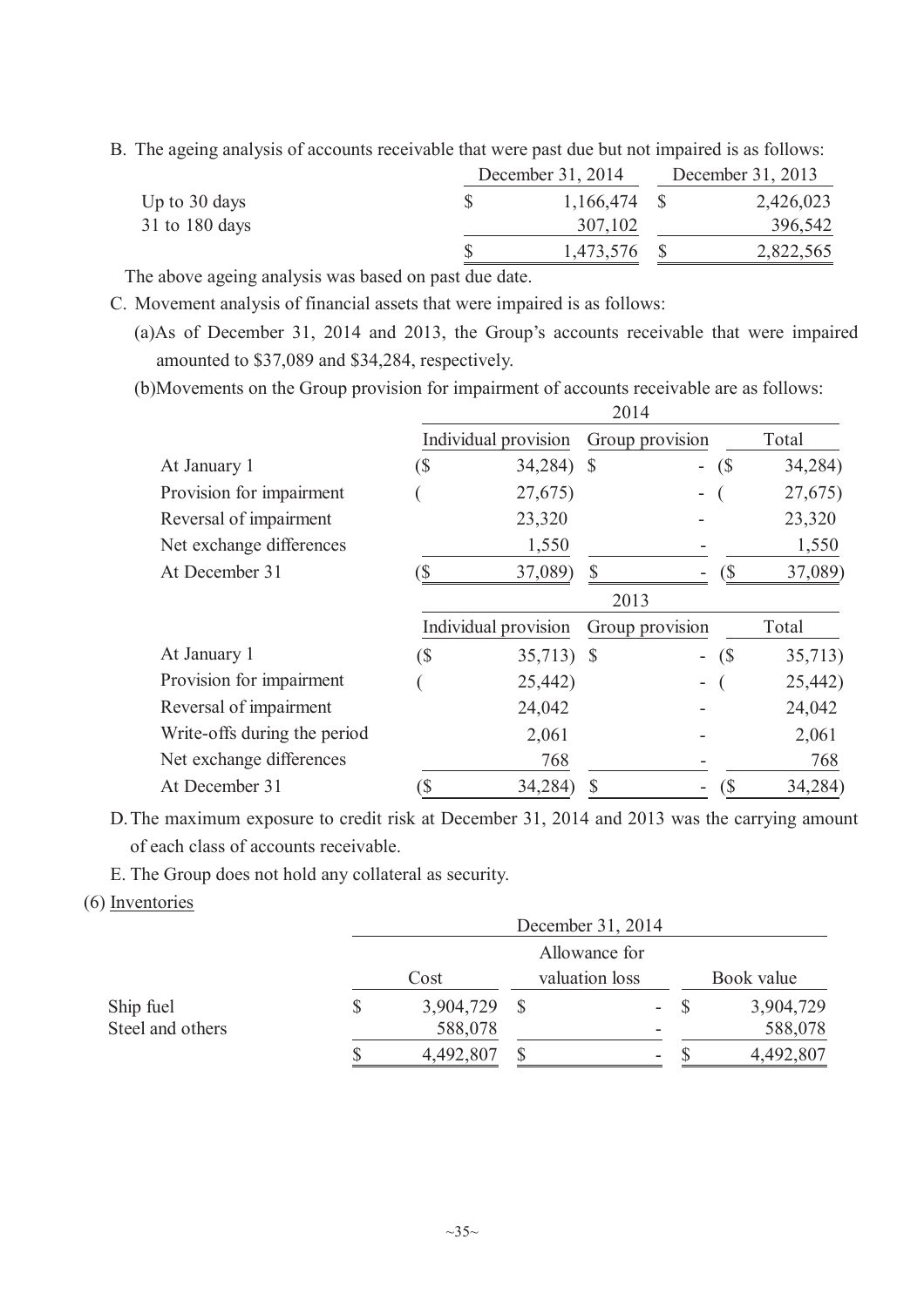B. The ageing analysis of accounts receivable that were past due but not impaired is as follows:

| | December 31, 2014 | December 31, 2013 |
|---|---|---|
| Up to 30 days | $ 1,166,474 | $ 2,426,023 |
| 31 to 180 days | 307,102 | 396,542 |
| | $ 1,473,576 | $ 2,822,565 |

The above ageing analysis was based on past due date.

C. Movement analysis of financial assets that were impaired is as follows:

(a)As of December 31, 2014 and 2013, the Group's accounts receivable that were impaired amounted to $37,089 and $34,284, respectively.

(b)Movements on the Group provision for impairment of accounts receivable are as follows:

| | 2014 | | |
|---|---|---|---|
| | Individual provision | Group provision | Total |
| At January 1 | ($ 34,284) | $ - | ($ 34,284) |
| Provision for impairment | ( 27,675) | - | ( 27,675) |
| Reversal of impairment | 23,320 | - | 23,320 |
| Net exchange differences | 1,550 | - | 1,550 |
| At December 31 | ($ 37,089) | $ - | ($ 37,089) |

| | 2013 | | |
|---|---|---|---|
| | Individual provision | Group provision | Total |
| At January 1 | ($ 35,713) | $ - | ($ 35,713) |
| Provision for impairment | ( 25,442) | - | ( 25,442) |
| Reversal of impairment | 24,042 | - | 24,042 |
| Write-offs during the period | 2,061 | - | 2,061 |
| Net exchange differences | 768 | - | 768 |
| At December 31 | ($ 34,284) | $ - | ($ 34,284) |

D. The maximum exposure to credit risk at December 31, 2014 and 2013 was the carrying amount of each class of accounts receivable.

E. The Group does not hold any collateral as security.

(6) Inventories

| | December 31, 2014 | | |
|---|---|---|---|
| | Cost | Allowance for valuation loss | Book value |
| Ship fuel | $ 3,904,729 | $ - | $ 3,904,729 |
| Steel and others | 588,078 | - | 588,078 |
| | $ 4,492,807 | $ - | $ 4,492,807 |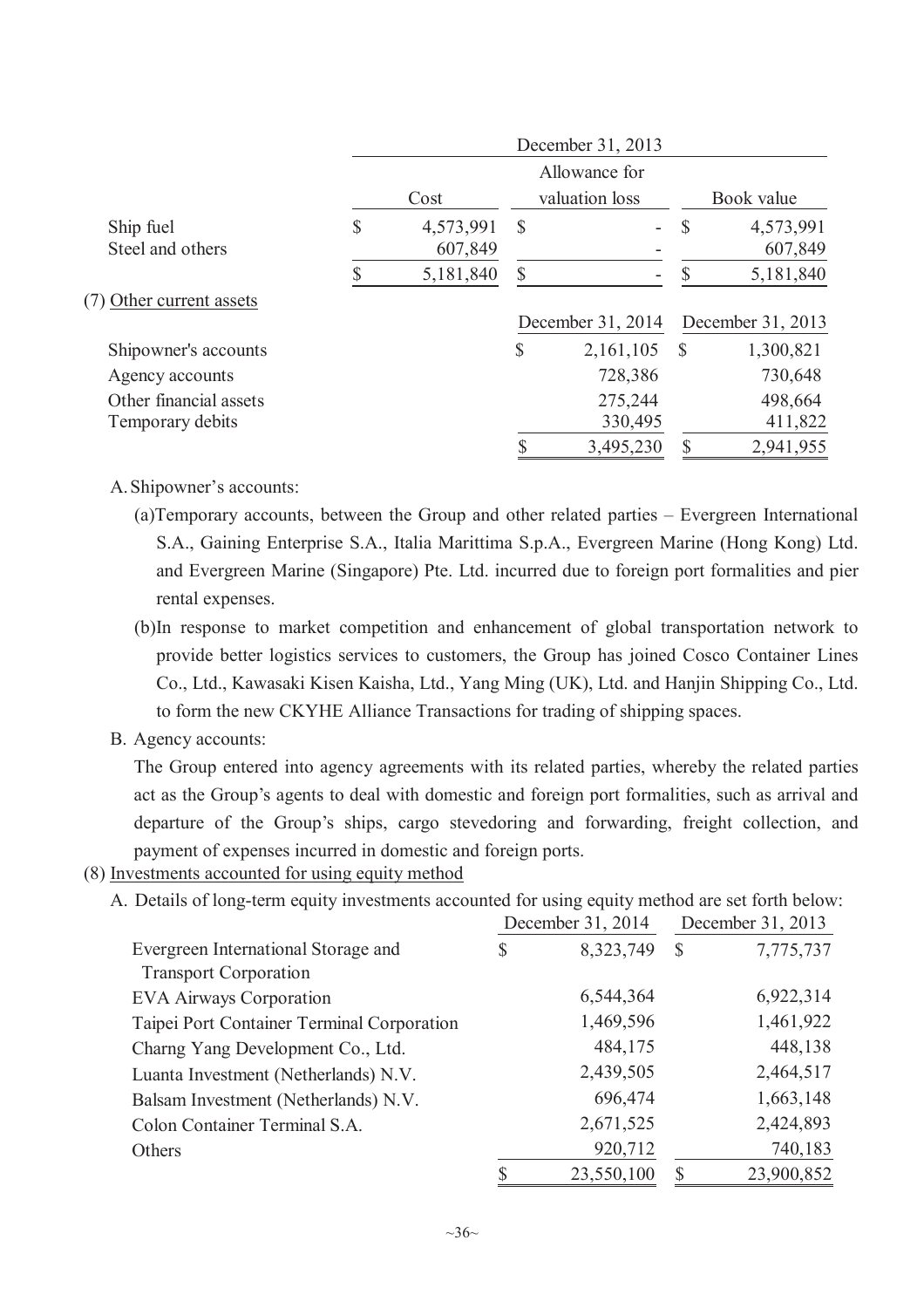| | December 31, 2013 | | |
|---|---|---|---|
| | Cost | Allowance for valuation loss | Book value |
| Ship fuel | $ 4,573,991 | $ - | $ 4,573,991 |
| Steel and others | 607,849 | - | 607,849 |
| | $ 5,181,840 | $ - | $ 5,181,840 |

(7) Other current assets

| | December 31, 2014 | December 31, 2013 |
|---|---|---|
| Shipowner's accounts | $ 2,161,105 | $ 1,300,821 |
| Agency accounts | 728,386 | 730,648 |
| Other financial assets | 275,244 | 498,664 |
| Temporary debits | 330,495 | 411,822 |
| | $ 3,495,230 | $ 2,941,955 |

A. Shipowner's accounts:

(a) Temporary accounts, between the Group and other related parties – Evergreen International S.A., Gaining Enterprise S.A., Italia Marittima S.p.A., Evergreen Marine (Hong Kong) Ltd. and Evergreen Marine (Singapore) Pte. Ltd. incurred due to foreign port formalities and pier rental expenses.

(b) In response to market competition and enhancement of global transportation network to provide better logistics services to customers, the Group has joined Cosco Container Lines Co., Ltd., Kawasaki Kisen Kaisha, Ltd., Yang Ming (UK), Ltd. and Hanjin Shipping Co., Ltd. to form the new CKYHE Alliance Transactions for trading of shipping spaces.

B. Agency accounts:

The Group entered into agency agreements with its related parties, whereby the related parties act as the Group's agents to deal with domestic and foreign port formalities, such as arrival and departure of the Group's ships, cargo stevedoring and forwarding, freight collection, and payment of expenses incurred in domestic and foreign ports.

(8) Investments accounted for using equity method

A. Details of long-term equity investments accounted for using equity method are set forth below:

| | December 31, 2014 | December 31, 2013 |
|---|---|---|
| Evergreen International Storage and Transport Corporation | $ 8,323,749 | $ 7,775,737 |
| EVA Airways Corporation | 6,544,364 | 6,922,314 |
| Taipei Port Container Terminal Corporation | 1,469,596 | 1,461,922 |
| Charng Yang Development Co., Ltd. | 484,175 | 448,138 |
| Luanta Investment (Netherlands) N.V. | 2,439,505 | 2,464,517 |
| Balsam Investment (Netherlands) N.V. | 696,474 | 1,663,148 |
| Colon Container Terminal S.A. | 2,671,525 | 2,424,893 |
| Others | 920,712 | 740,183 |
| | $ 23,550,100 | $ 23,900,852 |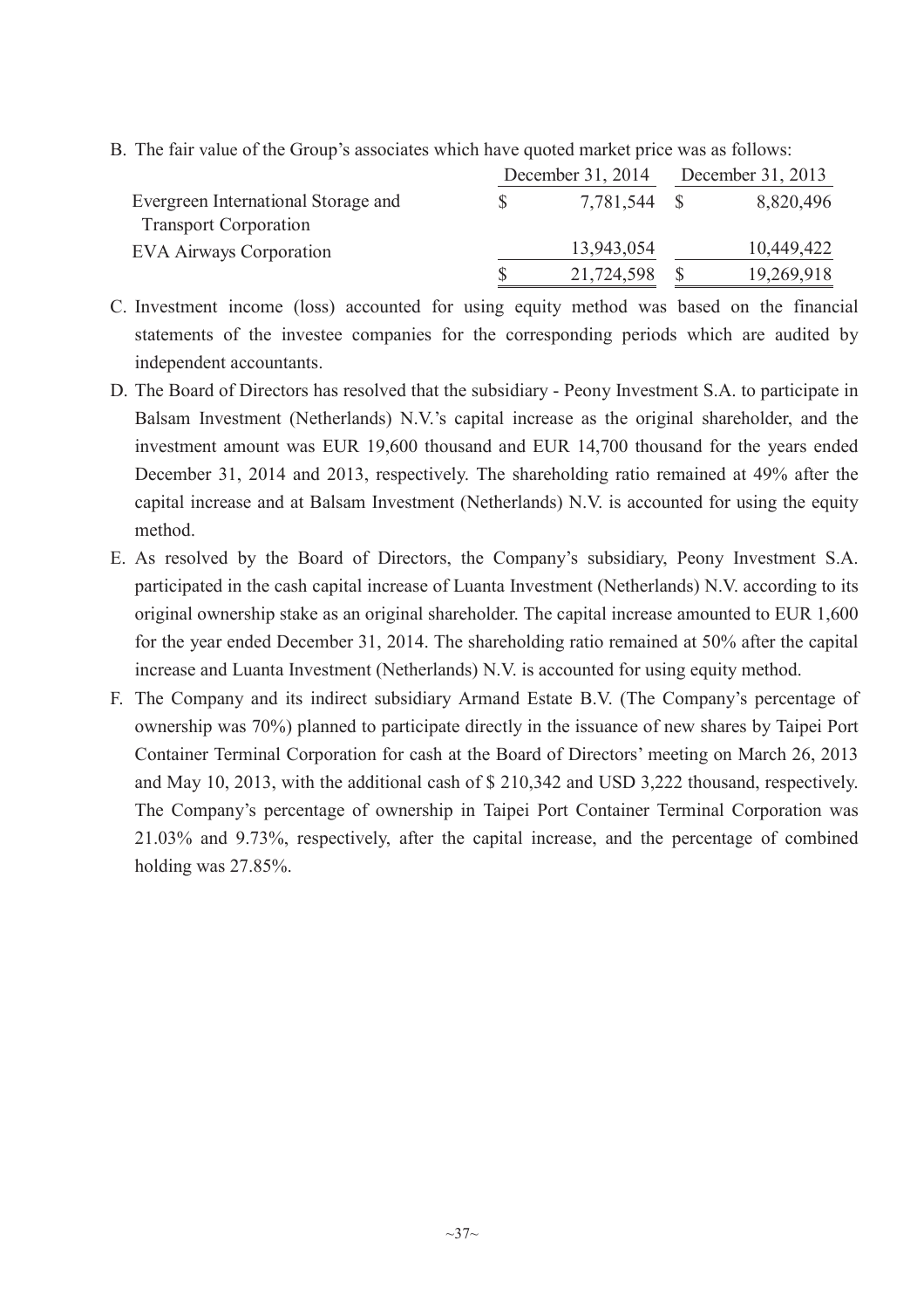B. The fair value of the Group's associates which have quoted market price was as follows:

| | December 31, 2014 | December 31, 2013 |
|---|---|---|
| Evergreen International Storage and Transport Corporation | $ 7,781,544 | $ 8,820,496 |
| EVA Airways Corporation | 13,943,054 | 10,449,422 |
| | $ 21,724,598 | $ 19,269,918 |

C. Investment income (loss) accounted for using equity method was based on the financial statements of the investee companies for the corresponding periods which are audited by independent accountants.

D. The Board of Directors has resolved that the subsidiary - Peony Investment S.A. to participate in Balsam Investment (Netherlands) N.V.'s capital increase as the original shareholder, and the investment amount was EUR 19,600 thousand and EUR 14,700 thousand for the years ended December 31, 2014 and 2013, respectively. The shareholding ratio remained at 49% after the capital increase and at Balsam Investment (Netherlands) N.V. is accounted for using the equity method.

E. As resolved by the Board of Directors, the Company's subsidiary, Peony Investment S.A. participated in the cash capital increase of Luanta Investment (Netherlands) N.V. according to its original ownership stake as an original shareholder. The capital increase amounted to EUR 1,600 for the year ended December 31, 2014. The shareholding ratio remained at 50% after the capital increase and Luanta Investment (Netherlands) N.V. is accounted for using equity method.

F. The Company and its indirect subsidiary Armand Estate B.V. (The Company's percentage of ownership was 70%) planned to participate directly in the issuance of new shares by Taipei Port Container Terminal Corporation for cash at the Board of Directors' meeting on March 26, 2013 and May 10, 2013, with the additional cash of $ 210,342 and USD 3,222 thousand, respectively. The Company's percentage of ownership in Taipei Port Container Terminal Corporation was 21.03% and 9.73%, respectively, after the capital increase, and the percentage of combined holding was 27.85%.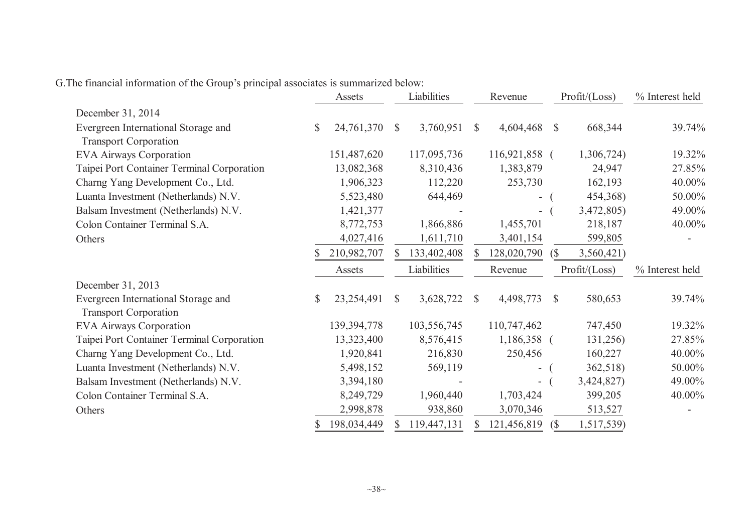G.The financial information of the Group's principal associates is summarized below:

| | Assets | Liabilities | Revenue | Profit/(Loss) | % Interest held |
|---|---|---|---|---|---|
| December 31, 2014 | | | | | |
| Evergreen International Storage and Transport Corporation | $ 24,761,370 | $ 3,760,951 | $ 4,604,468 | $ 668,344 | 39.74% |
| EVA Airways Corporation | 151,487,620 | 117,095,736 | 116,921,858 | ( 1,306,724) | 19.32% |
| Taipei Port Container Terminal Corporation | 13,082,368 | 8,310,436 | 1,383,879 | 24,947 | 27.85% |
| Charng Yang Development Co., Ltd. | 1,906,323 | 112,220 | 253,730 | 162,193 | 40.00% |
| Luanta Investment (Netherlands) N.V. | 5,523,480 | 644,469 | - | ( 454,368) | 50.00% |
| Balsam Investment (Netherlands) N.V. | 1,421,377 | - | - | ( 3,472,805) | 49.00% |
| Colon Container Terminal S.A. | 8,772,753 | 1,866,886 | 1,455,701 | 218,187 | 40.00% |
| Others | 4,027,416 | 1,611,710 | 3,401,154 | 599,805 | - |
| | $ 210,982,707 | $ 133,402,408 | $ 128,020,790 | ($ 3,560,421) | |
| | Assets | Liabilities | Revenue | Profit/(Loss) | % Interest held |
| December 31, 2013 | | | | | |
| Evergreen International Storage and Transport Corporation | $ 23,254,491 | $ 3,628,722 | $ 4,498,773 | $ 580,653 | 39.74% |
| EVA Airways Corporation | 139,394,778 | 103,556,745 | 110,747,462 | 747,450 | 19.32% |
| Taipei Port Container Terminal Corporation | 13,323,400 | 8,576,415 | 1,186,358 | ( 131,256) | 27.85% |
| Charng Yang Development Co., Ltd. | 1,920,841 | 216,830 | 250,456 | 160,227 | 40.00% |
| Luanta Investment (Netherlands) N.V. | 5,498,152 | 569,119 | - | ( 362,518) | 50.00% |
| Balsam Investment (Netherlands) N.V. | 3,394,180 | - | - | ( 3,424,827) | 49.00% |
| Colon Container Terminal S.A. | 8,249,729 | 1,960,440 | 1,703,424 | 399,205 | 40.00% |
| Others | 2,998,878 | 938,860 | 3,070,346 | 513,527 | - |
| | $ 198,034,449 | $ 119,447,131 | $ 121,456,819 | ($ 1,517,539) | |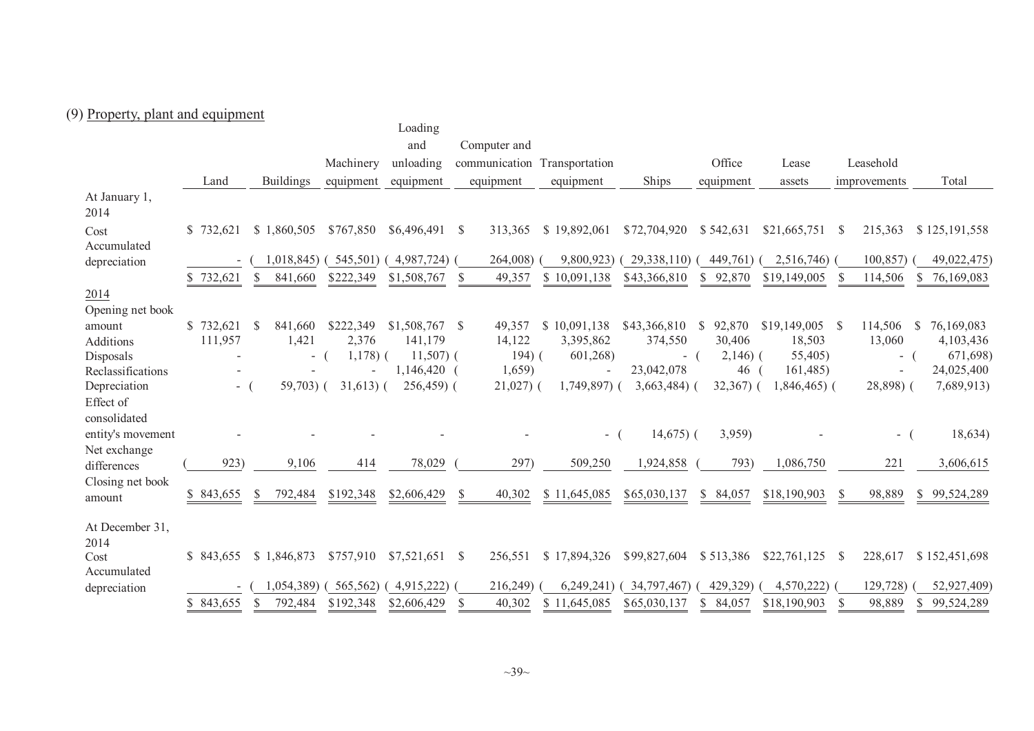## (9) Property, plant and equipment

| | Land | Buildings | Machinery equipment | Loading and unloading equipment | Computer and communication equipment | Transportation equipment | Ships | Office equipment | Lease assets | Leasehold improvements | Total |
|---|---|---|---|---|---|---|---|---|---|---|---|
| At January 1, 2014 | | | | | | | | | | | |
| Cost | $ 732,621 | $ 1,860,505 | $767,850 | $6,496,491 | $ 313,365 | $ 19,892,061 | $72,704,920 | $ 542,631 | $21,665,751 | $ 215,363 | $ 125,191,558 |
| Accumulated depreciation | - | ( 1,018,845) | ( 545,501) | ( 4,987,724) | ( 264,008) | ( 9,800,923) | ( 29,338,110) | ( 449,761) | ( 2,516,746) | ( 100,857) | ( 49,022,475) |
| | $ 732,621 | $ 841,660 | $222,349 | $1,508,767 | $ 49,357 | $ 10,091,138 | $43,366,810 | $ 92,870 | $19,149,005 | $ 114,506 | $ 76,169,083 |
| 2014 | | | | | | | | | | | |
| Opening net book amount | $ 732,621 | $ 841,660 | $222,349 | $1,508,767 | $ 49,357 | $ 10,091,138 | $43,366,810 | $ 92,870 | $19,149,005 | $ 114,506 | $ 76,169,083 |
| Additions | 111,957 | 1,421 | 2,376 | 141,179 | 14,122 | 3,395,862 | 374,550 | 30,406 | 18,503 | 13,060 | 4,103,436 |
| Disposals | - | - | ( 1,178) | ( 11,507) | ( 194) | ( 601,268) | - | ( 2,146) | ( 55,405) | - | ( 671,698) |
| Reclassifications | - | - | - | 1,146,420 | ( 1,659) | - | 23,042,078 | 46 | ( 161,485) | - | 24,025,400 |
| Depreciation | - | ( 59,703) | ( 31,613) | ( 256,459) | ( 21,027) | ( 1,749,897) | ( 3,663,484) | ( 32,367) | ( 1,846,465) | ( 28,898) | ( 7,689,913) |
| Effect of consolidated entity's movement | - | - | - | - | - | - | ( 14,675) | ( 3,959) | - | - | ( 18,634) |
| Net exchange differences | ( 923) | 9,106 | 414 | 78,029 | ( 297) | 509,250 | 1,924,858 | ( 793) | 1,086,750 | 221 | 3,606,615 |
| Closing net book amount | $ 843,655 | $ 792,484 | $192,348 | $2,606,429 | $ 40,302 | $ 11,645,085 | $65,030,137 | $ 84,057 | $18,190,903 | $ 98,889 | $ 99,524,289 |
| At December 31, 2014 | | | | | | | | | | | |
| Cost | $ 843,655 | $ 1,846,873 | $757,910 | $7,521,651 | $ 256,551 | $ 17,894,326 | $99,827,604 | $ 513,386 | $22,761,125 | $ 228,617 | $ 152,451,698 |
| Accumulated depreciation | - | ( 1,054,389) | ( 565,562) | ( 4,915,222) | ( 216,249) | ( 6,249,241) | ( 34,797,467) | ( 429,329) | ( 4,570,222) | ( 129,728) | ( 52,927,409) |
| | $ 843,655 | $ 792,484 | $192,348 | $2,606,429 | $ 40,302 | $ 11,645,085 | $65,030,137 | $ 84,057 | $18,190,903 | $ 98,889 | $ 99,524,289 |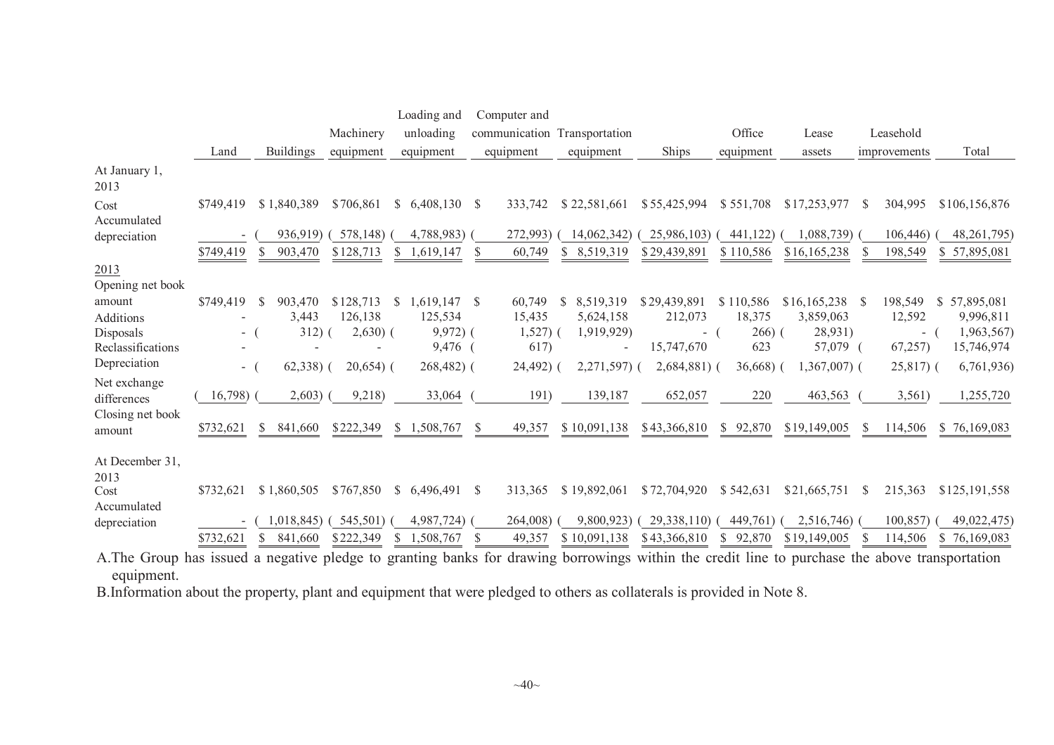| | Land | Buildings | Machinery equipment | Loading and unloading equipment | Computer and communication equipment | Transportation equipment | Ships | Office equipment | Lease assets | Leasehold improvements | Total |
|---|---|---|---|---|---|---|---|---|---|---|---|
| At January 1, 2013 | | | | | | | | | | | |
| Cost | $749,419 | $ 1,840,389 | $706,861 | $ 6,408,130 | $ 333,742 | $ 22,581,661 | $55,425,994 | $ 551,708 | $17,253,977 | $ 304,995 | $106,156,876 |
| Accumulated depreciation | - | ( 936,919) | ( 578,148) | ( 4,788,983) | ( 272,993) | ( 14,062,342) | ( 25,986,103) | ( 441,122) | ( 1,088,739) | ( 106,446) | ( 48,261,795) |
| | $749,419 | $ 903,470 | $128,713 | $ 1,619,147 | $ 60,749 | $ 8,519,319 | $29,439,891 | $ 110,586 | $16,165,238 | $ 198,549 | $ 57,895,081 |
| 2013 | | | | | | | | | | | |
| Opening net book amount | $749,419 | $ 903,470 | $128,713 | $ 1,619,147 | $ 60,749 | $ 8,519,319 | $29,439,891 | $ 110,586 | $16,165,238 | $ 198,549 | $ 57,895,081 |
| Additions | - | 3,443 | 126,138 | 125,534 | 15,435 | 5,624,158 | 212,073 | 18,375 | 3,859,063 | 12,592 | 9,996,811 |
| Disposals | - | ( 312) | ( 2,630) | ( 9,972) | ( 1,527) | ( 1,919,929) | - | ( 266) | ( 28,931) | - | ( 1,963,567) |
| Reclassifications | - | - | - | 9,476 | ( 617) | - | 15,747,670 | 623 | 57,079 | ( 67,257) | 15,746,974 |
| Depreciation | - | ( 62,338) | ( 20,654) | ( 268,482) | ( 24,492) | ( 2,271,597) | ( 2,684,881) | ( 36,668) | ( 1,367,007) | ( 25,817) | ( 6,761,936) |
| Net exchange differences | ( 16,798) | ( 2,603) | ( 9,218) | 33,064 | ( 191) | 139,187 | 652,057 | 220 | 463,563 | ( 3,561) | 1,255,720 |
| Closing net book amount | $732,621 | $ 841,660 | $222,349 | $ 1,508,767 | $ 49,357 | $ 10,091,138 | $43,366,810 | $ 92,870 | $19,149,005 | $ 114,506 | $ 76,169,083 |
| At December 31, 2013 | | | | | | | | | | | |
| Cost | $732,621 | $ 1,860,505 | $767,850 | $ 6,496,491 | $ 313,365 | $ 19,892,061 | $72,704,920 | $ 542,631 | $21,665,751 | $ 215,363 | $125,191,558 |
| Accumulated depreciation | - | ( 1,018,845) | ( 545,501) | ( 4,987,724) | ( 264,008) | ( 9,800,923) | ( 29,338,110) | ( 449,761) | ( 2,516,746) | ( 100,857) | ( 49,022,475) |
| | $732,621 | $ 841,660 | $222,349 | $ 1,508,767 | $ 49,357 | $ 10,091,138 | $43,366,810 | $ 92,870 | $19,149,005 | $ 114,506 | $ 76,169,083 |

A. The Group has issued a negative pledge to granting banks for drawing borrowings within the credit line to purchase the above transportation equipment.

B. Information about the property, plant and equipment that were pledged to others as collaterals is provided in Note 8.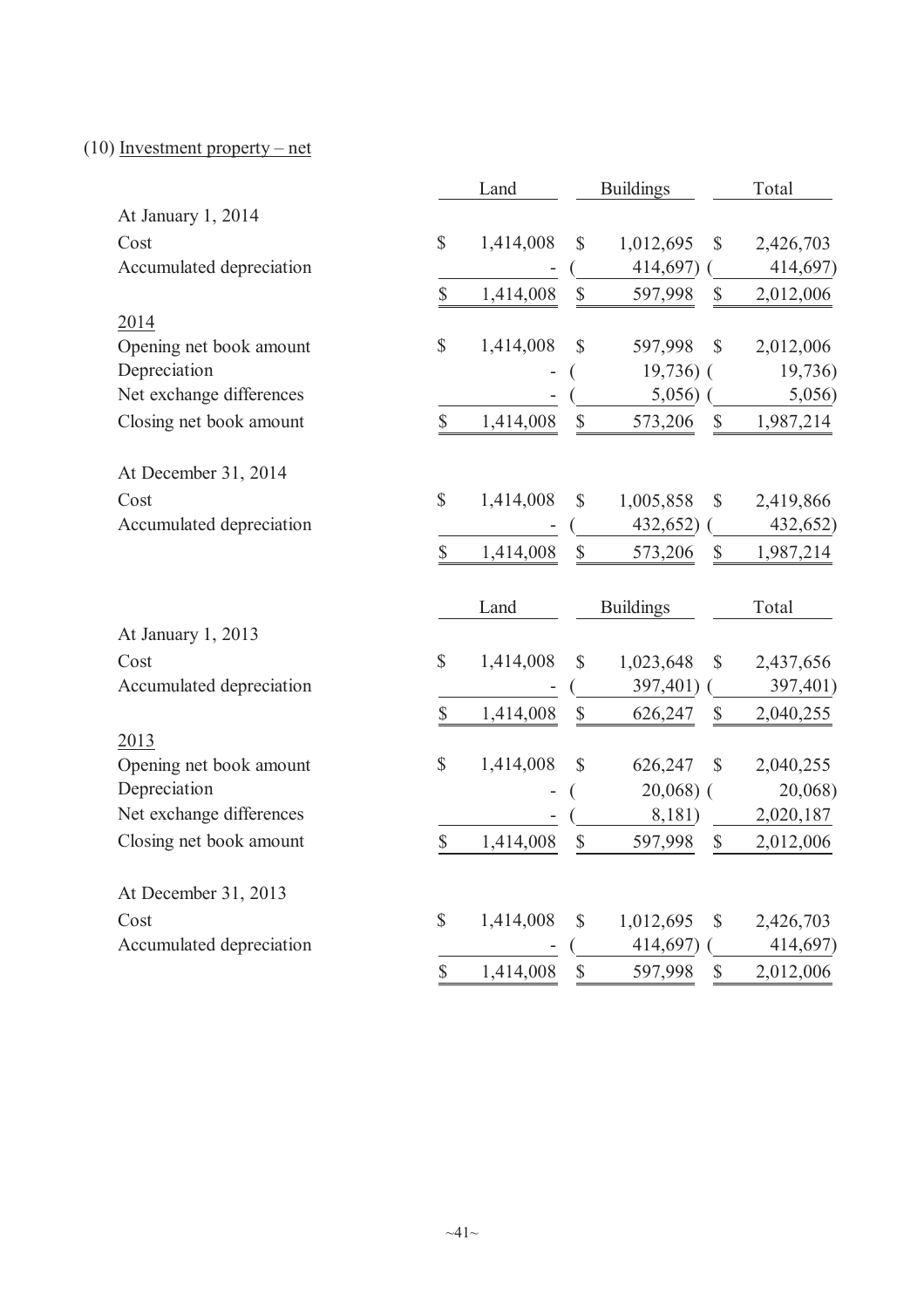(10) Investment property – net

| | Land | Buildings | Total |
|---|---|---|---|
| At January 1, 2014 | | | |
| Cost | $ 1,414,008 | $ 1,012,695 | $ 2,426,703 |
| Accumulated depreciation | - | ( 414,697) | ( 414,697) |
| | $ 1,414,008 | $ 597,998 | $ 2,012,006 |
| 2014 | | | |
| Opening net book amount | $ 1,414,008 | $ 597,998 | $ 2,012,006 |
| Depreciation | - | ( 19,736) | ( 19,736) |
| Net exchange differences | - | ( 5,056) | ( 5,056) |
| Closing net book amount | $ 1,414,008 | $ 573,206 | $ 1,987,214 |
| At December 31, 2014 | | | |
| Cost | $ 1,414,008 | $ 1,005,858 | $ 2,419,866 |
| Accumulated depreciation | - | ( 432,652) | ( 432,652) |
| | $ 1,414,008 | $ 573,206 | $ 1,987,214 |

| | Land | Buildings | Total |
|---|---|---|---|
| At January 1, 2013 | | | |
| Cost | $ 1,414,008 | $ 1,023,648 | $ 2,437,656 |
| Accumulated depreciation | - | ( 397,401) | ( 397,401) |
| | $ 1,414,008 | $ 626,247 | $ 2,040,255 |
| 2013 | | | |
| Opening net book amount | $ 1,414,008 | $ 626,247 | $ 2,040,255 |
| Depreciation | - | ( 20,068) | ( 20,068) |
| Net exchange differences | - | ( 8,181) | 2,020,187 |
| Closing net book amount | $ 1,414,008 | $ 597,998 | $ 2,012,006 |
| At December 31, 2013 | | | |
| Cost | $ 1,414,008 | $ 1,012,695 | $ 2,426,703 |
| Accumulated depreciation | - | ( 414,697) | ( 414,697) |
| | $ 1,414,008 | $ 597,998 | $ 2,012,006 |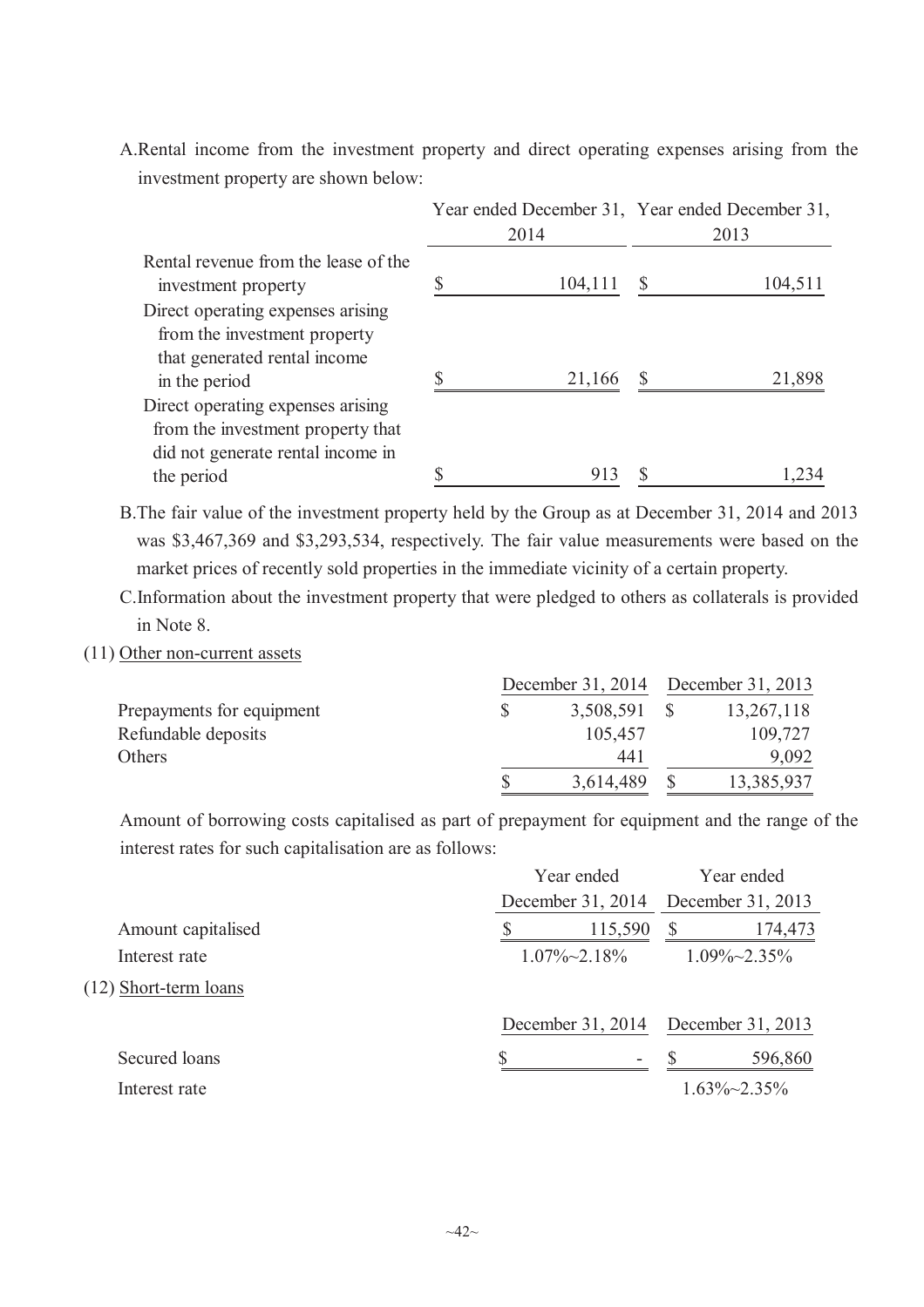A.Rental income from the investment property and direct operating expenses arising from the investment property are shown below:

| | Year ended December 31, 2014 | Year ended December 31, 2013 |
|---|---|---|
| Rental revenue from the lease of the investment property | $ 104,111 | $ 104,511 |
| Direct operating expenses arising from the investment property that generated rental income in the period | $ 21,166 | $ 21,898 |
| Direct operating expenses arising from the investment property that did not generate rental income in the period | $ 913 | $ 1,234 |

B.The fair value of the investment property held by the Group as at December 31, 2014 and 2013 was $3,467,369 and $3,293,534, respectively. The fair value measurements were based on the market prices of recently sold properties in the immediate vicinity of a certain property.

C.Information about the investment property that were pledged to others as collaterals is provided in Note 8.

(11) Other non-current assets

| | December 31, 2014 | December 31, 2013 |
|---|---|---|
| Prepayments for equipment | $ 3,508,591 | $ 13,267,118 |
| Refundable deposits | 105,457 | 109,727 |
| Others | 441 | 9,092 |
| | $ 3,614,489 | $ 13,385,937 |

Amount of borrowing costs capitalised as part of prepayment for equipment and the range of the interest rates for such capitalisation are as follows:

| | Year ended December 31, 2014 | Year ended December 31, 2013 |
|---|---|---|
| Amount capitalised | $ 115,590 | $ 174,473 |
| Interest rate | 1.07%~2.18% | 1.09%~2.35% |

(12) Short-term loans

| | December 31, 2014 | December 31, 2013 |
|---|---|---|
| Secured loans | $ - | $ 596,860 |
| Interest rate | | 1.63%~2.35% |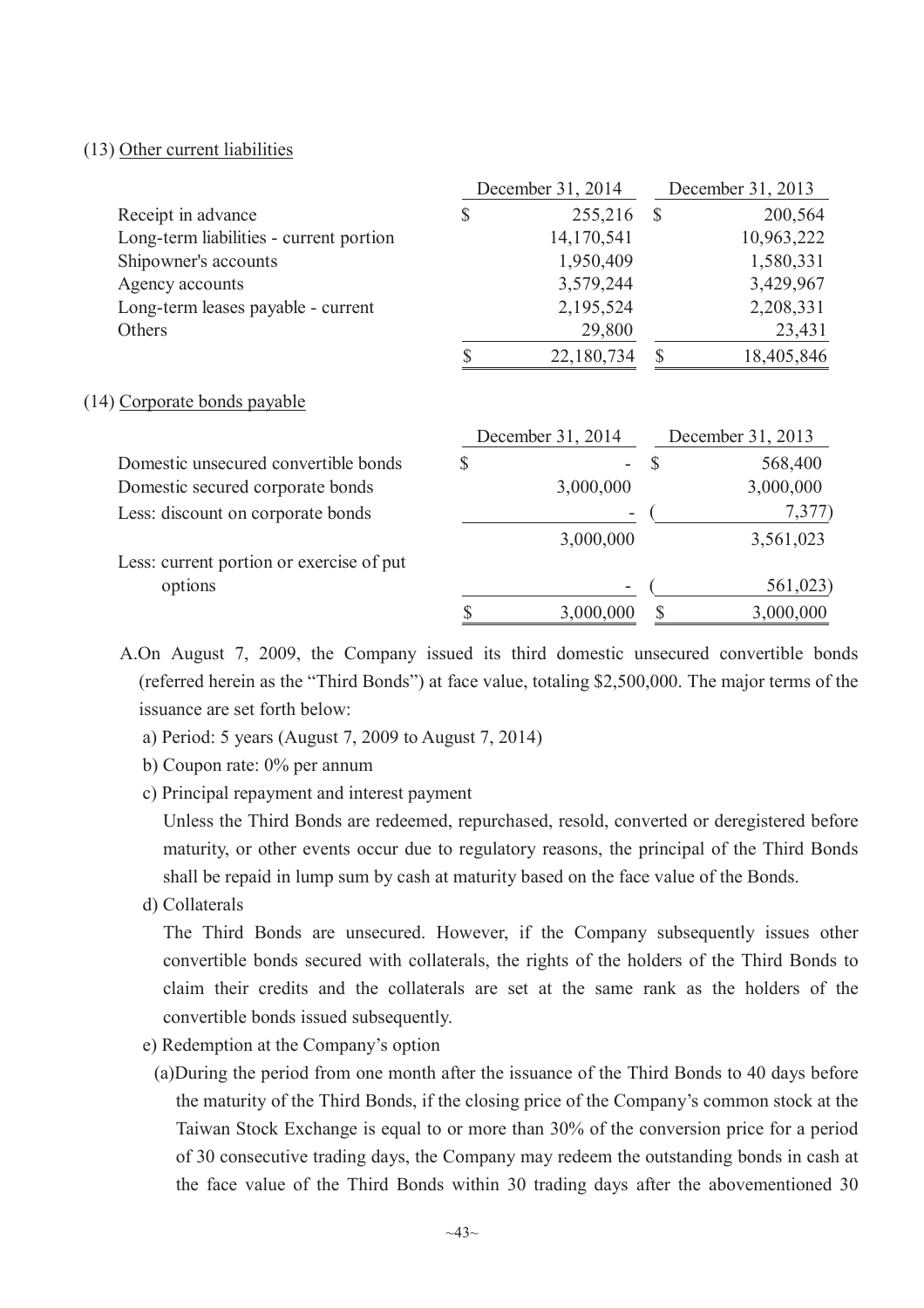(13) Other current liabilities

| | December 31, 2014 | December 31, 2013 |
|---|---|---|
| Receipt in advance | $ 255,216 | $ 200,564 |
| Long-term liabilities - current portion | 14,170,541 | 10,963,222 |
| Shipowner's accounts | 1,950,409 | 1,580,331 |
| Agency accounts | 3,579,244 | 3,429,967 |
| Long-term leases payable - current | 2,195,524 | 2,208,331 |
| Others | 29,800 | 23,431 |
| | $ 22,180,734 | $ 18,405,846 |

(14) Corporate bonds payable

| | December 31, 2014 | December 31, 2013 |
|---|---|---|
| Domestic unsecured convertible bonds | $ - | $ 568,400 |
| Domestic secured corporate bonds | 3,000,000 | 3,000,000 |
| Less: discount on corporate bonds | - | ( 7,377) |
| | 3,000,000 | 3,561,023 |
| Less: current portion or exercise of put options | - | ( 561,023) |
| | $ 3,000,000 | $ 3,000,000 |

A. On August 7, 2009, the Company issued its third domestic unsecured convertible bonds (referred herein as the "Third Bonds") at face value, totaling $2,500,000. The major terms of the issuance are set forth below:

a) Period: 5 years (August 7, 2009 to August 7, 2014)

b) Coupon rate: 0% per annum

c) Principal repayment and interest payment

Unless the Third Bonds are redeemed, repurchased, resold, converted or deregistered before maturity, or other events occur due to regulatory reasons, the principal of the Third Bonds shall be repaid in lump sum by cash at maturity based on the face value of the Bonds.

d) Collaterals

The Third Bonds are unsecured. However, if the Company subsequently issues other convertible bonds secured with collaterals, the rights of the holders of the Third Bonds to claim their credits and the collaterals are set at the same rank as the holders of the convertible bonds issued subsequently.

e) Redemption at the Company's option

(a) During the period from one month after the issuance of the Third Bonds to 40 days before the maturity of the Third Bonds, if the closing price of the Company's common stock at the Taiwan Stock Exchange is equal to or more than 30% of the conversion price for a period of 30 consecutive trading days, the Company may redeem the outstanding bonds in cash at the face value of the Third Bonds within 30 trading days after the abovementioned 30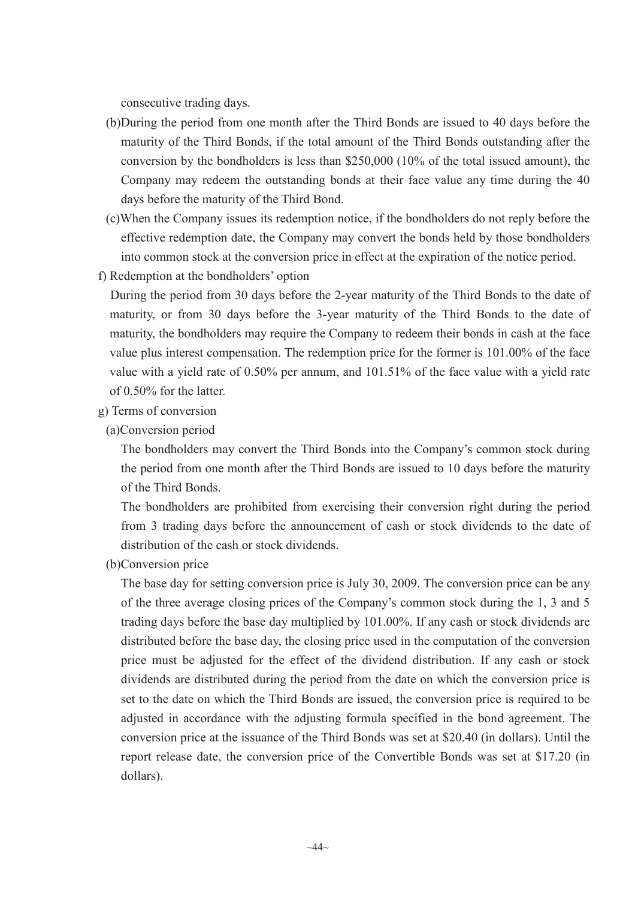consecutive trading days.

(b)During the period from one month after the Third Bonds are issued to 40 days before the maturity of the Third Bonds, if the total amount of the Third Bonds outstanding after the conversion by the bondholders is less than $250,000 (10% of the total issued amount), the Company may redeem the outstanding bonds at their face value any time during the 40 days before the maturity of the Third Bond.

(c)When the Company issues its redemption notice, if the bondholders do not reply before the effective redemption date, the Company may convert the bonds held by those bondholders into common stock at the conversion price in effect at the expiration of the notice period.

f) Redemption at the bondholders' option

During the period from 30 days before the 2-year maturity of the Third Bonds to the date of maturity, or from 30 days before the 3-year maturity of the Third Bonds to the date of maturity, the bondholders may require the Company to redeem their bonds in cash at the face value plus interest compensation. The redemption price for the former is 101.00% of the face value with a yield rate of 0.50% per annum, and 101.51% of the face value with a yield rate of 0.50% for the latter.

g) Terms of conversion

(a)Conversion period

The bondholders may convert the Third Bonds into the Company's common stock during the period from one month after the Third Bonds are issued to 10 days before the maturity of the Third Bonds.

The bondholders are prohibited from exercising their conversion right during the period from 3 trading days before the announcement of cash or stock dividends to the date of distribution of the cash or stock dividends.

(b)Conversion price

The base day for setting conversion price is July 30, 2009. The conversion price can be any of the three average closing prices of the Company's common stock during the 1, 3 and 5 trading days before the base day multiplied by 101.00%. If any cash or stock dividends are distributed before the base day, the closing price used in the computation of the conversion price must be adjusted for the effect of the dividend distribution. If any cash or stock dividends are distributed during the period from the date on which the conversion price is set to the date on which the Third Bonds are issued, the conversion price is required to be adjusted in accordance with the adjusting formula specified in the bond agreement. The conversion price at the issuance of the Third Bonds was set at $20.40 (in dollars). Until the report release date, the conversion price of the Convertible Bonds was set at $17.20 (in dollars).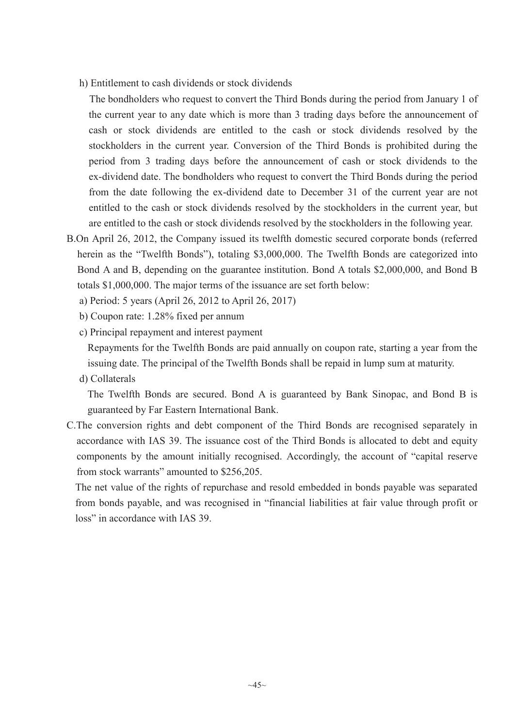h) Entitlement to cash dividends or stock dividends

The bondholders who request to convert the Third Bonds during the period from January 1 of the current year to any date which is more than 3 trading days before the announcement of cash or stock dividends are entitled to the cash or stock dividends resolved by the stockholders in the current year. Conversion of the Third Bonds is prohibited during the period from 3 trading days before the announcement of cash or stock dividends to the ex-dividend date. The bondholders who request to convert the Third Bonds during the period from the date following the ex-dividend date to December 31 of the current year are not entitled to the cash or stock dividends resolved by the stockholders in the current year, but are entitled to the cash or stock dividends resolved by the stockholders in the following year.

B.On April 26, 2012, the Company issued its twelfth domestic secured corporate bonds (referred herein as the "Twelfth Bonds"), totaling $3,000,000. The Twelfth Bonds are categorized into Bond A and B, depending on the guarantee institution. Bond A totals $2,000,000, and Bond B totals $1,000,000. The major terms of the issuance are set forth below:

a) Period: 5 years (April 26, 2012 to April 26, 2017)

b) Coupon rate: 1.28% fixed per annum

c) Principal repayment and interest payment

Repayments for the Twelfth Bonds are paid annually on coupon rate, starting a year from the issuing date. The principal of the Twelfth Bonds shall be repaid in lump sum at maturity.

d) Collaterals

The Twelfth Bonds are secured. Bond A is guaranteed by Bank Sinopac, and Bond B is guaranteed by Far Eastern International Bank.

C.The conversion rights and debt component of the Third Bonds are recognised separately in accordance with IAS 39. The issuance cost of the Third Bonds is allocated to debt and equity components by the amount initially recognised. Accordingly, the account of "capital reserve from stock warrants" amounted to $256,205.

The net value of the rights of repurchase and resold embedded in bonds payable was separated from bonds payable, and was recognised in "financial liabilities at fair value through profit or loss" in accordance with IAS 39.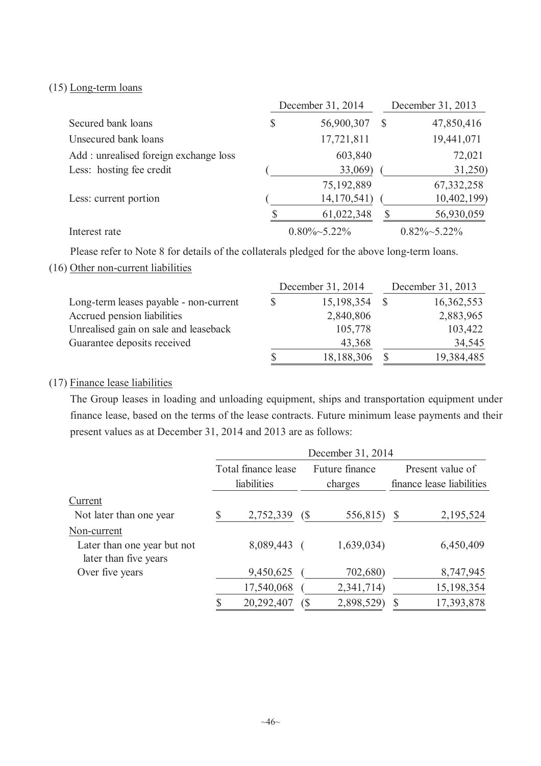(15) Long-term loans

| | December 31, 2014 | December 31, 2013 |
|---|---|---|
| Secured bank loans | $ 56,900,307 | $ 47,850,416 |
| Unsecured bank loans | 17,721,811 | 19,441,071 |
| Add : unrealised foreign exchange loss | 603,840 | 72,021 |
| Less: hosting fee credit | ( 33,069) | ( 31,250) |
| | 75,192,889 | 67,332,258 |
| Less: current portion | ( 14,170,541) | ( 10,402,199) |
| | $ 61,022,348 | $ 56,930,059 |
| Interest rate | 0.80%~5.22% | 0.82%~5.22% |

Please refer to Note 8 for details of the collaterals pledged for the above long-term loans.

(16) Other non-current liabilities

| | December 31, 2014 | December 31, 2013 |
|---|---|---|
| Long-term leases payable - non-current | $ 15,198,354 | $ 16,362,553 |
| Accrued pension liabilities | 2,840,806 | 2,883,965 |
| Unrealised gain on sale and leaseback | 105,778 | 103,422 |
| Guarantee deposits received | 43,368 | 34,545 |
| | $ 18,188,306 | $ 19,384,485 |

(17) Finance lease liabilities

The Group leases in loading and unloading equipment, ships and transportation equipment under finance lease, based on the terms of the lease contracts. Future minimum lease payments and their present values as at December 31, 2014 and 2013 are as follows:

| | December 31, 2014 | | |
|---|---|---|---|
| | Total finance lease liabilities | Future finance charges | Present value of finance lease liabilities |
| Current | | | |
| Not later than one year | $ 2,752,339 | ($ 556,815) | $ 2,195,524 |
| Non-current | | | |
| Later than one year but not later than five years | 8,089,443 | ( 1,639,034) | 6,450,409 |
| Over five years | 9,450,625 | ( 702,680) | 8,747,945 |
| | 17,540,068 | ( 2,341,714) | 15,198,354 |
| | $ 20,292,407 | ($ 2,898,529) | $ 17,393,878 |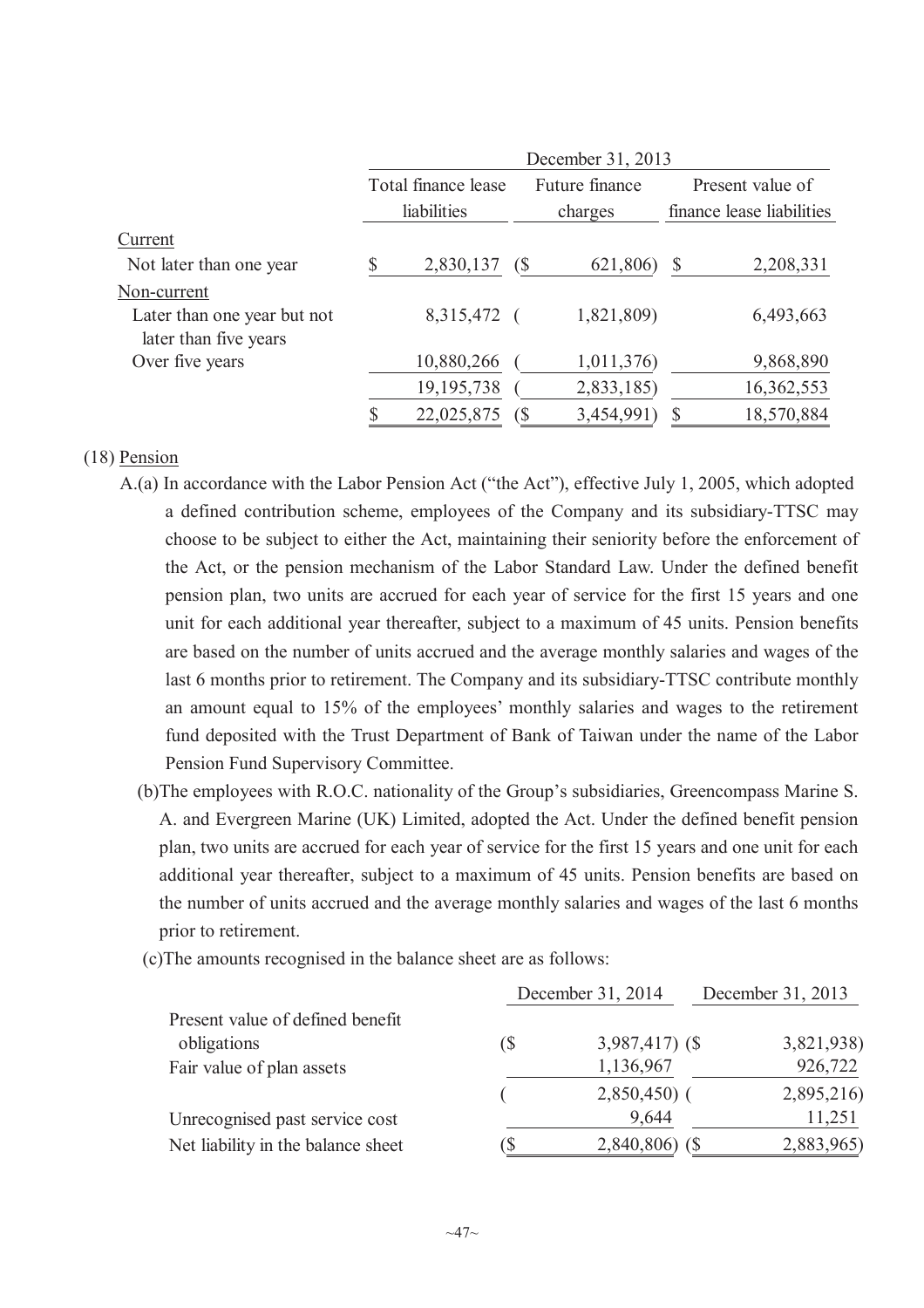| | December 31, 2013 | | |
|---|---|---|---|
| | Total finance lease liabilities | Future finance charges | Present value of finance lease liabilities |
| Current | | | |
| Not later than one year | $ 2,830,137 | ($ 621,806) | $ 2,208,331 |
| Non-current | | | |
| Later than one year but not later than five years | 8,315,472 | ( 1,821,809) | 6,493,663 |
| Over five years | 10,880,266 | ( 1,011,376) | 9,868,890 |
| | 19,195,738 | ( 2,833,185) | 16,362,553 |
| | $ 22,025,875 | ($ 3,454,991) | $ 18,570,884 |

(18) Pension

A.(a) In accordance with the Labor Pension Act ("the Act"), effective July 1, 2005, which adopted a defined contribution scheme, employees of the Company and its subsidiary-TTSC may choose to be subject to either the Act, maintaining their seniority before the enforcement of the Act, or the pension mechanism of the Labor Standard Law. Under the defined benefit pension plan, two units are accrued for each year of service for the first 15 years and one unit for each additional year thereafter, subject to a maximum of 45 units. Pension benefits are based on the number of units accrued and the average monthly salaries and wages of the last 6 months prior to retirement. The Company and its subsidiary-TTSC contribute monthly an amount equal to 15% of the employees' monthly salaries and wages to the retirement fund deposited with the Trust Department of Bank of Taiwan under the name of the Labor Pension Fund Supervisory Committee.

(b)The employees with R.O.C. nationality of the Group's subsidiaries, Greencompass Marine S. A. and Evergreen Marine (UK) Limited, adopted the Act. Under the defined benefit pension plan, two units are accrued for each year of service for the first 15 years and one unit for each additional year thereafter, subject to a maximum of 45 units. Pension benefits are based on the number of units accrued and the average monthly salaries and wages of the last 6 months prior to retirement.

(c)The amounts recognised in the balance sheet are as follows:

| | December 31, 2014 | December 31, 2013 |
|---|---|---|
| Present value of defined benefit obligations | ($ 3,987,417) | ($ 3,821,938) |
| Fair value of plan assets | 1,136,967 | 926,722 |
| | ( 2,850,450) | ( 2,895,216) |
| Unrecognised past service cost | 9,644 | 11,251 |
| Net liability in the balance sheet | ($ 2,840,806) | ($ 2,883,965) |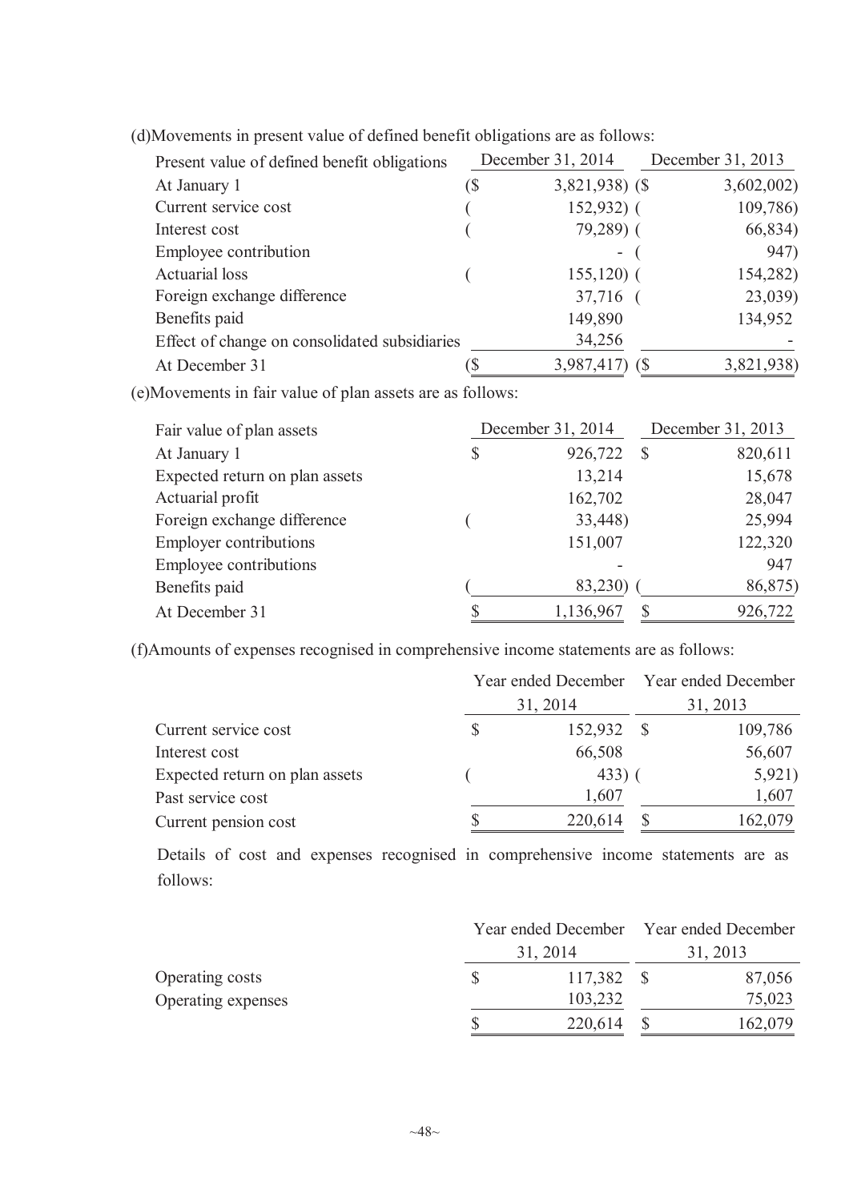(d)Movements in present value of defined benefit obligations are as follows:

| Present value of defined benefit obligations | December 31, 2014 | December 31, 2013 |
|---|---|---|
| At January 1 | ($ 3,821,938) | ($ 3,602,002) |
| Current service cost | ( 152,932) | ( 109,786) |
| Interest cost | ( 79,289) | ( 66,834) |
| Employee contribution | - | ( 947) |
| Actuarial loss | ( 155,120) | ( 154,282) |
| Foreign exchange difference | 37,716 | ( 23,039) |
| Benefits paid | 149,890 | 134,952 |
| Effect of change on consolidated subsidiaries | 34,256 | - |
| At December 31 | ($ 3,987,417) | ($ 3,821,938) |

(e)Movements in fair value of plan assets are as follows:

| Fair value of plan assets | December 31, 2014 | December 31, 2013 |
|---|---|---|
| At January 1 | $ 926,722 | $ 820,611 |
| Expected return on plan assets | 13,214 | 15,678 |
| Actuarial profit | 162,702 | 28,047 |
| Foreign exchange difference | ( 33,448) | 25,994 |
| Employer contributions | 151,007 | 122,320 |
| Employee contributions | - | 947 |
| Benefits paid | ( 83,230) | ( 86,875) |
| At December 31 | $ 1,136,967 | $ 926,722 |

(f)Amounts of expenses recognised in comprehensive income statements are as follows:

| | Year ended December 31, 2014 | Year ended December 31, 2013 |
|---|---|---|
| Current service cost | $ 152,932 | $ 109,786 |
| Interest cost | 66,508 | 56,607 |
| Expected return on plan assets | ( 433) | ( 5,921) |
| Past service cost | 1,607 | 1,607 |
| Current pension cost | $ 220,614 | $ 162,079 |

Details of cost and expenses recognised in comprehensive income statements are as follows:

| | Year ended December 31, 2014 | Year ended December 31, 2013 |
|---|---|---|
| Operating costs | $ 117,382 | $ 87,056 |
| Operating expenses | 103,232 | 75,023 |
| | $ 220,614 | $ 162,079 |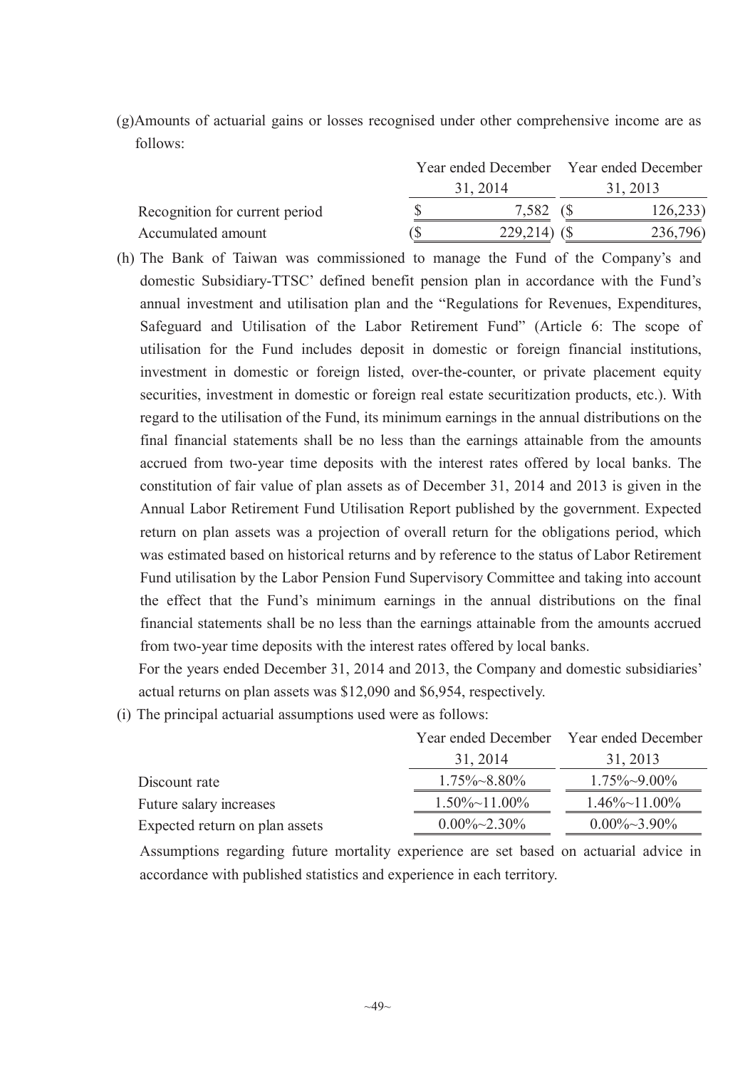(g)Amounts of actuarial gains or losses recognised under other comprehensive income are as follows:

| | Year ended December 31, 2014 | Year ended December 31, 2013 |
|---|---|---|
| Recognition for current period | $ 7,582 | ($ 126,233) |
| Accumulated amount | ($ 229,214) | ($ 236,796) |

(h) The Bank of Taiwan was commissioned to manage the Fund of the Company's and domestic Subsidiary-TTSC' defined benefit pension plan in accordance with the Fund's annual investment and utilisation plan and the "Regulations for Revenues, Expenditures, Safeguard and Utilisation of the Labor Retirement Fund" (Article 6: The scope of utilisation for the Fund includes deposit in domestic or foreign financial institutions, investment in domestic or foreign listed, over-the-counter, or private placement equity securities, investment in domestic or foreign real estate securitization products, etc.). With regard to the utilisation of the Fund, its minimum earnings in the annual distributions on the final financial statements shall be no less than the earnings attainable from the amounts accrued from two-year time deposits with the interest rates offered by local banks. The constitution of fair value of plan assets as of December 31, 2014 and 2013 is given in the Annual Labor Retirement Fund Utilisation Report published by the government. Expected return on plan assets was a projection of overall return for the obligations period, which was estimated based on historical returns and by reference to the status of Labor Retirement Fund utilisation by the Labor Pension Fund Supervisory Committee and taking into account the effect that the Fund's minimum earnings in the annual distributions on the final financial statements shall be no less than the earnings attainable from the amounts accrued from two-year time deposits with the interest rates offered by local banks.

For the years ended December 31, 2014 and 2013, the Company and domestic subsidiaries' actual returns on plan assets was $12,090 and $6,954, respectively.

(i) The principal actuarial assumptions used were as follows:

| | Year ended December 31, 2014 | Year ended December 31, 2013 |
|---|---|---|
| Discount rate | 1.75%~8.80% | 1.75%~9.00% |
| Future salary increases | 1.50%~11.00% | 1.46%~11.00% |
| Expected return on plan assets | 0.00%~2.30% | 0.00%~3.90% |

Assumptions regarding future mortality experience are set based on actuarial advice in accordance with published statistics and experience in each territory.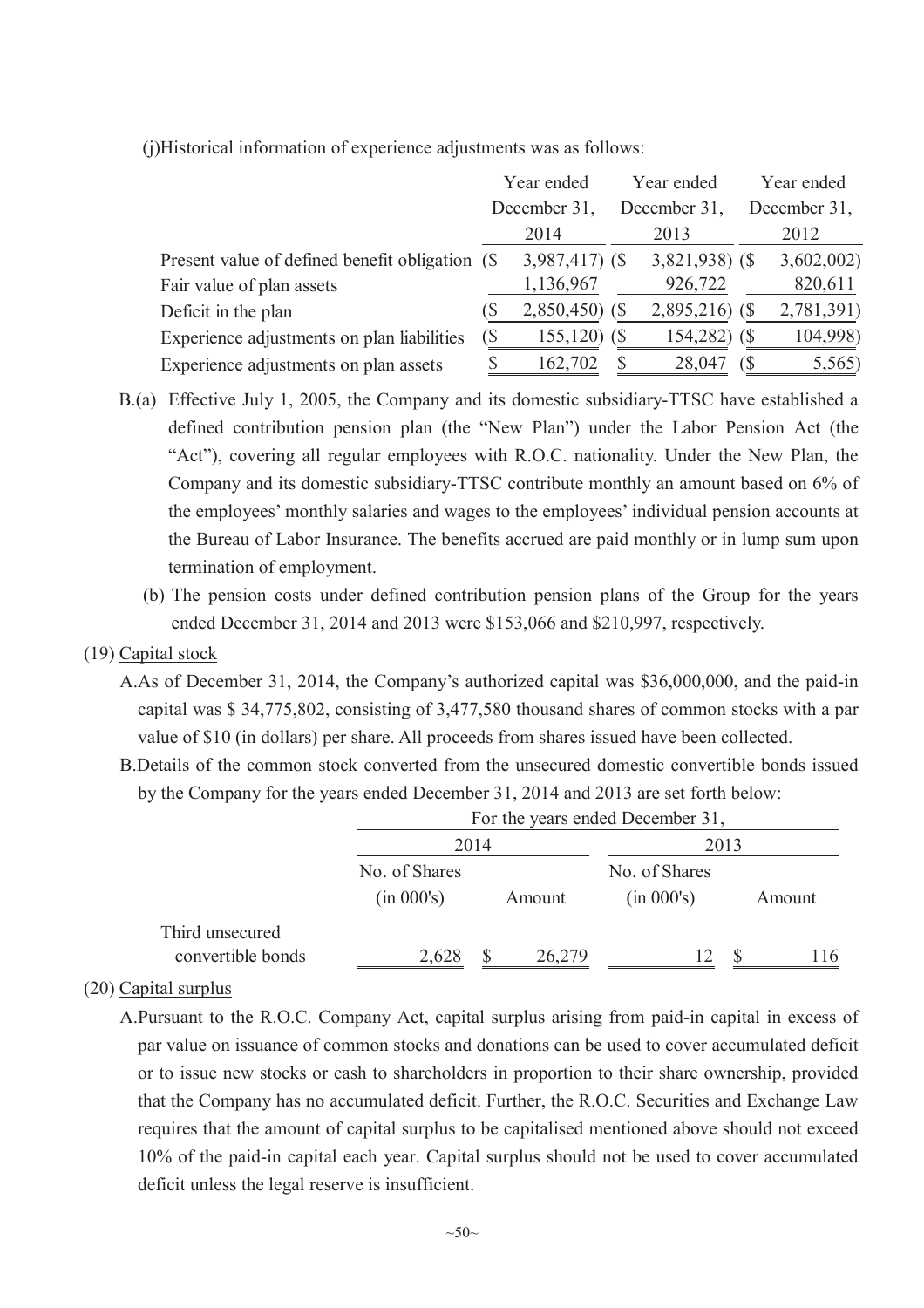(j)Historical information of experience adjustments was as follows:

| | Year ended December 31, 2014 | Year ended December 31, 2013 | Year ended December 31, 2012 |
|---|---|---|---|
| Present value of defined benefit obligation | ($ 3,987,417) | ($ 3,821,938) | ($ 3,602,002) |
| Fair value of plan assets | 1,136,967 | 926,722 | 820,611 |
| Deficit in the plan | ($ 2,850,450) | ($ 2,895,216) | ($ 2,781,391) |
| Experience adjustments on plan liabilities | ($ 155,120) | ($ 154,282) | ($ 104,998) |
| Experience adjustments on plan assets | $ 162,702 | $ 28,047 | ($ 5,565) |

B.(a) Effective July 1, 2005, the Company and its domestic subsidiary-TTSC have established a defined contribution pension plan (the "New Plan") under the Labor Pension Act (the "Act"), covering all regular employees with R.O.C. nationality. Under the New Plan, the Company and its domestic subsidiary-TTSC contribute monthly an amount based on 6% of the employees' monthly salaries and wages to the employees' individual pension accounts at the Bureau of Labor Insurance. The benefits accrued are paid monthly or in lump sum upon termination of employment.

(b) The pension costs under defined contribution pension plans of the Group for the years ended December 31, 2014 and 2013 were $153,066 and $210,997, respectively.

(19) Capital stock

A.As of December 31, 2014, the Company's authorized capital was $36,000,000, and the paid-in capital was $ 34,775,802, consisting of 3,477,580 thousand shares of common stocks with a par value of $10 (in dollars) per share. All proceeds from shares issued have been collected.

B.Details of the common stock converted from the unsecured domestic convertible bonds issued by the Company for the years ended December 31, 2014 and 2013 are set forth below:

| | For the years ended December 31, | | | |
|---|---|---|---|---|
| | 2014 | | 2013 | |
| | No. of Shares (in 000's) | Amount | No. of Shares (in 000's) | Amount |
| Third unsecured convertible bonds | 2,628 | $ 26,279 | 12 | $ 116 |

(20) Capital surplus

A.Pursuant to the R.O.C. Company Act, capital surplus arising from paid-in capital in excess of par value on issuance of common stocks and donations can be used to cover accumulated deficit or to issue new stocks or cash to shareholders in proportion to their share ownership, provided that the Company has no accumulated deficit. Further, the R.O.C. Securities and Exchange Law requires that the amount of capital surplus to be capitalised mentioned above should not exceed 10% of the paid-in capital each year. Capital surplus should not be used to cover accumulated deficit unless the legal reserve is insufficient.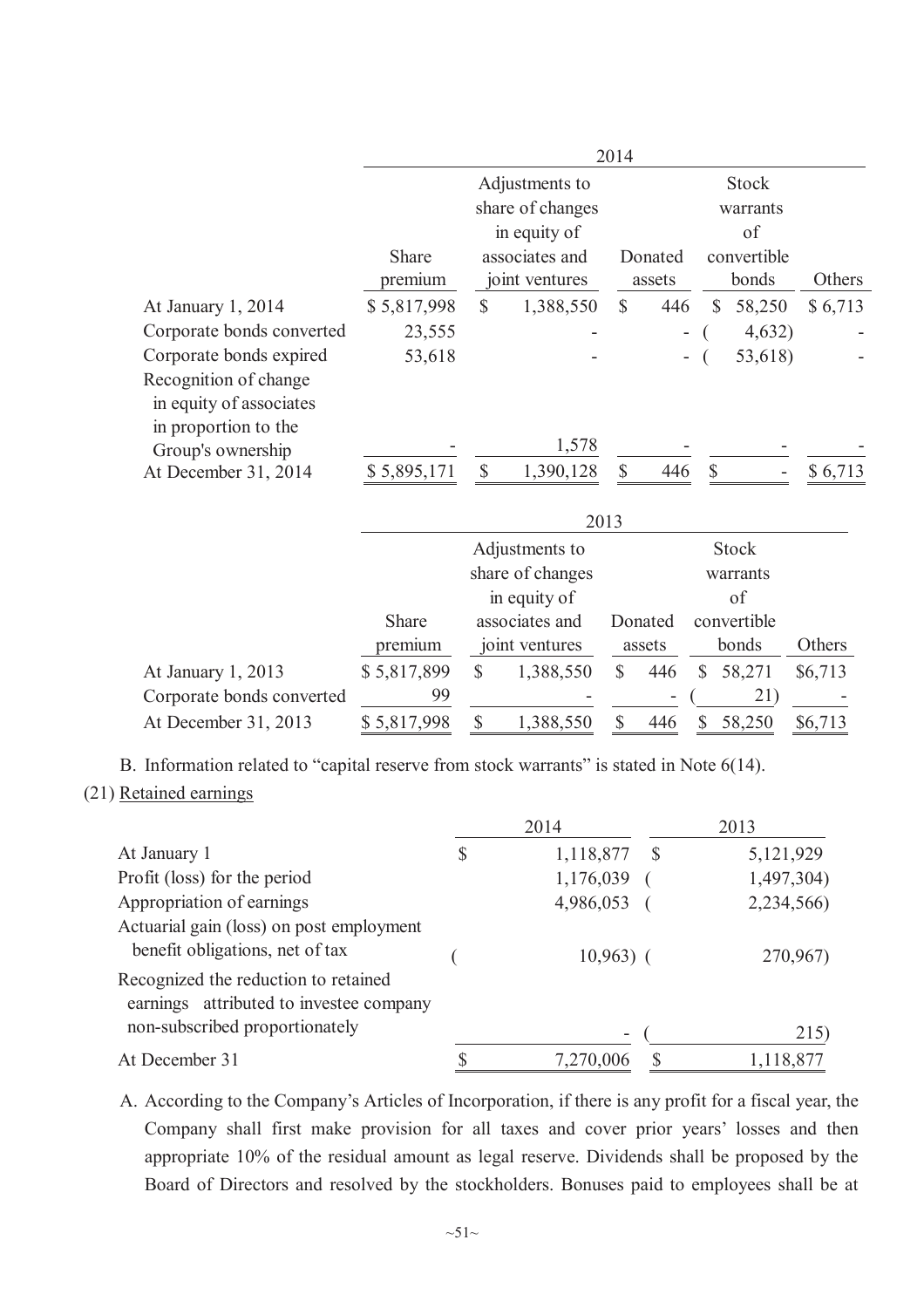| | 2014 | | | | |
|---|---|---|---|---|---|
| | Share premium | Adjustments to share of changes in equity of associates and joint ventures | Donated assets | Stock warrants of convertible bonds | Others |
| At January 1, 2014 | $ 5,817,998 | $ 1,388,550 | $ 446 | $ 58,250 | $ 6,713 |
| Corporate bonds converted | 23,555 | - | - | ( 4,632) | - |
| Corporate bonds expired | 53,618 | - | - | ( 53,618) | - |
| Recognition of change in equity of associates in proportion to the Group's ownership | - | 1,578 | - | - | - |
| At December 31, 2014 | $ 5,895,171 | $ 1,390,128 | $ 446 | $ - | $ 6,713 |

| | 2013 | | | | |
|---|---|---|---|---|---|
| | Share premium | Adjustments to share of changes in equity of associates and joint ventures | Donated assets | Stock warrants of convertible bonds | Others |
| At January 1, 2013 | $ 5,817,899 | $ 1,388,550 | $ 446 | $ 58,271 | $6,713 |
| Corporate bonds converted | 99 | - | - | ( 21) | - |
| At December 31, 2013 | $ 5,817,998 | $ 1,388,550 | $ 446 | $ 58,250 | $6,713 |

B. Information related to "capital reserve from stock warrants" is stated in Note 6(14).

(21) Retained earnings

| | 2014 | 2013 |
|---|---|---|
| At January 1 | $ 1,118,877 | $ 5,121,929 |
| Profit (loss) for the period | 1,176,039 | ( 1,497,304) |
| Appropriation of earnings | 4,986,053 | ( 2,234,566) |
| Actuarial gain (loss) on post employment benefit obligations, net of tax | ( 10,963) | ( 270,967) |
| Recognized the reduction to retained earnings attributed to investee company non-subscribed proportionately | - | ( 215) |
| At December 31 | $ 7,270,006 | $ 1,118,877 |

A. According to the Company's Articles of Incorporation, if there is any profit for a fiscal year, the Company shall first make provision for all taxes and cover prior years' losses and then appropriate 10% of the residual amount as legal reserve. Dividends shall be proposed by the Board of Directors and resolved by the stockholders. Bonuses paid to employees shall be at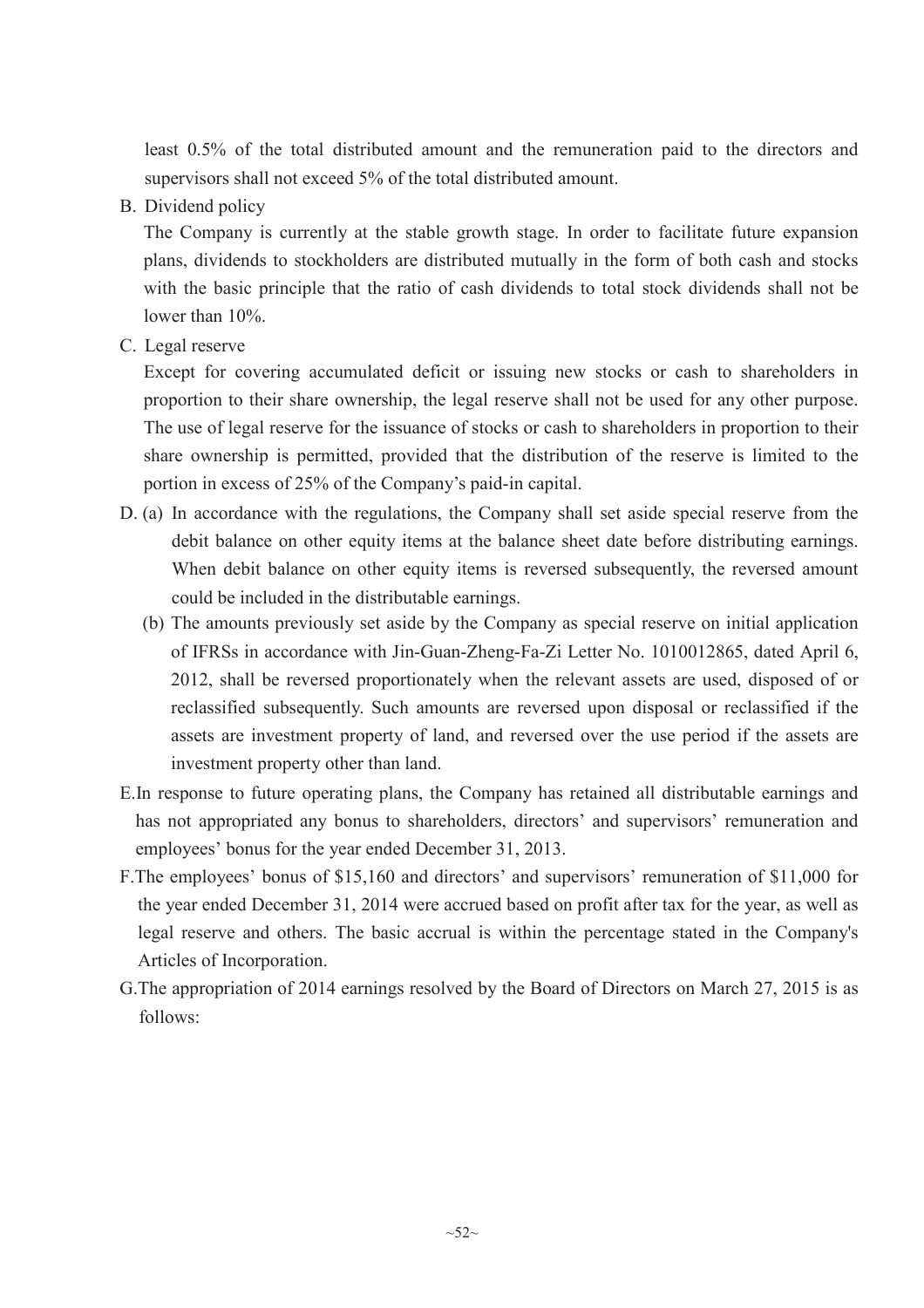least 0.5% of the total distributed amount and the remuneration paid to the directors and supervisors shall not exceed 5% of the total distributed amount.

B. Dividend policy

The Company is currently at the stable growth stage. In order to facilitate future expansion plans, dividends to stockholders are distributed mutually in the form of both cash and stocks with the basic principle that the ratio of cash dividends to total stock dividends shall not be lower than 10%.

C. Legal reserve

Except for covering accumulated deficit or issuing new stocks or cash to shareholders in proportion to their share ownership, the legal reserve shall not be used for any other purpose. The use of legal reserve for the issuance of stocks or cash to shareholders in proportion to their share ownership is permitted, provided that the distribution of the reserve is limited to the portion in excess of 25% of the Company's paid-in capital.

D. (a) In accordance with the regulations, the Company shall set aside special reserve from the debit balance on other equity items at the balance sheet date before distributing earnings. When debit balance on other equity items is reversed subsequently, the reversed amount could be included in the distributable earnings.

(b) The amounts previously set aside by the Company as special reserve on initial application of IFRSs in accordance with Jin-Guan-Zheng-Fa-Zi Letter No. 1010012865, dated April 6, 2012, shall be reversed proportionately when the relevant assets are used, disposed of or reclassified subsequently. Such amounts are reversed upon disposal or reclassified if the assets are investment property of land, and reversed over the use period if the assets are investment property other than land.

E. In response to future operating plans, the Company has retained all distributable earnings and has not appropriated any bonus to shareholders, directors' and supervisors' remuneration and employees' bonus for the year ended December 31, 2013.

F. The employees' bonus of $15,160 and directors' and supervisors' remuneration of $11,000 for the year ended December 31, 2014 were accrued based on profit after tax for the year, as well as legal reserve and others. The basic accrual is within the percentage stated in the Company's Articles of Incorporation.

G. The appropriation of 2014 earnings resolved by the Board of Directors on March 27, 2015 is as follows: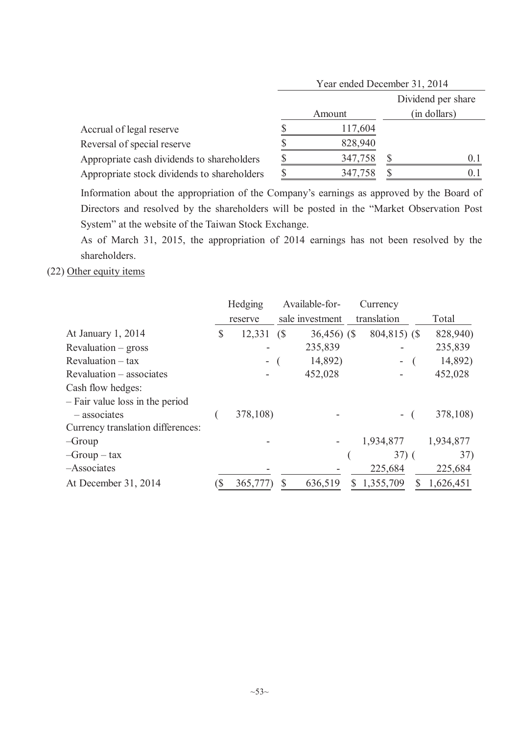| | Year ended December 31, 2014 | |
|---|---|---|
| | Amount | Dividend per share (in dollars) |
| Accrual of legal reserve | $ 117,604 | |
| Reversal of special reserve | $ 828,940 | |
| Appropriate cash dividends to shareholders | $ 347,758 | $ 0.1 |
| Appropriate stock dividends to shareholders | $ 347,758 | $ 0.1 |

Information about the appropriation of the Company's earnings as approved by the Board of Directors and resolved by the shareholders will be posted in the "Market Observation Post System" at the website of the Taiwan Stock Exchange.

As of March 31, 2015, the appropriation of 2014 earnings has not been resolved by the shareholders.

(22) Other equity items

| | Hedging reserve | Available-for-sale investment | Currency translation | Total |
|---|---|---|---|---|
| At January 1, 2014 | $ 12,331 | ($ 36,456) | ($ 804,815) | ($ 828,940) |
| Revaluation – gross | - | 235,839 | - | 235,839 |
| Revaluation – tax | - | ( 14,892) | - | ( 14,892) |
| Revaluation – associates | - | 452,028 | - | 452,028 |
| Cash flow hedges: | | | | |
| – Fair value loss in the period – associates | ( 378,108) | - | - | ( 378,108) |
| Currency translation differences: | | | | |
| –Group | - | - | 1,934,877 | 1,934,877 |
| –Group – tax | | | ( 37) | ( 37) |
| –Associates | - | - | 225,684 | 225,684 |
| At December 31, 2014 | ($ 365,777) | $ 636,519 | $ 1,355,709 | $ 1,626,451 |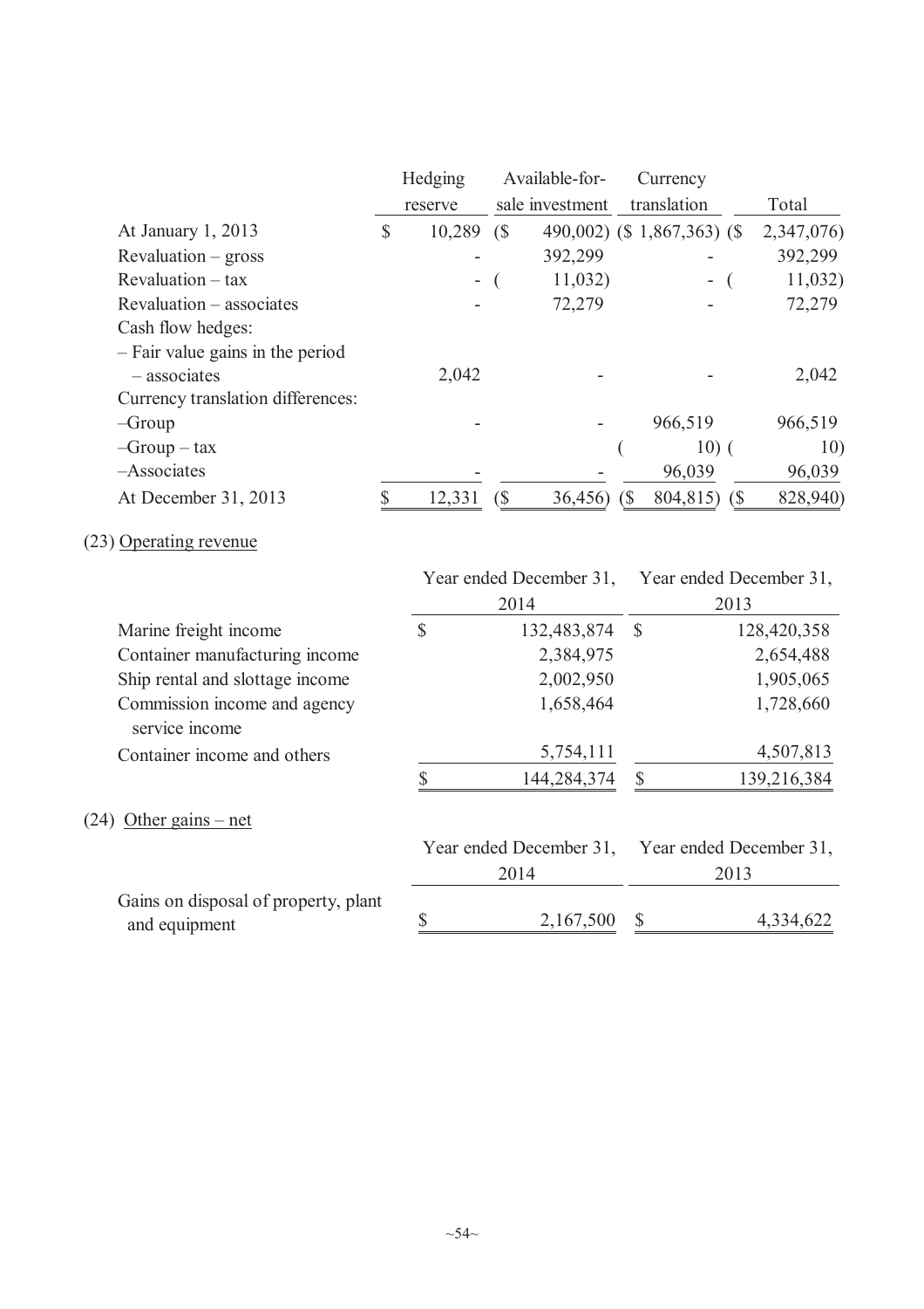| | Hedging reserve | Available-for-sale investment | Currency translation | Total |
|---|---|---|---|---|
| At January 1, 2013 | $ 10,289 | ($ 490,002) | ($ 1,867,363) | ($ 2,347,076) |
| Revaluation – gross | - | 392,299 | - | 392,299 |
| Revaluation – tax | - | ( 11,032) | - | ( 11,032) |
| Revaluation – associates | - | 72,279 | - | 72,279 |
| Cash flow hedges: | | | | |
| – Fair value gains in the period – associates | 2,042 | - | - | 2,042 |
| Currency translation differences: | | | | |
| –Group | - | - | 966,519 | 966,519 |
| –Group – tax | | | ( 10) | ( 10) |
| –Associates | - | - | 96,039 | 96,039 |
| At December 31, 2013 | $ 12,331 | ($ 36,456) | ($ 804,815) | ($ 828,940) |

(23) Operating revenue

| | Year ended December 31, 2014 | Year ended December 31, 2013 |
|---|---|---|
| Marine freight income | $ 132,483,874 | $ 128,420,358 |
| Container manufacturing income | 2,384,975 | 2,654,488 |
| Ship rental and slottage income | 2,002,950 | 1,905,065 |
| Commission income and agency service income | 1,658,464 | 1,728,660 |
| Container income and others | 5,754,111 | 4,507,813 |
| | $ 144,284,374 | $ 139,216,384 |

(24) Other gains – net

| | Year ended December 31, 2014 | Year ended December 31, 2013 |
|---|---|---|
| Gains on disposal of property, plant and equipment | $ 2,167,500 | $ 4,334,622 |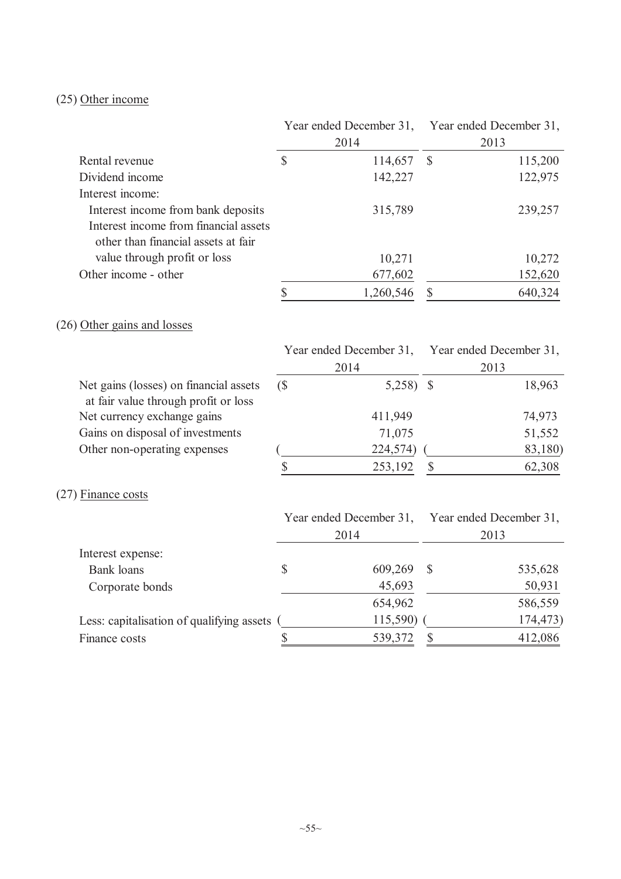(25) Other income

| | Year ended December 31, 2014 | Year ended December 31, 2013 |
|---|---|---|
| Rental revenue | $ 114,657 | $ 115,200 |
| Dividend income | 142,227 | 122,975 |
| Interest income: | | |
| Interest income from bank deposits | 315,789 | 239,257 |
| Interest income from financial assets other than financial assets at fair value through profit or loss | 10,271 | 10,272 |
| Other income - other | 677,602 | 152,620 |
| | $ 1,260,546 | $ 640,324 |

(26) Other gains and losses

| | Year ended December 31, 2014 | Year ended December 31, 2013 |
|---|---|---|
| Net gains (losses) on financial assets at fair value through profit or loss | ($ 5,258) | $ 18,963 |
| Net currency exchange gains | 411,949 | 74,973 |
| Gains on disposal of investments | 71,075 | 51,552 |
| Other non-operating expenses | ( 224,574) | ( 83,180) |
| | $ 253,192 | $ 62,308 |

(27) Finance costs

| | Year ended December 31, 2014 | Year ended December 31, 2013 |
|---|---|---|
| Interest expense: | | |
| Bank loans | $ 609,269 | $ 535,628 |
| Corporate bonds | 45,693 | 50,931 |
| | 654,962 | 586,559 |
| Less: capitalisation of qualifying assets | ( 115,590) | ( 174,473) |
| Finance costs | $ 539,372 | $ 412,086 |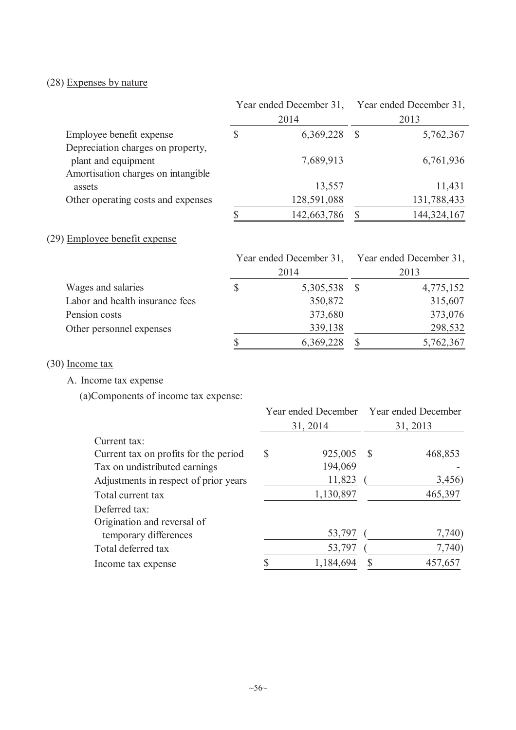(28) Expenses by nature

| | Year ended December 31, 2014 | Year ended December 31, 2013 |
|---|---|---|
| Employee benefit expense | $ 6,369,228 | $ 5,762,367 |
| Depreciation charges on property, plant and equipment | 7,689,913 | 6,761,936 |
| Amortisation charges on intangible assets | 13,557 | 11,431 |
| Other operating costs and expenses | 128,591,088 | 131,788,433 |
| | $ 142,663,786 | $ 144,324,167 |

(29) Employee benefit expense

| | Year ended December 31, 2014 | Year ended December 31, 2013 |
|---|---|---|
| Wages and salaries | $ 5,305,538 | $ 4,775,152 |
| Labor and health insurance fees | 350,872 | 315,607 |
| Pension costs | 373,680 | 373,076 |
| Other personnel expenses | 339,138 | 298,532 |
| | $ 6,369,228 | $ 5,762,367 |

(30) Income tax

A. Income tax expense

(a)Components of income tax expense:

| | Year ended December 31, 2014 | Year ended December 31, 2013 |
|---|---|---|
| Current tax: | | |
| Current tax on profits for the period | $ 925,005 | $ 468,853 |
| Tax on undistributed earnings | 194,069 | - |
| Adjustments in respect of prior years | 11,823 | ( 3,456) |
| Total current tax | 1,130,897 | 465,397 |
| Deferred tax: | | |
| Origination and reversal of temporary differences | 53,797 | ( 7,740) |
| Total deferred tax | 53,797 | ( 7,740) |
| Income tax expense | $ 1,184,694 | $ 457,657 |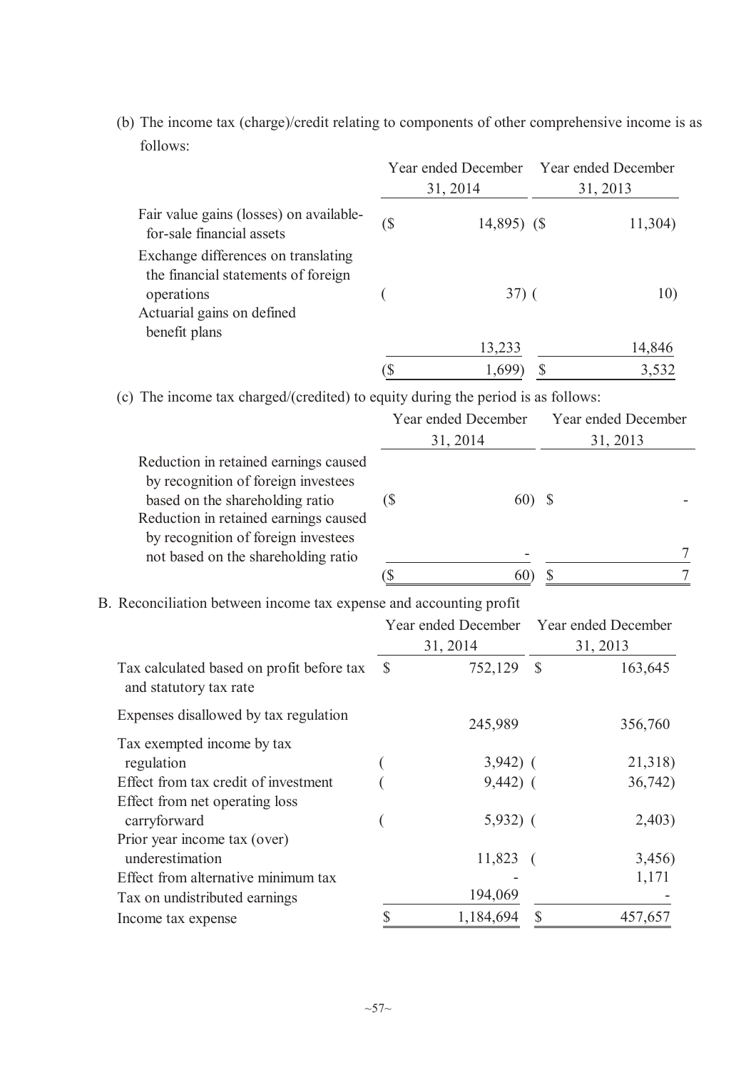(b) The income tax (charge)/credit relating to components of other comprehensive income is as follows:

| | Year ended December 31, 2014 | Year ended December 31, 2013 |
|---|---|---|
| Fair value gains (losses) on available-for-sale financial assets | ($ 14,895) | ($ 11,304) |
| Exchange differences on translating the financial statements of foreign operations | ( 37) | ( 10) |
| Actuarial gains on defined benefit plans | 13,233 | 14,846 |
| | ($ 1,699) | $ 3,532 |

(c) The income tax charged/(credited) to equity during the period is as follows:

| | Year ended December 31, 2014 | Year ended December 31, 2013 |
|---|---|---|
| Reduction in retained earnings caused by recognition of foreign investees based on the shareholding ratio | ($ 60) | $ - |
| Reduction in retained earnings caused by recognition of foreign investees not based on the shareholding ratio | - | 7 |
| | ($ 60) | $ 7 |

B. Reconciliation between income tax expense and accounting profit

| | Year ended December 31, 2014 | Year ended December 31, 2013 |
|---|---|---|
| Tax calculated based on profit before tax and statutory tax rate | $ 752,129 | $ 163,645 |
| Expenses disallowed by tax regulation | 245,989 | 356,760 |
| Tax exempted income by tax regulation | ( 3,942) | ( 21,318) |
| Effect from tax credit of investment | ( 9,442) | ( 36,742) |
| Effect from net operating loss carryforward | ( 5,932) | ( 2,403) |
| Prior year income tax (over) underestimation | 11,823 | ( 3,456) |
| Effect from alternative minimum tax | - | 1,171 |
| Tax on undistributed earnings | 194,069 | - |
| Income tax expense | $ 1,184,694 | $ 457,657 |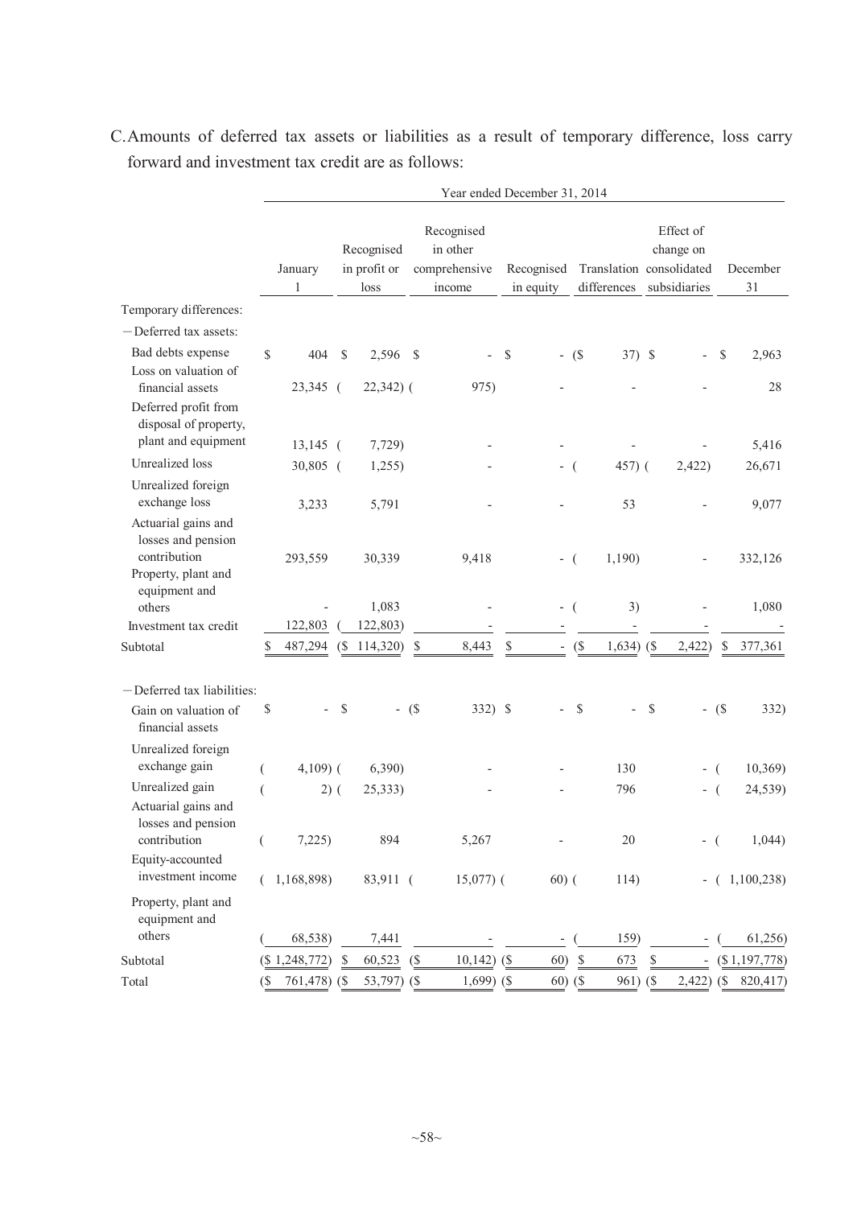C.Amounts of deferred tax assets or liabilities as a result of temporary difference, loss carry forward and investment tax credit are as follows:

| | Year ended December 31, 2014 | | | | | | |
|---|---|---|---|---|---|---|---|
| | January 1 | Recognised in profit or loss | Recognised in other comprehensive income | Recognised in equity | Translation differences | Effect of change on consolidated subsidiaries | December 31 |
| Temporary differences: | | | | | | | |
| －Deferred tax assets: | | | | | | | |
| Bad debts expense | $ 404 | $ 2,596 | $ - | $ - | ($ 37) | $ - | $ 2,963 |
| Loss on valuation of financial assets | 23,345 | ( 22,342) | ( 975) | - | - | - | 28 |
| Deferred profit from disposal of property, plant and equipment | 13,145 | ( 7,729) | - | - | - | - | 5,416 |
| Unrealized loss | 30,805 | ( 1,255) | - | - | ( 457) | ( 2,422) | 26,671 |
| Unrealized foreign exchange loss | 3,233 | 5,791 | - | - | 53 | - | 9,077 |
| Actuarial gains and losses and pension contribution | 293,559 | 30,339 | 9,418 | - | ( 1,190) | - | 332,126 |
| Property, plant and equipment and others | - | 1,083 | - | - | ( 3) | - | 1,080 |
| Investment tax credit | 122,803 | ( 122,803) | - | - | - | - | - |
| Subtotal | $ 487,294 | ($ 114,320) | $ 8,443 | $ - | ($ 1,634) | ($ 2,422) | $ 377,361 |
| －Deferred tax liabilities: | | | | | | | |
| Gain on valuation of financial assets | $ - | $ - | ($ 332) | $ - | $ - | $ - | ($ 332) |
| Unrealized foreign exchange gain | ( 4,109) | ( 6,390) | - | - | 130 | - | ( 10,369) |
| Unrealized gain | ( 2) | ( 25,333) | - | - | 796 | - | ( 24,539) |
| Actuarial gains and losses and pension contribution | ( 7,225) | 894 | 5,267 | - | 20 | - | ( 1,044) |
| Equity-accounted investment income | ( 1,168,898) | 83,911 | ( 15,077) | ( 60) | ( 114) | - | ( 1,100,238) |
| Property, plant and equipment and others | ( 68,538) | 7,441 | - | - | ( 159) | - | ( 61,256) |
| Subtotal | ($ 1,248,772) | $ 60,523 | ($ 10,142) | ($ 60) | $ 673 | $ - | ($ 1,197,778) |
| Total | ($ 761,478) | ($ 53,797) | ($ 1,699) | ($ 60) | ($ 961) | ($ 2,422) | ($ 820,417) |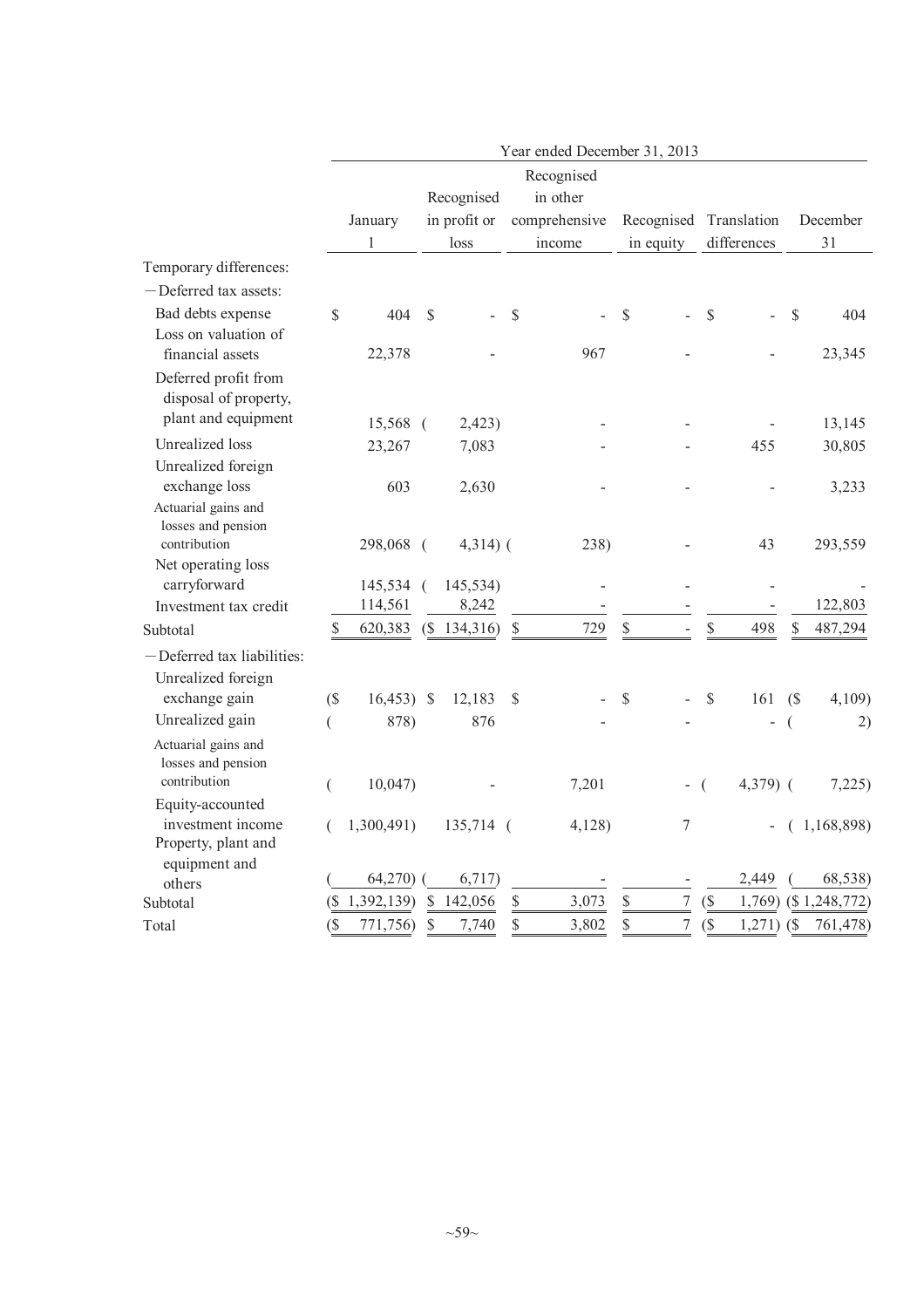| | Year ended December 31, 2013 | | | | | |
|---|---|---|---|---|---|---|
| | January 1 | Recognised in profit or loss | Recognised in other comprehensive income | Recognised in equity | Translation differences | December 31 |
| Temporary differences: | | | | | | |
| －Deferred tax assets: | | | | | | |
| Bad debts expense | $ 404 | $ - | $ - | $ - | $ - | $ 404 |
| Loss on valuation of financial assets | 22,378 | - | 967 | - | - | 23,345 |
| Deferred profit from disposal of property, plant and equipment | 15,568 | ( 2,423) | - | - | - | 13,145 |
| Unrealized loss | 23,267 | 7,083 | - | - | 455 | 30,805 |
| Unrealized foreign exchange loss | 603 | 2,630 | - | - | - | 3,233 |
| Actuarial gains and losses and pension contribution | 298,068 | ( 4,314) | ( 238) | - | 43 | 293,559 |
| Net operating loss carryforward | 145,534 | ( 145,534) | - | - | - | - |
| Investment tax credit | 114,561 | 8,242 | - | - | - | 122,803 |
| Subtotal | $ 620,383 | ($ 134,316) | $ 729 | $ - | $ 498 | $ 487,294 |
| －Deferred tax liabilities: | | | | | | |
| Unrealized foreign exchange gain | ($ 16,453) | $ 12,183 | $ - | $ - | $ 161 | ($ 4,109) |
| Unrealized gain | ( 878) | 876 | - | - | - | ( 2) |
| Actuarial gains and losses and pension contribution | ( 10,047) | - | 7,201 | - | ( 4,379) | ( 7,225) |
| Equity-accounted investment income | ( 1,300,491) | 135,714 | ( 4,128) | 7 | - | ( 1,168,898) |
| Property, plant and equipment and others | ( 64,270) | ( 6,717) | - | - | 2,449 | ( 68,538) |
| Subtotal | ($ 1,392,139) | $ 142,056 | $ 3,073 | $ 7 | ($ 1,769) | ($ 1,248,772) |
| Total | ($ 771,756) | $ 7,740 | $ 3,802 | $ 7 | ($ 1,271) | ($ 761,478) |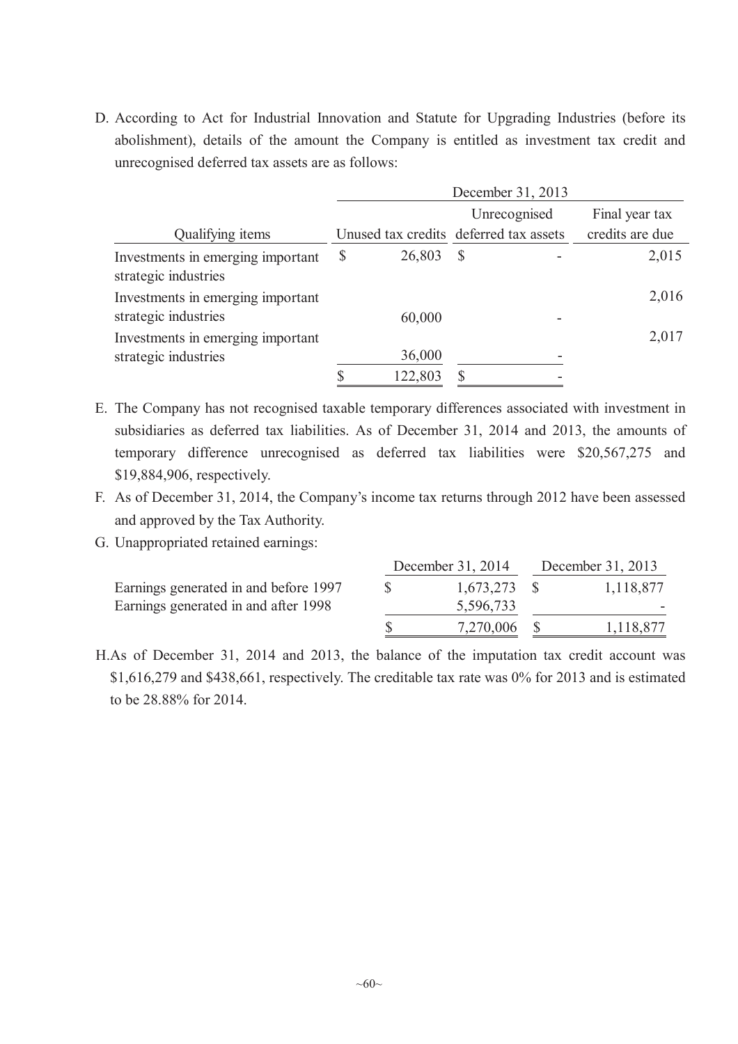D. According to Act for Industrial Innovation and Statute for Upgrading Industries (before its abolishment), details of the amount the Company is entitled as investment tax credit and unrecognised deferred tax assets are as follows:

| | December 31, 2013 | | |
|---|---|---|---|
| Qualifying items | Unused tax credits | Unrecognised deferred tax assets | Final year tax credits are due |
| Investments in emerging important strategic industries | $ 26,803 | $ - | 2,015 |
| Investments in emerging important strategic industries | 60,000 | - | 2,016 |
| Investments in emerging important strategic industries | 36,000 | - | 2,017 |
| | $ 122,803 | $ - | |

E. The Company has not recognised taxable temporary differences associated with investment in subsidiaries as deferred tax liabilities. As of December 31, 2014 and 2013, the amounts of temporary difference unrecognised as deferred tax liabilities were $20,567,275 and $19,884,906, respectively.

F. As of December 31, 2014, the Company's income tax returns through 2012 have been assessed and approved by the Tax Authority.

G. Unappropriated retained earnings:

| | December 31, 2014 | December 31, 2013 |
|---|---|---|
| Earnings generated in and before 1997 | $ 1,673,273 | $ 1,118,877 |
| Earnings generated in and after 1998 | 5,596,733 | - |
| | $ 7,270,006 | $ 1,118,877 |

H. As of December 31, 2014 and 2013, the balance of the imputation tax credit account was $1,616,279 and $438,661, respectively. The creditable tax rate was 0% for 2013 and is estimated to be 28.88% for 2014.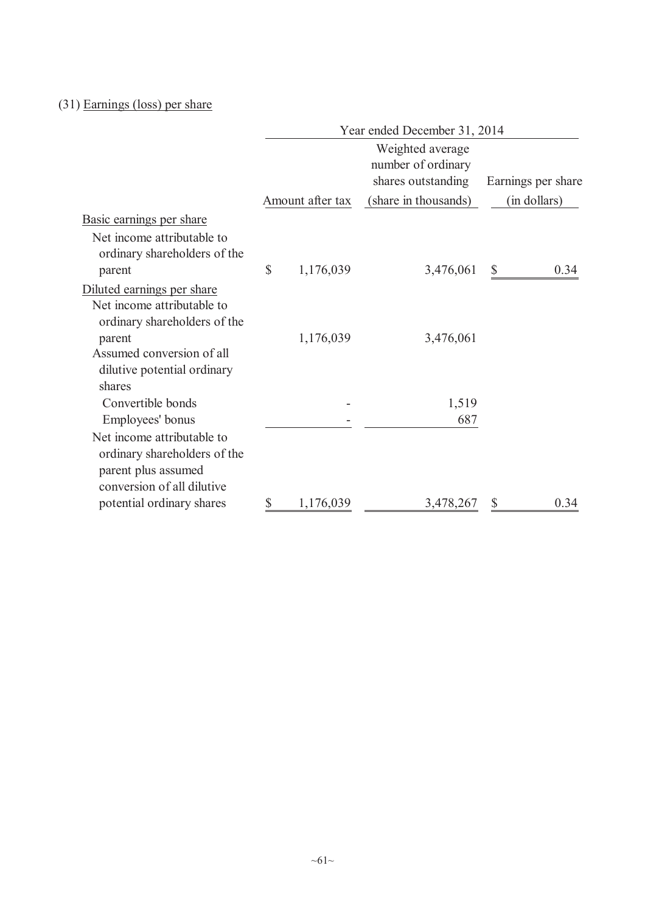(31) Earnings (loss) per share

| | Year ended December 31, 2014 | | |
|---|---|---|---|
| | Amount after tax | Weighted average number of ordinary shares outstanding (share in thousands) | Earnings per share (in dollars) |
| Basic earnings per share | | | |
| Net income attributable to ordinary shareholders of the parent | $ 1,176,039 | 3,476,061 | $ 0.34 |
| Diluted earnings per share | | | |
| Net income attributable to ordinary shareholders of the parent | 1,176,039 | 3,476,061 | |
| Assumed conversion of all dilutive potential ordinary shares | | | |
| Convertible bonds | - | 1,519 | |
| Employees' bonus | - | 687 | |
| Net income attributable to ordinary shareholders of the parent plus assumed conversion of all dilutive potential ordinary shares | $ 1,176,039 | 3,478,267 | $ 0.34 |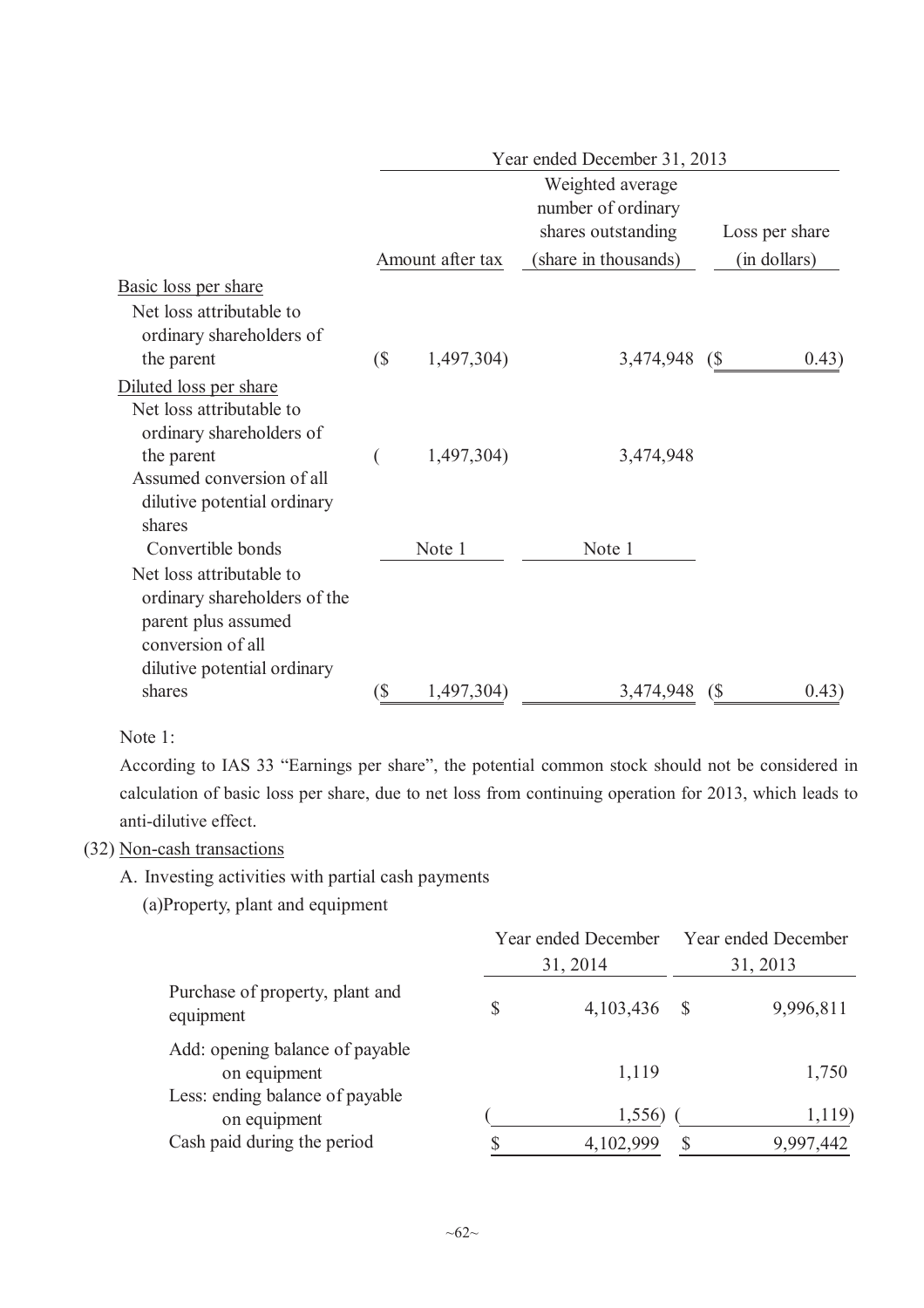| | Year ended December 31, 2013 | | |
|---|---|---|---|
| | Amount after tax | Weighted average number of ordinary shares outstanding (share in thousands) | Loss per share (in dollars) |
| Basic loss per share | | | |
| Net loss attributable to ordinary shareholders of the parent | ($ 1,497,304) | 3,474,948 | ($ 0.43) |
| Diluted loss per share | | | |
| Net loss attributable to ordinary shareholders of the parent | ( 1,497,304) | 3,474,948 | |
| Assumed conversion of all dilutive potential ordinary shares | | | |
| Convertible bonds | Note 1 | Note 1 | |
| Net loss attributable to ordinary shareholders of the parent plus assumed conversion of all dilutive potential ordinary shares | ($ 1,497,304) | 3,474,948 | ($ 0.43) |

Note 1:

According to IAS 33 "Earnings per share", the potential common stock should not be considered in calculation of basic loss per share, due to net loss from continuing operation for 2013, which leads to anti-dilutive effect.

(32) Non-cash transactions

A. Investing activities with partial cash payments

(a)Property, plant and equipment

| | Year ended December 31, 2014 | Year ended December 31, 2013 |
|---|---|---|
| Purchase of property, plant and equipment | $ 4,103,436 | $ 9,996,811 |
| Add: opening balance of payable on equipment | 1,119 | 1,750 |
| Less: ending balance of payable on equipment | ( 1,556) | ( 1,119) |
| Cash paid during the period | $ 4,102,999 | $ 9,997,442 |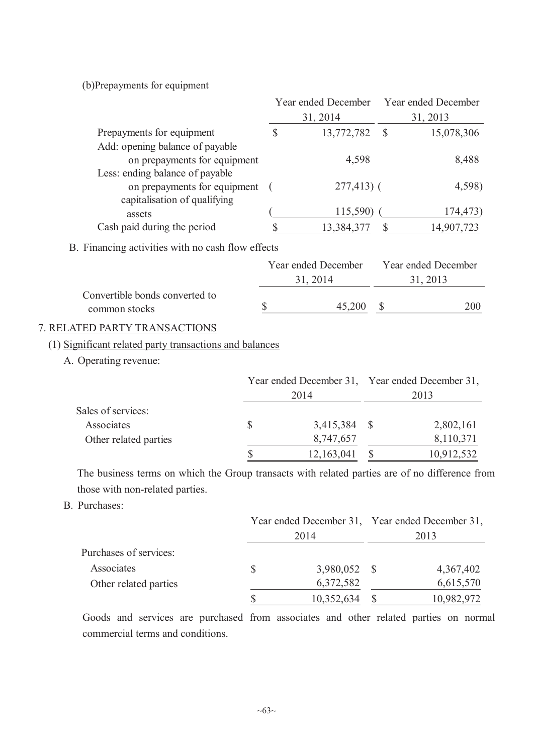(b)Prepayments for equipment

| | Year ended December 31, 2014 | Year ended December 31, 2013 |
|---|---|---|
| Prepayments for equipment | $ 13,772,782 | $ 15,078,306 |
| Add: opening balance of payable on prepayments for equipment | 4,598 | 8,488 |
| Less: ending balance of payable on prepayments for equipment | ( 277,413) | ( 4,598) |
| capitalisation of qualifying assets | ( 115,590) | ( 174,473) |
| Cash paid during the period | $ 13,384,377 | $ 14,907,723 |

B. Financing activities with no cash flow effects

| | Year ended December 31, 2014 | Year ended December 31, 2013 |
|---|---|---|
| Convertible bonds converted to common stocks | $ 45,200 | $ 200 |

7. RELATED PARTY TRANSACTIONS

(1) Significant related party transactions and balances

A. Operating revenue:

| | Year ended December 31, 2014 | Year ended December 31, 2013 |
|---|---|---|
| Sales of services: | | |
| Associates | $ 3,415,384 | $ 2,802,161 |
| Other related parties | 8,747,657 | 8,110,371 |
| | $ 12,163,041 | $ 10,912,532 |

The business terms on which the Group transacts with related parties are of no difference from those with non-related parties.

B. Purchases:

| | Year ended December 31, 2014 | Year ended December 31, 2013 |
|---|---|---|
| Purchases of services: | | |
| Associates | $ 3,980,052 | $ 4,367,402 |
| Other related parties | 6,372,582 | 6,615,570 |
| | $ 10,352,634 | $ 10,982,972 |

Goods and services are purchased from associates and other related parties on normal commercial terms and conditions.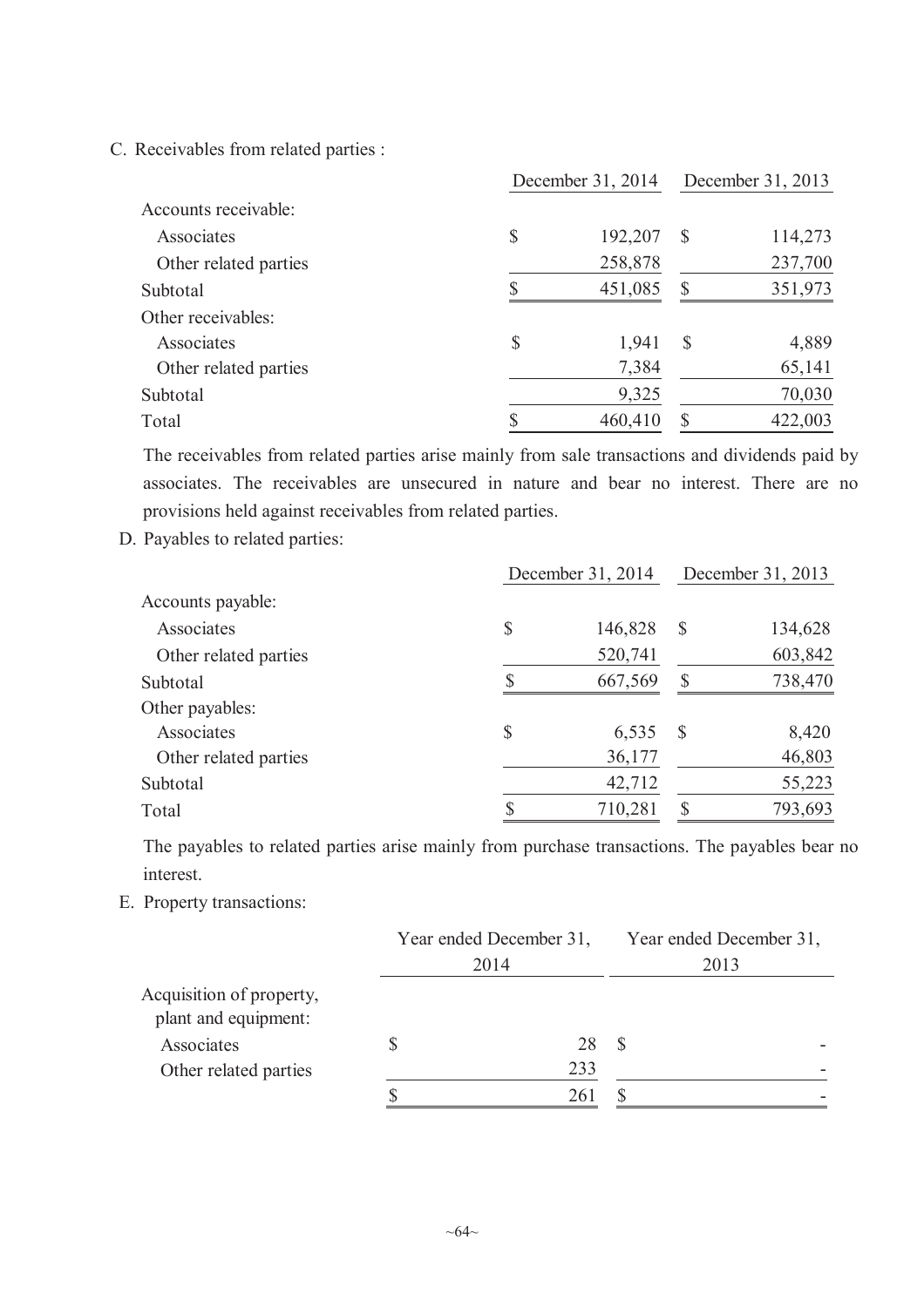C. Receivables from related parties :

| | December 31, 2014 | December 31, 2013 |
|---|---|---|
| Accounts receivable: | | |
| Associates | $ 192,207 | $ 114,273 |
| Other related parties | 258,878 | 237,700 |
| Subtotal | $ 451,085 | $ 351,973 |
| Other receivables: | | |
| Associates | $ 1,941 | $ 4,889 |
| Other related parties | 7,384 | 65,141 |
| Subtotal | 9,325 | 70,030 |
| Total | $ 460,410 | $ 422,003 |

The receivables from related parties arise mainly from sale transactions and dividends paid by associates. The receivables are unsecured in nature and bear no interest. There are no provisions held against receivables from related parties.

D. Payables to related parties:

| | December 31, 2014 | December 31, 2013 |
|---|---|---|
| Accounts payable: | | |
| Associates | $ 146,828 | $ 134,628 |
| Other related parties | 520,741 | 603,842 |
| Subtotal | $ 667,569 | $ 738,470 |
| Other payables: | | |
| Associates | $ 6,535 | $ 8,420 |
| Other related parties | 36,177 | 46,803 |
| Subtotal | 42,712 | 55,223 |
| Total | $ 710,281 | $ 793,693 |

The payables to related parties arise mainly from purchase transactions. The payables bear no interest.

E. Property transactions:

| | Year ended December 31, 2014 | Year ended December 31, 2013 |
|---|---|---|
| Acquisition of property, plant and equipment: | | |
| Associates | $ 28 | $ - |
| Other related parties | 233 | - |
| | $ 261 | $ - |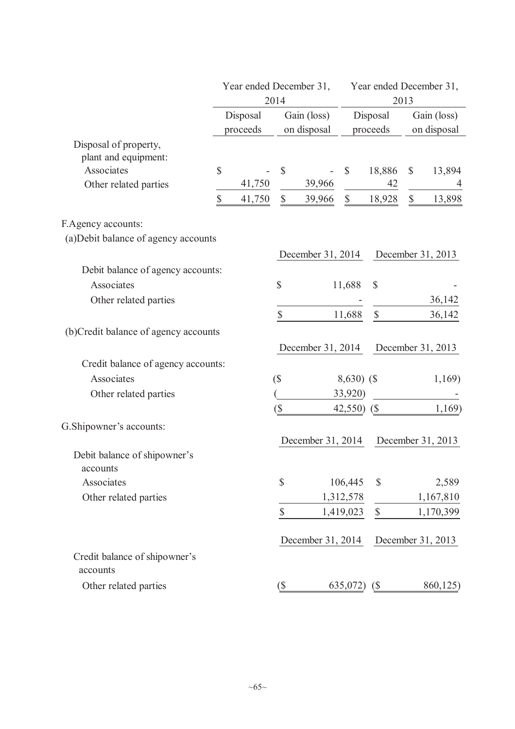| | Year ended December 31, 2014 | | Year ended December 31, 2013 | |
|---|---|---|---|---|
| | Disposal proceeds | Gain (loss) on disposal | Disposal proceeds | Gain (loss) on disposal |
| Disposal of property, plant and equipment: | | | | |
| Associates | $ - | $ - | $ 18,886 | $ 13,894 |
| Other related parties | 41,750 | 39,966 | 42 | 4 |
| | $ 41,750 | $ 39,966 | $ 18,928 | $ 13,898 |

F.Agency accounts:

(a)Debit balance of agency accounts

| | December 31, 2014 | December 31, 2013 |
|---|---|---|
| Debit balance of agency accounts: | | |
| Associates | $ 11,688 | $ - |
| Other related parties | - | 36,142 |
| | $ 11,688 | $ 36,142 |

(b)Credit balance of agency accounts

| | December 31, 2014 | December 31, 2013 |
|---|---|---|
| Credit balance of agency accounts: | | |
| Associates | ($ 8,630) | ($ 1,169) |
| Other related parties | ( 33,920) | - |
| | ($ 42,550) | ($ 1,169) |

G.Shipowner's accounts:

| | December 31, 2014 | December 31, 2013 |
|---|---|---|
| Debit balance of shipowner's accounts | | |
| Associates | $ 106,445 | $ 2,589 |
| Other related parties | 1,312,578 | 1,167,810 |
| | $ 1,419,023 | $ 1,170,399 |

| | December 31, 2014 | December 31, 2013 |
|---|---|---|
| Credit balance of shipowner's accounts | | |
| Other related parties | ($ 635,072) | ($ 860,125) |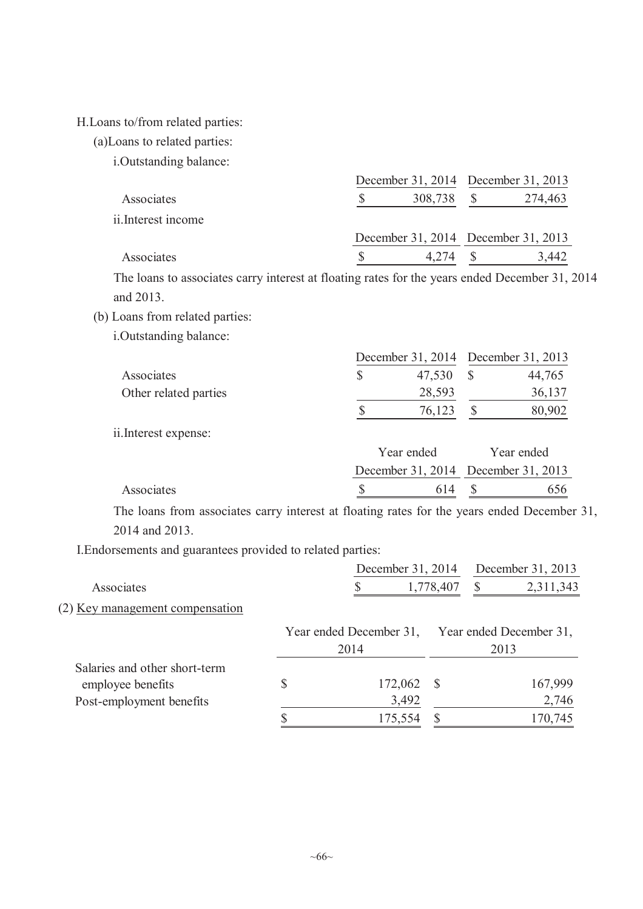H.Loans to/from related parties:

(a)Loans to related parties:

i.Outstanding balance:

| | December 31, 2014 | December 31, 2013 |
|---|---|---|
| Associates | $ 308,738 | $ 274,463 |

ii.Interest income

| | December 31, 2014 | December 31, 2013 |
|---|---|---|
| Associates | $ 4,274 | $ 3,442 |

The loans to associates carry interest at floating rates for the years ended December 31, 2014 and 2013.

(b) Loans from related parties:

i.Outstanding balance:

| | December 31, 2014 | December 31, 2013 |
|---|---|---|
| Associates | $ 47,530 | $ 44,765 |
| Other related parties | 28,593 | 36,137 |
| | $ 76,123 | $ 80,902 |

ii.Interest expense:

| | Year ended December 31, 2014 | Year ended December 31, 2013 |
|---|---|---|
| Associates | $ 614 | $ 656 |

The loans from associates carry interest at floating rates for the years ended December 31, 2014 and 2013.

I.Endorsements and guarantees provided to related parties:

| | December 31, 2014 | December 31, 2013 |
|---|---|---|
| Associates | $ 1,778,407 | $ 2,311,343 |

(2) Key management compensation

| | Year ended December 31, 2014 | Year ended December 31, 2013 |
|---|---|---|
| Salaries and other short-term employee benefits | $ 172,062 | $ 167,999 |
| Post-employment benefits | 3,492 | 2,746 |
| | $ 175,554 | $ 170,745 |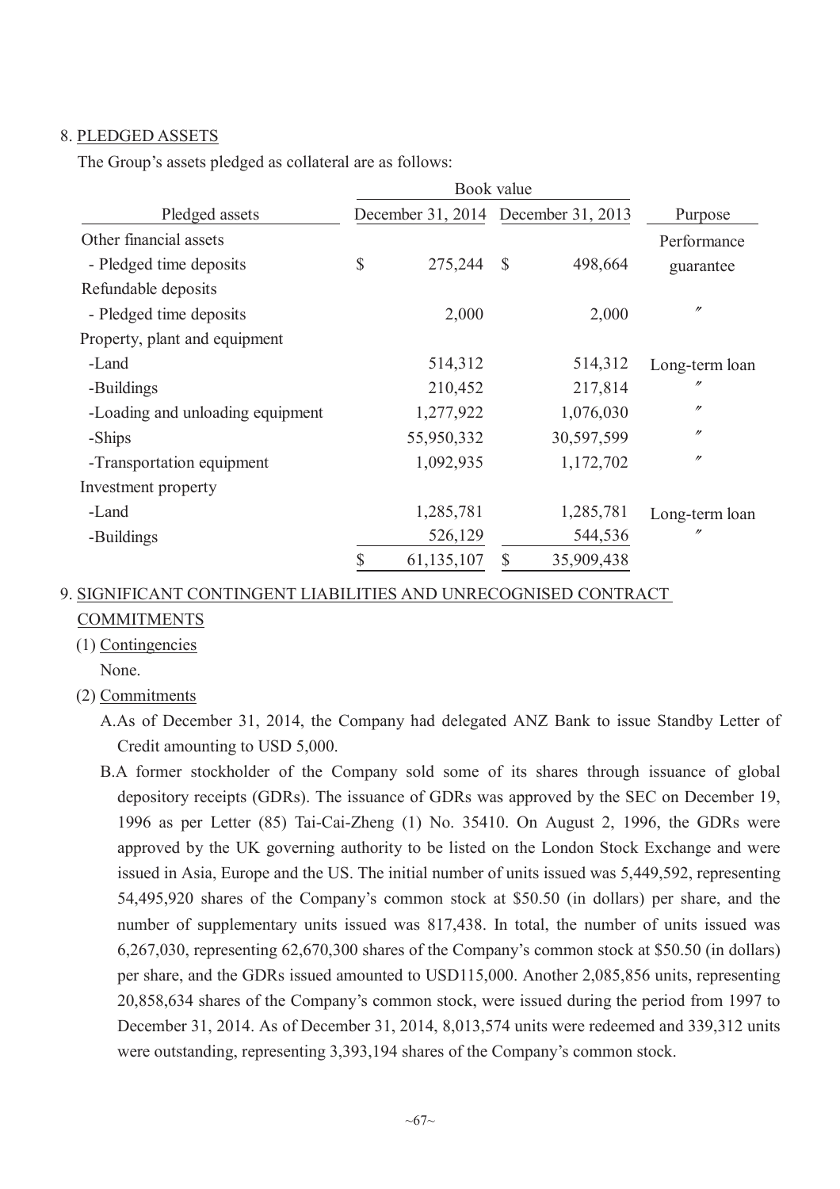8. PLEDGED ASSETS

The Group's assets pledged as collateral are as follows:

| Pledged assets | Book value December 31, 2014 | Book value December 31, 2013 | Purpose |
|---|---|---|---|
| Other financial assets | | | Performance guarantee |
| - Pledged time deposits | $ 275,244 | $ 498,664 | |
| Refundable deposits | | | |
| - Pledged time deposits | 2,000 | 2,000 | 〃 |
| Property, plant and equipment | | | |
| -Land | 514,312 | 514,312 | Long-term loan |
| -Buildings | 210,452 | 217,814 | 〃 |
| -Loading and unloading equipment | 1,277,922 | 1,076,030 | 〃 |
| -Ships | 55,950,332 | 30,597,599 | 〃 |
| -Transportation equipment | 1,092,935 | 1,172,702 | 〃 |
| Investment property | | | |
| -Land | 1,285,781 | 1,285,781 | Long-term loan |
| -Buildings | 526,129 | 544,536 | 〃 |
| | $ 61,135,107 | $ 35,909,438 | |

9. SIGNIFICANT CONTINGENT LIABILITIES AND UNRECOGNISED CONTRACT COMMITMENTS

(1) Contingencies

None.

(2) Commitments

A. As of December 31, 2014, the Company had delegated ANZ Bank to issue Standby Letter of Credit amounting to USD 5,000.

B. A former stockholder of the Company sold some of its shares through issuance of global depository receipts (GDRs). The issuance of GDRs was approved by the SEC on December 19, 1996 as per Letter (85) Tai-Cai-Zheng (1) No. 35410. On August 2, 1996, the GDRs were approved by the UK governing authority to be listed on the London Stock Exchange and were issued in Asia, Europe and the US. The initial number of units issued was 5,449,592, representing 54,495,920 shares of the Company's common stock at $50.50 (in dollars) per share, and the number of supplementary units issued was 817,438. In total, the number of units issued was 6,267,030, representing 62,670,300 shares of the Company's common stock at $50.50 (in dollars) per share, and the GDRs issued amounted to USD115,000. Another 2,085,856 units, representing 20,858,634 shares of the Company's common stock, were issued during the period from 1997 to December 31, 2014. As of December 31, 2014, 8,013,574 units were redeemed and 339,312 units were outstanding, representing 3,393,194 shares of the Company's common stock.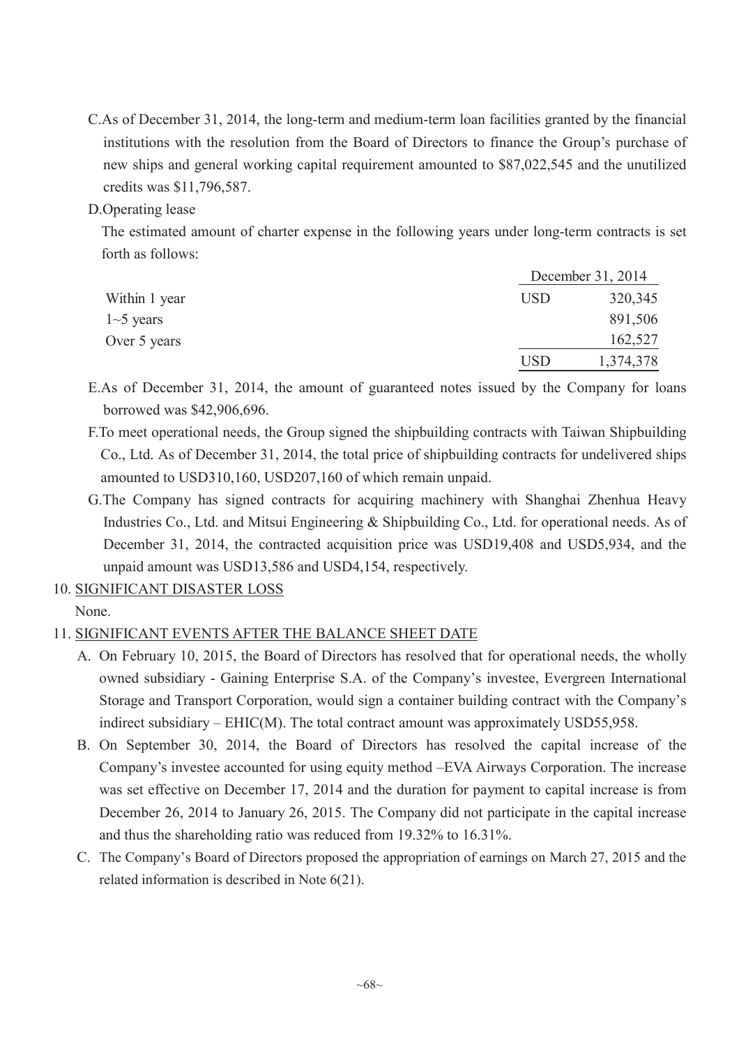C.As of December 31, 2014, the long-term and medium-term loan facilities granted by the financial institutions with the resolution from the Board of Directors to finance the Group's purchase of new ships and general working capital requirement amounted to $87,022,545 and the unutilized credits was $11,796,587.

D.Operating lease

The estimated amount of charter expense in the following years under long-term contracts is set forth as follows:

| | December 31, 2014 | |
|---|---|---|
| Within 1 year | USD | 320,345 |
| 1~5 years | | 891,506 |
| Over 5 years | | 162,527 |
| | USD | 1,374,378 |

E.As of December 31, 2014, the amount of guaranteed notes issued by the Company for loans borrowed was $42,906,696.

F.To meet operational needs, the Group signed the shipbuilding contracts with Taiwan Shipbuilding Co., Ltd. As of December 31, 2014, the total price of shipbuilding contracts for undelivered ships amounted to USD310,160, USD207,160 of which remain unpaid.

G.The Company has signed contracts for acquiring machinery with Shanghai Zhenhua Heavy Industries Co., Ltd. and Mitsui Engineering & Shipbuilding Co., Ltd. for operational needs. As of December 31, 2014, the contracted acquisition price was USD19,408 and USD5,934, and the unpaid amount was USD13,586 and USD4,154, respectively.

## 10. SIGNIFICANT DISASTER LOSS

None.

## 11. SIGNIFICANT EVENTS AFTER THE BALANCE SHEET DATE

A. On February 10, 2015, the Board of Directors has resolved that for operational needs, the wholly owned subsidiary - Gaining Enterprise S.A. of the Company's investee, Evergreen International Storage and Transport Corporation, would sign a container building contract with the Company's indirect subsidiary – EHIC(M). The total contract amount was approximately USD55,958.

B. On September 30, 2014, the Board of Directors has resolved the capital increase of the Company's investee accounted for using equity method –EVA Airways Corporation. The increase was set effective on December 17, 2014 and the duration for payment to capital increase is from December 26, 2014 to January 26, 2015. The Company did not participate in the capital increase and thus the shareholding ratio was reduced from 19.32% to 16.31%.

C. The Company's Board of Directors proposed the appropriation of earnings on March 27, 2015 and the related information is described in Note 6(21).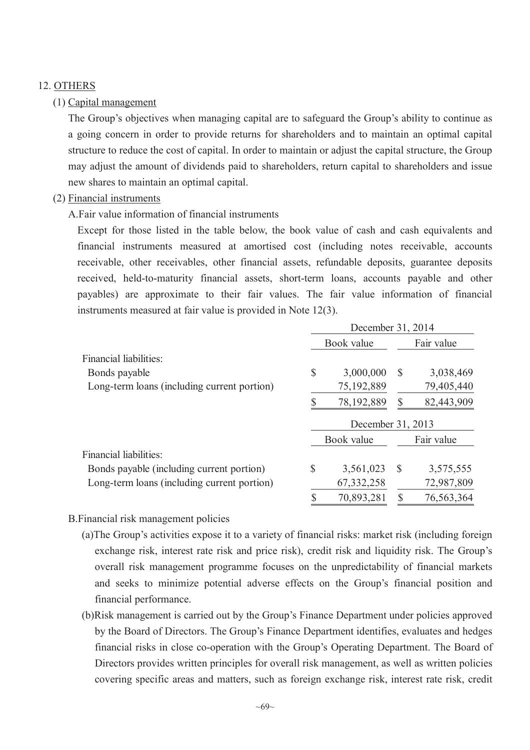## 12. OTHERS

### (1) Capital management

The Group's objectives when managing capital are to safeguard the Group's ability to continue as a going concern in order to provide returns for shareholders and to maintain an optimal capital structure to reduce the cost of capital. In order to maintain or adjust the capital structure, the Group may adjust the amount of dividends paid to shareholders, return capital to shareholders and issue new shares to maintain an optimal capital.

### (2) Financial instruments

A.Fair value information of financial instruments

Except for those listed in the table below, the book value of cash and cash equivalents and financial instruments measured at amortised cost (including notes receivable, accounts receivable, other receivables, other financial assets, refundable deposits, guarantee deposits received, held-to-maturity financial assets, short-term loans, accounts payable and other payables) are approximate to their fair values. The fair value information of financial instruments measured at fair value is provided in Note 12(3).

| | December 31, 2014 | |
|---|---|---|
| | Book value | Fair value |
| Financial liabilities: | | |
| Bonds payable | $ 3,000,000 | $ 3,038,469 |
| Long-term loans (including current portion) | 75,192,889 | 79,405,440 |
| | $ 78,192,889 | $ 82,443,909 |

| | December 31, 2013 | |
|---|---|---|
| | Book value | Fair value |
| Financial liabilities: | | |
| Bonds payable (including current portion) | $ 3,561,023 | $ 3,575,555 |
| Long-term loans (including current portion) | 67,332,258 | 72,987,809 |
| | $ 70,893,281 | $ 76,563,364 |

B.Financial risk management policies

(a)The Group's activities expose it to a variety of financial risks: market risk (including foreign exchange risk, interest rate risk and price risk), credit risk and liquidity risk. The Group's overall risk management programme focuses on the unpredictability of financial markets and seeks to minimize potential adverse effects on the Group's financial position and financial performance.

(b)Risk management is carried out by the Group's Finance Department under policies approved by the Board of Directors. The Group's Finance Department identifies, evaluates and hedges financial risks in close co-operation with the Group's Operating Department. The Board of Directors provides written principles for overall risk management, as well as written policies covering specific areas and matters, such as foreign exchange risk, interest rate risk, credit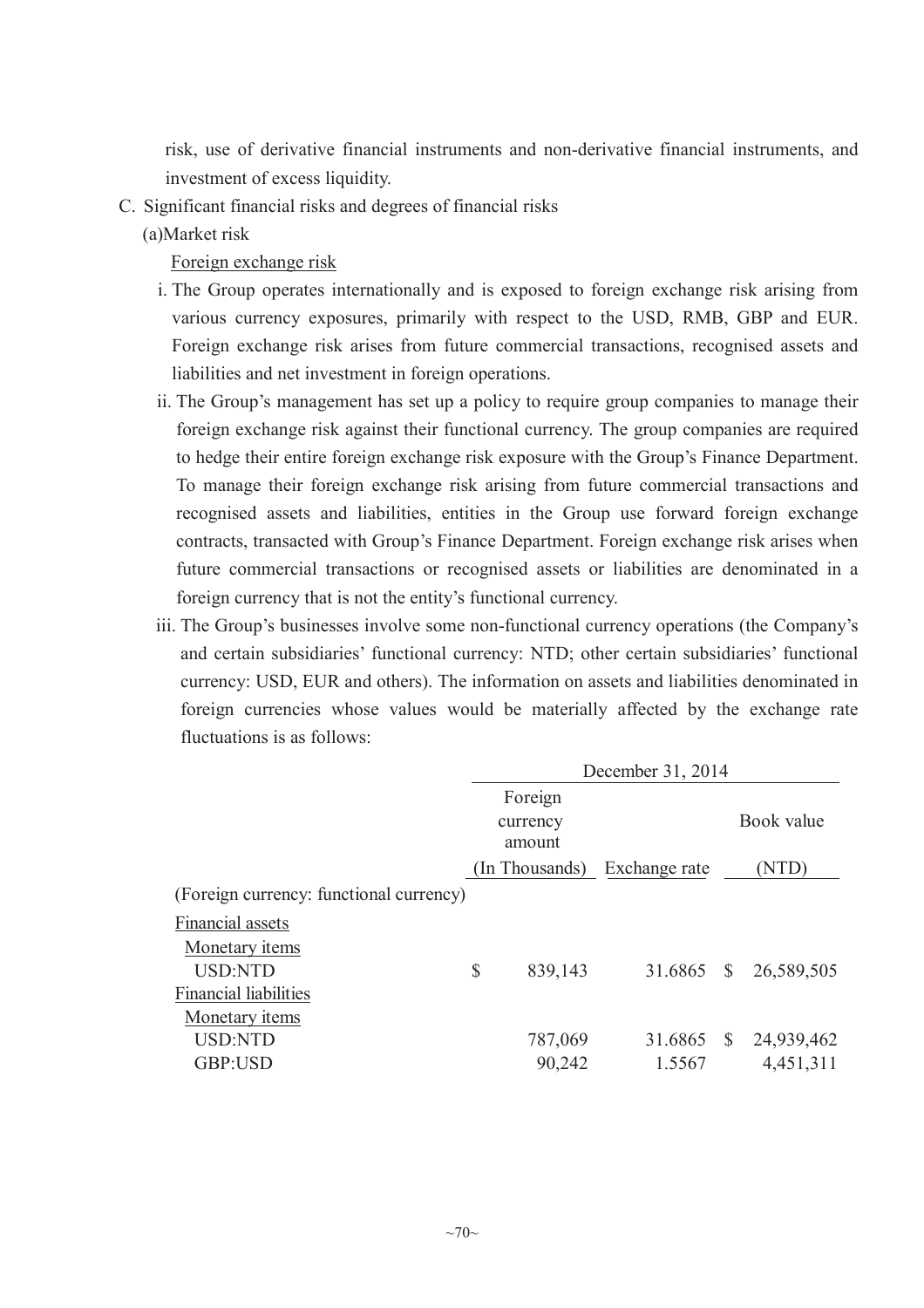risk, use of derivative financial instruments and non-derivative financial instruments, and investment of excess liquidity.

C. Significant financial risks and degrees of financial risks

(a)Market risk

Foreign exchange risk

i. The Group operates internationally and is exposed to foreign exchange risk arising from various currency exposures, primarily with respect to the USD, RMB, GBP and EUR. Foreign exchange risk arises from future commercial transactions, recognised assets and liabilities and net investment in foreign operations.

ii. The Group's management has set up a policy to require group companies to manage their foreign exchange risk against their functional currency. The group companies are required to hedge their entire foreign exchange risk exposure with the Group's Finance Department. To manage their foreign exchange risk arising from future commercial transactions and recognised assets and liabilities, entities in the Group use forward foreign exchange contracts, transacted with Group's Finance Department. Foreign exchange risk arises when future commercial transactions or recognised assets or liabilities are denominated in a foreign currency that is not the entity's functional currency.

iii. The Group's businesses involve some non-functional currency operations (the Company's and certain subsidiaries' functional currency: NTD; other certain subsidiaries' functional currency: USD, EUR and others). The information on assets and liabilities denominated in foreign currencies whose values would be materially affected by the exchange rate fluctuations is as follows:

| | December 31, 2014 | | |
|---|---|---|---|
| | Foreign currency amount (In Thousands) | Exchange rate | Book value (NTD) |
| (Foreign currency: functional currency) | | | |
| Financial assets | | | |
| Monetary items | | | |
| USD:NTD | $ 839,143 | 31.6865 | $ 26,589,505 |
| Financial liabilities | | | |
| Monetary items | | | |
| USD:NTD | 787,069 | 31.6865 | $ 24,939,462 |
| GBP:USD | 90,242 | 1.5567 | 4,451,311 |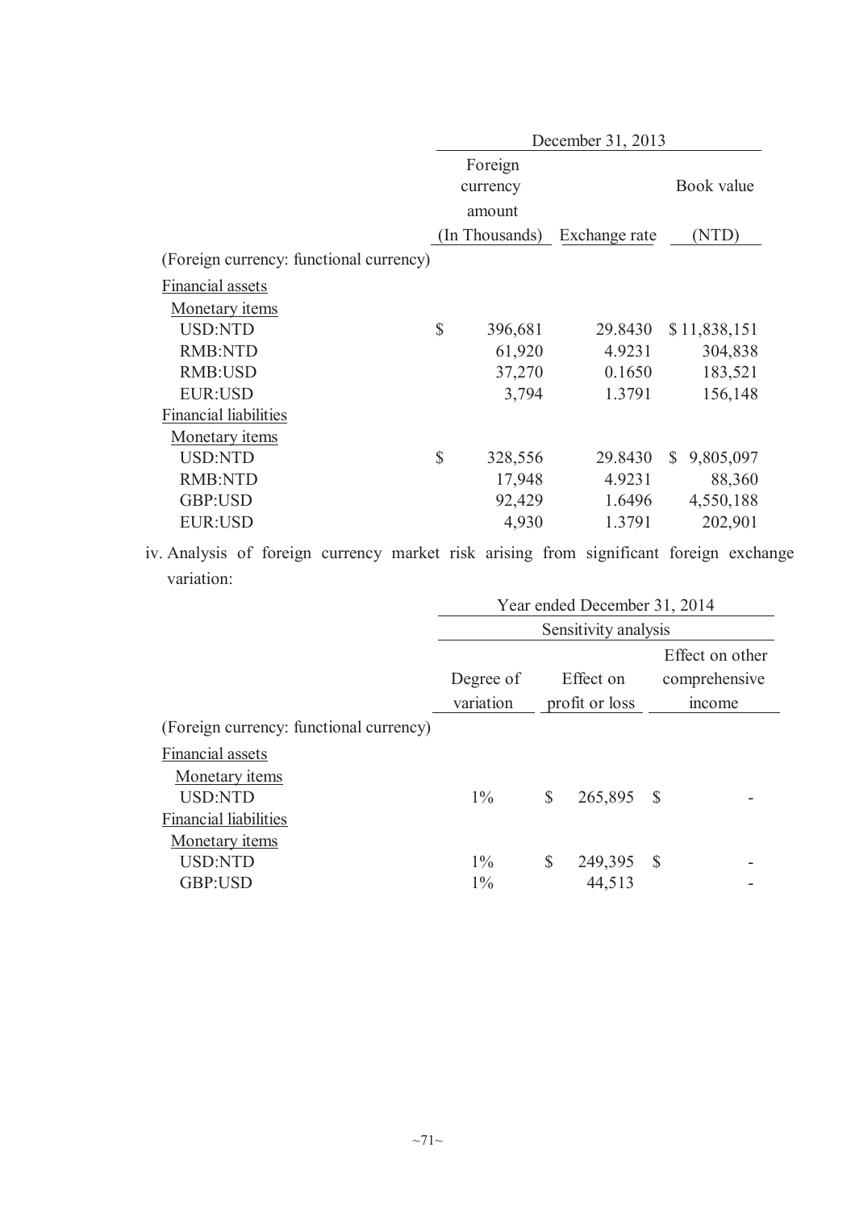| | December 31, 2013 | | |
|---|---|---|---|
| | Foreign currency amount (In Thousands) | Exchange rate | Book value (NTD) |
| (Foreign currency: functional currency) | | | |
| Financial assets | | | |
| Monetary items | | | |
| USD:NTD | $ 396,681 | 29.8430 | $ 11,838,151 |
| RMB:NTD | 61,920 | 4.9231 | 304,838 |
| RMB:USD | 37,270 | 0.1650 | 183,521 |
| EUR:USD | 3,794 | 1.3791 | 156,148 |
| Financial liabilities | | | |
| Monetary items | | | |
| USD:NTD | $ 328,556 | 29.8430 | $ 9,805,097 |
| RMB:NTD | 17,948 | 4.9231 | 88,360 |
| GBP:USD | 92,429 | 1.6496 | 4,550,188 |
| EUR:USD | 4,930 | 1.3791 | 202,901 |

iv. Analysis of foreign currency market risk arising from significant foreign exchange variation:

| | Year ended December 31, 2014 | | |
|---|---|---|---|
| | Sensitivity analysis | | |
| | Degree of variation | Effect on profit or loss | Effect on other comprehensive income |
| (Foreign currency: functional currency) | | | |
| Financial assets | | | |
| Monetary items | | | |
| USD:NTD | 1% | $ 265,895 | $ - |
| Financial liabilities | | | |
| Monetary items | | | |
| USD:NTD | 1% | $ 249,395 | $ - |
| GBP:USD | 1% | 44,513 | - |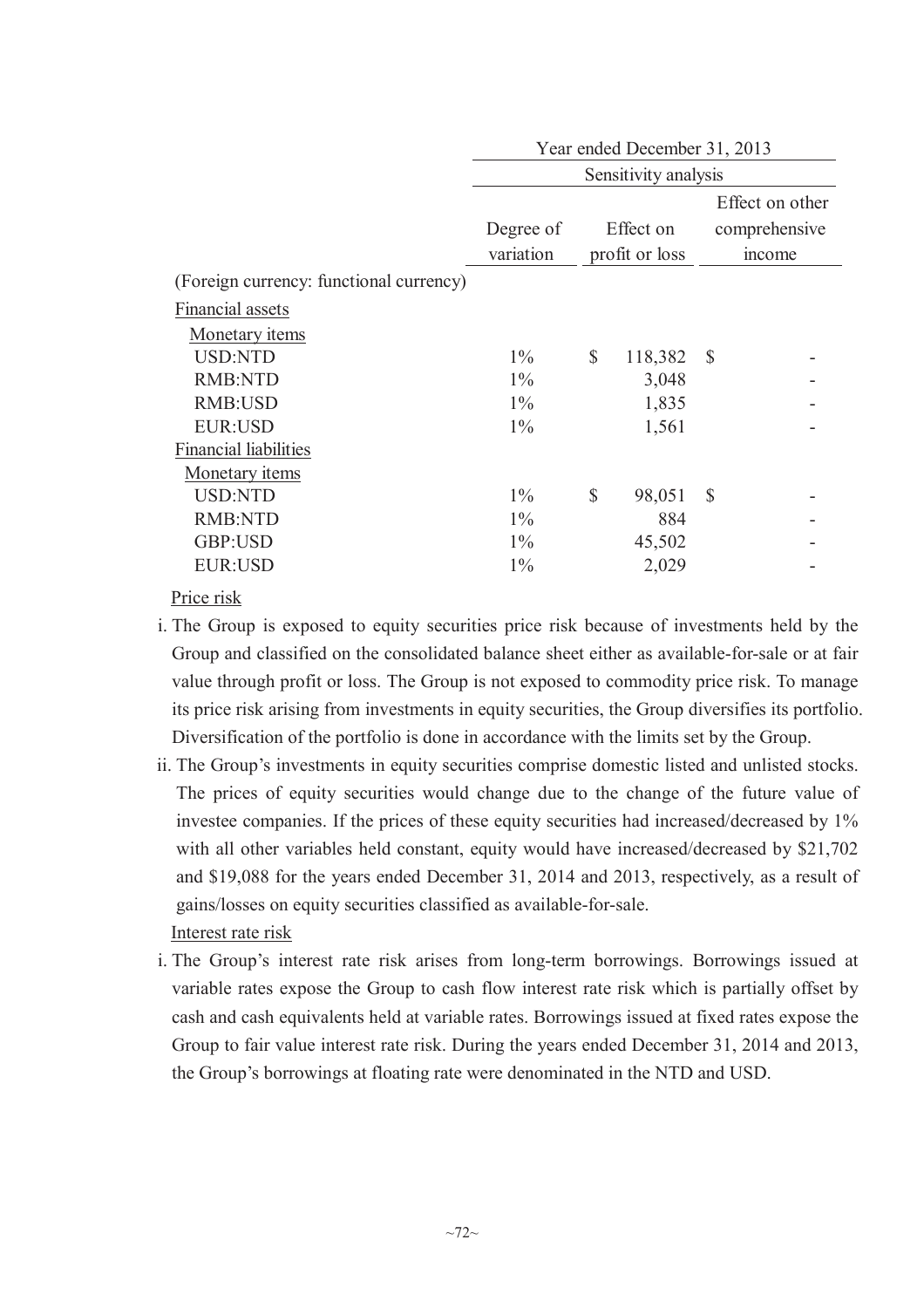| | Year ended December 31, 2013 | | |
|---|---|---|---|
| | Sensitivity analysis | | |
| | Degree of variation | Effect on profit or loss | Effect on other comprehensive income |
| (Foreign currency: functional currency) | | | |
| Financial assets | | | |
| Monetary items | | | |
| USD:NTD | 1% | $ 118,382 | $ - |
| RMB:NTD | 1% | 3,048 | - |
| RMB:USD | 1% | 1,835 | - |
| EUR:USD | 1% | 1,561 | - |
| Financial liabilities | | | |
| Monetary items | | | |
| USD:NTD | 1% | $ 98,051 | $ - |
| RMB:NTD | 1% | 884 | - |
| GBP:USD | 1% | 45,502 | - |
| EUR:USD | 1% | 2,029 | - |

Price risk

i. The Group is exposed to equity securities price risk because of investments held by the Group and classified on the consolidated balance sheet either as available-for-sale or at fair value through profit or loss. The Group is not exposed to commodity price risk. To manage its price risk arising from investments in equity securities, the Group diversifies its portfolio. Diversification of the portfolio is done in accordance with the limits set by the Group.

ii. The Group's investments in equity securities comprise domestic listed and unlisted stocks. The prices of equity securities would change due to the change of the future value of investee companies. If the prices of these equity securities had increased/decreased by 1% with all other variables held constant, equity would have increased/decreased by $21,702 and $19,088 for the years ended December 31, 2014 and 2013, respectively, as a result of gains/losses on equity securities classified as available-for-sale.

Interest rate risk

i. The Group's interest rate risk arises from long-term borrowings. Borrowings issued at variable rates expose the Group to cash flow interest rate risk which is partially offset by cash and cash equivalents held at variable rates. Borrowings issued at fixed rates expose the Group to fair value interest rate risk. During the years ended December 31, 2014 and 2013, the Group's borrowings at floating rate were denominated in the NTD and USD.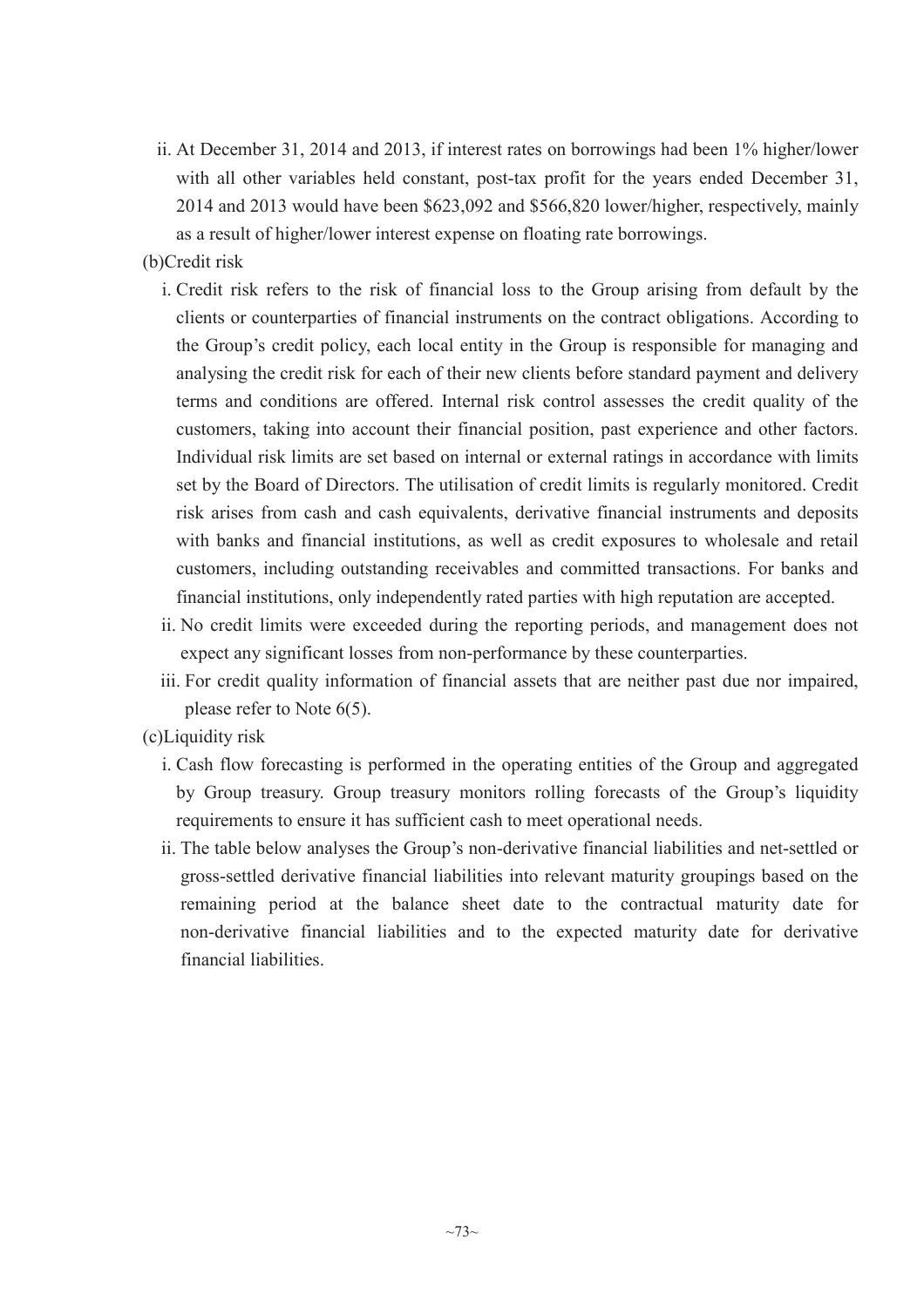ii. At December 31, 2014 and 2013, if interest rates on borrowings had been 1% higher/lower with all other variables held constant, post-tax profit for the years ended December 31, 2014 and 2013 would have been $623,092 and $566,820 lower/higher, respectively, mainly as a result of higher/lower interest expense on floating rate borrowings.

(b)Credit risk

i. Credit risk refers to the risk of financial loss to the Group arising from default by the clients or counterparties of financial instruments on the contract obligations. According to the Group's credit policy, each local entity in the Group is responsible for managing and analysing the credit risk for each of their new clients before standard payment and delivery terms and conditions are offered. Internal risk control assesses the credit quality of the customers, taking into account their financial position, past experience and other factors. Individual risk limits are set based on internal or external ratings in accordance with limits set by the Board of Directors. The utilisation of credit limits is regularly monitored. Credit risk arises from cash and cash equivalents, derivative financial instruments and deposits with banks and financial institutions, as well as credit exposures to wholesale and retail customers, including outstanding receivables and committed transactions. For banks and financial institutions, only independently rated parties with high reputation are accepted.

ii. No credit limits were exceeded during the reporting periods, and management does not expect any significant losses from non-performance by these counterparties.

iii. For credit quality information of financial assets that are neither past due nor impaired, please refer to Note 6(5).

(c)Liquidity risk

i. Cash flow forecasting is performed in the operating entities of the Group and aggregated by Group treasury. Group treasury monitors rolling forecasts of the Group's liquidity requirements to ensure it has sufficient cash to meet operational needs.

ii. The table below analyses the Group's non-derivative financial liabilities and net-settled or gross-settled derivative financial liabilities into relevant maturity groupings based on the remaining period at the balance sheet date to the contractual maturity date for non-derivative financial liabilities and to the expected maturity date for derivative financial liabilities.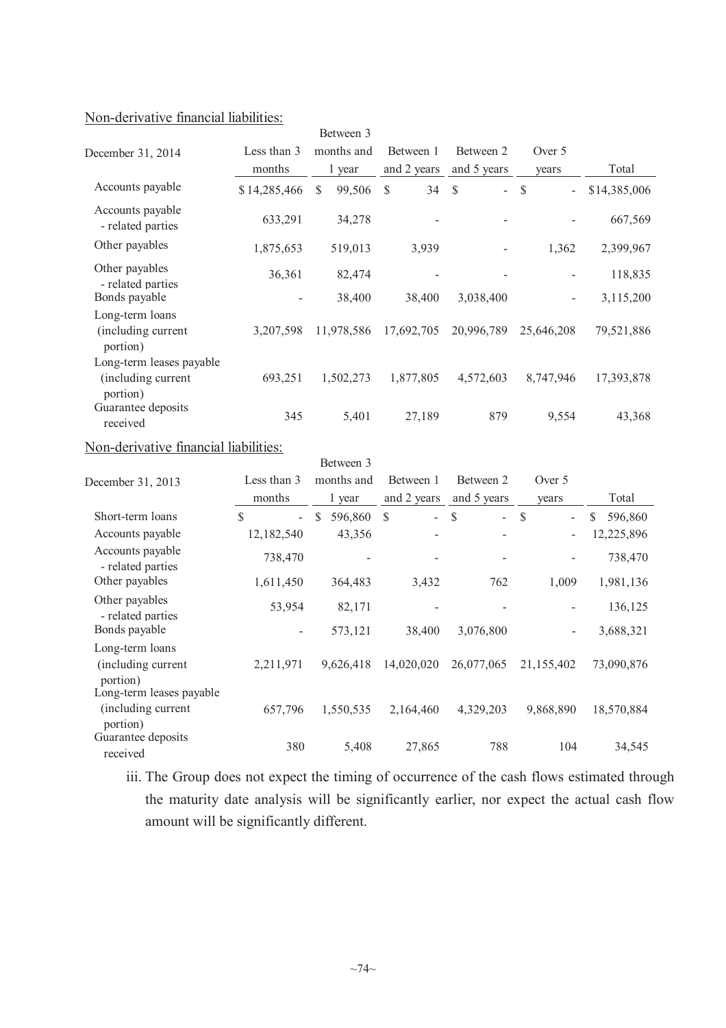Non-derivative financial liabilities:

| December 31, 2014 | Less than 3 months | Between 3 months and 1 year | Between 1 and 2 years | Between 2 and 5 years | Over 5 years | Total |
|---|---|---|---|---|---|---|
| Accounts payable | $ 14,285,466 | $ 99,506 | $ 34 | $ - | $ - | $14,385,006 |
| Accounts payable - related parties | 633,291 | 34,278 | - | - | - | 667,569 |
| Other payables | 1,875,653 | 519,013 | 3,939 | - | 1,362 | 2,399,967 |
| Other payables - related parties | 36,361 | 82,474 | - | - | - | 118,835 |
| Bonds payable | - | 38,400 | 38,400 | 3,038,400 | - | 3,115,200 |
| Long-term loans (including current portion) | 3,207,598 | 11,978,586 | 17,692,705 | 20,996,789 | 25,646,208 | 79,521,886 |
| Long-term leases payable (including current portion) | 693,251 | 1,502,273 | 1,877,805 | 4,572,603 | 8,747,946 | 17,393,878 |
| Guarantee deposits received | 345 | 5,401 | 27,189 | 879 | 9,554 | 43,368 |

Non-derivative financial liabilities:

| December 31, 2013 | Less than 3 months | Between 3 months and 1 year | Between 1 and 2 years | Between 2 and 5 years | Over 5 years | Total |
|---|---|---|---|---|---|---|
| Short-term loans | $ - | $ 596,860 | $ - | $ - | $ - | $ 596,860 |
| Accounts payable | 12,182,540 | 43,356 | - | - | - | 12,225,896 |
| Accounts payable - related parties | 738,470 | - | - | - | - | 738,470 |
| Other payables | 1,611,450 | 364,483 | 3,432 | 762 | 1,009 | 1,981,136 |
| Other payables - related parties | 53,954 | 82,171 | - | - | - | 136,125 |
| Bonds payable | - | 573,121 | 38,400 | 3,076,800 | - | 3,688,321 |
| Long-term loans (including current portion) | 2,211,971 | 9,626,418 | 14,020,020 | 26,077,065 | 21,155,402 | 73,090,876 |
| Long-term leases payable (including current portion) | 657,796 | 1,550,535 | 2,164,460 | 4,329,203 | 9,868,890 | 18,570,884 |
| Guarantee deposits received | 380 | 5,408 | 27,865 | 788 | 104 | 34,545 |

iii. The Group does not expect the timing of occurrence of the cash flows estimated through the maturity date analysis will be significantly earlier, nor expect the actual cash flow amount will be significantly different.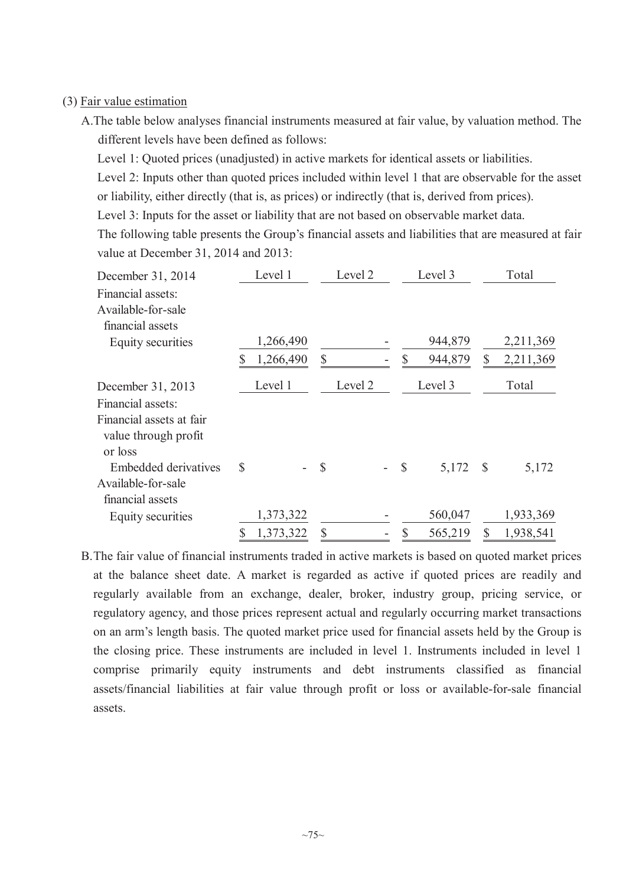(3) Fair value estimation

A. The table below analyses financial instruments measured at fair value, by valuation method. The different levels have been defined as follows:

Level 1: Quoted prices (unadjusted) in active markets for identical assets or liabilities.

Level 2: Inputs other than quoted prices included within level 1 that are observable for the asset or liability, either directly (that is, as prices) or indirectly (that is, derived from prices).

Level 3: Inputs for the asset or liability that are not based on observable market data.

The following table presents the Group's financial assets and liabilities that are measured at fair value at December 31, 2014 and 2013:

| December 31, 2014 | Level 1 | Level 2 | Level 3 | Total |
|---|---|---|---|---|
| Financial assets: | | | | |
| Available-for-sale financial assets | | | | |
| Equity securities | 1,266,490 | - | 944,879 | 2,211,369 |
| | $ 1,266,490 | $ - | $ 944,879 | $ 2,211,369 |

| December 31, 2013 | Level 1 | Level 2 | Level 3 | Total |
|---|---|---|---|---|
| Financial assets: | | | | |
| Financial assets at fair value through profit or loss | | | | |
| Embedded derivatives | $ - | $ - | $ 5,172 | $ 5,172 |
| Available-for-sale financial assets | | | | |
| Equity securities | 1,373,322 | - | 560,047 | 1,933,369 |
| | $ 1,373,322 | $ - | $ 565,219 | $ 1,938,541 |

B. The fair value of financial instruments traded in active markets is based on quoted market prices at the balance sheet date. A market is regarded as active if quoted prices are readily and regularly available from an exchange, dealer, broker, industry group, pricing service, or regulatory agency, and those prices represent actual and regularly occurring market transactions on an arm's length basis. The quoted market price used for financial assets held by the Group is the closing price. These instruments are included in level 1. Instruments included in level 1 comprise primarily equity instruments and debt instruments classified as financial assets/financial liabilities at fair value through profit or loss or available-for-sale financial assets.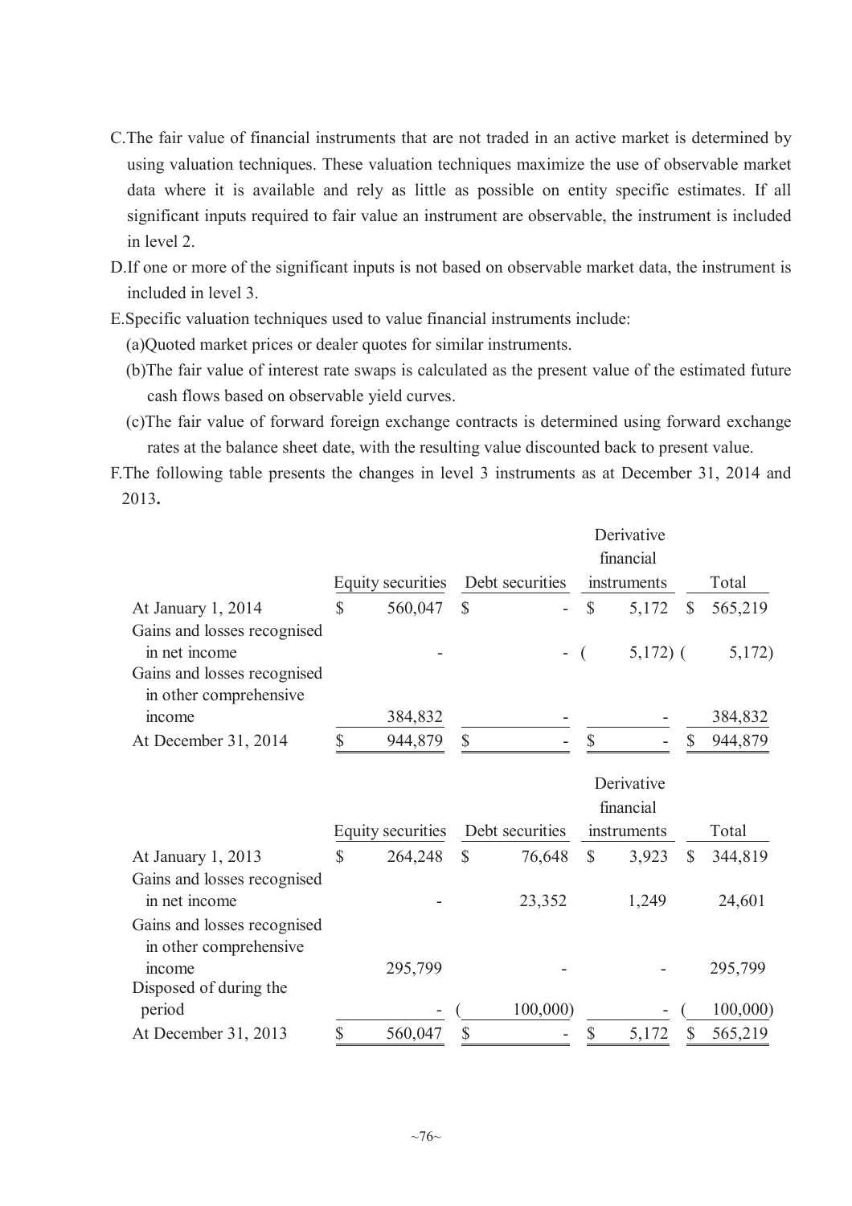C.The fair value of financial instruments that are not traded in an active market is determined by using valuation techniques. These valuation techniques maximize the use of observable market data where it is available and rely as little as possible on entity specific estimates. If all significant inputs required to fair value an instrument are observable, the instrument is included in level 2.

D.If one or more of the significant inputs is not based on observable market data, the instrument is included in level 3.

E.Specific valuation techniques used to value financial instruments include:

(a)Quoted market prices or dealer quotes for similar instruments.

(b)The fair value of interest rate swaps is calculated as the present value of the estimated future cash flows based on observable yield curves.

(c)The fair value of forward foreign exchange contracts is determined using forward exchange rates at the balance sheet date, with the resulting value discounted back to present value.

F.The following table presents the changes in level 3 instruments as at December 31, 2014 and 2013.

| | Equity securities | Debt securities | Derivative financial instruments | Total |
|---|---|---|---|---|
| At January 1, 2014 | $ 560,047 | $ - | $ 5,172 | $ 565,219 |
| Gains and losses recognised in net income | - | - | ( 5,172) | ( 5,172) |
| Gains and losses recognised in other comprehensive income | 384,832 | - | - | 384,832 |
| At December 31, 2014 | $ 944,879 | $ - | $ - | $ 944,879 |

| | Equity securities | Debt securities | Derivative financial instruments | Total |
|---|---|---|---|---|
| At January 1, 2013 | $ 264,248 | $ 76,648 | $ 3,923 | $ 344,819 |
| Gains and losses recognised in net income | - | 23,352 | 1,249 | 24,601 |
| Gains and losses recognised in other comprehensive income | 295,799 | - | - | 295,799 |
| Disposed of during the period | - | ( 100,000) | - | ( 100,000) |
| At December 31, 2013 | $ 560,047 | $ - | $ 5,172 | $ 565,219 |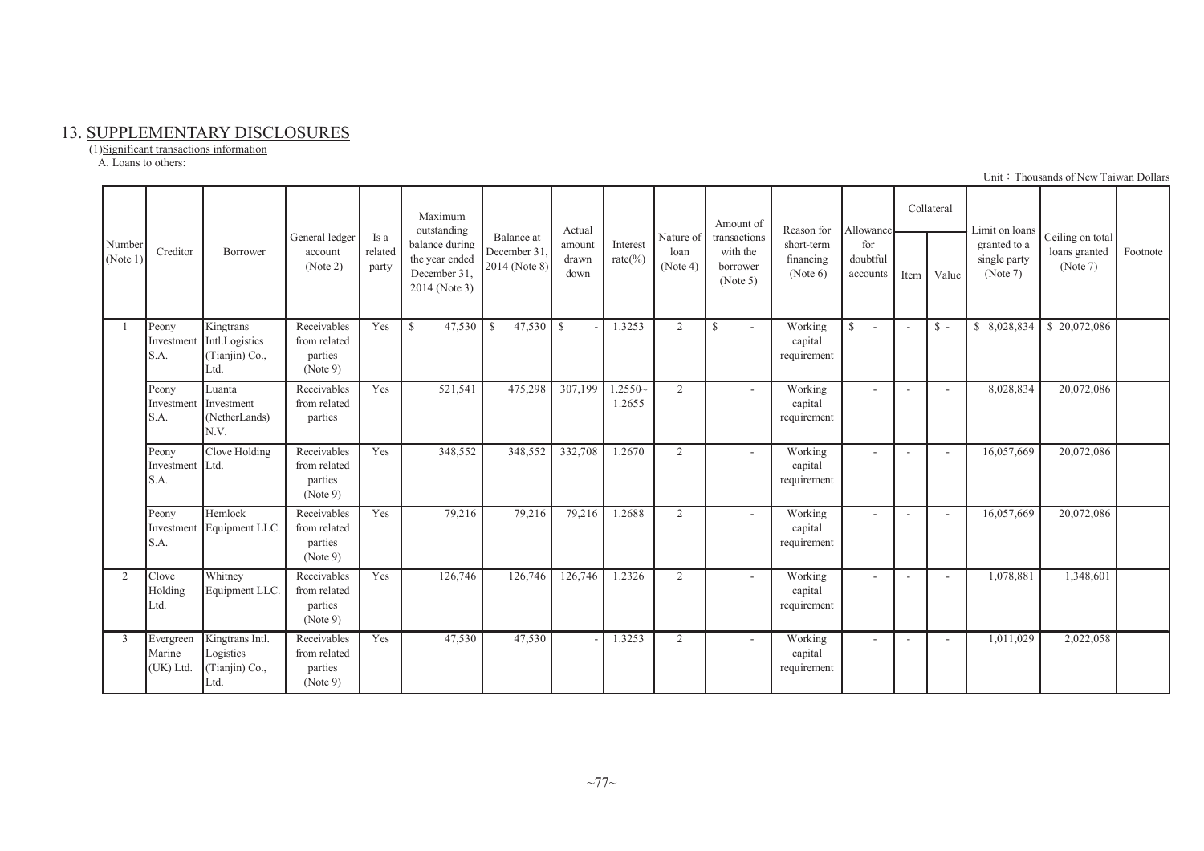## 13. SUPPLEMENTARY DISCLOSURES

(1)Significant transactions information

A. Loans to others:

Unit：Thousands of New Taiwan Dollars

| Number (Note 1) | Creditor | Borrower | General ledger account (Note 2) | Is a related party | Maximum outstanding balance during the year ended December 31, 2014 (Note 3) | Balance at December 31, 2014 (Note 8) | Actual amount drawn down | Interest rate(%) | Nature of loan (Note 4) | Amount of transactions with the borrower (Note 5) | Reason for short-term financing (Note 6) | Allowance for doubtful accounts | Collateral | | Limit on loans granted to a single party (Note 7) | Ceiling on total loans granted (Note 7) | Footnote |
|---|---|---|---|---|---|---|---|---|---|---|---|---|---|---|---|---|---|
| | | | | | | | | | | | | | Item | Value | | | |
| 1 | Peony Investment S.A. | Kingtrans Intl.Logistics (Tianjin) Co., Ltd. | Receivables from related parties (Note 9) | Yes | $ 47,530 | $ 47,530 | $ - | 1.3253 | 2 | $ - | Working capital requirement | $ - | - | $ - | $ 8,028,834 | $ 20,072,086 | |
| | Peony Investment S.A. | Luanta Investment (NetherLands) N.V. | Receivables from related parties | Yes | 521,541 | 475,298 | 307,199 | 1.2550~1.2655 | 2 | - | Working capital requirement | - | - | - | 8,028,834 | 20,072,086 | |
| | Peony Investment S.A. | Clove Holding Ltd. | Receivables from related parties (Note 9) | Yes | 348,552 | 348,552 | 332,708 | 1.2670 | 2 | - | Working capital requirement | - | - | - | 16,057,669 | 20,072,086 | |
| | Peony Investment S.A. | Hemlock Equipment LLC. | Receivables from related parties (Note 9) | Yes | 79,216 | 79,216 | 79,216 | 1.2688 | 2 | - | Working capital requirement | - | - | - | 16,057,669 | 20,072,086 | |
| 2 | Clove Holding Ltd. | Whitney Equipment LLC. | Receivables from related parties (Note 9) | Yes | 126,746 | 126,746 | 126,746 | 1.2326 | 2 | - | Working capital requirement | - | - | - | 1,078,881 | 1,348,601 | |
| 3 | Evergreen Marine (UK) Ltd. | Kingtrans Intl. Logistics (Tianjin) Co., Ltd. | Receivables from related parties (Note 9) | Yes | 47,530 | 47,530 | - | 1.3253 | 2 | - | Working capital requirement | - | - | - | 1,011,029 | 2,022,058 | |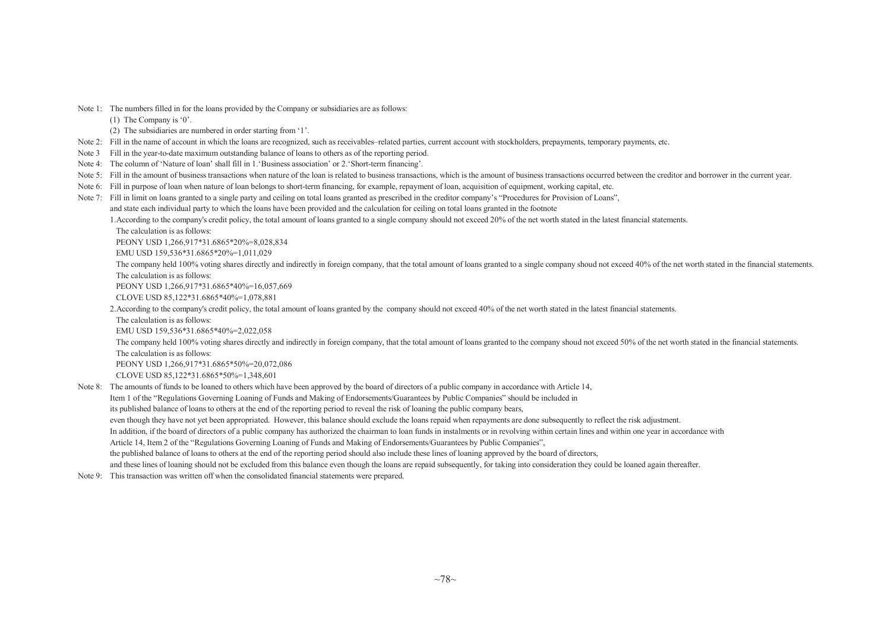Note 1: The numbers filled in for the loans provided by the Company or subsidiaries are as follows:

(1) The Company is '0'.

(2) The subsidiaries are numbered in order starting from '1'.

Note 2: Fill in the name of account in which the loans are recognized, such as receivables–related parties, current account with stockholders, prepayments, temporary payments, etc.

Note 3 Fill in the year-to-date maximum outstanding balance of loans to others as of the reporting period.

Note 4: The column of 'Nature of loan' shall fill in 1.'Business association' or 2.'Short-term financing'.

Note 5: Fill in the amount of business transactions when nature of the loan is related to business transactions, which is the amount of business transactions occurred between the creditor and borrower in the current year.

Note 6: Fill in purpose of loan when nature of loan belongs to short-term financing, for example, repayment of loan, acquisition of equipment, working capital, etc.

Note 7: Fill in limit on loans granted to a single party and ceiling on total loans granted as prescribed in the creditor company's "Procedures for Provision of Loans", and state each individual party to which the loans have been provided and the calculation for ceiling on total loans granted in the footnote

1.According to the company's credit policy, the total amount of loans granted to a single company should not exceed 20% of the net worth stated in the latest financial statements.

The calculation is as follows:

PEONY USD 1,266,917*31.6865*20%=8,028,834

EMU USD 159,536*31.6865*20%=1,011,029

The company held 100% voting shares directly and indirectly in foreign company, that the total amount of loans granted to a single company shoud not exceed 40% of the net worth stated in the financial statements.

The calculation is as follows:

PEONY USD 1,266,917*31.6865*40%=16,057,669

CLOVE USD 85,122*31.6865*40%=1,078,881

2.According to the company's credit policy, the total amount of loans granted by the company should not exceed 40% of the net worth stated in the latest financial statements.

The calculation is as follows:

EMU USD 159,536*31.6865*40%=2,022,058

The company held 100% voting shares directly and indirectly in foreign company, that the total amount of loans granted to the company shoud not exceed 50% of the net worth stated in the financial statements.

The calculation is as follows:

PEONY USD 1,266,917*31.6865*50%=20,072,086

CLOVE USD 85,122*31.6865*50%=1,348,601

Note 8: The amounts of funds to be loaned to others which have been approved by the board of directors of a public company in accordance with Article 14, Item 1 of the "Regulations Governing Loaning of Funds and Making of Endorsements/Guarantees by Public Companies" should be included in its published balance of loans to others at the end of the reporting period to reveal the risk of loaning the public company bears, even though they have not yet been appropriated. However, this balance should exclude the loans repaid when repayments are done subsequently to reflect the risk adjustment. In addition, if the board of directors of a public company has authorized the chairman to loan funds in instalments or in revolving within certain lines and within one year in accordance with Article 14, Item 2 of the "Regulations Governing Loaning of Funds and Making of Endorsements/Guarantees by Public Companies", the published balance of loans to others at the end of the reporting period should also include these lines of loaning approved by the board of directors, and these lines of loaning should not be excluded from this balance even though the loans are repaid subsequently, for taking into consideration they could be loaned again thereafter.

Note 9: This transaction was written off when the consolidated financial statements were prepared.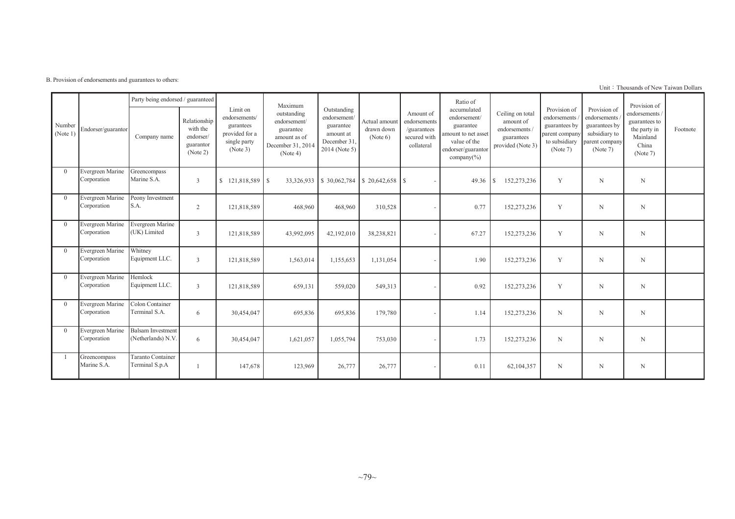B. Provision of endorsements and guarantees to others:

Unit：Thousands of New Taiwan Dollars

| Number (Note 1) | Endorser/guarantor | Party being endorsed / guaranteed | | Limit on endorsements/ gurantees provided for a single party (Note 3) | Maximum outstanding endorsement/ guarantee amount as of December 31, 2014 (Note 4) | Outstanding endorsement/ guarantee amount at December 31, 2014 (Note 5) | Actual amount drawn down (Note 6) | Amount of endorsements /guarantees secured with collateral | Ratio of accumulated endorsement/ guarantee amount to net asset value of the endorser/guarantor company(%) | Ceiling on total amount of endorsements / guarantees provided (Note 3) | Provision of endorsements / guarantees by parent company to subsidiary (Note 7) | Provision of endorsements / guarantees by subsidiary to parent company (Note 7) | Provision of endorsements / guarantees to the party in Mainland China (Note 7) | Footnote |
|---|---|---|---|---|---|---|---|---|---|---|---|---|---|---|
| | | Company name | Relationship with the endorser/ guarantor (Note 2) | | | | | | | | | | | |
| 0 | Evergreen Marine Corporation | Greencompass Marine S.A. | 3 | $ 121,818,589 | $ 33,326,933 | $ 30,062,784 | $ 20,642,658 | $ - | 49.36 | $ 152,273,236 | Y | N | N | |
| 0 | Evergreen Marine Corporation | Peony Investment S.A. | 2 | 121,818,589 | 468,960 | 468,960 | 310,528 | - | 0.77 | 152,273,236 | Y | N | N | |
| 0 | Evergreen Marine Corporation | Evergreen Marine (UK) Limited | 3 | 121,818,589 | 43,992,095 | 42,192,010 | 38,238,821 | - | 67.27 | 152,273,236 | Y | N | N | |
| 0 | Evergreen Marine Corporation | Whitney Equipment LLC. | 3 | 121,818,589 | 1,563,014 | 1,155,653 | 1,131,054 | - | 1.90 | 152,273,236 | Y | N | N | |
| 0 | Evergreen Marine Corporation | Hemlock Equipment LLC. | 3 | 121,818,589 | 659,131 | 559,020 | 549,313 | - | 0.92 | 152,273,236 | Y | N | N | |
| 0 | Evergreen Marine Corporation | Colon Container Terminal S.A. | 6 | 30,454,047 | 695,836 | 695,836 | 179,780 | - | 1.14 | 152,273,236 | N | N | N | |
| 0 | Evergreen Marine Corporation | Balsam Investment (Netherlands) N.V. | 6 | 30,454,047 | 1,621,057 | 1,055,794 | 753,030 | - | 1.73 | 152,273,236 | N | N | N | |
| 1 | Greencompass Marine S.A. | Taranto Container Terminal S.p.A | 1 | 147,678 | 123,969 | 26,777 | 26,777 | - | 0.11 | 62,104,357 | N | N | N | |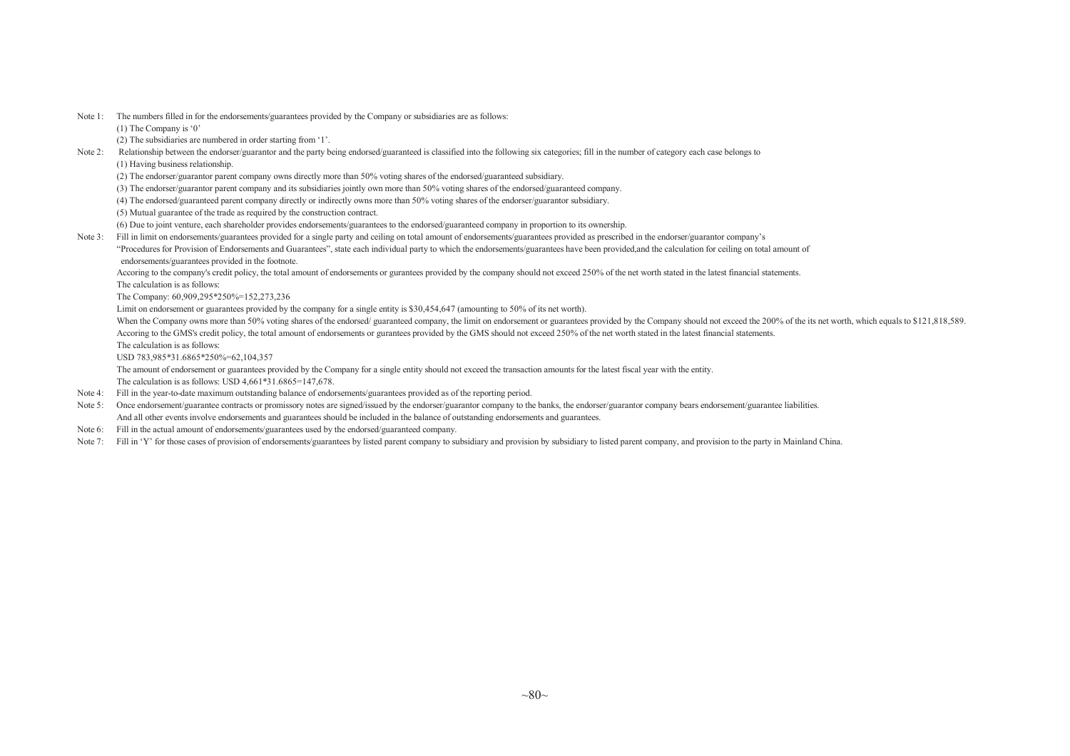Note 1: The numbers filled in for the endorsements/guarantees provided by the Company or subsidiaries are as follows:

(1) The Company is '0'

(2) The subsidiaries are numbered in order starting from '1'.

Note 2: Relationship between the endorser/guarantor and the party being endorsed/guaranteed is classified into the following six categories; fill in the number of category each case belongs to

(1) Having business relationship.

(2) The endorser/guarantor parent company owns directly more than 50% voting shares of the endorsed/guaranteed subsidiary.

(3) The endorser/guarantor parent company and its subsidiaries jointly own more than 50% voting shares of the endorsed/guaranteed company.

(4) The endorsed/guaranteed parent company directly or indirectly owns more than 50% voting shares of the endorser/guarantor subsidiary.

(5) Mutual guarantee of the trade as required by the construction contract.

(6) Due to joint venture, each shareholder provides endorsements/guarantees to the endorsed/guaranteed company in proportion to its ownership.

Note 3: Fill in limit on endorsements/guarantees provided for a single party and ceiling on total amount of endorsements/guarantees provided as prescribed in the endorser/guarantor company's "Procedures for Provision of Endorsements and Guarantees", state each individual party to which the endorsements/guarantees have been provided,and the calculation for ceiling on total amount of endorsements/guarantees provided in the footnote.

Accoring to the company's credit policy, the total amount of endorsements or gurantees provided by the company should not exceed 250% of the net worth stated in the latest financial statements.

The calculation is as follows:

The Company: 60,909,295*250%=152,273,236

Limit on endorsement or guarantees provided by the company for a single entity is $30,454,647 (amounting to 50% of its net worth).

When the Company owns more than 50% voting shares of the endorsed/ guaranteed company, the limit on endorsement or guarantees provided by the Company should not exceed the 200% of the its net worth, which equals to $121,818,589.

Accoring to the GMS's credit policy, the total amount of endorsements or gurantees provided by the GMS should not exceed 250% of the net worth stated in the latest financial statements.

The calculation is as follows:

USD 783,985*31.6865*250%=62,104,357

The amount of endorsement or guarantees provided by the Company for a single entity should not exceed the transaction amounts for the latest fiscal year with the entity.

The calculation is as follows: USD 4,661*31.6865=147,678.

Note 4: Fill in the year-to-date maximum outstanding balance of endorsements/guarantees provided as of the reporting period.

Note 5: Once endorsement/guarantee contracts or promissory notes are signed/issued by the endorser/guarantor company to the banks, the endorser/guarantor company bears endorsement/guarantee liabilities. And all other events involve endorsements and guarantees should be included in the balance of outstanding endorsements and guarantees.

Note 6: Fill in the actual amount of endorsements/guarantees used by the endorsed/guaranteed company.

Note 7: Fill in 'Y' for those cases of provision of endorsements/guarantees by listed parent company to subsidiary and provision by subsidiary to listed parent company, and provision to the party in Mainland China.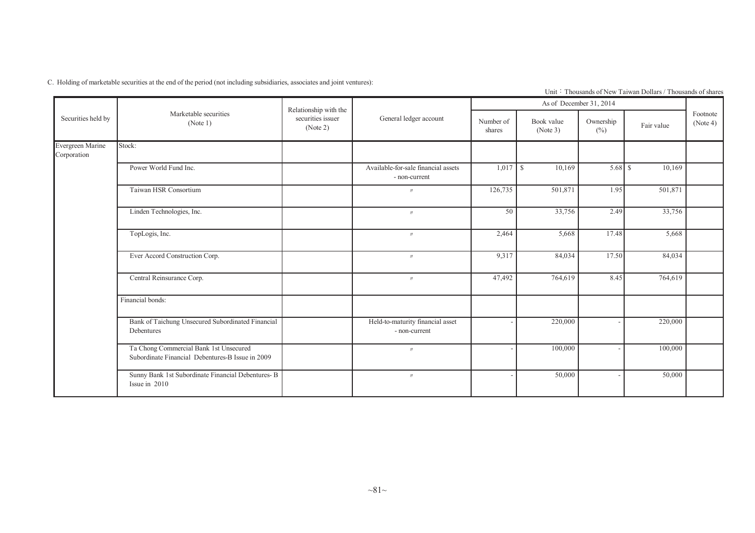C. Holding of marketable securities at the end of the period (not including subsidiaries, associates and joint ventures):

Unit：Thousands of New Taiwan Dollars / Thousands of shares

| Securities held by | Marketable securities (Note 1) | Relationship with the securities issuer (Note 2) | General ledger account | As of December 31, 2014 | | | | Footnote (Note 4) |
|---|---|---|---|---|---|---|---|---|
| | | | | Number of shares | Book value (Note 3) | Ownership (%) | Fair value | |
| Evergreen Marine Corporation | Stock: | | | | | | | |
| | Power World Fund Inc. | | Available-for-sale financial assets - non-current | 1,017 | $ 10,169 | 5.68 | $ 10,169 | |
| | Taiwan HSR Consortium | | 〃 | 126,735 | 501,871 | 1.95 | 501,871 | |
| | Linden Technologies, Inc. | | 〃 | 50 | 33,756 | 2.49 | 33,756 | |
| | TopLogis, Inc. | | 〃 | 2,464 | 5,668 | 17.48 | 5,668 | |
| | Ever Accord Construction Corp. | | 〃 | 9,317 | 84,034 | 17.50 | 84,034 | |
| | Central Reinsurance Corp. | | 〃 | 47,492 | 764,619 | 8.45 | 764,619 | |
| | Financial bonds: | | | | | | | |
| | Bank of Taichung Unsecured Subordinated Financial Debentures | | Held-to-maturity financial asset - non-current | - | 220,000 | - | 220,000 | |
| | Ta Chong Commercial Bank 1st Unsecured Subordinate Financial Debentures-B Issue in 2009 | | 〃 | - | 100,000 | - | 100,000 | |
| | Sunny Bank 1st Subordinate Financial Debentures- B Issue in 2010 | | 〃 | - | 50,000 | - | 50,000 | |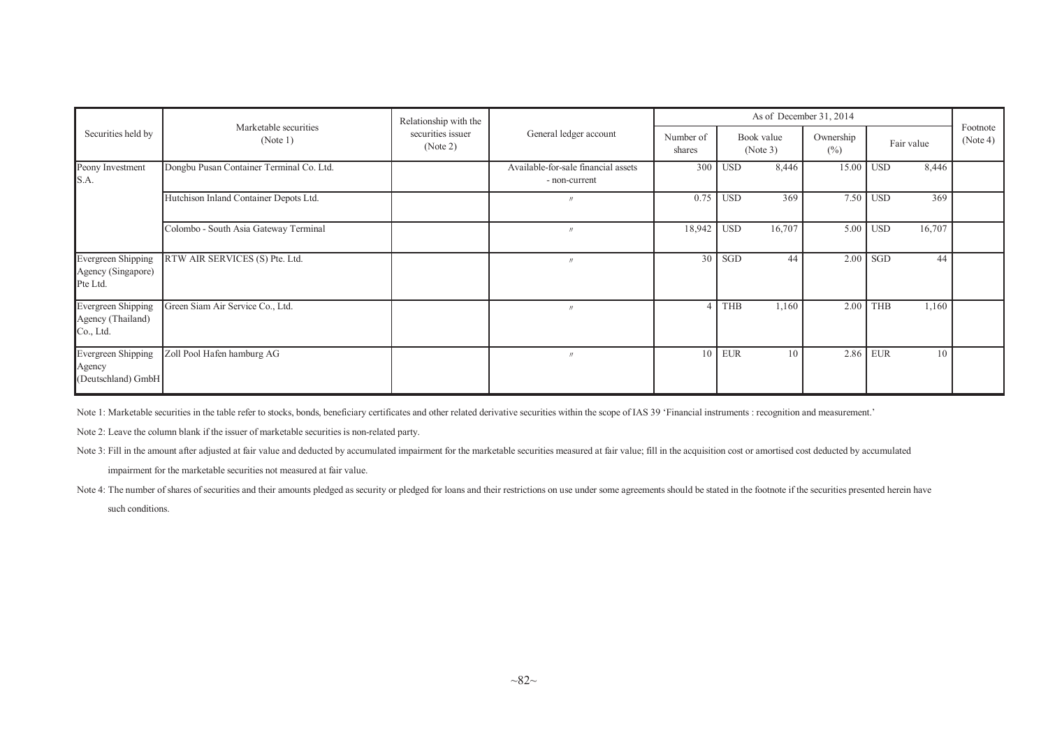| Securities held by | Marketable securities (Note 1) | Relationship with the securities issuer (Note 2) | General ledger account | As of December 31, 2014 | | | | | | | Footnote (Note 4) |
|---|---|---|---|---|---|---|---|---|---|---|---|
| | | | | Number of shares | Book value (Note 3) | | Ownership (%) | Fair value | | | |
| Peony Investment S.A. | Dongbu Pusan Container Terminal Co. Ltd. | | Available-for-sale financial assets - non-current | 300 | USD | 8,446 | 15.00 | USD | 8,446 | | |
| | Hutchison Inland Container Depots Ltd. | | 〃 | 0.75 | USD | 369 | 7.50 | USD | 369 | | |
| | Colombo - South Asia Gateway Terminal | | 〃 | 18,942 | USD | 16,707 | 5.00 | USD | 16,707 | | |
| Evergreen Shipping Agency (Singapore) Pte Ltd. | RTW AIR SERVICES (S) Pte. Ltd. | | 〃 | 30 | SGD | 44 | 2.00 | SGD | 44 | | |
| Evergreen Shipping Agency (Thailand) Co., Ltd. | Green Siam Air Service Co., Ltd. | | 〃 | 4 | THB | 1,160 | 2.00 | THB | 1,160 | | |
| Evergreen Shipping Agency (Deutschland) GmbH | Zoll Pool Hafen hamburg AG | | 〃 | 10 | EUR | 10 | 2.86 | EUR | 10 | | |

Note 1: Marketable securities in the table refer to stocks, bonds, beneficiary certificates and other related derivative securities within the scope of IAS 39 'Financial instruments : recognition and measurement.'

Note 2: Leave the column blank if the issuer of marketable securities is non-related party.

Note 3: Fill in the amount after adjusted at fair value and deducted by accumulated impairment for the marketable securities measured at fair value; fill in the acquisition cost or amortised cost deducted by accumulated impairment for the marketable securities not measured at fair value.

Note 4: The number of shares of securities and their amounts pledged as security or pledged for loans and their restrictions on use under some agreements should be stated in the footnote if the securities presented herein have such conditions.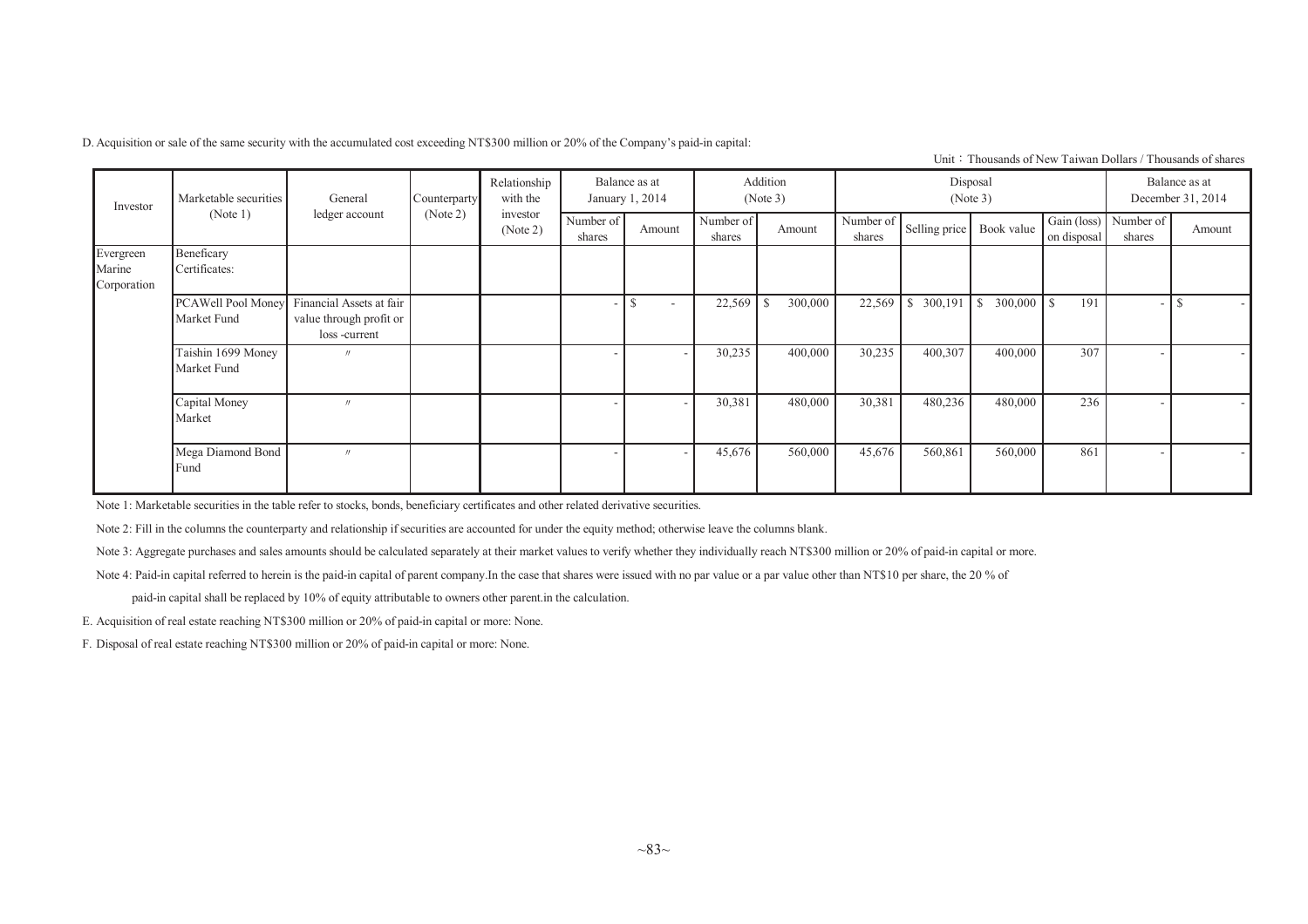D. Acquisition or sale of the same security with the accumulated cost exceeding NT$300 million or 20% of the Company's paid-in capital:

Unit：Thousands of New Taiwan Dollars / Thousands of shares

| Investor | Marketable securities (Note 1) | General ledger account | Counterparty (Note 2) | Relationship with the investor (Note 2) | Balance as at January 1, 2014 | | Addition (Note 3) | | Disposal (Note 3) | | | | Balance as at December 31, 2014 | |
|---|---|---|---|---|---|---|---|---|---|---|---|---|---|---|
| | | | | | Number of shares | Amount | Number of shares | Amount | Number of shares | Selling price | Book value | Gain (loss) on disposal | Number of shares | Amount |
| Evergreen Marine Corporation | Beneficary Certificates: | | | | | | | | | | | | | |
| | PCAWell Pool Money Market Fund | Financial Assets at fair value through profit or loss -current | | | - | $ - | 22,569 | $ 300,000 | 22,569 | $ 300,191 | $ 300,000 | $ 191 | - | $ - |
| | Taishin 1699 Money Market Fund | 〃 | | | - | - | 30,235 | 400,000 | 30,235 | 400,307 | 400,000 | 307 | - | - |
| | Capital Money Market | 〃 | | | - | - | 30,381 | 480,000 | 30,381 | 480,236 | 480,000 | 236 | - | - |
| | Mega Diamond Bond Fund | 〃 | | | - | - | 45,676 | 560,000 | 45,676 | 560,861 | 560,000 | 861 | - | - |

Note 1: Marketable securities in the table refer to stocks, bonds, beneficiary certificates and other related derivative securities.

Note 2: Fill in the columns the counterparty and relationship if securities are accounted for under the equity method; otherwise leave the columns blank.

Note 3: Aggregate purchases and sales amounts should be calculated separately at their market values to verify whether they individually reach NT$300 million or 20% of paid-in capital or more.

Note 4: Paid-in capital referred to herein is the paid-in capital of parent company.In the case that shares were issued with no par value or a par value other than NT$10 per share, the 20 % of paid-in capital shall be replaced by 10% of equity attributable to owners other parent.in the calculation.

E. Acquisition of real estate reaching NT$300 million or 20% of paid-in capital or more: None.

F. Disposal of real estate reaching NT$300 million or 20% of paid-in capital or more: None.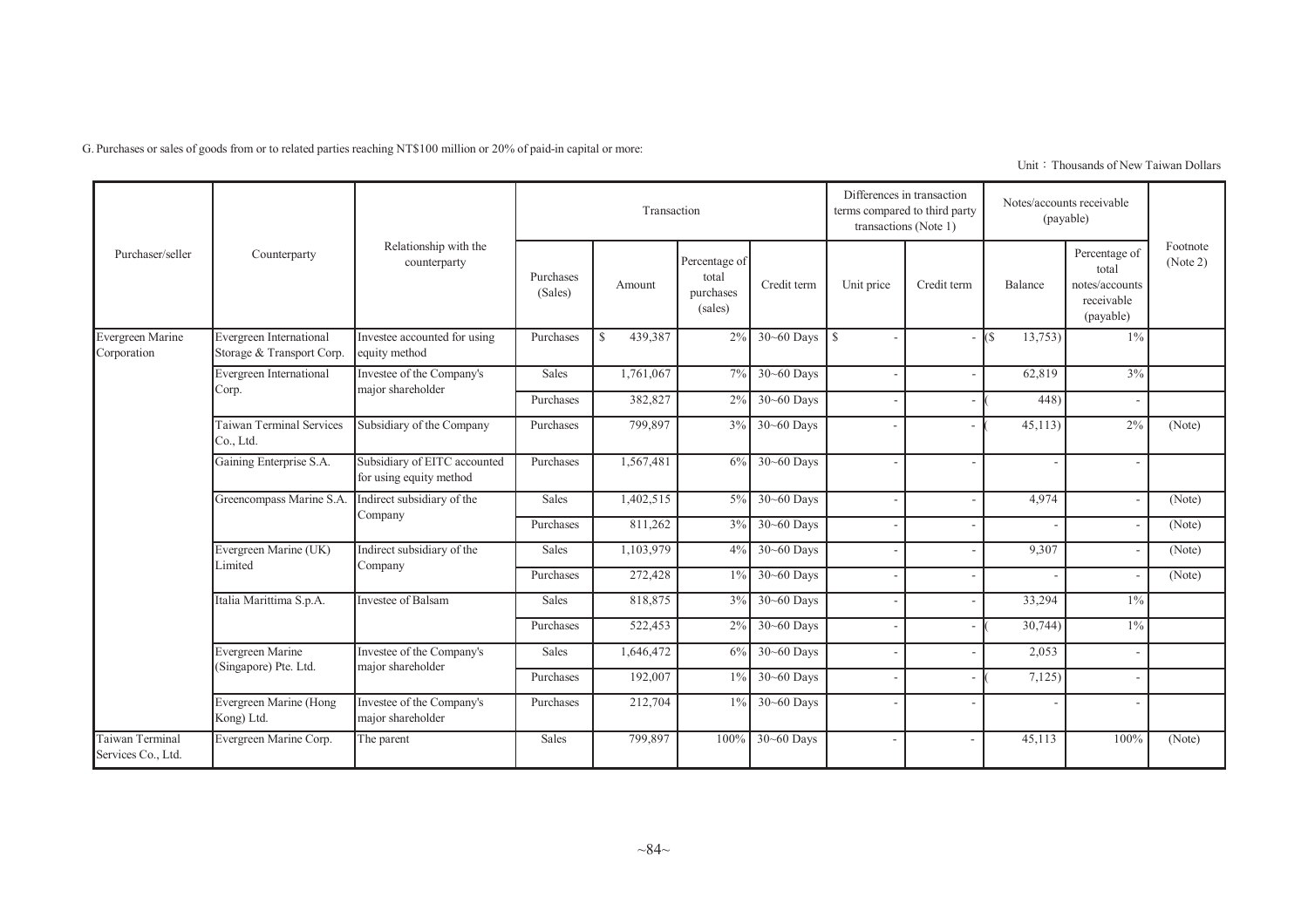G. Purchases or sales of goods from or to related parties reaching NT$100 million or 20% of paid-in capital or more:

Unit：Thousands of New Taiwan Dollars

| Purchaser/seller | Counterparty | Relationship with the counterparty | Transaction | | | | Differences in transaction terms compared to third party transactions (Note 1) | | Notes/accounts receivable (payable) | | Footnote (Note 2) |
|---|---|---|---|---|---|---|---|---|---|---|---|
| | | | Purchases (Sales) | Amount | Percentage of total purchases (sales) | Credit term | Unit price | Credit term | Balance | Percentage of total notes/accounts receivable (payable) | |
| Evergreen Marine Corporation | Evergreen International Storage & Transport Corp. | Investee accounted for using equity method | Purchases | $ 439,387 | 2% | 30~60 Days | $ - | - | ($ 13,753) | 1% | |
| | Evergreen International Corp. | Investee of the Company's major shareholder | Sales | 1,761,067 | 7% | 30~60 Days | - | - | 62,819 | 3% | |
| | | | Purchases | 382,827 | 2% | 30~60 Days | - | - | ( 448) | - | |
| | Taiwan Terminal Services Co., Ltd. | Subsidiary of the Company | Purchases | 799,897 | 3% | 30~60 Days | - | - | ( 45,113) | 2% | (Note) |
| | Gaining Enterprise S.A. | Subsidiary of EITC accounted for using equity method | Purchases | 1,567,481 | 6% | 30~60 Days | - | - | - | - | |
| | Greencompass Marine S.A. | Indirect subsidiary of the Company | Sales | 1,402,515 | 5% | 30~60 Days | - | - | 4,974 | - | (Note) |
| | | | Purchases | 811,262 | 3% | 30~60 Days | - | - | - | - | (Note) |
| | Evergreen Marine (UK) Limited | Indirect subsidiary of the Company | Sales | 1,103,979 | 4% | 30~60 Days | - | - | 9,307 | - | (Note) |
| | | | Purchases | 272,428 | 1% | 30~60 Days | - | - | - | - | (Note) |
| | Italia Marittima S.p.A. | Investee of Balsam | Sales | 818,875 | 3% | 30~60 Days | - | - | 33,294 | 1% | |
| | | | Purchases | 522,453 | 2% | 30~60 Days | - | - | ( 30,744) | 1% | |
| | Evergreen Marine (Singapore) Pte. Ltd. | Investee of the Company's major shareholder | Sales | 1,646,472 | 6% | 30~60 Days | - | - | 2,053 | - | |
| | | | Purchases | 192,007 | 1% | 30~60 Days | - | - | ( 7,125) | - | |
| | Evergreen Marine (Hong Kong) Ltd. | Investee of the Company's major shareholder | Purchases | 212,704 | 1% | 30~60 Days | - | - | - | - | |
| Taiwan Terminal Services Co., Ltd. | Evergreen Marine Corp. | The parent | Sales | 799,897 | 100% | 30~60 Days | - | - | 45,113 | 100% | (Note) |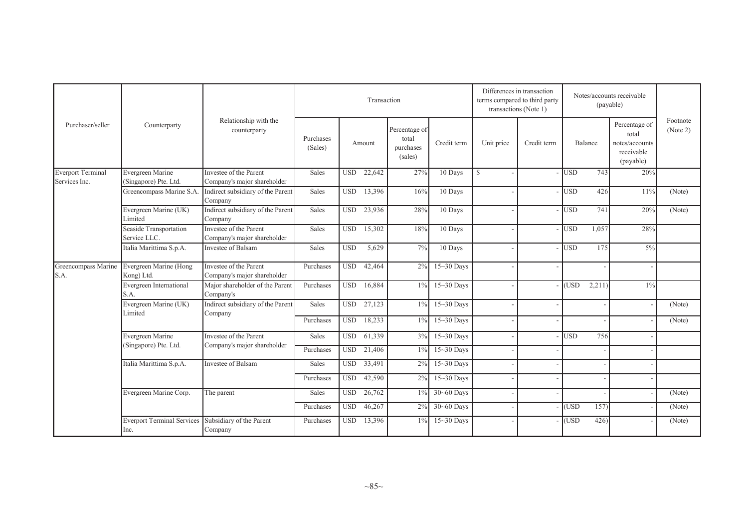| Purchaser/seller | Counterparty | Relationship with the counterparty | Transaction | | | | Differences in transaction terms compared to third party transactions (Note 1) | | Notes/accounts receivable (payable) | | Footnote (Note 2) |
|---|---|---|---|---|---|---|---|---|---|---|---|
| | | | Purchases (Sales) | Amount | Percentage of total purchases (sales) | Credit term | Unit price | Credit term | Balance | Percentage of total notes/accounts receivable (payable) | |
| Everport Terminal Services Inc. | Evergreen Marine (Singapore) Pte. Ltd. | Investee of the Parent Company's major shareholder | Sales | USD 22,642 | 27% | 10 Days | $ - | - | USD 743 | 20% | |
| | Greencompass Marine S.A. | Indirect subsidiary of the Parent Company | Sales | USD 13,396 | 16% | 10 Days | - | - | USD 426 | 11% | (Note) |
| | Evergreen Marine (UK) Limited | Indirect subsidiary of the Parent Company | Sales | USD 23,936 | 28% | 10 Days | - | - | USD 741 | 20% | (Note) |
| | Seaside Transportation Service LLC. | Investee of the Parent Company's major shareholder | Sales | USD 15,302 | 18% | 10 Days | - | - | USD 1,057 | 28% | |
| | Italia Marittima S.p.A. | Investee of Balsam | Sales | USD 5,629 | 7% | 10 Days | - | - | USD 175 | 5% | |
| Greencompass Marine S.A. | Evergreen Marine (Hong Kong) Ltd. | Investee of the Parent Company's major shareholder | Purchases | USD 42,464 | 2% | 15~30 Days | - | - | - | - | |
| | Evergreen International S.A. | Major shareholder of the Parent Company's | Purchases | USD 16,884 | 1% | 15~30 Days | - | - | (USD 2,211) | 1% | |
| | Evergreen Marine (UK) Limited | Indirect subsidiary of the Parent Company | Sales | USD 27,123 | 1% | 15~30 Days | - | - | - | - | (Note) |
| | | | Purchases | USD 18,233 | 1% | 15~30 Days | - | - | - | - | (Note) |
| | Evergreen Marine (Singapore) Pte. Ltd. | Investee of the Parent Company's major shareholder | Sales | USD 61,339 | 3% | 15~30 Days | - | - | USD 756 | - | |
| | | | Purchases | USD 21,406 | 1% | 15~30 Days | - | - | - | - | |
| | Italia Marittima S.p.A. | Investee of Balsam | Sales | USD 33,491 | 2% | 15~30 Days | - | - | - | - | |
| | | | Purchases | USD 42,590 | 2% | 15~30 Days | - | - | - | - | |
| | Evergreen Marine Corp. | The parent | Sales | USD 26,762 | 1% | 30~60 Days | - | - | - | - | (Note) |
| | | | Purchases | USD 46,267 | 2% | 30~60 Days | - | - | (USD 157) | - | (Note) |
| | Everport Terminal Services Inc. | Subsidiary of the Parent Company | Purchases | USD 13,396 | 1% | 15~30 Days | - | - | (USD 426) | - | (Note) |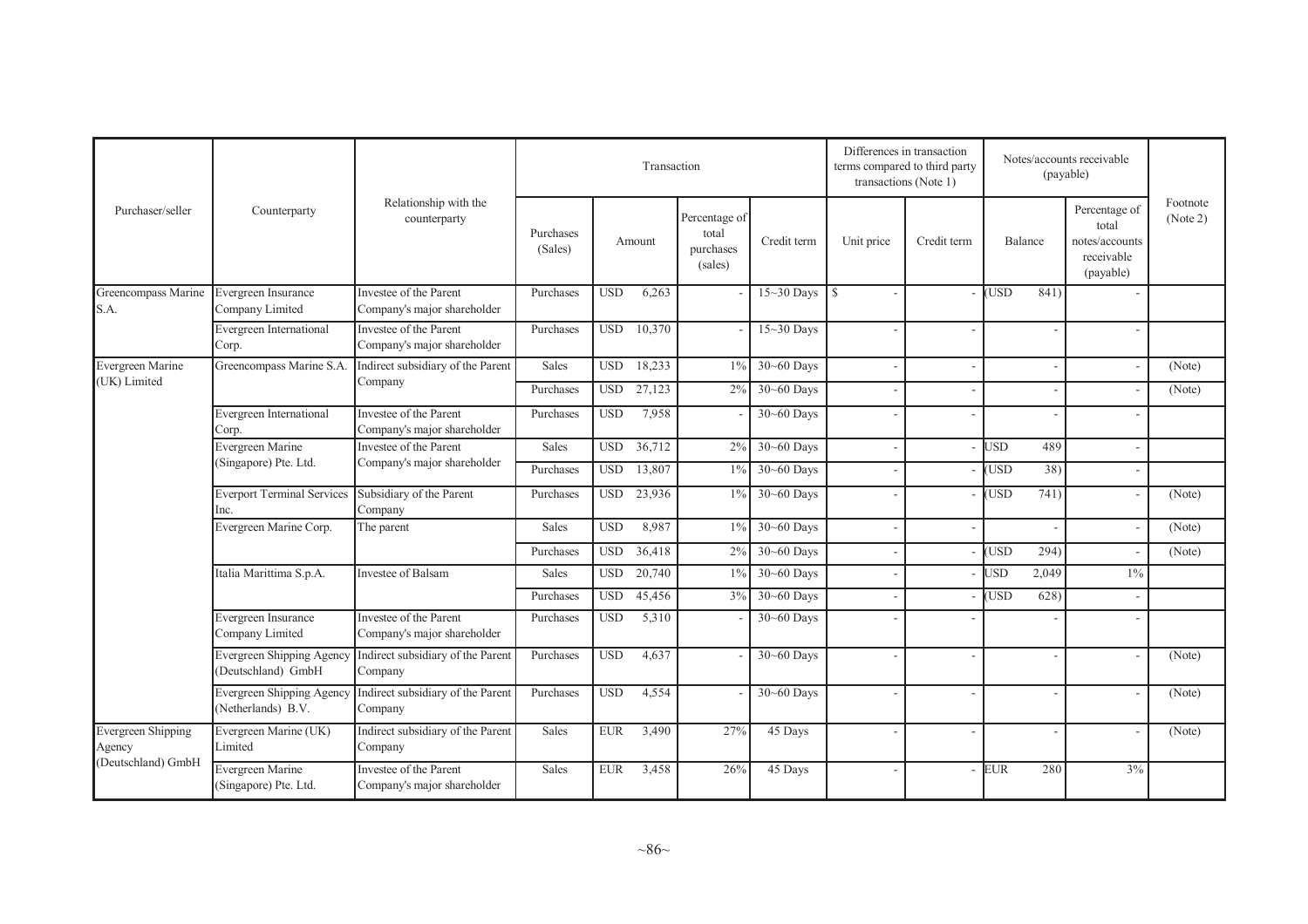| Purchaser/seller | Counterparty | Relationship with the counterparty | Transaction | | | | Differences in transaction terms compared to third party transactions (Note 1) | | Notes/accounts receivable (payable) | | Footnote (Note 2) |
|---|---|---|---|---|---|---|---|---|---|---|---|
| | | | Purchases (Sales) | Amount | Percentage of total purchases (sales) | Credit term | Unit price | Credit term | Balance | Percentage of total notes/accounts receivable (payable) | |
| Greencompass Marine S.A. | Evergreen Insurance Company Limited | Investee of the Parent Company's major shareholder | Purchases | USD 6,263 | - | 15~30 Days | $ - | - | (USD 841) | - | |
| | Evergreen International Corp. | Investee of the Parent Company's major shareholder | Purchases | USD 10,370 | - | 15~30 Days | - | - | - | - | |
| Evergreen Marine (UK) Limited | Greencompass Marine S.A. | Indirect subsidiary of the Parent Company | Sales | USD 18,233 | 1% | 30~60 Days | - | - | - | - | (Note) |
| | | | Purchases | USD 27,123 | 2% | 30~60 Days | - | - | - | - | (Note) |
| | Evergreen International Corp. | Investee of the Parent Company's major shareholder | Purchases | USD 7,958 | - | 30~60 Days | - | - | - | - | |
| | Evergreen Marine (Singapore) Pte. Ltd. | Investee of the Parent Company's major shareholder | Sales | USD 36,712 | 2% | 30~60 Days | - | - | USD 489 | - | |
| | | | Purchases | USD 13,807 | 1% | 30~60 Days | - | - | (USD 38) | - | |
| | Everport Terminal Services Inc. | Subsidiary of the Parent Company | Purchases | USD 23,936 | 1% | 30~60 Days | - | - | (USD 741) | - | (Note) |
| | Evergreen Marine Corp. | The parent | Sales | USD 8,987 | 1% | 30~60 Days | - | - | - | - | (Note) |
| | | | Purchases | USD 36,418 | 2% | 30~60 Days | - | - | (USD 294) | - | (Note) |
| | Italia Marittima S.p.A. | Investee of Balsam | Sales | USD 20,740 | 1% | 30~60 Days | - | - | USD 2,049 | 1% | |
| | | | Purchases | USD 45,456 | 3% | 30~60 Days | - | - | (USD 628) | - | |
| | Evergreen Insurance Company Limited | Investee of the Parent Company's major shareholder | Purchases | USD 5,310 | - | 30~60 Days | - | - | - | - | |
| | Evergreen Shipping Agency (Deutschland) GmbH | Indirect subsidiary of the Parent Company | Purchases | USD 4,637 | - | 30~60 Days | - | - | - | - | (Note) |
| | Evergreen Shipping Agency (Netherlands) B.V. | Indirect subsidiary of the Parent Company | Purchases | USD 4,554 | - | 30~60 Days | - | - | - | - | (Note) |
| Evergreen Shipping Agency (Deutschland) GmbH | Evergreen Marine (UK) Limited | Indirect subsidiary of the Parent Company | Sales | EUR 3,490 | 27% | 45 Days | - | - | - | - | (Note) |
| | Evergreen Marine (Singapore) Pte. Ltd. | Investee of the Parent Company's major shareholder | Sales | EUR 3,458 | 26% | 45 Days | - | - | EUR 280 | 3% | |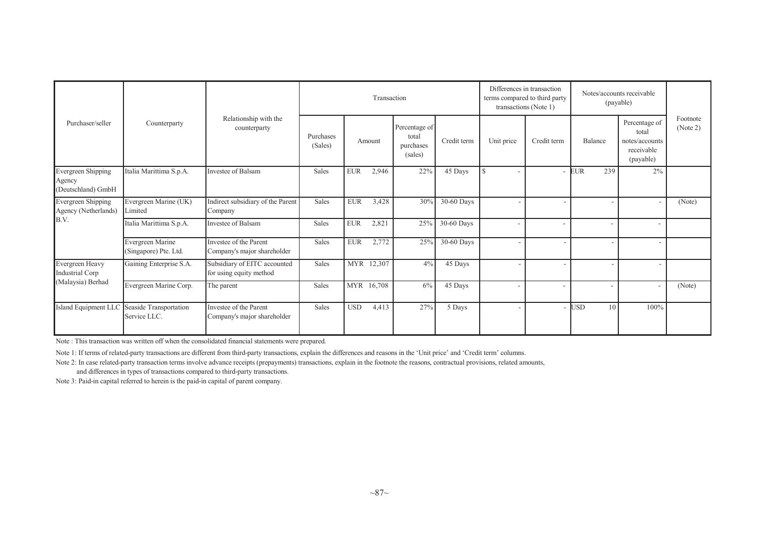| Purchaser/seller | Counterparty | Relationship with the counterparty | Transaction | | | | Differences in transaction terms compared to third party transactions (Note 1) | | Notes/accounts receivable (payable) | | Footnote (Note 2) |
|---|---|---|---|---|---|---|---|---|---|---|---|
| | | | Purchases (Sales) | Amount | Percentage of total purchases (sales) | Credit term | Unit price | Credit term | Balance | Percentage of total notes/accounts receivable (payable) | |
| Evergreen Shipping Agency (Deutschland) GmbH | Italia Marittima S.p.A. | Investee of Balsam | Sales | EUR 2,946 | 22% | 45 Days | $ - | - | EUR 239 | 2% | |
| Evergreen Shipping Agency (Netherlands) B.V. | Evergreen Marine (UK) Limited | Indirect subsidiary of the Parent Company | Sales | EUR 3,428 | 30% | 30-60 Days | - | - | - | - | (Note) |
| | Italia Marittima S.p.A. | Investee of Balsam | Sales | EUR 2,821 | 25% | 30-60 Days | - | - | - | - | |
| | Evergreen Marine (Singapore) Pte. Ltd. | Investee of the Parent Company's major shareholder | Sales | EUR 2,772 | 25% | 30-60 Days | - | - | - | - | |
| Evergreen Heavy Industrial Corp (Malaysia) Berhad | Gaining Enterprise S.A. | Subsidiary of EITC accounted for using equity method | Sales | MYR 12,307 | 4% | 45 Days | - | - | - | - | |
| | Evergreen Marine Corp. | The parent | Sales | MYR 16,708 | 6% | 45 Days | - | - | - | - | (Note) |
| Island Equipment LLC | Seaside Transportation Service LLC. | Investee of the Parent Company's major shareholder | Sales | USD 4,413 | 27% | 5 Days | - | - | USD 10 | 100% | |

Note : This transaction was written off when the consolidated financial statements were prepared.

Note 1: If terms of related-party transactions are different from third-party transactions, explain the differences and reasons in the 'Unit price' and 'Credit term' columns.

Note 2: In case related-party transaction terms involve advance receipts (prepayments) transactions, explain in the footnote the reasons, contractual provisions, related amounts, and differences in types of transactions compared to third-party transactions.

Note 3: Paid-in capital referred to herein is the paid-in capital of parent company.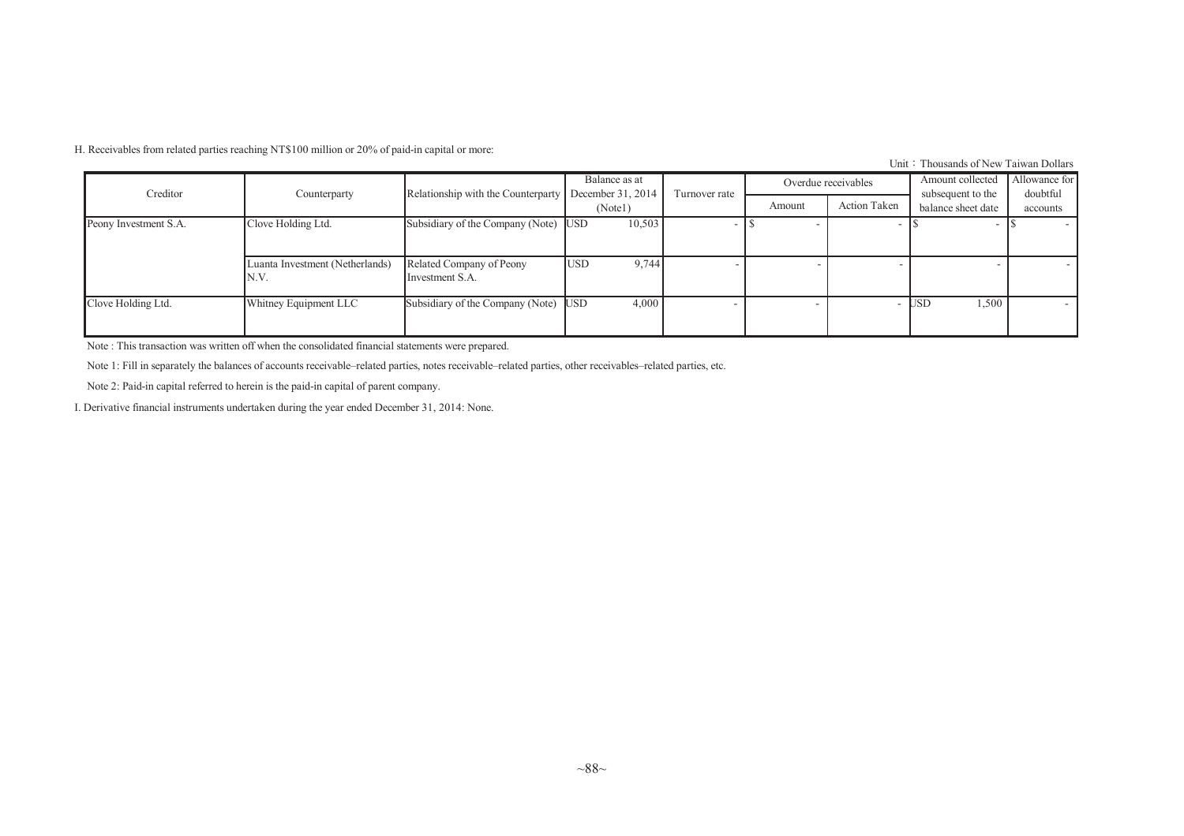H. Receivables from related parties reaching NT$100 million or 20% of paid-in capital or more:

Unit：Thousands of New Taiwan Dollars

| Creditor | Counterparty | Relationship with the Counterparty | Balance as at December 31, 2014 (Note1) | Turnover rate | Overdue receivables | | Amount collected subsequent to the balance sheet date | Allowance for doubtful accounts |
|---|---|---|---|---|---|---|---|---|
| | | | | | Amount | Action Taken | | |
| Peony Investment S.A. | Clove Holding Ltd. | Subsidiary of the Company (Note) | USD 10,503 | - | $ - | - | $ - | $ - |
| | Luanta Investment (Netherlands) N.V. | Related Company of Peony Investment S.A. | USD 9,744 | - | - | - | - | - |
| Clove Holding Ltd. | Whitney Equipment LLC | Subsidiary of the Company (Note) | USD 4,000 | - | - | - | USD 1,500 | - |

Note : This transaction was written off when the consolidated financial statements were prepared.

Note 1: Fill in separately the balances of accounts receivable–related parties, notes receivable–related parties, other receivables–related parties, etc.

Note 2: Paid-in capital referred to herein is the paid-in capital of parent company.

I. Derivative financial instruments undertaken during the year ended December 31, 2014: None.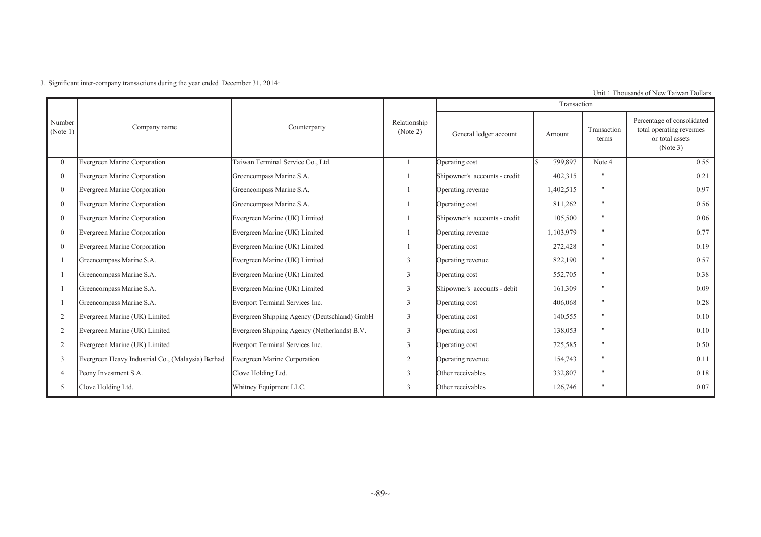J. Significant inter-company transactions during the year ended December 31, 2014:

Unit：Thousands of New Taiwan Dollars

| Number (Note 1) | Company name | Counterparty | Relationship (Note 2) | Transaction | | | |
|---|---|---|---|---|---|---|---|
| | | | | General ledger account | Amount | Transaction terms | Percentage of consolidated total operating revenues or total assets (Note 3) |
| 0 | Evergreen Marine Corporation | Taiwan Terminal Service Co., Ltd. | 1 | Operating cost | $ 799,897 | Note 4 | 0.55 |
| 0 | Evergreen Marine Corporation | Greencompass Marine S.A. | 1 | Shipowner's accounts - credit | 402,315 | " | 0.21 |
| 0 | Evergreen Marine Corporation | Greencompass Marine S.A. | 1 | Operating revenue | 1,402,515 | " | 0.97 |
| 0 | Evergreen Marine Corporation | Greencompass Marine S.A. | 1 | Operating cost | 811,262 | " | 0.56 |
| 0 | Evergreen Marine Corporation | Evergreen Marine (UK) Limited | 1 | Shipowner's accounts - credit | 105,500 | " | 0.06 |
| 0 | Evergreen Marine Corporation | Evergreen Marine (UK) Limited | 1 | Operating revenue | 1,103,979 | " | 0.77 |
| 0 | Evergreen Marine Corporation | Evergreen Marine (UK) Limited | 1 | Operating cost | 272,428 | " | 0.19 |
| 1 | Greencompass Marine S.A. | Evergreen Marine (UK) Limited | 3 | Operating revenue | 822,190 | " | 0.57 |
| 1 | Greencompass Marine S.A. | Evergreen Marine (UK) Limited | 3 | Operating cost | 552,705 | " | 0.38 |
| 1 | Greencompass Marine S.A. | Evergreen Marine (UK) Limited | 3 | Shipowner's accounts - debit | 161,309 | " | 0.09 |
| 1 | Greencompass Marine S.A. | Everport Terminal Services Inc. | 3 | Operating cost | 406,068 | " | 0.28 |
| 2 | Evergreen Marine (UK) Limited | Evergreen Shipping Agency (Deutschland) GmbH | 3 | Operating cost | 140,555 | " | 0.10 |
| 2 | Evergreen Marine (UK) Limited | Evergreen Shipping Agency (Netherlands) B.V. | 3 | Operating cost | 138,053 | " | 0.10 |
| 2 | Evergreen Marine (UK) Limited | Everport Terminal Services Inc. | 3 | Operating cost | 725,585 | " | 0.50 |
| 3 | Evergreen Heavy Industrial Co., (Malaysia) Berhad | Evergreen Marine Corporation | 2 | Operating revenue | 154,743 | " | 0.11 |
| 4 | Peony Investment S.A. | Clove Holding Ltd. | 3 | Other receivables | 332,807 | " | 0.18 |
| 5 | Clove Holding Ltd. | Whitney Equipment LLC. | 3 | Other receivables | 126,746 | " | 0.07 |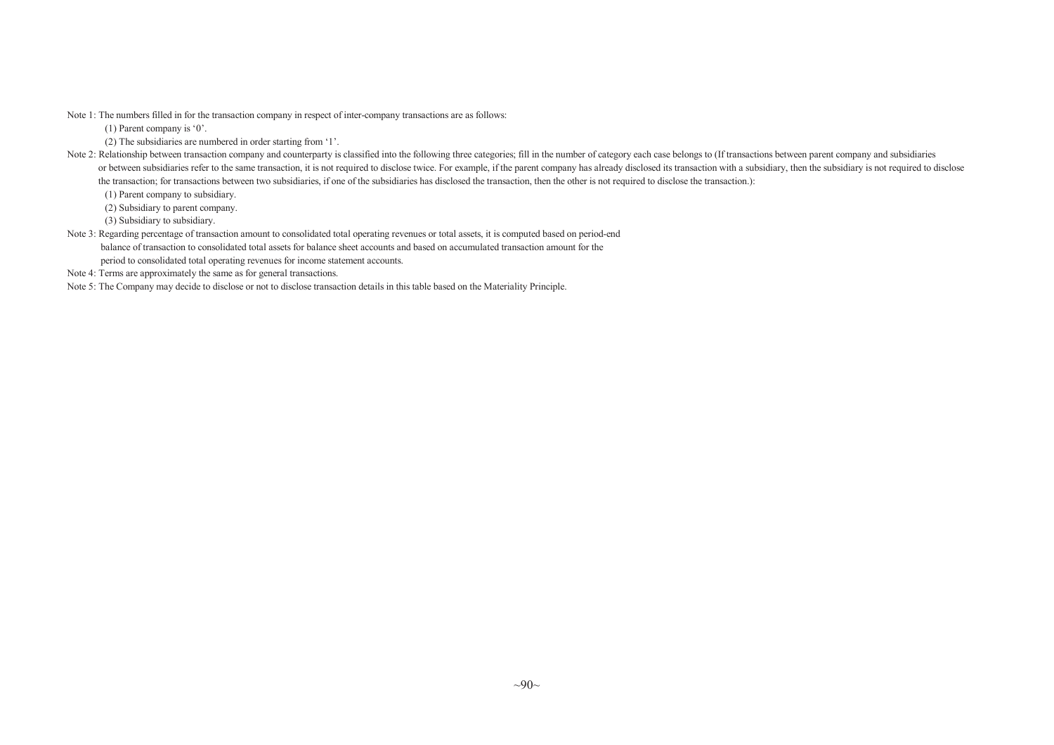Note 1: The numbers filled in for the transaction company in respect of inter-company transactions are as follows:

(1) Parent company is '0'.

(2) The subsidiaries are numbered in order starting from '1'.

Note 2: Relationship between transaction company and counterparty is classified into the following three categories; fill in the number of category each case belongs to (If transactions between parent company and subsidiaries or between subsidiaries refer to the same transaction, it is not required to disclose twice. For example, if the parent company has already disclosed its transaction with a subsidiary, then the subsidiary is not required to disclose the transaction; for transactions between two subsidiaries, if one of the subsidiaries has disclosed the transaction, then the other is not required to disclose the transaction.):

(1) Parent company to subsidiary.

(2) Subsidiary to parent company.

(3) Subsidiary to subsidiary.

Note 3: Regarding percentage of transaction amount to consolidated total operating revenues or total assets, it is computed based on period-end balance of transaction to consolidated total assets for balance sheet accounts and based on accumulated transaction amount for the period to consolidated total operating revenues for income statement accounts.

Note 4: Terms are approximately the same as for general transactions.

Note 5: The Company may decide to disclose or not to disclose transaction details in this table based on the Materiality Principle.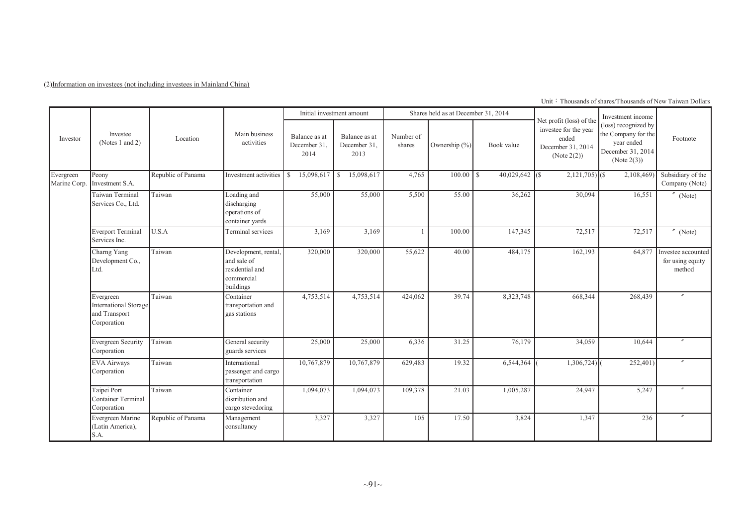(2)Information on investees (not including investees in Mainland China)

Unit：Thousands of shares/Thousands of New Taiwan Dollars

| Investor | Investee (Notes 1 and 2) | Location | Main business activities | Initial investment amount | | Shares held as at December 31, 2014 | | | Net profit (loss) of the investee for the year ended December 31, 2014 (Note 2(2)) | Investment income (loss) recognized by the Company for the year ended December 31, 2014 (Note 2(3)) | Footnote |
|---|---|---|---|---|---|---|---|---|---|---|---|
| | | | | Balance as at December 31, 2014 | Balance as at December 31, 2013 | Number of shares | Ownership (%) | Book value | | | |
| Evergreen Marine Corp. | Peony Investment S.A. | Republic of Panama | Investment activities | $ 15,098,617 | $ 15,098,617 | 4,765 | 100.00 | $ 40,029,642 | ($ 2,121,705) | ($ 2,108,469) | Subsidiary of the Company (Note) |
| | Taiwan Terminal Services Co., Ltd. | Taiwan | Loading and discharging operations of container yards | 55,000 | 55,000 | 5,500 | 55.00 | 36,262 | 30,094 | 16,551 | 〃 (Note) |
| | Everport Terminal Services Inc. | U.S.A | Terminal services | 3,169 | 3,169 | 1 | 100.00 | 147,345 | 72,517 | 72,517 | 〃 (Note) |
| | Charng Yang Development Co., Ltd. | Taiwan | Development, rental, and sale of residential and commercial buildings | 320,000 | 320,000 | 55,622 | 40.00 | 484,175 | 162,193 | 64,877 | Investee accounted for using equity method |
| | Evergreen International Storage and Transport Corporation | Taiwan | Container transportation and gas stations | 4,753,514 | 4,753,514 | 424,062 | 39.74 | 8,323,748 | 668,344 | 268,439 | 〃 |
| | Evergreen Security Corporation | Taiwan | General security guards services | 25,000 | 25,000 | 6,336 | 31.25 | 76,179 | 34,059 | 10,644 | 〃 |
| | EVA Airways Corporation | Taiwan | International passenger and cargo transportation | 10,767,879 | 10,767,879 | 629,483 | 19.32 | 6,544,364 | ( 1,306,724) | ( 252,401) | 〃 |
| | Taipei Port Container Terminal Corporation | Taiwan | Container distribution and cargo stevedoring | 1,094,073 | 1,094,073 | 109,378 | 21.03 | 1,005,287 | 24,947 | 5,247 | 〃 |
| | Evergreen Marine (Latin America), S.A. | Republic of Panama | Management consultancy | 3,327 | 3,327 | 105 | 17.50 | 3,824 | 1,347 | 236 | 〃 |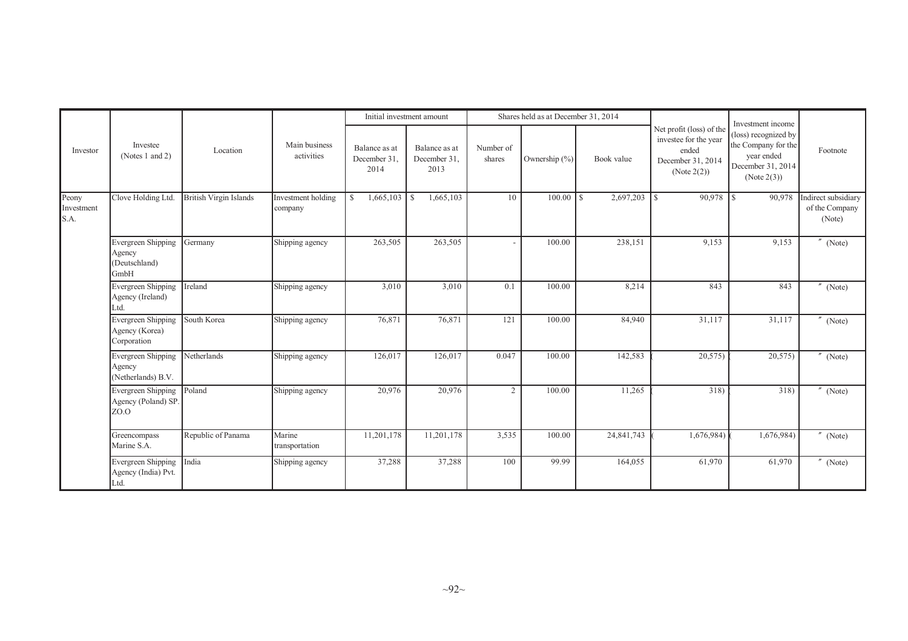| Investor | Investee (Notes 1 and 2) | Location | Main business activities | Initial investment amount | | Shares held as at December 31, 2014 | | | Net profit (loss) of the investee for the year ended December 31, 2014 (Note 2(2)) | Investment income (loss) recognized by the Company for the year ended December 31, 2014 (Note 2(3)) | Footnote |
|---|---|---|---|---|---|---|---|---|---|---|---|
| | | | | Balance as at December 31, 2014 | Balance as at December 31, 2013 | Number of shares | Ownership (%) | Book value | | | |
| Peony Investment S.A. | Clove Holding Ltd. | British Virgin Islands | Investment holding company | $ 1,665,103 | $ 1,665,103 | 10 | 100.00 | $ 2,697,203 | $ 90,978 | $ 90,978 | Indirect subsidiary of the Company (Note) |
| | Evergreen Shipping Agency (Deutschland) GmbH | Germany | Shipping agency | 263,505 | 263,505 | - | 100.00 | 238,151 | 9,153 | 9,153 | 〃 (Note) |
| | Evergreen Shipping Agency (Ireland) Ltd. | Ireland | Shipping agency | 3,010 | 3,010 | 0.1 | 100.00 | 8,214 | 843 | 843 | 〃 (Note) |
| | Evergreen Shipping Agency (Korea) Corporation | South Korea | Shipping agency | 76,871 | 76,871 | 121 | 100.00 | 84,940 | 31,117 | 31,117 | 〃 (Note) |
| | Evergreen Shipping Agency (Netherlands) B.V. | Netherlands | Shipping agency | 126,017 | 126,017 | 0.047 | 100.00 | 142,583 | ( 20,575) | ( 20,575) | 〃 (Note) |
| | Evergreen Shipping Agency (Poland) SP. ZO.O | Poland | Shipping agency | 20,976 | 20,976 | 2 | 100.00 | 11,265 | ( 318) | ( 318) | 〃 (Note) |
| | Greencompass Marine S.A. | Republic of Panama | Marine transportation | 11,201,178 | 11,201,178 | 3,535 | 100.00 | 24,841,743 | ( 1,676,984) | ( 1,676,984) | 〃 (Note) |
| | Evergreen Shipping Agency (India) Pvt. Ltd. | India | Shipping agency | 37,288 | 37,288 | 100 | 99.99 | 164,055 | 61,970 | 61,970 | 〃 (Note) |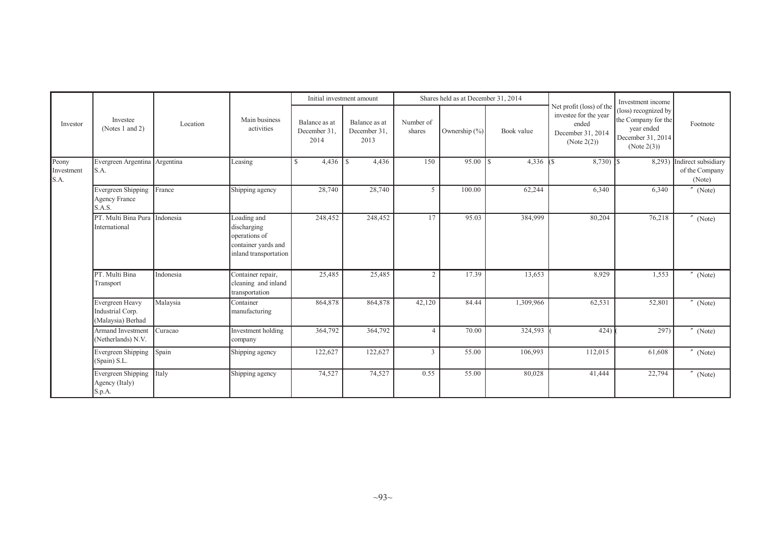| Investor | Investee (Notes 1 and 2) | Location | Main business activities | Initial investment amount | | Shares held as at December 31, 2014 | | | Net profit (loss) of the investee for the year ended December 31, 2014 (Note 2(2)) | Investment income (loss) recognized by the Company for the year ended December 31, 2014 (Note 2(3)) | Footnote |
|---|---|---|---|---|---|---|---|---|---|---|---|
| | | | | Balance as at December 31, 2014 | Balance as at December 31, 2013 | Number of shares | Ownership (%) | Book value | | | |
| Peony Investment S.A. | Evergreen Argentina S.A. | Argentina | Leasing | $ 4,436 | $ 4,436 | 150 | 95.00 | $ 4,336 | ($ 8,730) | ($ 8,293) | Indirect subsidiary of the Company (Note) |
| | Evergreen Shipping Agency France S.A.S. | France | Shipping agency | 28,740 | 28,740 | 5 | 100.00 | 62,244 | 6,340 | 6,340 | 〃 (Note) |
| | PT. Multi Bina Pura International | Indonesia | Loading and discharging operations of container yards and inland transportation | 248,452 | 248,452 | 17 | 95.03 | 384,999 | 80,204 | 76,218 | 〃 (Note) |
| | PT. Multi Bina Transport | Indonesia | Container repair, cleaning and inland transportation | 25,485 | 25,485 | 2 | 17.39 | 13,653 | 8,929 | 1,553 | 〃 (Note) |
| | Evergreen Heavy Industrial Corp. (Malaysia) Berhad | Malaysia | Container manufacturing | 864,878 | 864,878 | 42,120 | 84.44 | 1,309,966 | 62,531 | 52,801 | 〃 (Note) |
| | Armand Investment (Netherlands) N.V. | Curacao | Investment holding company | 364,792 | 364,792 | 4 | 70.00 | 324,593 | ( 424) | ( 297) | 〃 (Note) |
| | Evergreen Shipping (Spain) S.L. | Spain | Shipping agency | 122,627 | 122,627 | 3 | 55.00 | 106,993 | 112,015 | 61,608 | 〃 (Note) |
| | Evergreen Shipping Agency (Italy) S.p.A. | Italy | Shipping agency | 74,527 | 74,527 | 0.55 | 55.00 | 80,028 | 41,444 | 22,794 | 〃 (Note) |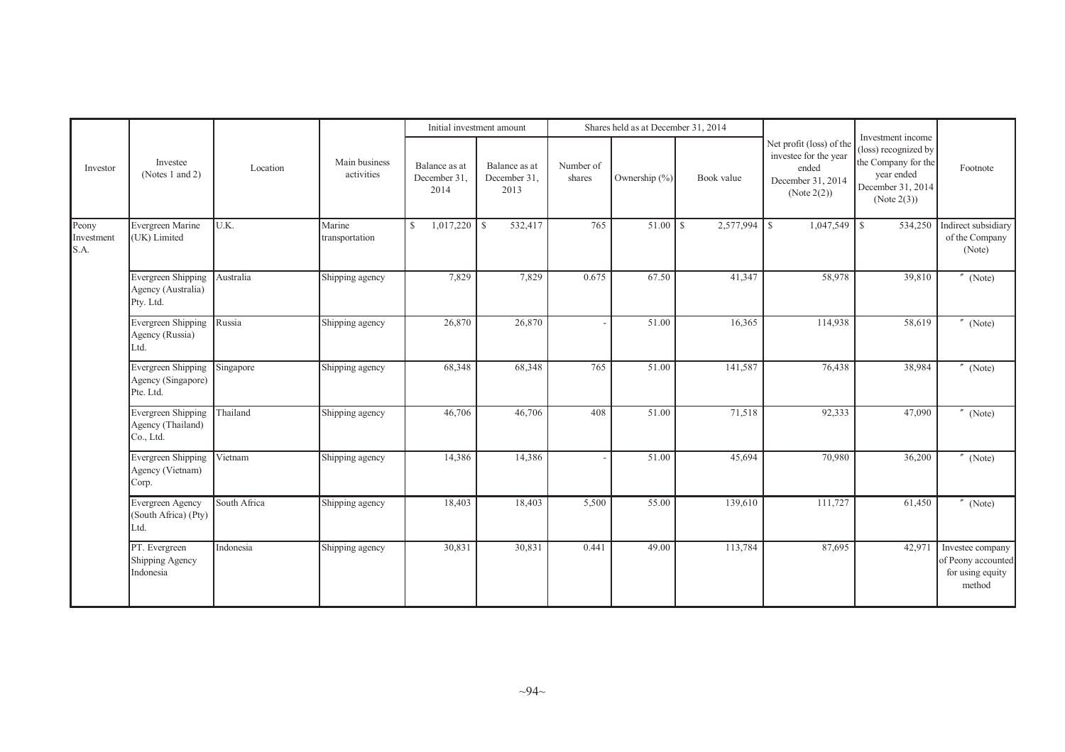| Investor | Investee (Notes 1 and 2) | Location | Main business activities | Initial investment amount | | Shares held as at December 31, 2014 | | | Net profit (loss) of the investee for the year ended December 31, 2014 (Note 2(2)) | Investment income (loss) recognized by the Company for the year ended December 31, 2014 (Note 2(3)) | Footnote |
|---|---|---|---|---|---|---|---|---|---|---|---|
| | | | | Balance as at December 31, 2014 | Balance as at December 31, 2013 | Number of shares | Ownership (%) | Book value | | | |
| Peony Investment S.A. | Evergreen Marine (UK) Limited | U.K. | Marine transportation | $ 1,017,220 | $ 532,417 | 765 | 51.00 | $ 2,577,994 | $ 1,047,549 | $ 534,250 | Indirect subsidiary of the Company (Note) |
| | Evergreen Shipping Agency (Australia) Pty. Ltd. | Australia | Shipping agency | 7,829 | 7,829 | 0.675 | 67.50 | 41,347 | 58,978 | 39,810 | 〃 (Note) |
| | Evergreen Shipping Agency (Russia) Ltd. | Russia | Shipping agency | 26,870 | 26,870 | - | 51.00 | 16,365 | 114,938 | 58,619 | 〃 (Note) |
| | Evergreen Shipping Agency (Singapore) Pte. Ltd. | Singapore | Shipping agency | 68,348 | 68,348 | 765 | 51.00 | 141,587 | 76,438 | 38,984 | 〃 (Note) |
| | Evergreen Shipping Agency (Thailand) Co., Ltd. | Thailand | Shipping agency | 46,706 | 46,706 | 408 | 51.00 | 71,518 | 92,333 | 47,090 | 〃 (Note) |
| | Evergreen Shipping Agency (Vietnam) Corp. | Vietnam | Shipping agency | 14,386 | 14,386 | - | 51.00 | 45,694 | 70,980 | 36,200 | 〃 (Note) |
| | Evergreen Agency (South Africa) (Pty) Ltd. | South Africa | Shipping agency | 18,403 | 18,403 | 5,500 | 55.00 | 139,610 | 111,727 | 61,450 | 〃 (Note) |
| | PT. Evergreen Shipping Agency Indonesia | Indonesia | Shipping agency | 30,831 | 30,831 | 0.441 | 49.00 | 113,784 | 87,695 | 42,971 | Investee company of Peony accounted for using equity method |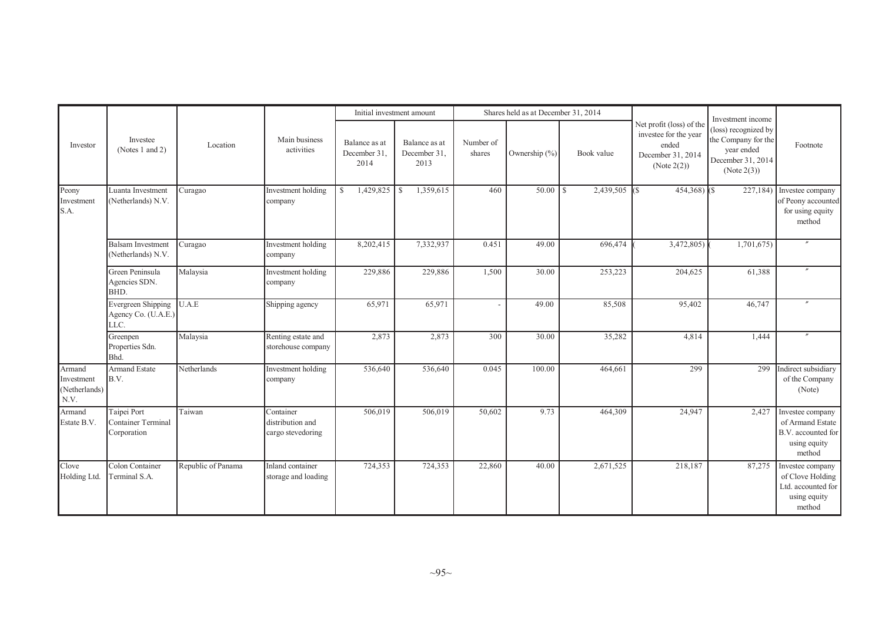| Investor | Investee (Notes 1 and 2) | Location | Main business activities | Initial investment amount | | Shares held as at December 31, 2014 | | | Net profit (loss) of the investee for the year ended December 31, 2014 (Note 2(2)) | Investment income (loss) recognized by the Company for the year ended December 31, 2014 (Note 2(3)) | Footnote |
|---|---|---|---|---|---|---|---|---|---|---|---|
| | | | | Balance as at December 31, 2014 | Balance as at December 31, 2013 | Number of shares | Ownership (%) | Book value | | | |
| Peony Investment S.A. | Luanta Investment (Netherlands) N.V. | Curagao | Investment holding company | $ 1,429,825 | $ 1,359,615 | 460 | 50.00 | $ 2,439,505 | ($ 454,368) | ($ 227,184) | Investee company of Peony accounted for using equity method |
| | Balsam Investment (Netherlands) N.V. | Curagao | Investment holding company | 8,202,415 | 7,332,937 | 0.451 | 49.00 | 696,474 | ( 3,472,805) | ( 1,701,675) | 〃 |
| | Green Peninsula Agencies SDN. BHD. | Malaysia | Investment holding company | 229,886 | 229,886 | 1,500 | 30.00 | 253,223 | 204,625 | 61,388 | 〃 |
| | Evergreen Shipping Agency Co. (U.A.E.) LLC. | U.A.E | Shipping agency | 65,971 | 65,971 | - | 49.00 | 85,508 | 95,402 | 46,747 | 〃 |
| | Greenpen Properties Sdn. Bhd. | Malaysia | Renting estate and storehouse company | 2,873 | 2,873 | 300 | 30.00 | 35,282 | 4,814 | 1,444 | 〃 |
| Armand Investment (Netherlands) N.V. | Armand Estate B.V. | Netherlands | Investment holding company | 536,640 | 536,640 | 0.045 | 100.00 | 464,661 | 299 | 299 | Indirect subsidiary of the Company (Note) |
| Armand Estate B.V. | Taipei Port Container Terminal Corporation | Taiwan | Container distribution and cargo stevedoring | 506,019 | 506,019 | 50,602 | 9.73 | 464,309 | 24,947 | 2,427 | Investee company of Armand Estate B.V. accounted for using equity method |
| Clove Holding Ltd. | Colon Container Terminal S.A. | Republic of Panama | Inland container storage and loading | 724,353 | 724,353 | 22,860 | 40.00 | 2,671,525 | 218,187 | 87,275 | Investee company of Clove Holding Ltd. accounted for using equity method |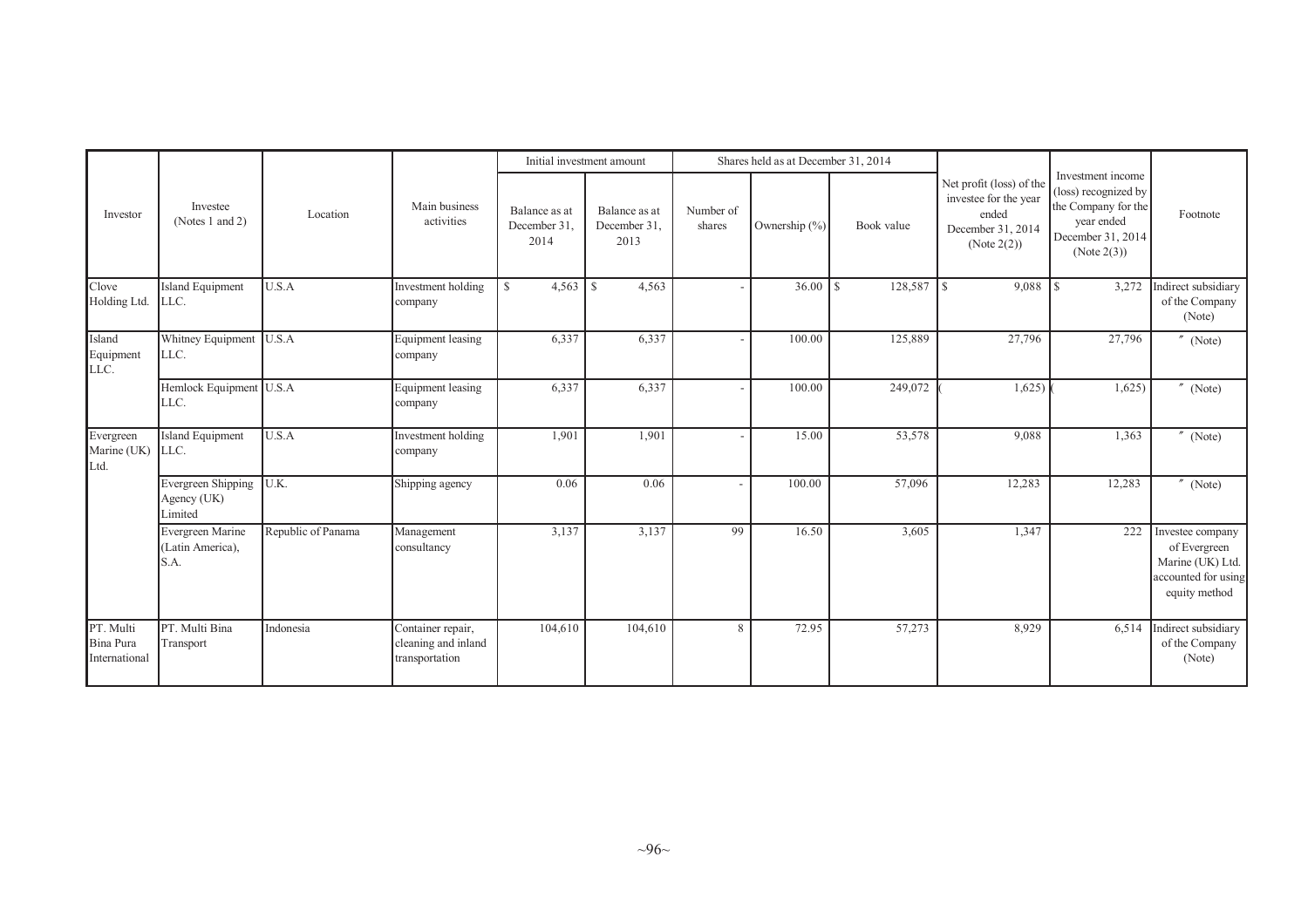| Investor | Investee (Notes 1 and 2) | Location | Main business activities | Initial investment amount | | Shares held as at December 31, 2014 | | | Net profit (loss) of the investee for the year ended December 31, 2014 (Note 2(2)) | Investment income (loss) recognized by the Company for the year ended December 31, 2014 (Note 2(3)) | Footnote |
|---|---|---|---|---|---|---|---|---|---|---|---|
| | | | | Balance as at December 31, 2014 | Balance as at December 31, 2013 | Number of shares | Ownership (%) | Book value | | | |
| Clove Holding Ltd. | Island Equipment LLC. | U.S.A | Investment holding company | $ 4,563 | $ 4,563 | - | 36.00 | $ 128,587 | $ 9,088 | $ 3,272 | Indirect subsidiary of the Company (Note) |
| Island Equipment LLC. | Whitney Equipment LLC. | U.S.A | Equipment leasing company | 6,337 | 6,337 | - | 100.00 | 125,889 | 27,796 | 27,796 | 〃 (Note) |
| | Hemlock Equipment LLC. | U.S.A | Equipment leasing company | 6,337 | 6,337 | - | 100.00 | 249,072 | ( 1,625) | ( 1,625) | 〃 (Note) |
| Evergreen Marine (UK) Ltd. | Island Equipment LLC. | U.S.A | Investment holding company | 1,901 | 1,901 | - | 15.00 | 53,578 | 9,088 | 1,363 | 〃 (Note) |
| | Evergreen Shipping Agency (UK) Limited | U.K. | Shipping agency | 0.06 | 0.06 | - | 100.00 | 57,096 | 12,283 | 12,283 | 〃 (Note) |
| | Evergreen Marine (Latin America), S.A. | Republic of Panama | Management consultancy | 3,137 | 3,137 | 99 | 16.50 | 3,605 | 1,347 | 222 | Investee company of Evergreen Marine (UK) Ltd. accounted for using equity method |
| PT. Multi Bina Pura International | PT. Multi Bina Transport | Indonesia | Container repair, cleaning and inland transportation | 104,610 | 104,610 | 8 | 72.95 | 57,273 | 8,929 | 6,514 | Indirect subsidiary of the Company (Note) |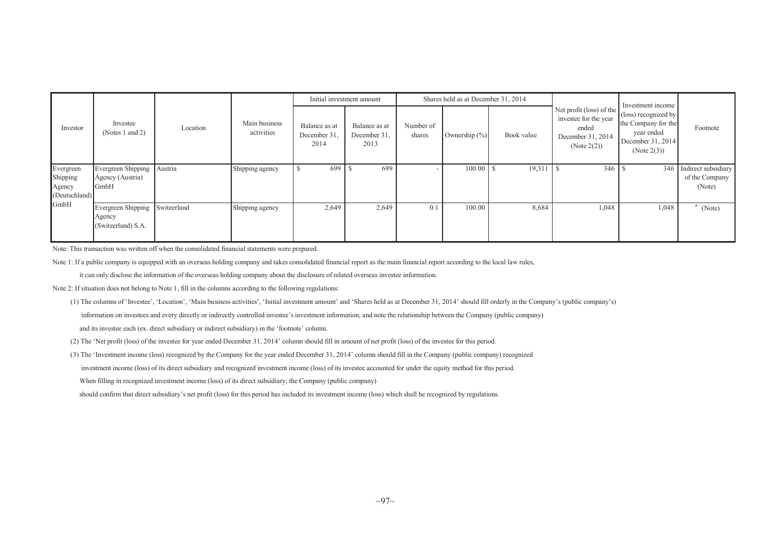| Investor | Investee (Notes 1 and 2) | Location | Main business activities | Initial investment amount | | Shares held as at December 31, 2014 | | | Net profit (loss) of the investee for the year ended December 31, 2014 (Note 2(2)) | Investment income (loss) recognized by the Company for the year ended December 31, 2014 (Note 2(3)) | Footnote |
|---|---|---|---|---|---|---|---|---|---|---|---|
| | | | | Balance as at December 31, 2014 | Balance as at December 31, 2013 | Number of shares | Ownership (%) | Book value | | | |
| Evergreen Shipping Agency (Deutschland) GmbH | Evergreen Shipping Agency (Austria) GmbH | Austria | Shipping agency | $ 699 | $ 699 | - | 100.00 | $ 19,311 | $ 346 | $ 346 | Indirect subsidiary of the Company (Note) |
| | Evergreen Shipping Agency (Switzerland) S.A. | Switzerland | Shipping agency | 2,649 | 2,649 | 0.1 | 100.00 | 8,684 | 1,048 | 1,048 | 〃 (Note) |

Note: This transaction was written off when the consolidated financial statements were prepared.

Note 1: If a public company is equipped with an overseas holding company and takes consolidated financial report as the main financial report according to the local law rules, it can only disclose the information of the overseas holding company about the disclosure of related overseas investee information.

Note 2: If situation does not belong to Note 1, fill in the columns according to the following regulations:

(1) The columns of 'Investee', 'Location', 'Main business activities', 'Initial investment amount' and 'Shares held as at December 31, 2014' should fill orderly in the Company's (public company's) information on investees and every directly or indirectly controlled investee's investment information, and note the relationship between the Company (public company) and its investee each (ex. direct subsidiary or indirect subsidiary) in the 'footnote' column.

(2) The 'Net profit (loss) of the investee for year ended December 31, 2014' column should fill in amount of net profit (loss) of the investee for this period.

(3) The 'Investment income (loss) recognized by the Company for the year ended December 31, 2014' column should fill in the Company (public company) recognized investment income (loss) of its direct subsidiary and recognized investment income (loss) of its investee accounted for under the equity method for this period. When filling in recognized investment income (loss) of its direct subsidiary, the Company (public company) should confirm that direct subsidiary's net profit (loss) for this period has included its investment income (loss) which shall be recognized by regulations.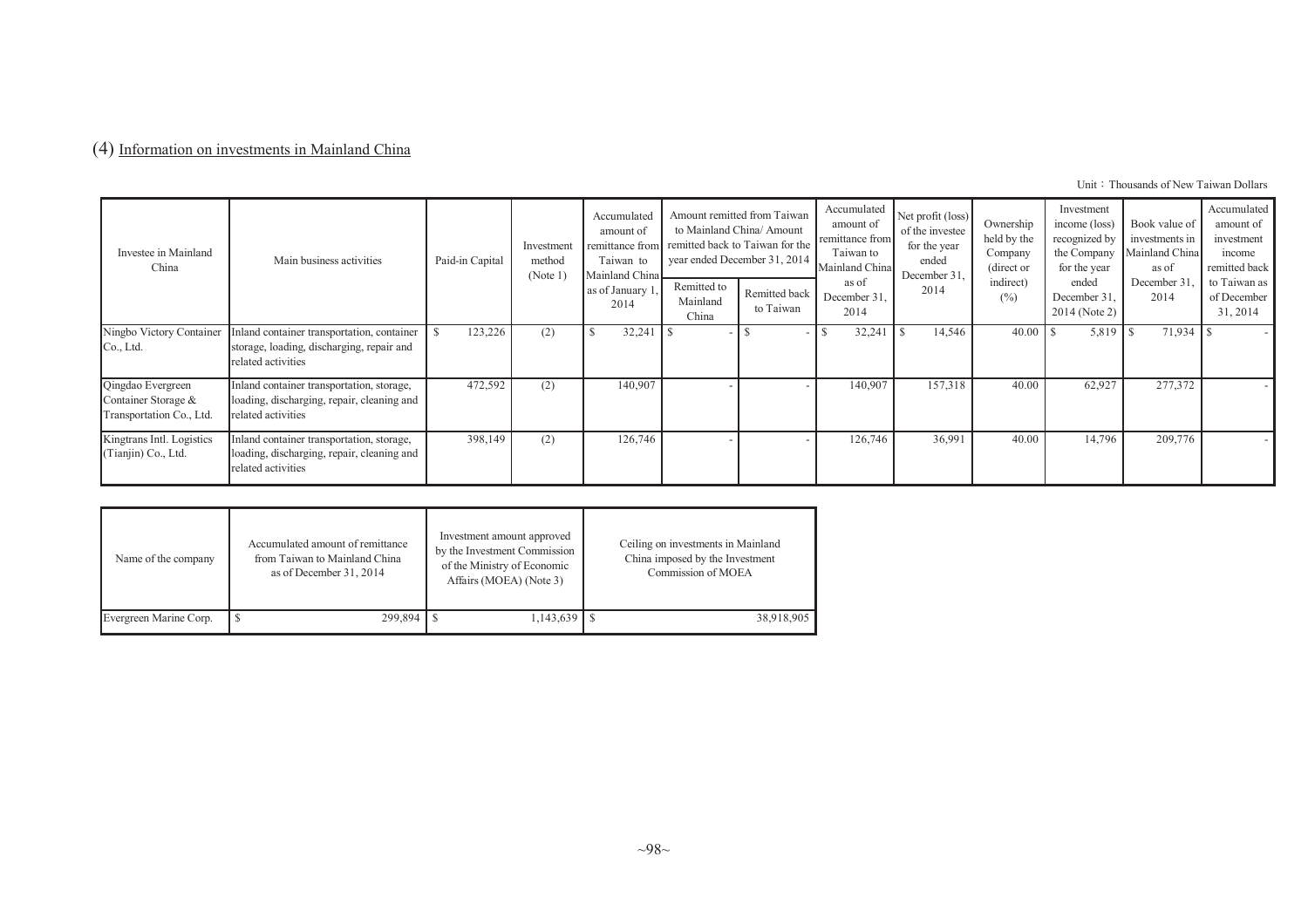(4) Information on investments in Mainland China

Unit：Thousands of New Taiwan Dollars

| Investee in Mainland China | Main business activities | Paid-in Capital | Investment method (Note 1) | Accumulated amount of remittance from Taiwan to Mainland China as of January 1, 2014 | Amount remitted from Taiwan to Mainland China/ Amount remitted back to Taiwan for the year ended December 31, 2014 | | Accumulated amount of remittance from Taiwan to Mainland China as of December 31, 2014 | Net profit (loss) of the investee for the year ended December 31, 2014 | Ownership held by the Company (direct or indirect) (%) | Investment income (loss) recognized by the Company for the year ended December 31, 2014 (Note 2) | Book value of investments in Mainland China as of December 31, 2014 | Accumulated amount of investment income remitted back to Taiwan as of December 31, 2014 |
|---|---|---|---|---|---|---|---|---|---|---|---|---|
| | | | | | Remitted to Mainland China | Remitted back to Taiwan | | | | | | |
| Ningbo Victory Container Co., Ltd. | Inland container transportation, container storage, loading, discharging, repair and related activities | $ 123,226 | (2) | $ 32,241 | $ - | $ - | $ 32,241 | $ 14,546 | 40.00 | $ 5,819 | $ 71,934 | $ - |
| Qingdao Evergreen Container Storage & Transportation Co., Ltd. | Inland container transportation, storage, loading, discharging, repair, cleaning and related activities | 472,592 | (2) | 140,907 | - | - | 140,907 | 157,318 | 40.00 | 62,927 | 277,372 | - |
| Kingtrans Intl. Logistics (Tianjin) Co., Ltd. | Inland container transportation, storage, loading, discharging, repair, cleaning and related activities | 398,149 | (2) | 126,746 | - | - | 126,746 | 36,991 | 40.00 | 14,796 | 209,776 | - |

| Name of the company | Accumulated amount of remittance from Taiwan to Mainland China as of December 31, 2014 | Investment amount approved by the Investment Commission of the Ministry of Economic Affairs (MOEA) (Note 3) | Ceiling on investments in Mainland China imposed by the Investment Commission of MOEA |
|---|---|---|---|
| Evergreen Marine Corp. | $ 299,894 | $ 1,143,639 | $ 38,918,905 |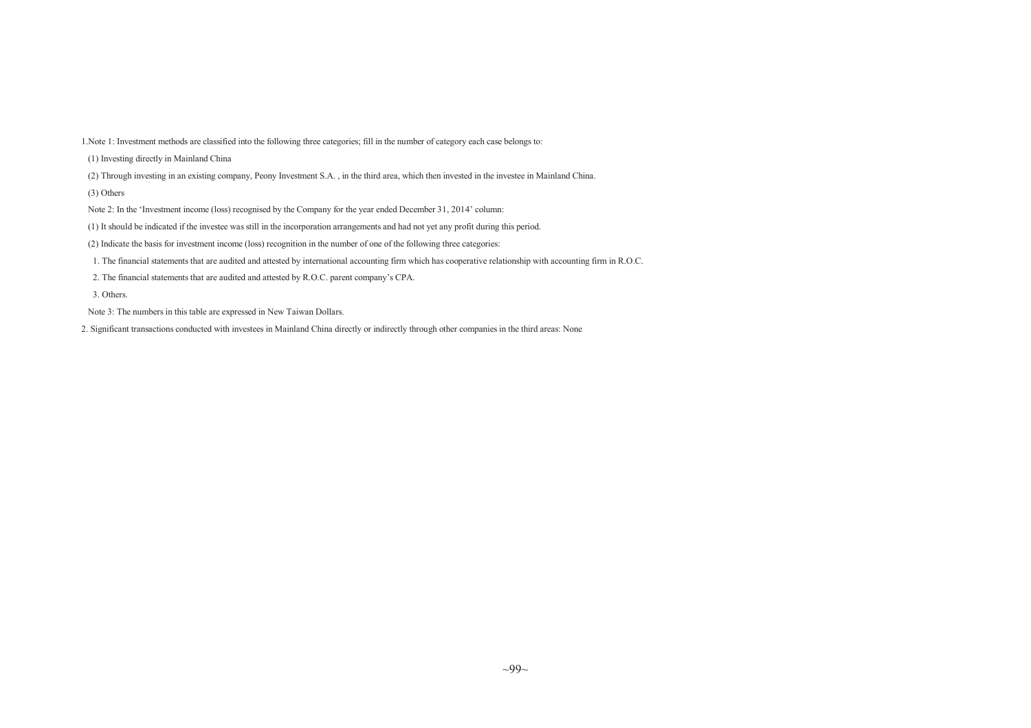1.Note 1: Investment methods are classified into the following three categories; fill in the number of category each case belongs to:

(1) Investing directly in Mainland China

(2) Through investing in an existing company, Peony Investment S.A. , in the third area, which then invested in the investee in Mainland China.

(3) Others

Note 2: In the 'Investment income (loss) recognised by the Company for the year ended December 31, 2014' column:

(1) It should be indicated if the investee was still in the incorporation arrangements and had not yet any profit during this period.

(2) Indicate the basis for investment income (loss) recognition in the number of one of the following three categories:

1. The financial statements that are audited and attested by international accounting firm which has cooperative relationship with accounting firm in R.O.C.

2. The financial statements that are audited and attested by R.O.C. parent company's CPA.

3. Others.

Note 3: The numbers in this table are expressed in New Taiwan Dollars.

2. Significant transactions conducted with investees in Mainland China directly or indirectly through other companies in the third areas: None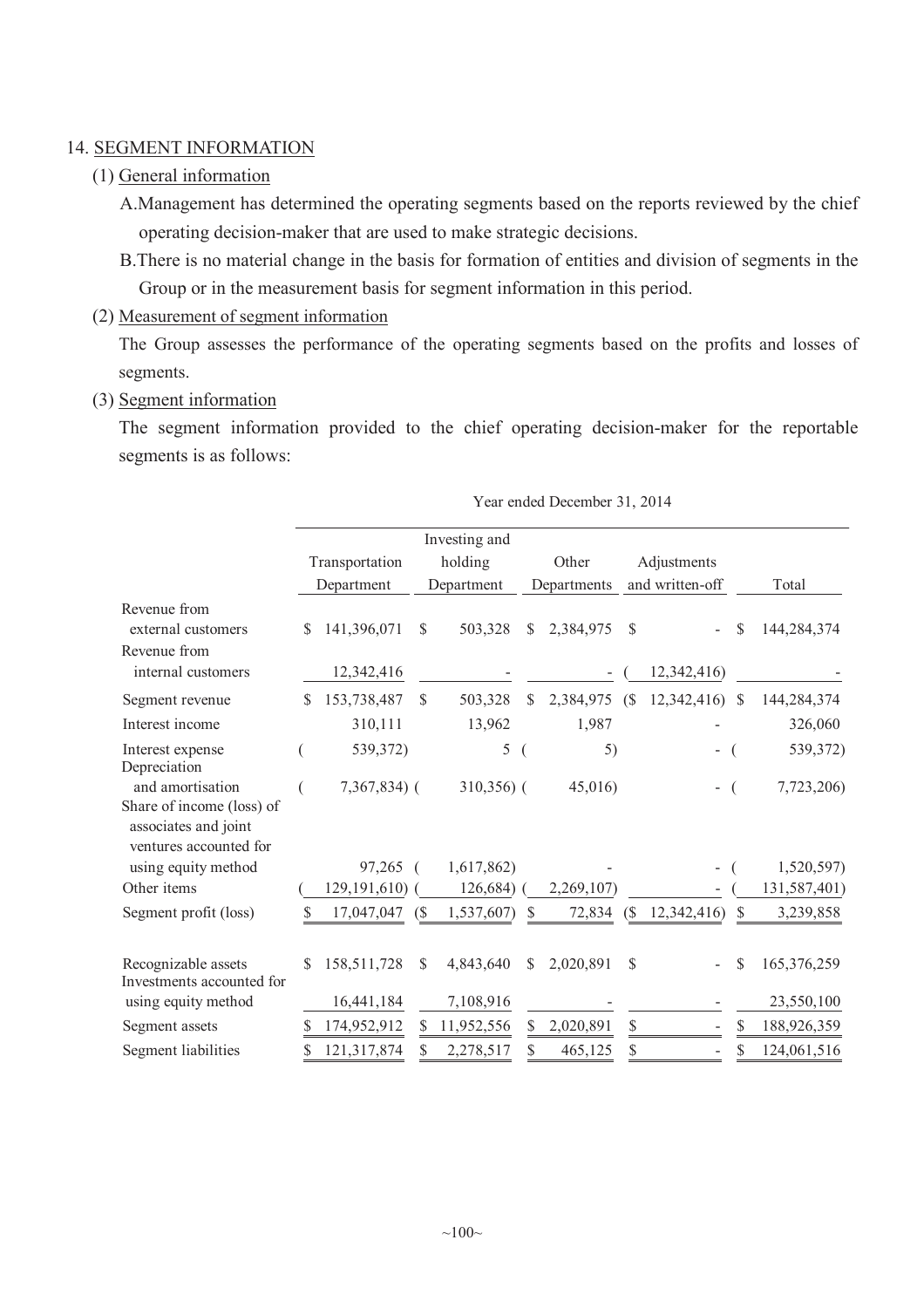## 14. SEGMENT INFORMATION

### (1) General information

A. Management has determined the operating segments based on the reports reviewed by the chief operating decision-maker that are used to make strategic decisions.

B. There is no material change in the basis for formation of entities and division of segments in the Group or in the measurement basis for segment information in this period.

### (2) Measurement of segment information

The Group assesses the performance of the operating segments based on the profits and losses of segments.

### (3) Segment information

The segment information provided to the chief operating decision-maker for the reportable segments is as follows:

| | Year ended December 31, 2014 | | | | |
|---|---|---|---|---|---|
| | Transportation Department | Investing and holding Department | Other Departments | Adjustments and written-off | Total |
| Revenue from external customers | $ 141,396,071 | $ 503,328 | $ 2,384,975 | $ - | $ 144,284,374 |
| Revenue from internal customers | 12,342,416 | - | - | ( 12,342,416) | - |
| Segment revenue | $ 153,738,487 | $ 503,328 | $ 2,384,975 | ($ 12,342,416) | $ 144,284,374 |
| Interest income | 310,111 | 13,962 | 1,987 | - | 326,060 |
| Interest expense | ( 539,372) | 5 | ( 5) | - | ( 539,372) |
| Depreciation and amortisation | ( 7,367,834) | ( 310,356) | ( 45,016) | - | ( 7,723,206) |
| Share of income (loss) of associates and joint ventures accounted for using equity method | 97,265 | ( 1,617,862) | - | - | ( 1,520,597) |
| Other items | ( 129,191,610) | ( 126,684) | ( 2,269,107) | - | ( 131,587,401) |
| Segment profit (loss) | $ 17,047,047 | ($ 1,537,607) | $ 72,834 | ($ 12,342,416) | $ 3,239,858 |
| | | | | | |
| Recognizable assets | $ 158,511,728 | $ 4,843,640 | $ 2,020,891 | $ - | $ 165,376,259 |
| Investments accounted for using equity method | 16,441,184 | 7,108,916 | - | - | 23,550,100 |
| Segment assets | $ 174,952,912 | $ 11,952,556 | $ 2,020,891 | $ - | $ 188,926,359 |
| Segment liabilities | $ 121,317,874 | $ 2,278,517 | $ 465,125 | $ - | $ 124,061,516 |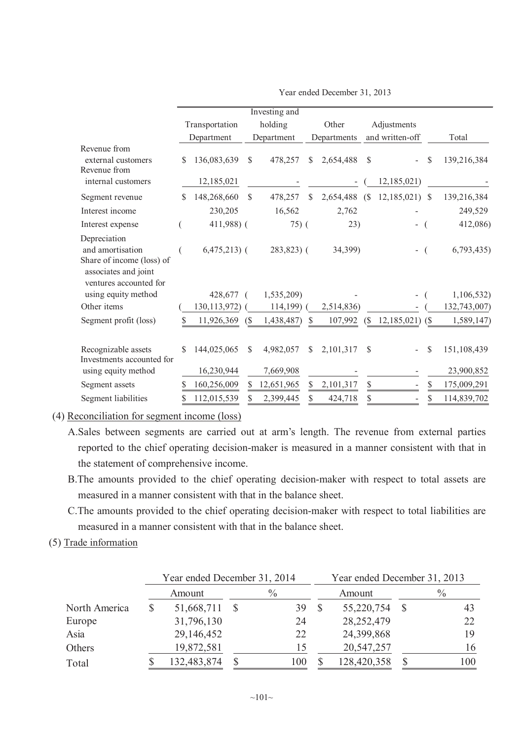Year ended December 31, 2013

| | Transportation Department | Investing and holding Department | Other Departments | Adjustments and written-off | Total |
|---|---|---|---|---|---|
| Revenue from external customers | $ 136,083,639 | $ 478,257 | $ 2,654,488 | $ - | $ 139,216,384 |
| Revenue from internal customers | 12,185,021 | - | - | ( 12,185,021) | - |
| Segment revenue | $ 148,268,660 | $ 478,257 | $ 2,654,488 | ($ 12,185,021) | $ 139,216,384 |
| Interest income | 230,205 | 16,562 | 2,762 | - | 249,529 |
| Interest expense | ( 411,988) | ( 75) | ( 23) | - | ( 412,086) |
| Depreciation and amortisation | ( 6,475,213) | ( 283,823) | ( 34,399) | - | ( 6,793,435) |
| Share of income (loss) of associates and joint ventures accounted for using equity method | 428,677 | ( 1,535,209) | - | - | ( 1,106,532) |
| Other items | ( 130,113,972) | ( 114,199) | ( 2,514,836) | - | ( 132,743,007) |
| Segment profit (loss) | $ 11,926,369 | ($ 1,438,487) | $ 107,992 | ($ 12,185,021) | ($ 1,589,147) |
| Recognizable assets | $ 144,025,065 | $ 4,982,057 | $ 2,101,317 | $ - | $ 151,108,439 |
| Investments accounted for using equity method | 16,230,944 | 7,669,908 | - | - | 23,900,852 |
| Segment assets | $ 160,256,009 | $ 12,651,965 | $ 2,101,317 | $ - | $ 175,009,291 |
| Segment liabilities | $ 112,015,539 | $ 2,399,445 | $ 424,718 | $ - | $ 114,839,702 |

(4) Reconciliation for segment income (loss)

A. Sales between segments are carried out at arm's length. The revenue from external parties reported to the chief operating decision-maker is measured in a manner consistent with that in the statement of comprehensive income.

B. The amounts provided to the chief operating decision-maker with respect to total assets are measured in a manner consistent with that in the balance sheet.

C. The amounts provided to the chief operating decision-maker with respect to total liabilities are measured in a manner consistent with that in the balance sheet.

(5) Trade information

| | Year ended December 31, 2014 | | Year ended December 31, 2013 | |
|---|---|---|---|---|
| | Amount | % | Amount | % |
| North America | $ 51,668,711 | $ 39 | $ 55,220,754 | $ 43 |
| Europe | 31,796,130 | 24 | 28,252,479 | 22 |
| Asia | 29,146,452 | 22 | 24,399,868 | 19 |
| Others | 19,872,581 | 15 | 20,547,257 | 16 |
| Total | $ 132,483,874 | $ 100 | $ 128,420,358 | $ 100 |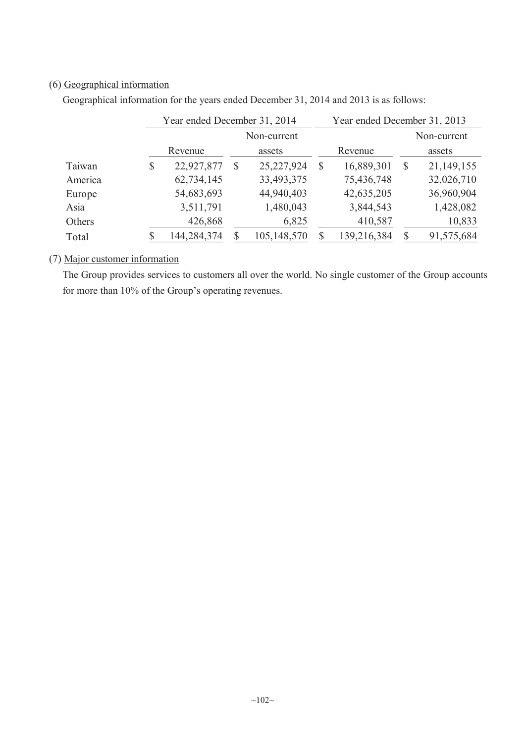(6) Geographical information

Geographical information for the years ended December 31, 2014 and 2013 is as follows:

| | Year ended December 31, 2014 | | Year ended December 31, 2013 | |
|---|---|---|---|---|
| | Revenue | Non-current assets | Revenue | Non-current assets |
| Taiwan | $ 22,927,877 | $ 25,227,924 | $ 16,889,301 | $ 21,149,155 |
| America | 62,734,145 | 33,493,375 | 75,436,748 | 32,026,710 |
| Europe | 54,683,693 | 44,940,403 | 42,635,205 | 36,960,904 |
| Asia | 3,511,791 | 1,480,043 | 3,844,543 | 1,428,082 |
| Others | 426,868 | 6,825 | 410,587 | 10,833 |
| Total | $ 144,284,374 | $ 105,148,570 | $ 139,216,384 | $ 91,575,684 |

(7) Major customer information

The Group provides services to customers all over the world. No single customer of the Group accounts for more than 10% of the Group's operating revenues.